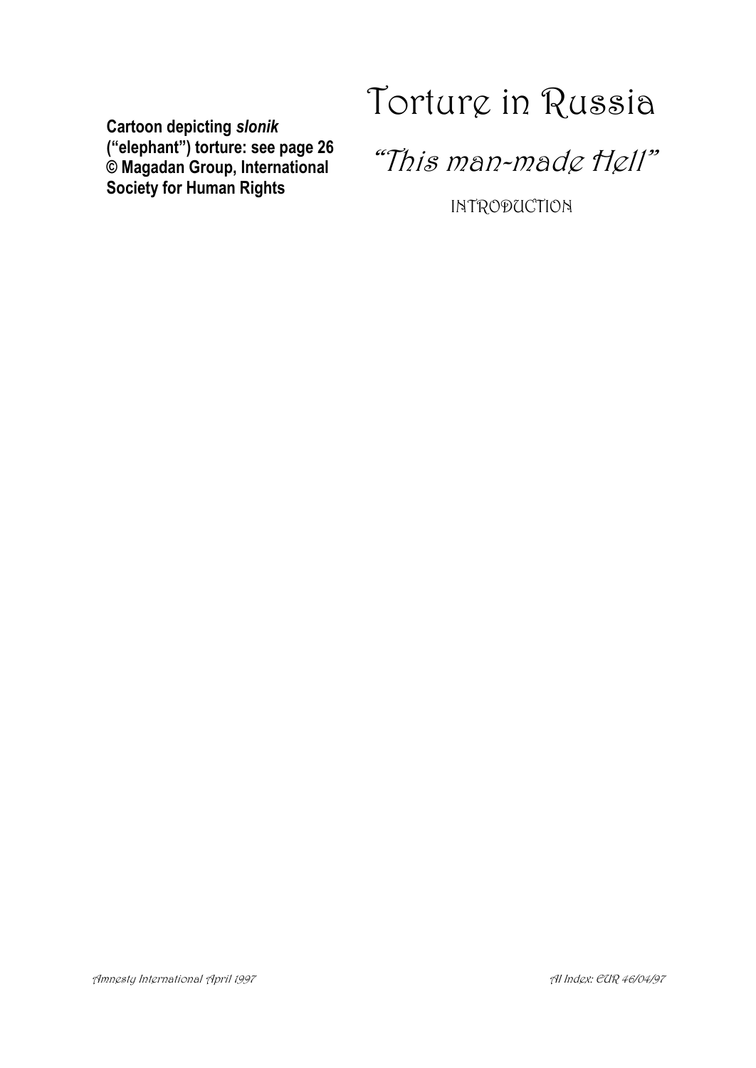**Cartoon depicting *slonik* ("elephant") torture: see page 26 © Magadan Group, International Society for Human Rights**

# Torture in Russia

## "This man-made Hell"

INTRODUCTION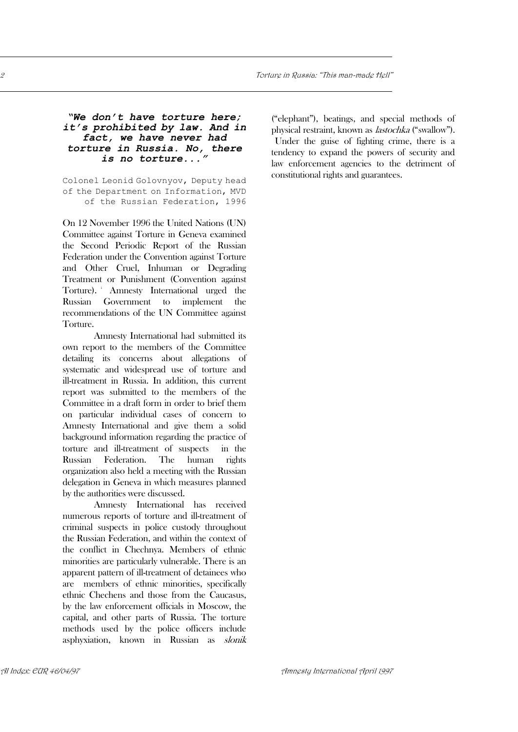***"We don't have torture here; it's prohibited by law. And in fact, we have never had torture in Russia. No, there is no torture..."***

Colonel Leonid Golovnyov, Deputy head of the Department on Information, MVD of the Russian Federation, 1996

On 12 November 1996 the United Nations (UN) Committee against Torture in Geneva examined the Second Periodic Report of the Russian Federation under the Convention against Torture and Other Cruel, Inhuman or Degrading Treatment or Punishment (Convention against Torture).[1] Amnesty International urged the Russian Government to implement the recommendations of the UN Committee against Torture.

Amnesty International had submitted its own report to the members of the Committee detailing its concerns about allegations of systematic and widespread use of torture and ill-treatment in Russia. In addition, this current report was submitted to the members of the Committee in a draft form in order to brief them on particular individual cases of concern to Amnesty International and give them a solid background information regarding the practice of torture and ill-treatment of suspects in the Russian Federation. The human rights organization also held a meeting with the Russian delegation in Geneva in which measures planned by the authorities were discussed.

Amnesty International has received numerous reports of torture and ill-treatment of criminal suspects in police custody throughout the Russian Federation, and within the context of the conflict in Chechnya. Members of ethnic minorities are particularly vulnerable. There is an apparent pattern of ill-treatment of detainees who are members of ethnic minorities, specifically ethnic Chechens and those from the Caucasus, by the law enforcement officials in Moscow, the capital, and other parts of Russia. The torture methods used by the police officers include asphyxiation, known in Russian as *slonik* ("elephant"), beatings, and special methods of physical restraint, known as *lastochka* ("swallow"). Under the guise of fighting crime, there is a tendency to expand the powers of security and law enforcement agencies to the detriment of constitutional rights and guarantees.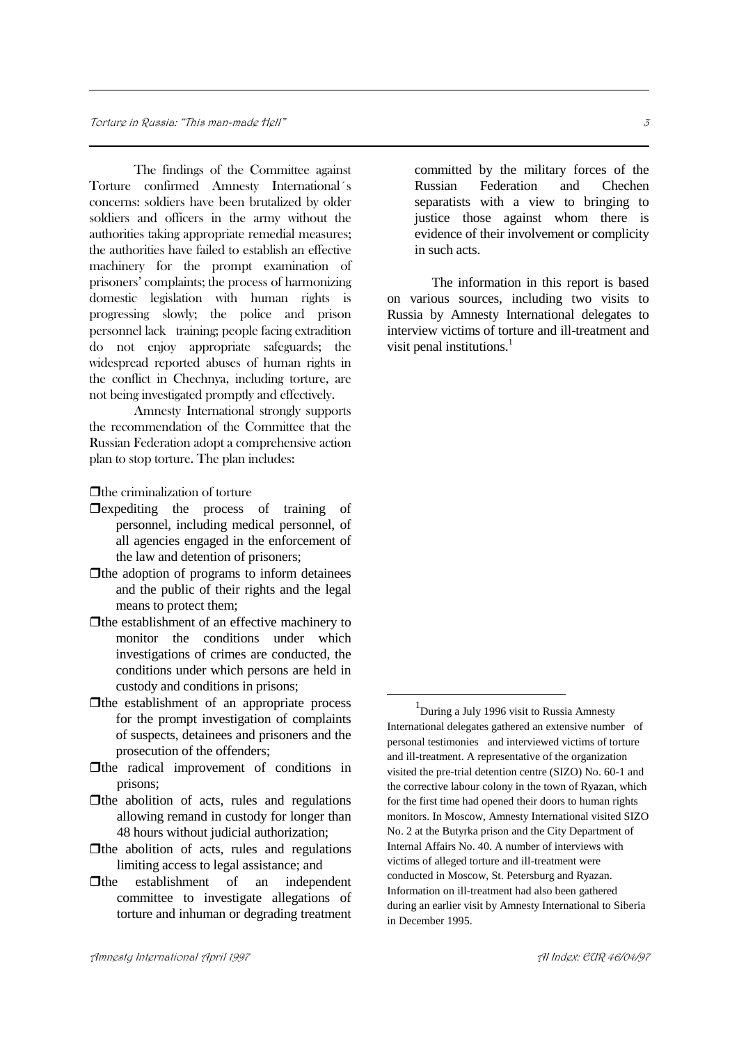The findings of the Committee against Torture confirmed Amnesty International´s concerns: soldiers have been brutalized by older soldiers and officers in the army without the authorities taking appropriate remedial measures; the authorities have failed to establish an effective machinery for the prompt examination of prisoners' complaints; the process of harmonizing domestic legislation with human rights is progressing slowly; the police and prison personnel lack training; people facing extradition do not enjoy appropriate safeguards; the widespread reported abuses of human rights in the conflict in Chechnya, including torture, are not being investigated promptly and effectively.

Amnesty International strongly supports the recommendation of the Committee that the Russian Federation adopt a comprehensive action plan to stop torture. The plan includes:

- the criminalization of torture
- expediting the process of training of personnel, including medical personnel, of all agencies engaged in the enforcement of the law and detention of prisoners;
- the adoption of programs to inform detainees and the public of their rights and the legal means to protect them;
- the establishment of an effective machinery to monitor the conditions under which investigations of crimes are conducted, the conditions under which persons are held in custody and conditions in prisons;
- the establishment of an appropriate process for the prompt investigation of complaints of suspects, detainees and prisoners and the prosecution of the offenders;
- the radical improvement of conditions in prisons;
- the abolition of acts, rules and regulations allowing remand in custody for longer than 48 hours without judicial authorization;
- the abolition of acts, rules and regulations limiting access to legal assistance; and
- the establishment of an independent committee to investigate allegations of torture and inhuman or degrading treatment committed by the military forces of the Russian Federation and Chechen separatists with a view to bringing to justice those against whom there is evidence of their involvement or complicity in such acts.

The information in this report is based on various sources, including two visits to Russia by Amnesty International delegates to interview victims of torture and ill-treatment and visit penal institutions.[1]

[1] During a July 1996 visit to Russia Amnesty International delegates gathered an extensive number of personal testimonies and interviewed victims of torture and ill-treatment. A representative of the organization visited the pre-trial detention centre (SIZO) No. 60-1 and the corrective labour colony in the town of Ryazan, which for the first time had opened their doors to human rights monitors. In Moscow, Amnesty International visited SIZO No. 2 at the Butyrka prison and the City Department of Internal Affairs No. 40. A number of interviews with victims of alleged torture and ill-treatment were conducted in Moscow, St. Petersburg and Ryazan. Information on ill-treatment had also been gathered during an earlier visit by Amnesty International to Siberia in December 1995.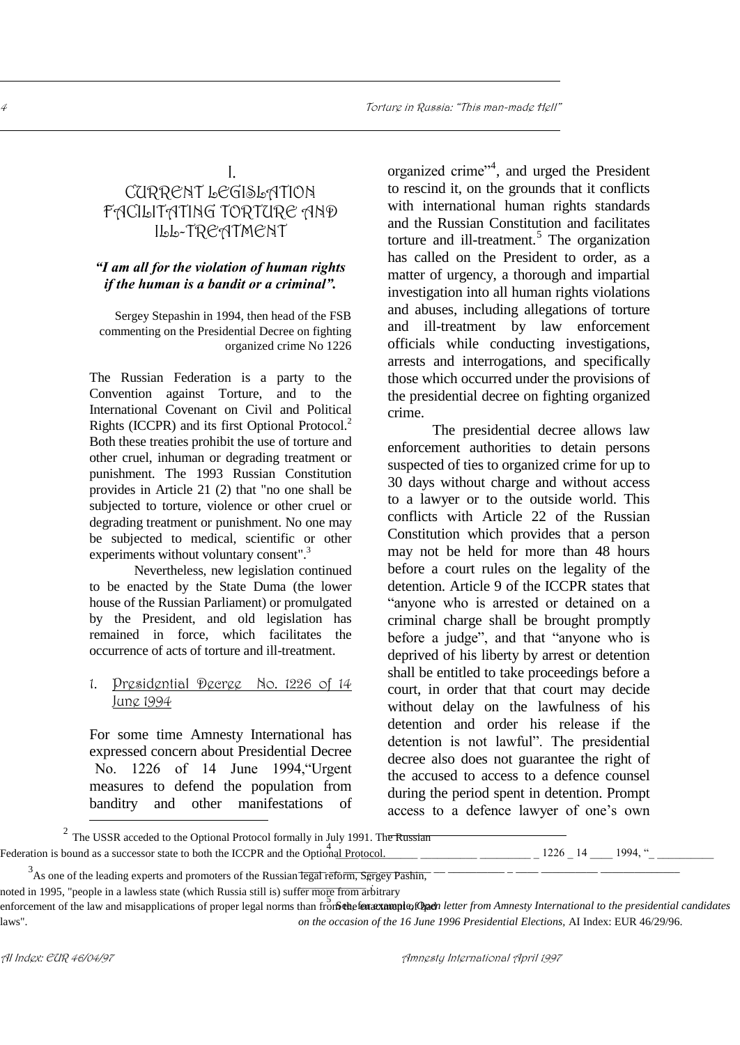# I. CURRENT LEGISLATION FACILITATING TORTURE AND ILL-TREATMENT

***"I am all for the violation of human rights if the human is a bandit or a criminal".***

Sergey Stepashin in 1994, then head of the FSB commenting on the Presidential Decree on fighting organized crime No 1226

The Russian Federation is a party to the Convention against Torture, and to the International Covenant on Civil and Political Rights (ICCPR) and its first Optional Protocol.[2] Both these treaties prohibit the use of torture and other cruel, inhuman or degrading treatment or punishment. The 1993 Russian Constitution provides in Article 21 (2) that "no one shall be subjected to torture, violence or other cruel or degrading treatment or punishment. No one may be subjected to medical, scientific or other experiments without voluntary consent".[3]

Nevertheless, new legislation continued to be enacted by the State Duma (the lower house of the Russian Parliament) or promulgated by the President, and old legislation has remained in force, which facilitates the occurrence of acts of torture and ill-treatment.

## 1. Presidential Decree No. 1226 of 14 June 1994

For some time Amnesty International has expressed concern about Presidential Decree No. 1226 of 14 June 1994,"Urgent measures to defend the population from banditry and other manifestations of organized crime"[4], and urged the President to rescind it, on the grounds that it conflicts with international human rights standards and the Russian Constitution and facilitates torture and ill-treatment.[5] The organization has called on the President to order, as a matter of urgency, a thorough and impartial investigation into all human rights violations and abuses, including allegations of torture and ill-treatment by law enforcement officials while conducting investigations, arrests and interrogations, and specifically those which occurred under the provisions of the presidential decree on fighting organized crime.

The presidential decree allows law enforcement authorities to detain persons suspected of ties to organized crime for up to 30 days without charge and without access to a lawyer or to the outside world. This conflicts with Article 22 of the Russian Constitution which provides that a person may not be held for more than 48 hours before a court rules on the legality of the detention. Article 9 of the ICCPR states that "anyone who is arrested or detained on a criminal charge shall be brought promptly before a judge", and that "anyone who is deprived of his liberty by arrest or detention shall be entitled to take proceedings before a court, in order that that court may decide without delay on the lawfulness of his detention and order his release if the detention is not lawful". The presidential decree also does not guarantee the right of the accused to access to a defence counsel during the period spent in detention. Prompt access to a defence lawyer of one's own

---

[2] The USSR acceded to the Optional Protocol formally in July 1991. The Russian Federation is bound as a successor state to both the ICCPR and the Optional Protocol.

[3] As one of the leading experts and promoters of the Russian legal reform, Sergey Pashin, noted in 1995, "people in a lawless state (which Russia still is) suffer more from arbitrary enforcement of the law and misapplications of proper legal norms than from the enactment of bad laws".

[4] 1226 _ 14 ____ 1994, "_

[5] See for example, *Open letter from Amnesty International to the presidential candidates on the occasion of the 16 June 1996 Presidential Elections,* AI Index: EUR 46/29/96.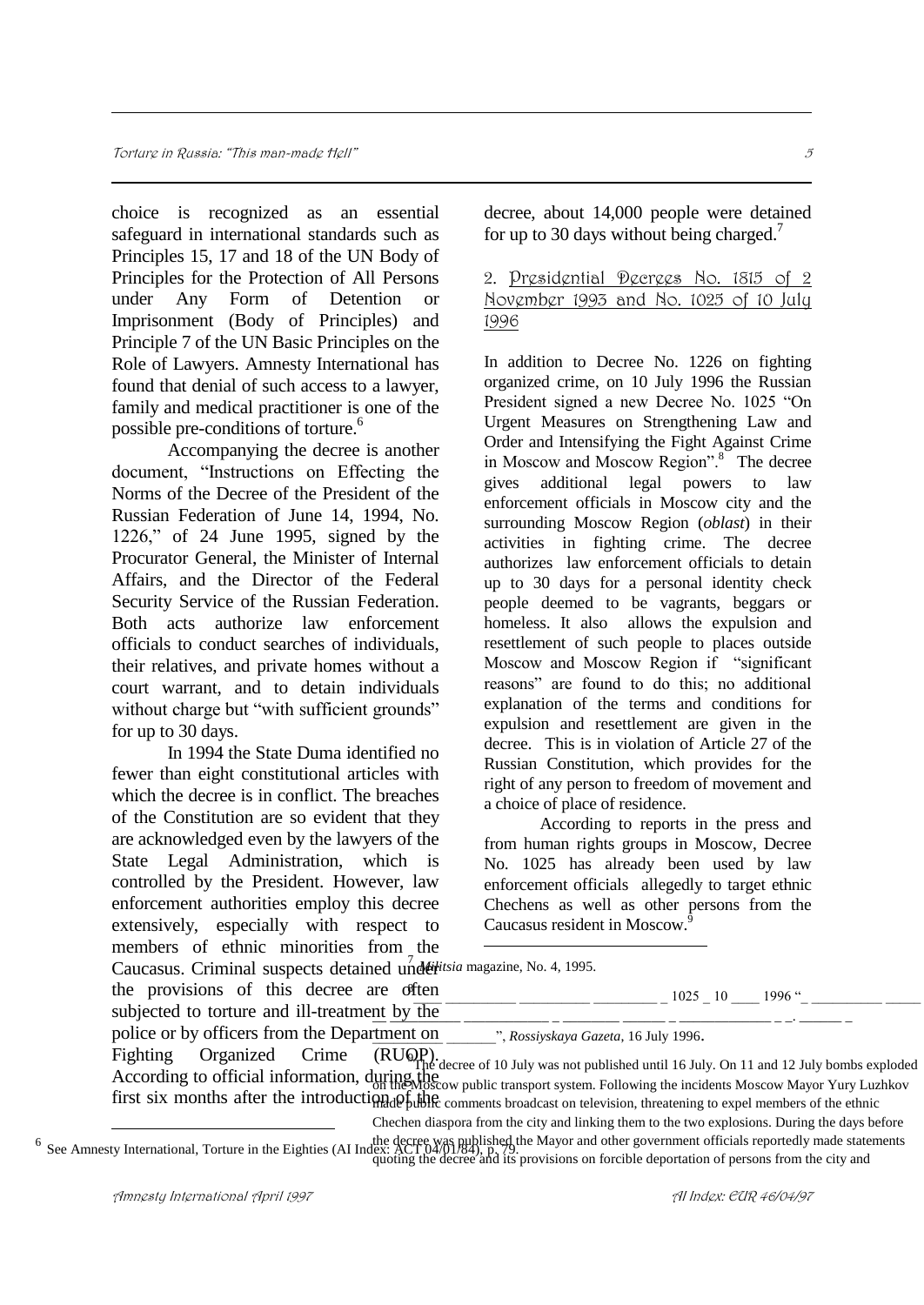choice is recognized as an essential safeguard in international standards such as Principles 15, 17 and 18 of the UN Body of Principles for the Protection of All Persons under Any Form of Detention or Imprisonment (Body of Principles) and Principle 7 of the UN Basic Principles on the Role of Lawyers. Amnesty International has found that denial of such access to a lawyer, family and medical practitioner is one of the possible pre-conditions of torture.[6]

Accompanying the decree is another document, "Instructions on Effecting the Norms of the Decree of the President of the Russian Federation of June 14, 1994, No. 1226," of 24 June 1995, signed by the Procurator General, the Minister of Internal Affairs, and the Director of the Federal Security Service of the Russian Federation. Both acts authorize law enforcement officials to conduct searches of individuals, their relatives, and private homes without a court warrant, and to detain individuals without charge but "with sufficient grounds" for up to 30 days.

In 1994 the State Duma identified no fewer than eight constitutional articles with which the decree is in conflict. The breaches of the Constitution are so evident that they are acknowledged even by the lawyers of the State Legal Administration, which is controlled by the President. However, law enforcement authorities employ this decree extensively, especially with respect to members of ethnic minorities from the Caucasus. Criminal suspects detained under the provisions of this decree are often subjected to torture and ill-treatment by the police or by officers from the Department on Fighting Organized Crime (RUOP). According to official information, during the first six months after the introduction of the decree, about 14,000 people were detained for up to 30 days without being charged.[7]

## 2. Presidential Decrees No. 1815 of 2 November 1993 and No. 1025 of 10 July 1996

In addition to Decree No. 1226 on fighting organized crime, on 10 July 1996 the Russian President signed a new Decree No. 1025 "On Urgent Measures on Strengthening Law and Order and Intensifying the Fight Against Crime in Moscow and Moscow Region".[8] The decree gives additional legal powers to law enforcement officials in Moscow city and the surrounding Moscow Region (*oblast*) in their activities in fighting crime. The decree authorizes law enforcement officials to detain up to 30 days for a personal identity check people deemed to be vagrants, beggars or homeless. It also allows the expulsion and resettlement of such people to places outside Moscow and Moscow Region if "significant reasons" are found to do this; no additional explanation of the terms and conditions for expulsion and resettlement are given in the decree. This is in violation of Article 27 of the Russian Constitution, which provides for the right of any person to freedom of movement and a choice of place of residence.

According to reports in the press and from human rights groups in Moscow, Decree No. 1025 has already been used by law enforcement officials allegedly to target ethnic Chechens as well as other persons from the Caucasus resident in Moscow.[9]

---

[6] See Amnesty International, Torture in the Eighties (AI Index: ACT 04/01/84), p. 79.

[7] *Militsia* magazine, No. 4, 1995.

[8] ________ ________ ________ ________ _ 1025 _ 10 ____ 1996 "_ ________ ________ ________ _ ________ ______ _ __________ _ _. ______ _ ________ _______", *Rossiyskaya Gazeta*, 16 July 1996.

[9] The decree of 10 July was not published until 16 July. On 11 and 12 July bombs exploded on the Moscow public transport system. Following the incidents Moscow Mayor Yury Luzhkov made public comments broadcast on television, threatening to expel members of the ethnic Chechen diaspora from the city and linking them to the two explosions. During the days before the decree was published the Mayor and other government officials reportedly made statements quoting the decree and its provisions on forcible deportation of persons from the city and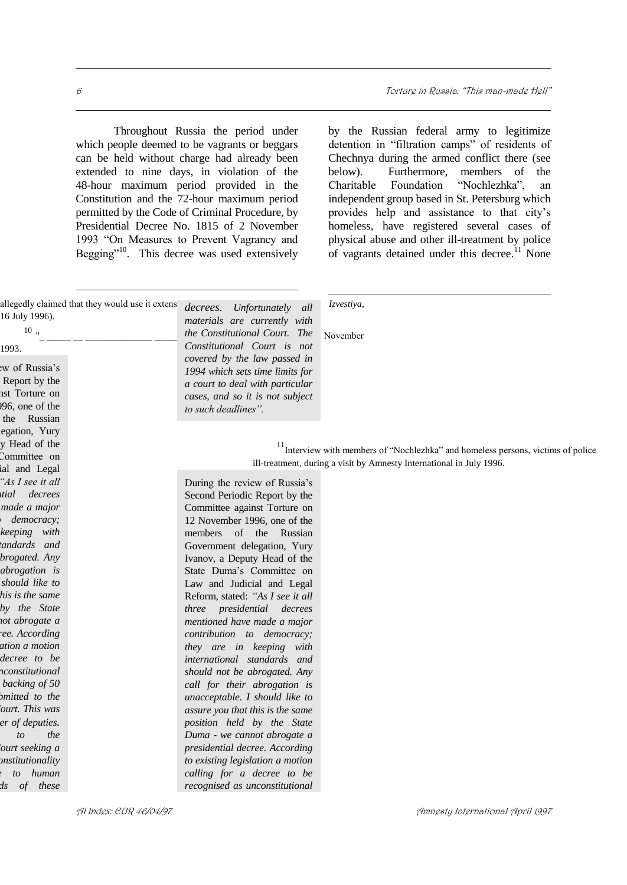Throughout Russia the period under which people deemed to be vagrants or beggars can be held without charge had already been extended to nine days, in violation of the 48-hour maximum period provided in the Constitution and the 72-hour maximum period permitted by the Code of Criminal Procedure, by Presidential Decree No. 1815 of 2 November 1993 "On Measures to Prevent Vagrancy and Begging"[10]. This decree was used extensively by the Russian federal army to legitimize detention in "filtration camps" of residents of Chechnya during the armed conflict there (see below). Furthermore, members of the Charitable Foundation "Nochlezhka", an independent group based in St. Petersburg which provides help and assistance to that city's homeless, have registered several cases of physical abuse and other ill-treatment by police of vagrants detained under this decree.[11] None

allegedly claimed that they would use it extens 16 July 1996).

[10] "

1993.

*decrees. Unfortunately all materials are currently with the Constitutional Court. The Constitutional Court is not covered by the law passed in 1994 which sets time limits for a court to deal with particular cases, and so it is not subject to such deadlines".*

*Izvestiya*, November

[11] Interview with members of "Nochlezhka" and homeless persons, victims of police ill-treatment, during a visit by Amnesty International in July 1996.

During the review of Russia's Second Periodic Report by the Committee against Torture on 12 November 1996, one of the members of the Russian Government delegation, Yury Ivanov, a Deputy Head of the State Duma's Committee on Law and Judicial and Legal Reform, stated: *"As I see it all three presidential decrees mentioned have made a major contribution to democracy; they are in keeping with international standards and should not be abrogated. Any call for their abrogation is unacceptable. I should like to assure you that this is the same position held by the State Duma - we cannot abrogate a presidential decree. According to existing legislation a motion calling for a decree to be recognised as unconstitutional*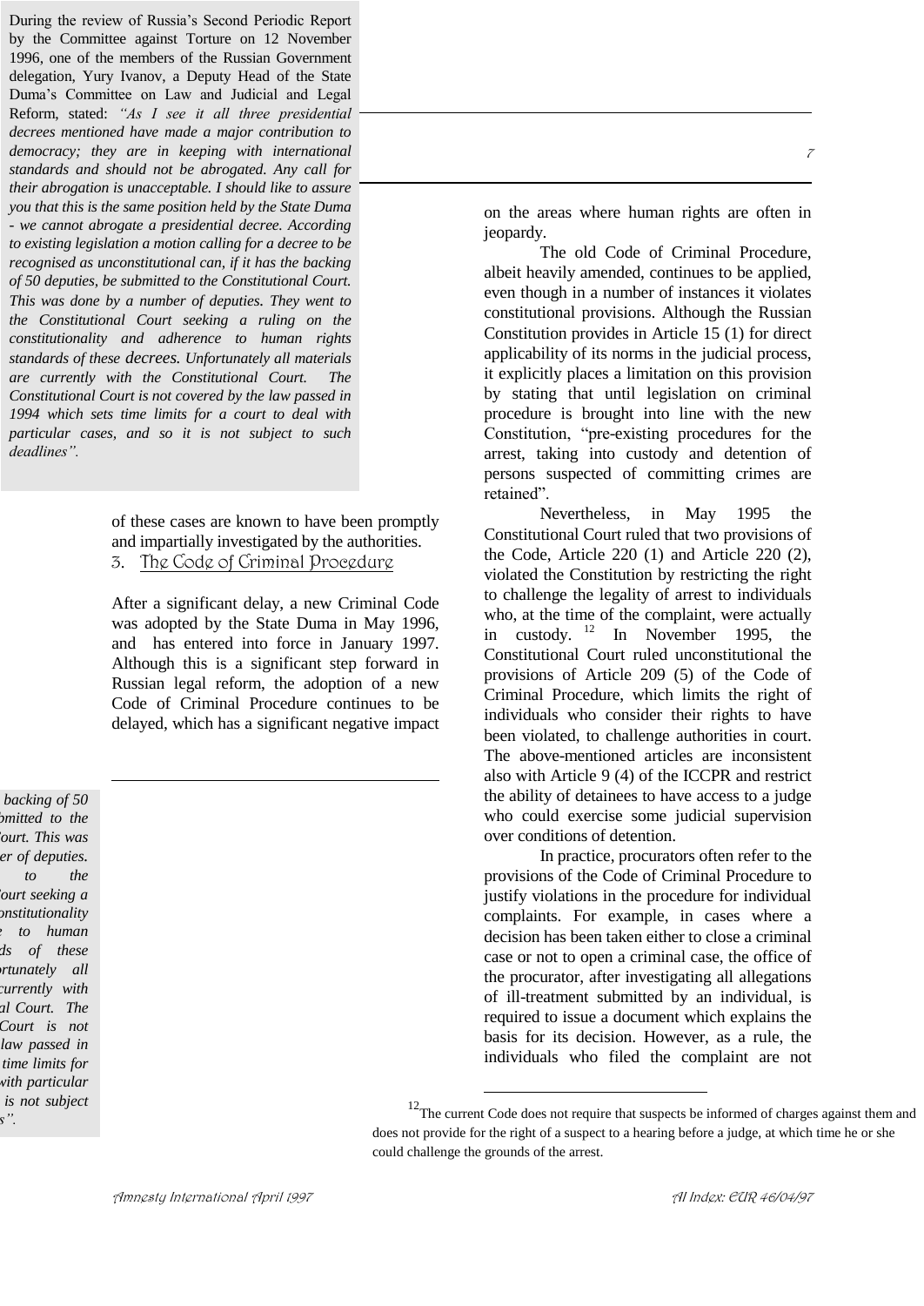During the review of Russia's Second Periodic Report by the Committee against Torture on 12 November 1996, one of the members of the Russian Government delegation, Yury Ivanov, a Deputy Head of the State Duma's Committee on Law and Judicial and Legal Reform, stated: *"As I see it all three presidential decrees mentioned have made a major contribution to democracy; they are in keeping with international standards and should not be abrogated. Any call for their abrogation is unacceptable. I should like to assure you that this is the same position held by the State Duma - we cannot abrogate a presidential decree. According to existing legislation a motion calling for a decree to be recognised as unconstitutional can, if it has the backing of 50 deputies, be submitted to the Constitutional Court. This was done by a number of deputies. They went to the Constitutional Court seeking a ruling on the constitutionality and adherence to human rights standards of these decrees. Unfortunately all materials are currently with the Constitutional Court. The Constitutional Court is not covered by the law passed in 1994 which sets time limits for a court to deal with particular cases, and so it is not subject to such deadlines".*

of these cases are known to have been promptly and impartially investigated by the authorities.

## 3. The Code of Criminal Procedure

After a significant delay, a new Criminal Code was adopted by the State Duma in May 1996, and has entered into force in January 1997. Although this is a significant step forward in Russian legal reform, the adoption of a new Code of Criminal Procedure continues to be delayed, which has a significant negative impact on the areas where human rights are often in jeopardy.

The old Code of Criminal Procedure, albeit heavily amended, continues to be applied, even though in a number of instances it violates constitutional provisions. Although the Russian Constitution provides in Article 15 (1) for direct applicability of its norms in the judicial process, it explicitly places a limitation on this provision by stating that until legislation on criminal procedure is brought into line with the new Constitution, "pre-existing procedures for the arrest, taking into custody and detention of persons suspected of committing crimes are retained".

Nevertheless, in May 1995 the Constitutional Court ruled that two provisions of the Code, Article 220 (1) and Article 220 (2), violated the Constitution by restricting the right to challenge the legality of arrest to individuals who, at the time of the complaint, were actually in custody.[12] In November 1995, the Constitutional Court ruled unconstitutional the provisions of Article 209 (5) of the Code of Criminal Procedure, which limits the right of individuals who consider their rights to have been violated, to challenge authorities in court. The above-mentioned articles are inconsistent also with Article 9 (4) of the ICCPR and restrict the ability of detainees to have access to a judge who could exercise some judicial supervision over conditions of detention.

In practice, procurators often refer to the provisions of the Code of Criminal Procedure to justify violations in the procedure for individual complaints. For example, in cases where a decision has been taken either to close a criminal case or not to open a criminal case, the office of the procurator, after investigating all allegations of ill-treatment submitted by an individual, is required to issue a document which explains the basis for its decision. However, as a rule, the individuals who filed the complaint are not

[12] The current Code does not require that suspects be informed of charges against them and does not provide for the right of a suspect to a hearing before a judge, at which time he or she could challenge the grounds of the arrest.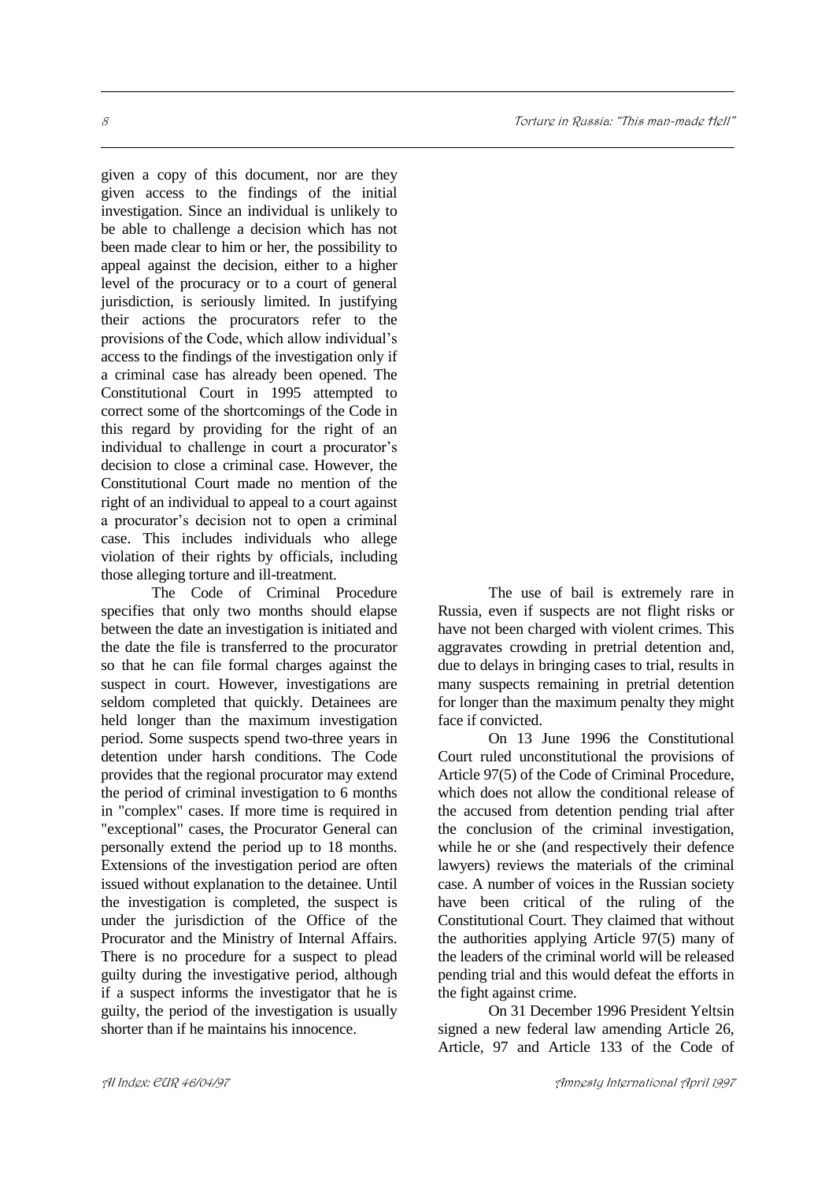given a copy of this document, nor are they given access to the findings of the initial investigation. Since an individual is unlikely to be able to challenge a decision which has not been made clear to him or her, the possibility to appeal against the decision, either to a higher level of the procuracy or to a court of general jurisdiction, is seriously limited. In justifying their actions the procurators refer to the provisions of the Code, which allow individual's access to the findings of the investigation only if a criminal case has already been opened. The Constitutional Court in 1995 attempted to correct some of the shortcomings of the Code in this regard by providing for the right of an individual to challenge in court a procurator's decision to close a criminal case. However, the Constitutional Court made no mention of the right of an individual to appeal to a court against a procurator's decision not to open a criminal case. This includes individuals who allege violation of their rights by officials, including those alleging torture and ill-treatment.

The Code of Criminal Procedure specifies that only two months should elapse between the date an investigation is initiated and the date the file is transferred to the procurator so that he can file formal charges against the suspect in court. However, investigations are seldom completed that quickly. Detainees are held longer than the maximum investigation period. Some suspects spend two-three years in detention under harsh conditions. The Code provides that the regional procurator may extend the period of criminal investigation to 6 months in "complex" cases. If more time is required in "exceptional" cases, the Procurator General can personally extend the period up to 18 months. Extensions of the investigation period are often issued without explanation to the detainee. Until the investigation is completed, the suspect is under the jurisdiction of the Office of the Procurator and the Ministry of Internal Affairs. There is no procedure for a suspect to plead guilty during the investigative period, although if a suspect informs the investigator that he is guilty, the period of the investigation is usually shorter than if he maintains his innocence.

The use of bail is extremely rare in Russia, even if suspects are not flight risks or have not been charged with violent crimes. This aggravates crowding in pretrial detention and, due to delays in bringing cases to trial, results in many suspects remaining in pretrial detention for longer than the maximum penalty they might face if convicted.

On 13 June 1996 the Constitutional Court ruled unconstitutional the provisions of Article 97(5) of the Code of Criminal Procedure, which does not allow the conditional release of the accused from detention pending trial after the conclusion of the criminal investigation, while he or she (and respectively their defence lawyers) reviews the materials of the criminal case. A number of voices in the Russian society have been critical of the ruling of the Constitutional Court. They claimed that without the authorities applying Article 97(5) many of the leaders of the criminal world will be released pending trial and this would defeat the efforts in the fight against crime.

On 31 December 1996 President Yeltsin signed a new federal law amending Article 26, Article, 97 and Article 133 of the Code of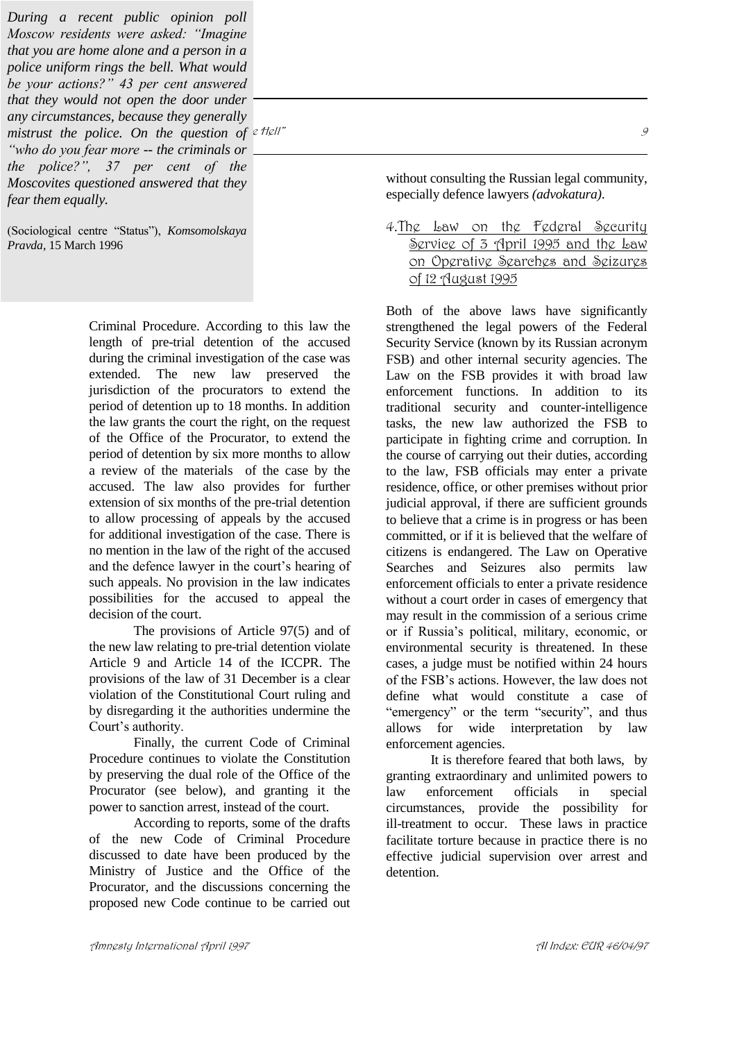*During a recent public opinion poll Moscow residents were asked: "Imagine that you are home alone and a person in a police uniform rings the bell. What would be your actions?" 43 per cent answered that they would not open the door under any circumstances, because they generally mistrust the police. On the question of "who do you fear more -- the criminals or the police?", 37 per cent of the Moscovites questioned answered that they fear them equally.*

(Sociological centre "Status"), *Komsomolskaya Pravda*, 15 March 1996

Criminal Procedure. According to this law the length of pre-trial detention of the accused during the criminal investigation of the case was extended. The new law preserved the jurisdiction of the procurators to extend the period of detention up to 18 months. In addition the law grants the court the right, on the request of the Office of the Procurator, to extend the period of detention by six more months to allow a review of the materials of the case by the accused. The law also provides for further extension of six months of the pre-trial detention to allow processing of appeals by the accused for additional investigation of the case. There is no mention in the law of the right of the accused and the defence lawyer in the court's hearing of such appeals. No provision in the law indicates possibilities for the accused to appeal the decision of the court.

The provisions of Article 97(5) and of the new law relating to pre-trial detention violate Article 9 and Article 14 of the ICCPR. The provisions of the law of 31 December is a clear violation of the Constitutional Court ruling and by disregarding it the authorities undermine the Court's authority.

Finally, the current Code of Criminal Procedure continues to violate the Constitution by preserving the dual role of the Office of the Procurator (see below), and granting it the power to sanction arrest, instead of the court.

According to reports, some of the drafts of the new Code of Criminal Procedure discussed to date have been produced by the Ministry of Justice and the Office of the Procurator, and the discussions concerning the proposed new Code continue to be carried out without consulting the Russian legal community, especially defence lawyers *(advokatura)*.

## 4. The Law on the Federal Security Service of 3 April 1995 and the Law on Operative Searches and Seizures of 12 August 1995

Both of the above laws have significantly strengthened the legal powers of the Federal Security Service (known by its Russian acronym FSB) and other internal security agencies. The Law on the FSB provides it with broad law enforcement functions. In addition to its traditional security and counter-intelligence tasks, the new law authorized the FSB to participate in fighting crime and corruption. In the course of carrying out their duties, according to the law, FSB officials may enter a private residence, office, or other premises without prior judicial approval, if there are sufficient grounds to believe that a crime is in progress or has been committed, or if it is believed that the welfare of citizens is endangered. The Law on Operative Searches and Seizures also permits law enforcement officials to enter a private residence without a court order in cases of emergency that may result in the commission of a serious crime or if Russia's political, military, economic, or environmental security is threatened. In these cases, a judge must be notified within 24 hours of the FSB's actions. However, the law does not define what would constitute a case of "emergency" or the term "security", and thus allows for wide interpretation by law enforcement agencies.

It is therefore feared that both laws, by granting extraordinary and unlimited powers to law enforcement officials in special circumstances, provide the possibility for ill-treatment to occur. These laws in practice facilitate torture because in practice there is no effective judicial supervision over arrest and detention.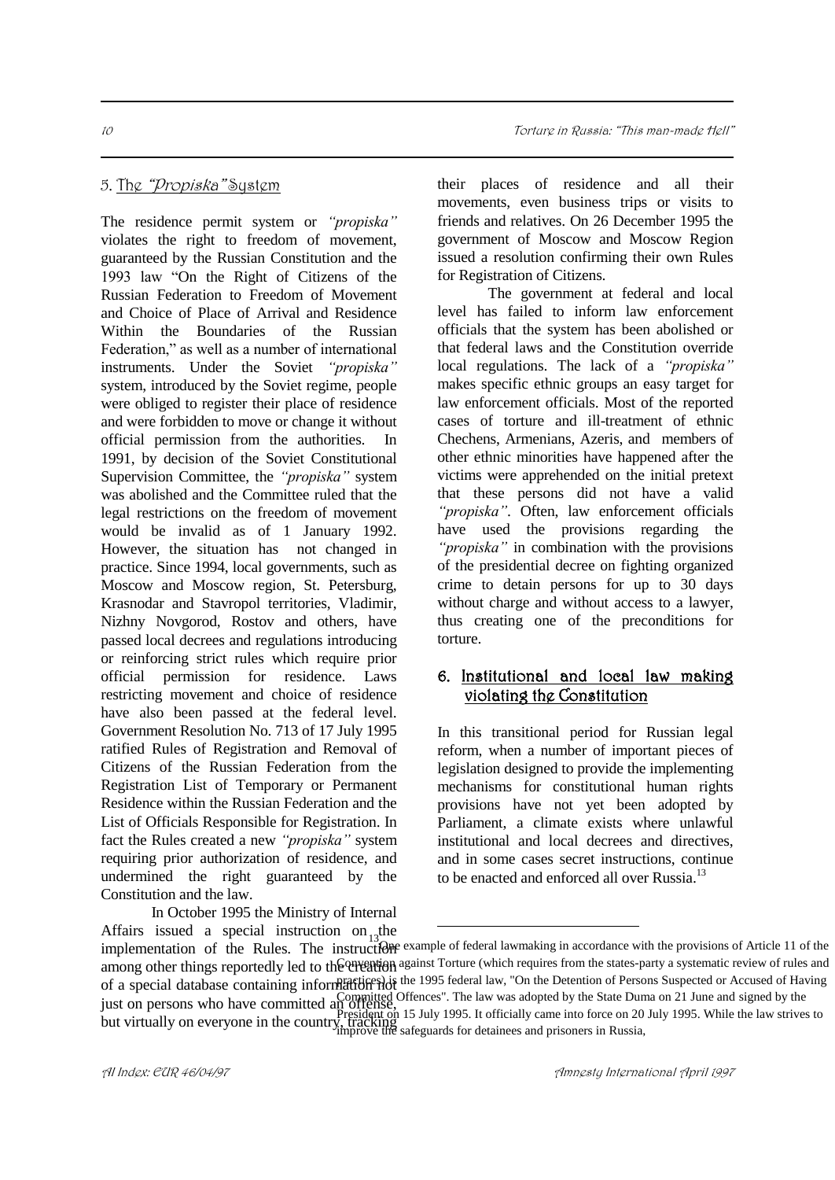## 5. The *"Propiska"* System

The residence permit system or *"propiska"* violates the right to freedom of movement, guaranteed by the Russian Constitution and the 1993 law "On the Right of Citizens of the Russian Federation to Freedom of Movement and Choice of Place of Arrival and Residence Within the Boundaries of the Russian Federation," as well as a number of international instruments. Under the Soviet *"propiska"* system, introduced by the Soviet regime, people were obliged to register their place of residence and were forbidden to move or change it without official permission from the authorities. In 1991, by decision of the Soviet Constitutional Supervision Committee, the *"propiska"* system was abolished and the Committee ruled that the legal restrictions on the freedom of movement would be invalid as of 1 January 1992. However, the situation has not changed in practice. Since 1994, local governments, such as Moscow and Moscow region, St. Petersburg, Krasnodar and Stavropol territories, Vladimir, Nizhny Novgorod, Rostov and others, have passed local decrees and regulations introducing or reinforcing strict rules which require prior official permission for residence. Laws restricting movement and choice of residence have also been passed at the federal level. Government Resolution No. 713 of 17 July 1995 ratified Rules of Registration and Removal of Citizens of the Russian Federation from the Registration List of Temporary or Permanent Residence within the Russian Federation and the List of Officials Responsible for Registration. In fact the Rules created a new *"propiska"* system requiring prior authorization of residence, and undermined the right guaranteed by the Constitution and the law.

In October 1995 the Ministry of Internal Affairs issued a special instruction on the implementation of the Rules. The instruction among other things reportedly led to the creation of a special database containing information not just on persons who have committed an offense, but virtually on everyone in the country, tracking their places of residence and all their movements, even business trips or visits to friends and relatives. On 26 December 1995 the government of Moscow and Moscow Region issued a resolution confirming their own Rules for Registration of Citizens.

The government at federal and local level has failed to inform law enforcement officials that the system has been abolished or that federal laws and the Constitution override local regulations. The lack of a *"propiska"* makes specific ethnic groups an easy target for law enforcement officials. Most of the reported cases of torture and ill-treatment of ethnic Chechens, Armenians, Azeris, and members of other ethnic minorities have happened after the victims were apprehended on the initial pretext that these persons did not have a valid *"propiska"*. Often, law enforcement officials have used the provisions regarding the *"propiska"* in combination with the provisions of the presidential decree on fighting organized crime to detain persons for up to 30 days without charge and without access to a lawyer, thus creating one of the preconditions for torture.

## 6. Institutional and local law making violating the Constitution

In this transitional period for Russian legal reform, when a number of important pieces of legislation designed to provide the implementing mechanisms for constitutional human rights provisions have not yet been adopted by Parliament, a climate exists where unlawful institutional and local decrees and directives, and in some cases secret instructions, continue to be enacted and enforced all over Russia.[13]

---

[13] One example of federal lawmaking in accordance with the provisions of Article 11 of the Convention against Torture (which requires from the states-party a systematic review of rules and practices) is the 1995 federal law, "On the Detention of Persons Suspected or Accused of Having Committed Offences". The law was adopted by the State Duma on 21 June and signed by the President on 15 July 1995. It officially came into force on 20 July 1995. While the law strives to improve the safeguards for detainees and prisoners in Russia,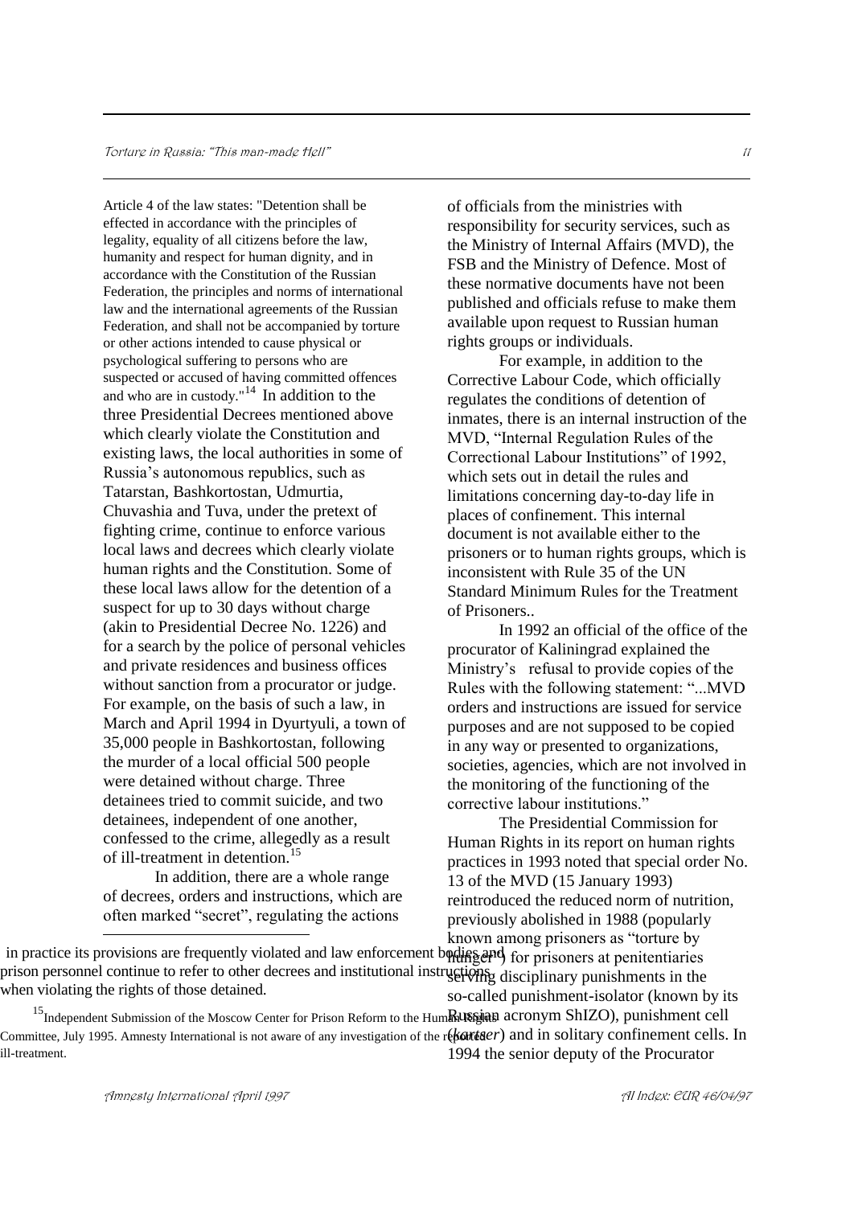Article 4 of the law states: "Detention shall be effected in accordance with the principles of legality, equality of all citizens before the law, humanity and respect for human dignity, and in accordance with the Constitution of the Russian Federation, the principles and norms of international law and the international agreements of the Russian Federation, and shall not be accompanied by torture or other actions intended to cause physical or psychological suffering to persons who are suspected or accused of having committed offences and who are in custody."[14] In addition to the three Presidential Decrees mentioned above which clearly violate the Constitution and existing laws, the local authorities in some of Russia's autonomous republics, such as Tatarstan, Bashkortostan, Udmurtia, Chuvashia and Tuva, under the pretext of fighting crime, continue to enforce various local laws and decrees which clearly violate human rights and the Constitution. Some of these local laws allow for the detention of a suspect for up to 30 days without charge (akin to Presidential Decree No. 1226) and for a search by the police of personal vehicles and private residences and business offices without sanction from a procurator or judge. For example, on the basis of such a law, in March and April 1994 in Dyurtyuli, a town of 35,000 people in Bashkortostan, following the murder of a local official 500 people were detained without charge. Three detainees tried to commit suicide, and two detainees, independent of one another, confessed to the crime, allegedly as a result of ill-treatment in detention.[15]

In addition, there are a whole range of decrees, orders and instructions, which are often marked "secret", regulating the actions of officials from the ministries with responsibility for security services, such as the Ministry of Internal Affairs (MVD), the FSB and the Ministry of Defence. Most of these normative documents have not been published and officials refuse to make them available upon request to Russian human rights groups or individuals.

For example, in addition to the Corrective Labour Code, which officially regulates the conditions of detention of inmates, there is an internal instruction of the MVD, "Internal Regulation Rules of the Correctional Labour Institutions" of 1992, which sets out in detail the rules and limitations concerning day-to-day life in places of confinement. This internal document is not available either to the prisoners or to human rights groups, which is inconsistent with Rule 35 of the UN Standard Minimum Rules for the Treatment of Prisoners..

In 1992 an official of the office of the procurator of Kaliningrad explained the Ministry's refusal to provide copies of the Rules with the following statement: "...MVD orders and instructions are issued for service purposes and are not supposed to be copied in any way or presented to organizations, societies, agencies, which are not involved in the monitoring of the functioning of the corrective labour institutions."

The Presidential Commission for Human Rights in its report on human rights practices in 1993 noted that special order No. 13 of the MVD (15 January 1993) reintroduced the reduced norm of nutrition, previously abolished in 1988 (popularly known among prisoners as "torture by hunger") for prisoners at penitentiaries serving disciplinary punishments in the so-called punishment-isolator (known by its Russian acronym ShIZO), punishment cell (*kartser*) and in solitary confinement cells. In 1994 the senior deputy of the Procurator

---

in practice its provisions are frequently violated and law enforcement bodies and prison personnel continue to refer to other decrees and institutional instructions when violating the rights of those detained.

[15] Independent Submission of the Moscow Center for Prison Reform to the Human Rights Committee, July 1995. Amnesty International is not aware of any investigation of the reported ill-treatment.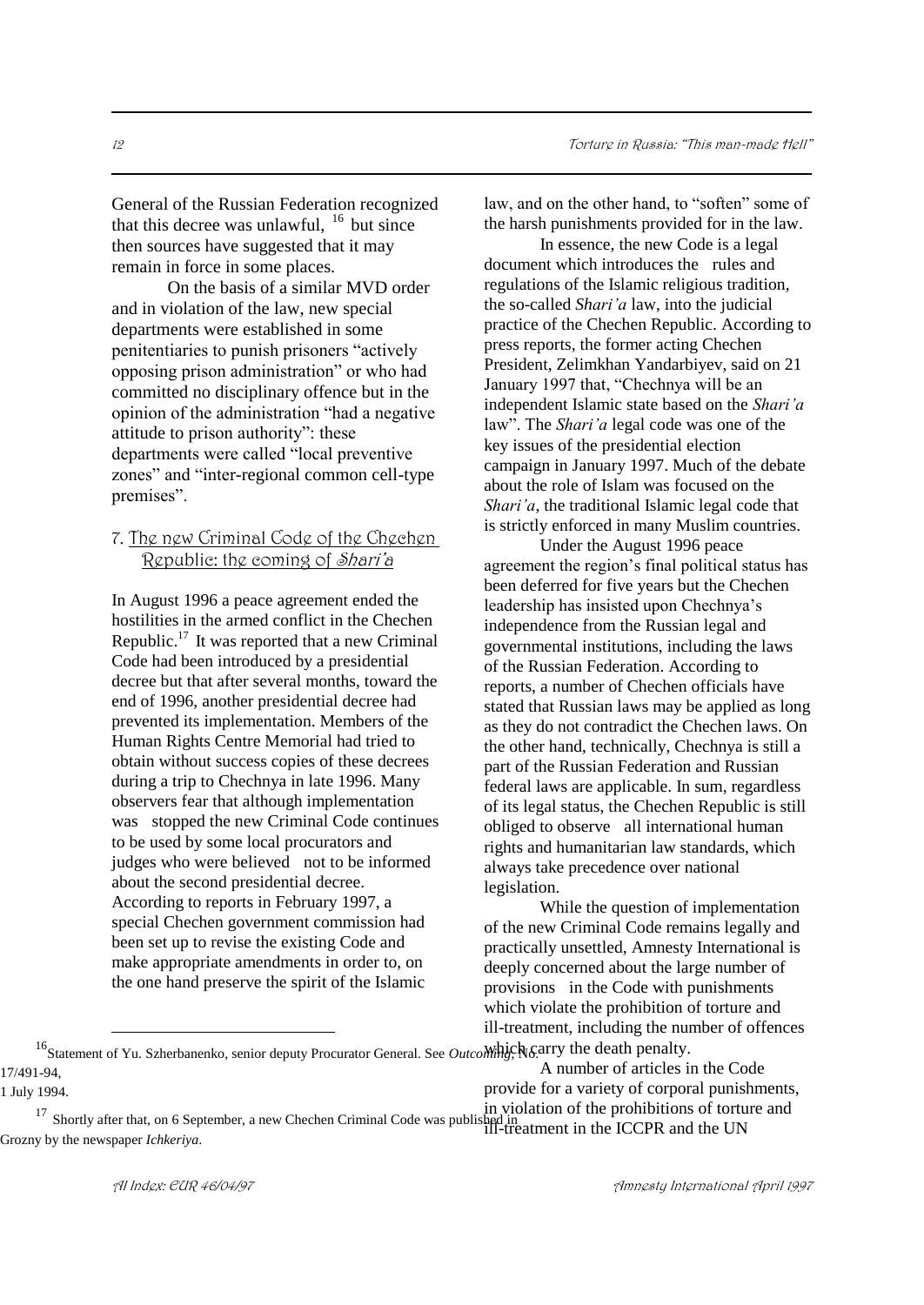General of the Russian Federation recognized that this decree was unlawful, [16] but since then sources have suggested that it may remain in force in some places.

On the basis of a similar MVD order and in violation of the law, new special departments were established in some penitentiaries to punish prisoners "actively opposing prison administration" or who had committed no disciplinary offence but in the opinion of the administration "had a negative attitude to prison authority": these departments were called "local preventive zones" and "inter-regional common cell-type premises".

## 7. The new Criminal Code of the Chechen Republic: the coming of *Shari'a*

In August 1996 a peace agreement ended the hostilities in the armed conflict in the Chechen Republic.[17] It was reported that a new Criminal Code had been introduced by a presidential decree but that after several months, toward the end of 1996, another presidential decree had prevented its implementation. Members of the Human Rights Centre Memorial had tried to obtain without success copies of these decrees during a trip to Chechnya in late 1996. Many observers fear that although implementation was stopped the new Criminal Code continues to be used by some local procurators and judges who were believed not to be informed about the second presidential decree. According to reports in February 1997, a special Chechen government commission had been set up to revise the existing Code and make appropriate amendments in order to, on the one hand preserve the spirit of the Islamic law, and on the other hand, to "soften" some of the harsh punishments provided for in the law.

In essence, the new Code is a legal document which introduces the rules and regulations of the Islamic religious tradition, the so-called *Shari'a* law, into the judicial practice of the Chechen Republic. According to press reports, the former acting Chechen President, Zelimkhan Yandarbiyev, said on 21 January 1997 that, "Chechnya will be an independent Islamic state based on the *Shari'a* law". The *Shari'a* legal code was one of the key issues of the presidential election campaign in January 1997. Much of the debate about the role of Islam was focused on the *Shari'a*, the traditional Islamic legal code that is strictly enforced in many Muslim countries.

Under the August 1996 peace agreement the region's final political status has been deferred for five years but the Chechen leadership has insisted upon Chechnya's independence from the Russian legal and governmental institutions, including the laws of the Russian Federation. According to reports, a number of Chechen officials have stated that Russian laws may be applied as long as they do not contradict the Chechen laws. On the other hand, technically, Chechnya is still a part of the Russian Federation and Russian federal laws are applicable. In sum, regardless of its legal status, the Chechen Republic is still obliged to observe all international human rights and humanitarian law standards, which always take precedence over national legislation.

While the question of implementation of the new Criminal Code remains legally and practically unsettled, Amnesty International is deeply concerned about the large number of provisions in the Code with punishments which violate the prohibition of torture and ill-treatment, including the number of offences which carry the death penalty.

A number of articles in the Code provide for a variety of corporal punishments, in violation of the prohibitions of torture and ill-treatment in the ICCPR and the UN

---

[16] Statement of Yu. Szherbanenko, senior deputy Procurator General. See *Outcoming*, No. 17/491-94, 1 July 1994.

[17] Shortly after that, on 6 September, a new Chechen Criminal Code was published in Grozny by the newspaper *Ichkeriya*.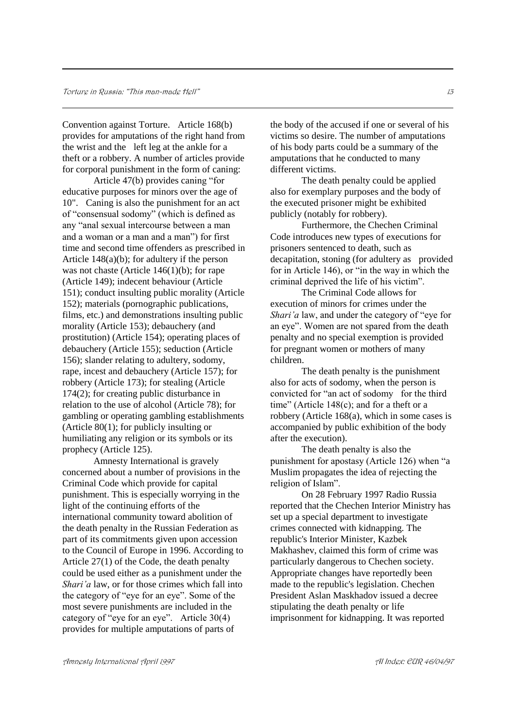Convention against Torture. Article 168(b) provides for amputations of the right hand from the wrist and the left leg at the ankle for a theft or a robbery. A number of articles provide for corporal punishment in the form of caning:

Article 47(b) provides caning "for educative purposes for minors over the age of 10". Caning is also the punishment for an act of "consensual sodomy" (which is defined as any "anal sexual intercourse between a man and a woman or a man and a man") for first time and second time offenders as prescribed in Article 148(a)(b); for adultery if the person was not chaste (Article 146(1)(b); for rape (Article 149); indecent behaviour (Article 151); conduct insulting public morality (Article 152); materials (pornographic publications, films, etc.) and demonstrations insulting public morality (Article 153); debauchery (and prostitution) (Article 154); operating places of debauchery (Article 155); seduction (Article 156); slander relating to adultery, sodomy, rape, incest and debauchery (Article 157); for robbery (Article 173); for stealing (Article 174(2); for creating public disturbance in relation to the use of alcohol (Article 78); for gambling or operating gambling establishments (Article 80(1); for publicly insulting or humiliating any religion or its symbols or its prophecy (Article 125).

Amnesty International is gravely concerned about a number of provisions in the Criminal Code which provide for capital punishment. This is especially worrying in the light of the continuing efforts of the international community toward abolition of the death penalty in the Russian Federation as part of its commitments given upon accession to the Council of Europe in 1996. According to Article 27(1) of the Code, the death penalty could be used either as a punishment under the *Shari'a* law, or for those crimes which fall into the category of "eye for an eye". Some of the most severe punishments are included in the category of "eye for an eye". Article 30(4) provides for multiple amputations of parts of the body of the accused if one or several of his victims so desire. The number of amputations of his body parts could be a summary of the amputations that he conducted to many different victims.

The death penalty could be applied also for exemplary purposes and the body of the executed prisoner might be exhibited publicly (notably for robbery).

Furthermore, the Chechen Criminal Code introduces new types of executions for prisoners sentenced to death, such as decapitation, stoning (for adultery as provided for in Article 146), or "in the way in which the criminal deprived the life of his victim".

The Criminal Code allows for execution of minors for crimes under the *Shari'a* law, and under the category of "eye for an eye". Women are not spared from the death penalty and no special exemption is provided for pregnant women or mothers of many children.

The death penalty is the punishment also for acts of sodomy, when the person is convicted for "an act of sodomy for the third time" (Article 148(c); and for a theft or a robbery (Article 168(a), which in some cases is accompanied by public exhibition of the body after the execution).

The death penalty is also the punishment for apostasy (Article 126) when "a Muslim propagates the idea of rejecting the religion of Islam".

On 28 February 1997 Radio Russia reported that the Chechen Interior Ministry has set up a special department to investigate crimes connected with kidnapping. The republic's Interior Minister, Kazbek Makhashev, claimed this form of crime was particularly dangerous to Chechen society. Appropriate changes have reportedly been made to the republic's legislation. Chechen President Aslan Maskhadov issued a decree stipulating the death penalty or life imprisonment for kidnapping. It was reported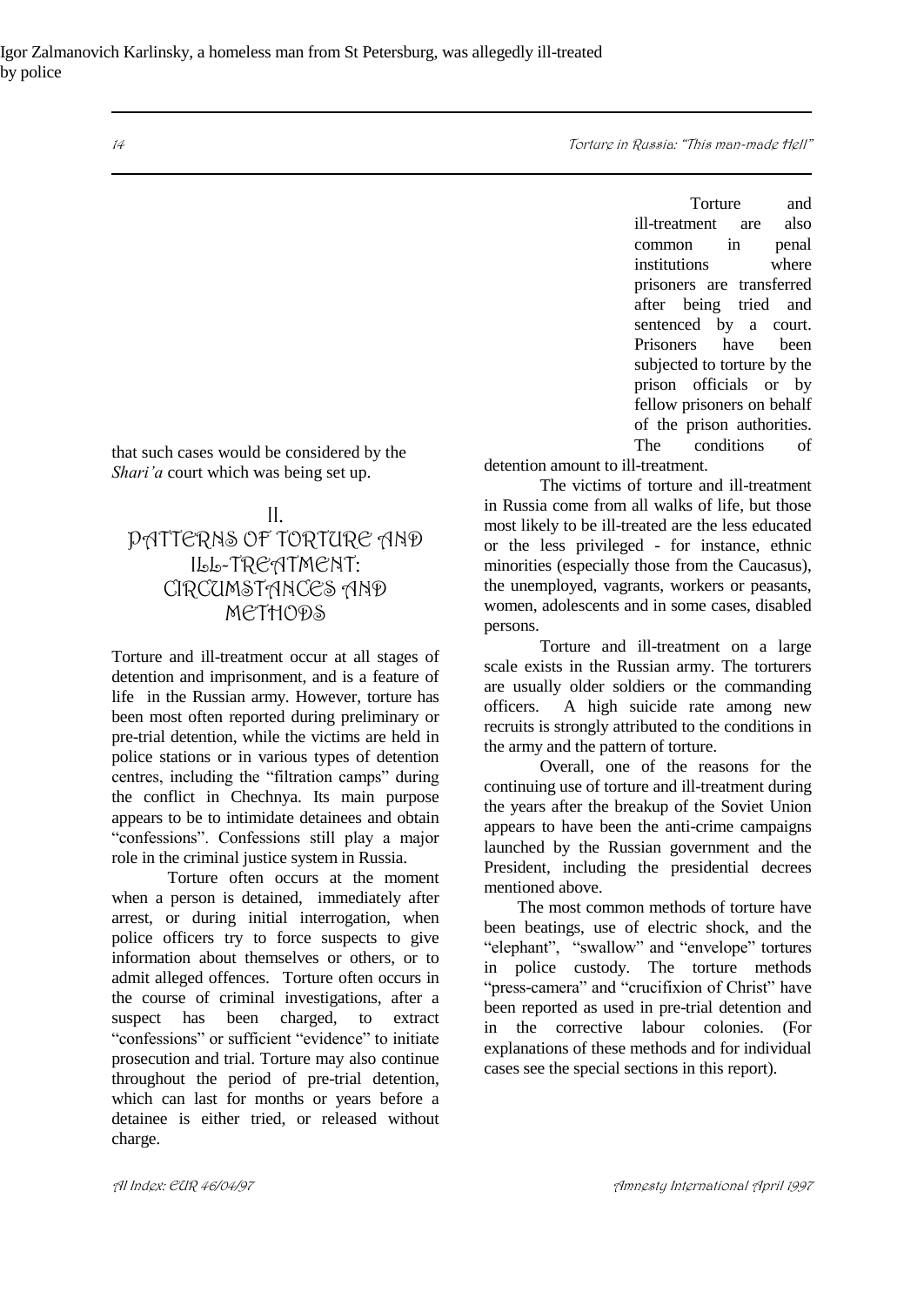Igor Zalmanovich Karlinsky, a homeless man from St Petersburg, was allegedly ill-treated by police

that such cases would be considered by the *Shari'a* court which was being set up.

## II. PATTERNS OF TORTURE AND ILL-TREATMENT: CIRCUMSTANCES AND METHODS

Torture and ill-treatment occur at all stages of detention and imprisonment, and is a feature of life in the Russian army. However, torture has been most often reported during preliminary or pre-trial detention, while the victims are held in police stations or in various types of detention centres, including the "filtration camps" during the conflict in Chechnya. Its main purpose appears to be to intimidate detainees and obtain "confessions". Confessions still play a major role in the criminal justice system in Russia.

Torture often occurs at the moment when a person is detained, immediately after arrest, or during initial interrogation, when police officers try to force suspects to give information about themselves or others, or to admit alleged offences. Torture often occurs in the course of criminal investigations, after a suspect has been charged, to extract "confessions" or sufficient "evidence" to initiate prosecution and trial. Torture may also continue throughout the period of pre-trial detention, which can last for months or years before a detainee is either tried, or released without charge.

Torture and ill-treatment are also common in penal institutions where prisoners are transferred after being tried and sentenced by a court. Prisoners have been subjected to torture by the prison officials or by fellow prisoners on behalf of the prison authorities. The conditions of detention amount to ill-treatment.

The victims of torture and ill-treatment in Russia come from all walks of life, but those most likely to be ill-treated are the less educated or the less privileged - for instance, ethnic minorities (especially those from the Caucasus), the unemployed, vagrants, workers or peasants, women, adolescents and in some cases, disabled persons.

Torture and ill-treatment on a large scale exists in the Russian army. The torturers are usually older soldiers or the commanding officers. A high suicide rate among new recruits is strongly attributed to the conditions in the army and the pattern of torture.

Overall, one of the reasons for the continuing use of torture and ill-treatment during the years after the breakup of the Soviet Union appears to have been the anti-crime campaigns launched by the Russian government and the President, including the presidential decrees mentioned above.

The most common methods of torture have been beatings, use of electric shock, and the "elephant", "swallow" and "envelope" tortures in police custody. The torture methods "press-camera" and "crucifixion of Christ" have been reported as used in pre-trial detention and in the corrective labour colonies. (For explanations of these methods and for individual cases see the special sections in this report).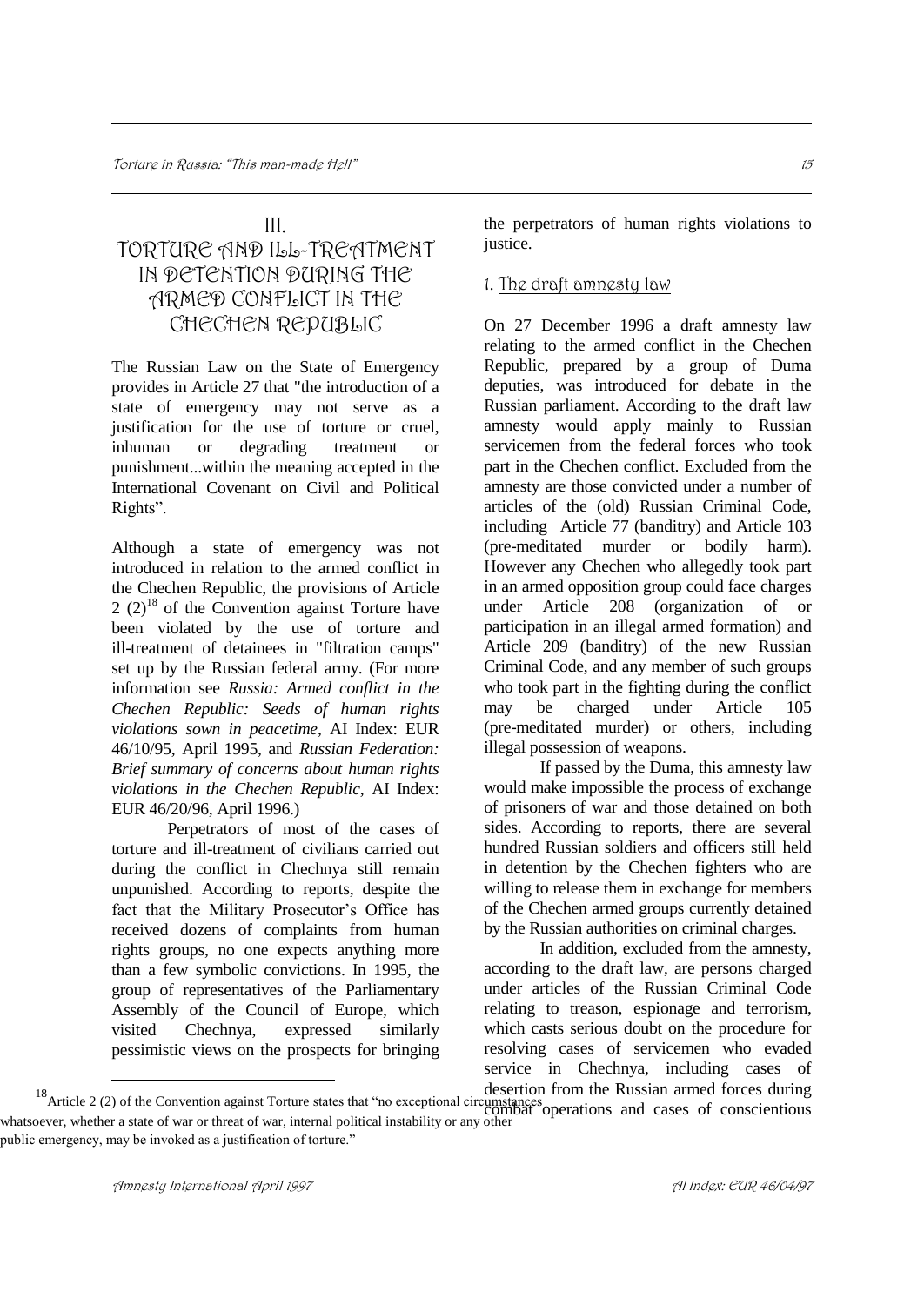# III. TORTURE AND ILL-TREATMENT IN DETENTION DURING THE ARMED CONFLICT IN THE CHECHEN REPUBLIC

The Russian Law on the State of Emergency provides in Article 27 that "the introduction of a state of emergency may not serve as a justification for the use of torture or cruel, inhuman or degrading treatment or punishment...within the meaning accepted in the International Covenant on Civil and Political Rights".

Although a state of emergency was not introduced in relation to the armed conflict in the Chechen Republic, the provisions of Article 2 (2)[18] of the Convention against Torture have been violated by the use of torture and ill-treatment of detainees in "filtration camps" set up by the Russian federal army. (For more information see *Russia: Armed conflict in the Chechen Republic: Seeds of human rights violations sown in peacetime*, AI Index: EUR 46/10/95, April 1995, and *Russian Federation: Brief summary of concerns about human rights violations in the Chechen Republic*, AI Index: EUR 46/20/96, April 1996.)

Perpetrators of most of the cases of torture and ill-treatment of civilians carried out during the conflict in Chechnya still remain unpunished. According to reports, despite the fact that the Military Prosecutor's Office has received dozens of complaints from human rights groups, no one expects anything more than a few symbolic convictions. In 1995, the group of representatives of the Parliamentary Assembly of the Council of Europe, which visited Chechnya, expressed similarly pessimistic views on the prospects for bringing the perpetrators of human rights violations to justice.

## 1. The draft amnesty law

On 27 December 1996 a draft amnesty law relating to the armed conflict in the Chechen Republic, prepared by a group of Duma deputies, was introduced for debate in the Russian parliament. According to the draft law amnesty would apply mainly to Russian servicemen from the federal forces who took part in the Chechen conflict. Excluded from the amnesty are those convicted under a number of articles of the (old) Russian Criminal Code, including Article 77 (banditry) and Article 103 (pre-meditated murder or bodily harm). However any Chechen who allegedly took part in an armed opposition group could face charges under Article 208 (organization of or participation in an illegal armed formation) and Article 209 (banditry) of the new Russian Criminal Code, and any member of such groups who took part in the fighting during the conflict may be charged under Article 105 (pre-meditated murder) or others, including illegal possession of weapons.

If passed by the Duma, this amnesty law would make impossible the process of exchange of prisoners of war and those detained on both sides. According to reports, there are several hundred Russian soldiers and officers still held in detention by the Chechen fighters who are willing to release them in exchange for members of the Chechen armed groups currently detained by the Russian authorities on criminal charges.

In addition, excluded from the amnesty, according to the draft law, are persons charged under articles of the Russian Criminal Code relating to treason, espionage and terrorism, which casts serious doubt on the procedure for resolving cases of servicemen who evaded service in Chechnya, including cases of desertion from the Russian armed forces during combat operations and cases of conscientious

---

[18] Article 2 (2) of the Convention against Torture states that "no exceptional circumstances whatsoever, whether a state of war or threat of war, internal political instability or any other public emergency, may be invoked as a justification of torture."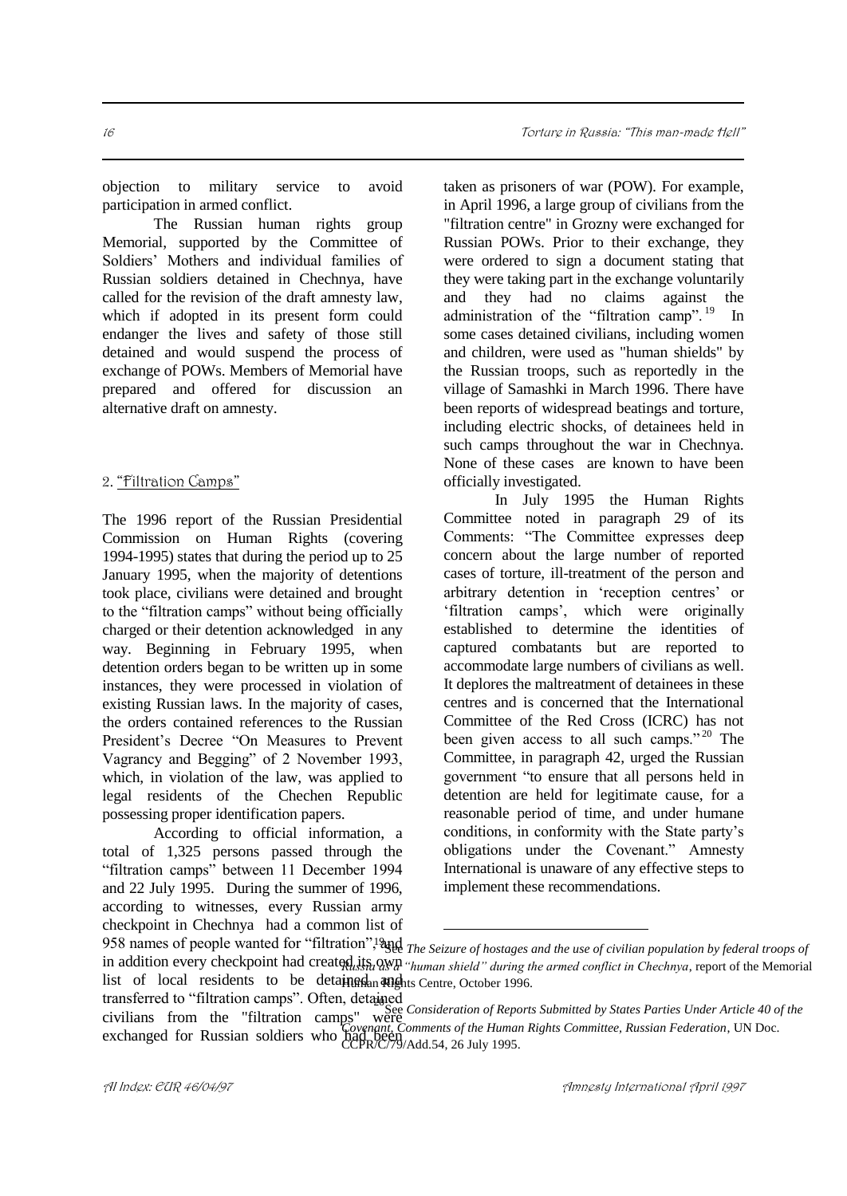objection to military service to avoid participation in armed conflict.

The Russian human rights group Memorial, supported by the Committee of Soldiers' Mothers and individual families of Russian soldiers detained in Chechnya, have called for the revision of the draft amnesty law, which if adopted in its present form could endanger the lives and safety of those still detained and would suspend the process of exchange of POWs. Members of Memorial have prepared and offered for discussion an alternative draft on amnesty.

## 2. "Filtration Camps"

The 1996 report of the Russian Presidential Commission on Human Rights (covering 1994-1995) states that during the period up to 25 January 1995, when the majority of detentions took place, civilians were detained and brought to the "filtration camps" without being officially charged or their detention acknowledged in any way. Beginning in February 1995, when detention orders began to be written up in some instances, they were processed in violation of existing Russian laws. In the majority of cases, the orders contained references to the Russian President's Decree "On Measures to Prevent Vagrancy and Begging" of 2 November 1993, which, in violation of the law, was applied to legal residents of the Chechen Republic possessing proper identification papers.

According to official information, a total of 1,325 persons passed through the "filtration camps" between 11 December 1994 and 22 July 1995. During the summer of 1996, according to witnesses, every Russian army checkpoint in Chechnya had a common list of 958 names of people wanted for "filtration", and in addition every checkpoint had created its own list of local residents to be detained and transferred to "filtration camps". Often, detained civilians from the "filtration camps" were exchanged for Russian soldiers who had been taken as prisoners of war (POW). For example, in April 1996, a large group of civilians from the "filtration centre" in Grozny were exchanged for Russian POWs. Prior to their exchange, they were ordered to sign a document stating that they were taking part in the exchange voluntarily and they had no claims against the administration of the "filtration camp".[19] In some cases detained civilians, including women and children, were used as "human shields" by the Russian troops, such as reportedly in the village of Samashki in March 1996. There have been reports of widespread beatings and torture, including electric shocks, of detainees held in such camps throughout the war in Chechnya. None of these cases are known to have been officially investigated.

In July 1995 the Human Rights Committee noted in paragraph 29 of its Comments: "The Committee expresses deep concern about the large number of reported cases of torture, ill-treatment of the person and arbitrary detention in 'reception centres' or 'filtration camps', which were originally established to determine the identities of captured combatants but are reported to accommodate large numbers of civilians as well. It deplores the maltreatment of detainees in these centres and is concerned that the International Committee of the Red Cross (ICRC) has not been given access to all such camps."[20] The Committee, in paragraph 42, urged the Russian government "to ensure that all persons held in detention are held for legitimate cause, for a reasonable period of time, and under humane conditions, in conformity with the State party's obligations under the Covenant." Amnesty International is unaware of any effective steps to implement these recommendations.

---

[19] See *The Seizure of hostages and the use of civilian population by federal troops of Russia as a "human shield" during the armed conflict in Chechnya*, report of the Memorial Human Rights Centre, October 1996.

[20] See *Consideration of Reports Submitted by States Parties Under Article 40 of the Covenant, Comments of the Human Rights Committee, Russian Federation*, UN Doc. CCPR/C/79/Add.54, 26 July 1995.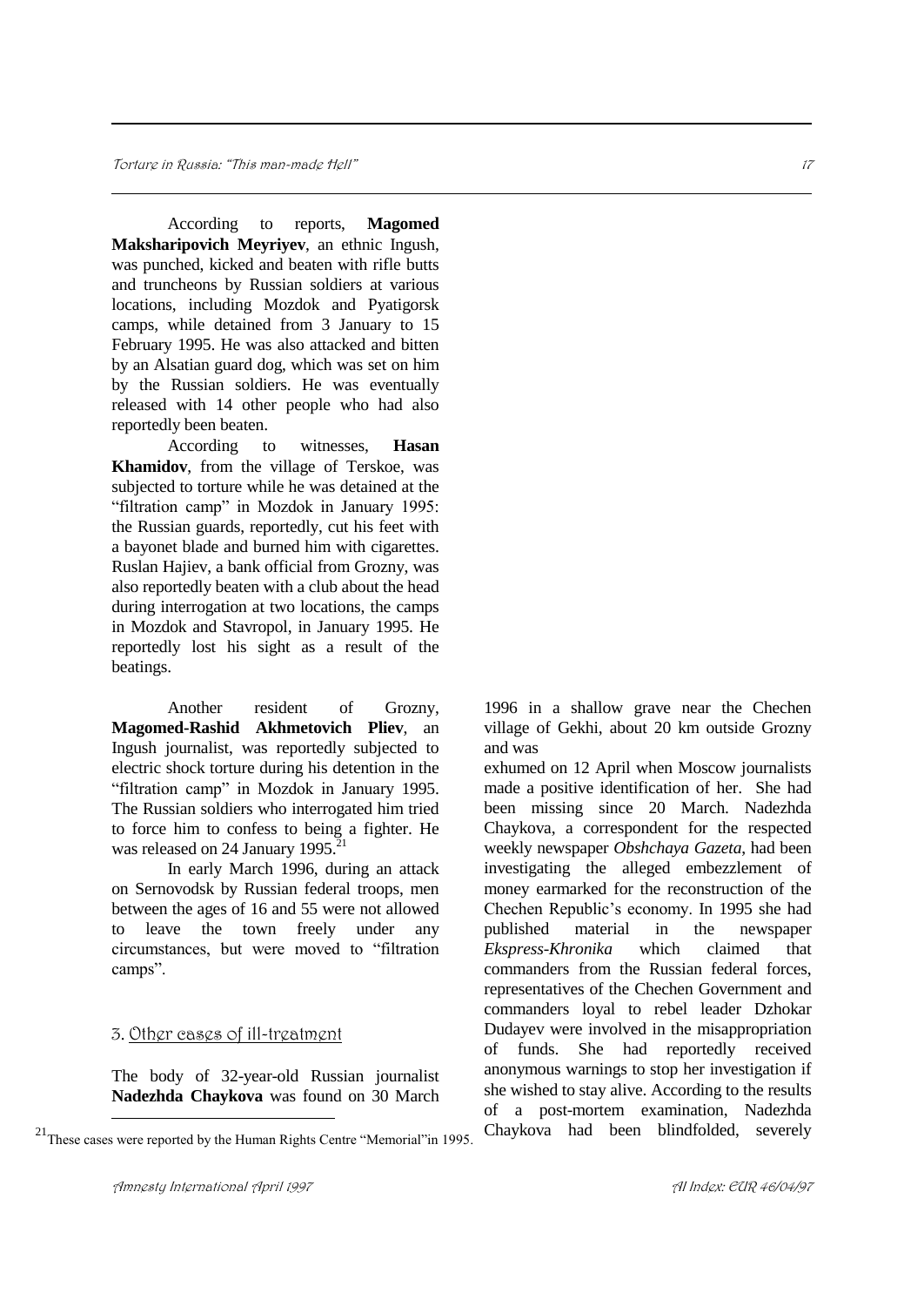According to reports, **Magomed Maksharipovich Meyriyev**, an ethnic Ingush, was punched, kicked and beaten with rifle butts and truncheons by Russian soldiers at various locations, including Mozdok and Pyatigorsk camps, while detained from 3 January to 15 February 1995. He was also attacked and bitten by an Alsatian guard dog, which was set on him by the Russian soldiers. He was eventually released with 14 other people who had also reportedly been beaten.

According to witnesses, **Hasan Khamidov**, from the village of Terskoe, was subjected to torture while he was detained at the "filtration camp" in Mozdok in January 1995: the Russian guards, reportedly, cut his feet with a bayonet blade and burned him with cigarettes. Ruslan Hajiev, a bank official from Grozny, was also reportedly beaten with a club about the head during interrogation at two locations, the camps in Mozdok and Stavropol, in January 1995. He reportedly lost his sight as a result of the beatings.

Another resident of Grozny, **Magomed-Rashid Akhmetovich Pliev**, an Ingush journalist, was reportedly subjected to electric shock torture during his detention in the "filtration camp" in Mozdok in January 1995. The Russian soldiers who interrogated him tried to force him to confess to being a fighter. He was released on 24 January 1995.[21]

In early March 1996, during an attack on Sernovodsk by Russian federal troops, men between the ages of 16 and 55 were not allowed to leave the town freely under any circumstances, but were moved to "filtration camps".

### 3. Other cases of ill-treatment

The body of 32-year-old Russian journalist **Nadezhda Chaykova** was found on 30 March 1996 in a shallow grave near the Chechen village of Gekhi, about 20 km outside Grozny and was exhumed on 12 April when Moscow journalists made a positive identification of her. She had been missing since 20 March. Nadezhda Chaykova, a correspondent for the respected weekly newspaper *Obshchaya Gazeta*, had been investigating the alleged embezzlement of money earmarked for the reconstruction of the Chechen Republic's economy. In 1995 she had published material in the newspaper *Ekspress-Khronika* which claimed that commanders from the Russian federal forces, representatives of the Chechen Government and commanders loyal to rebel leader Dzhokar Dudayev were involved in the misappropriation of funds. She had reportedly received anonymous warnings to stop her investigation if she wished to stay alive. According to the results of a post-mortem examination, Nadezhda Chaykova had been blindfolded, severely

[21] These cases were reported by the Human Rights Centre "Memorial" in 1995.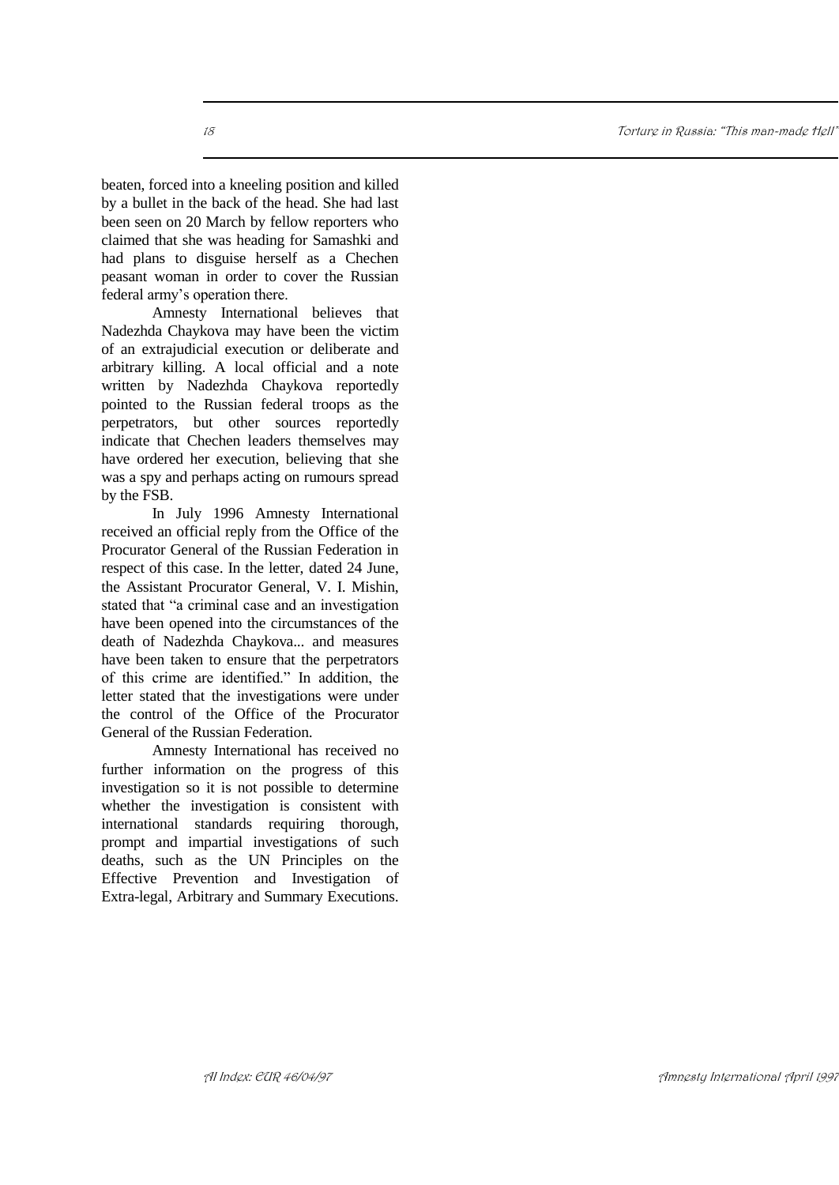beaten, forced into a kneeling position and killed by a bullet in the back of the head. She had last been seen on 20 March by fellow reporters who claimed that she was heading for Samashki and had plans to disguise herself as a Chechen peasant woman in order to cover the Russian federal army's operation there.

Amnesty International believes that Nadezhda Chaykova may have been the victim of an extrajudicial execution or deliberate and arbitrary killing. A local official and a note written by Nadezhda Chaykova reportedly pointed to the Russian federal troops as the perpetrators, but other sources reportedly indicate that Chechen leaders themselves may have ordered her execution, believing that she was a spy and perhaps acting on rumours spread by the FSB.

In July 1996 Amnesty International received an official reply from the Office of the Procurator General of the Russian Federation in respect of this case. In the letter, dated 24 June, the Assistant Procurator General, V. I. Mishin, stated that "a criminal case and an investigation have been opened into the circumstances of the death of Nadezhda Chaykova... and measures have been taken to ensure that the perpetrators of this crime are identified." In addition, the letter stated that the investigations were under the control of the Office of the Procurator General of the Russian Federation.

Amnesty International has received no further information on the progress of this investigation so it is not possible to determine whether the investigation is consistent with international standards requiring thorough, prompt and impartial investigations of such deaths, such as the UN Principles on the Effective Prevention and Investigation of Extra-legal, Arbitrary and Summary Executions.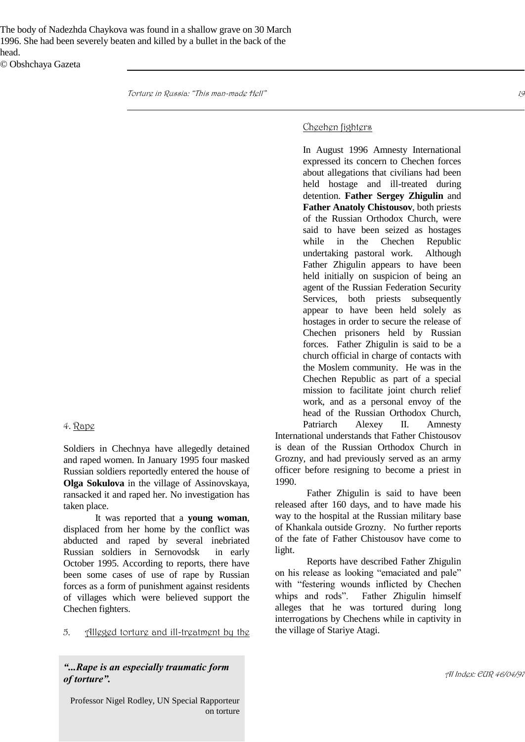The body of Nadezhda Chaykova was found in a shallow grave on 30 March 1996. She had been severely beaten and killed by a bullet in the back of the head.
© Obshchaya Gazeta

## 4. Rape

Soldiers in Chechnya have allegedly detained and raped women. In January 1995 four masked Russian soldiers reportedly entered the house of **Olga Sokulova** in the village of Assinovskaya, ransacked it and raped her. No investigation has taken place.

It was reported that a **young woman**, displaced from her home by the conflict was abducted and raped by several inebriated Russian soldiers in Sernovodsk in early October 1995. According to reports, there have been some cases of use of rape by Russian forces as a form of punishment against residents of villages which were believed support the Chechen fighters.

> ***"...Rape is an especially traumatic form of torture".***
>
> Professor Nigel Rodley, UN Special Rapporteur on torture

## 5. Alleged torture and ill-treatment by the Chechen fighters

In August 1996 Amnesty International expressed its concern to Chechen forces about allegations that civilians had been held hostage and ill-treated during detention. **Father Sergey Zhigulin** and **Father Anatoly Chistousov**, both priests of the Russian Orthodox Church, were said to have been seized as hostages while in the Chechen Republic undertaking pastoral work. Although Father Zhigulin appears to have been held initially on suspicion of being an agent of the Russian Federation Security Services, both priests subsequently appear to have been held solely as hostages in order to secure the release of Chechen prisoners held by Russian forces. Father Zhigulin is said to be a church official in charge of contacts with the Moslem community. He was in the Chechen Republic as part of a special mission to facilitate joint church relief work, and as a personal envoy of the head of the Russian Orthodox Church, Patriarch Alexey II. Amnesty International understands that Father Chistousov is dean of the Russian Orthodox Church in Grozny, and had previously served as an army officer before resigning to become a priest in 1990.

Father Zhigulin is said to have been released after 160 days, and to have made his way to the hospital at the Russian military base of Khankala outside Grozny. No further reports of the fate of Father Chistousov have come to light.

Reports have described Father Zhigulin on his release as looking "emaciated and pale" with "festering wounds inflicted by Chechen whips and rods". Father Zhigulin himself alleges that he was tortured during long interrogations by Chechens while in captivity in the village of Stariye Atagi.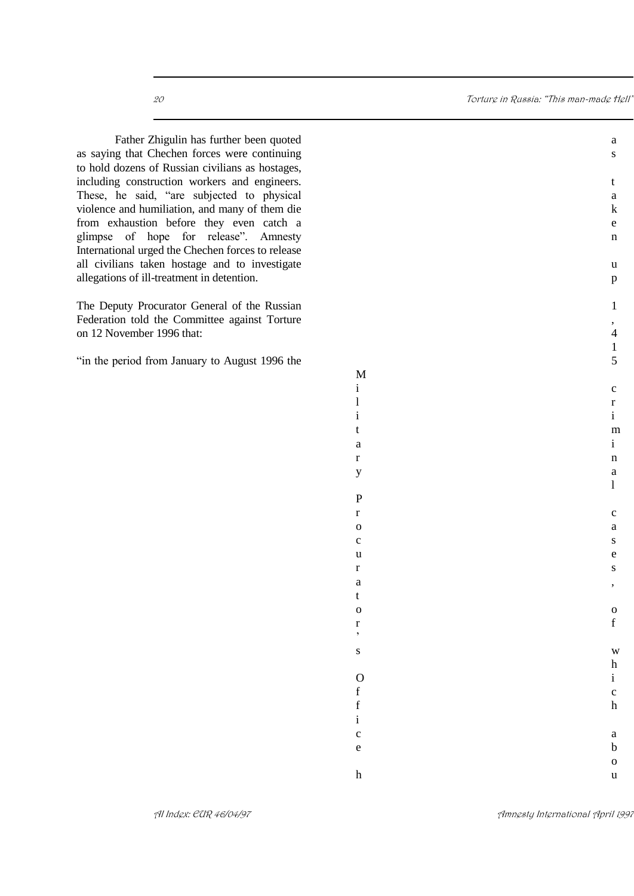Father Zhigulin has further been quoted as saying that Chechen forces were continuing to hold dozens of Russian civilians as hostages, including construction workers and engineers. These, he said, "are subjected to physical violence and humiliation, and many of them die from exhaustion before they even catch a glimpse of hope for release". Amnesty International urged the Chechen forces to release all civilians taken hostage and to investigate allegations of ill-treatment in detention.

The Deputy Procurator General of the Russian Federation told the Committee against Torture on 12 November 1996 that:

"in the period from January to August 1996 the Military Procurator's Office has taken up 1,415 criminal cases, of which abou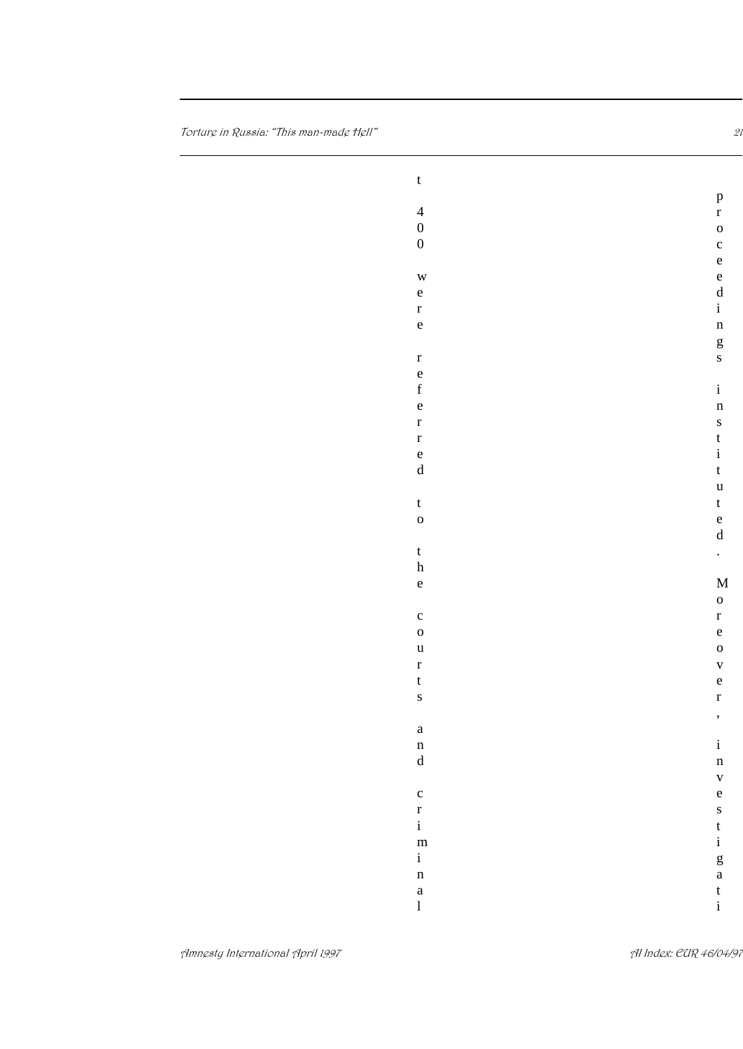t 400 were referred to the courts and criminal

proceedings instituted. Moreover, investigati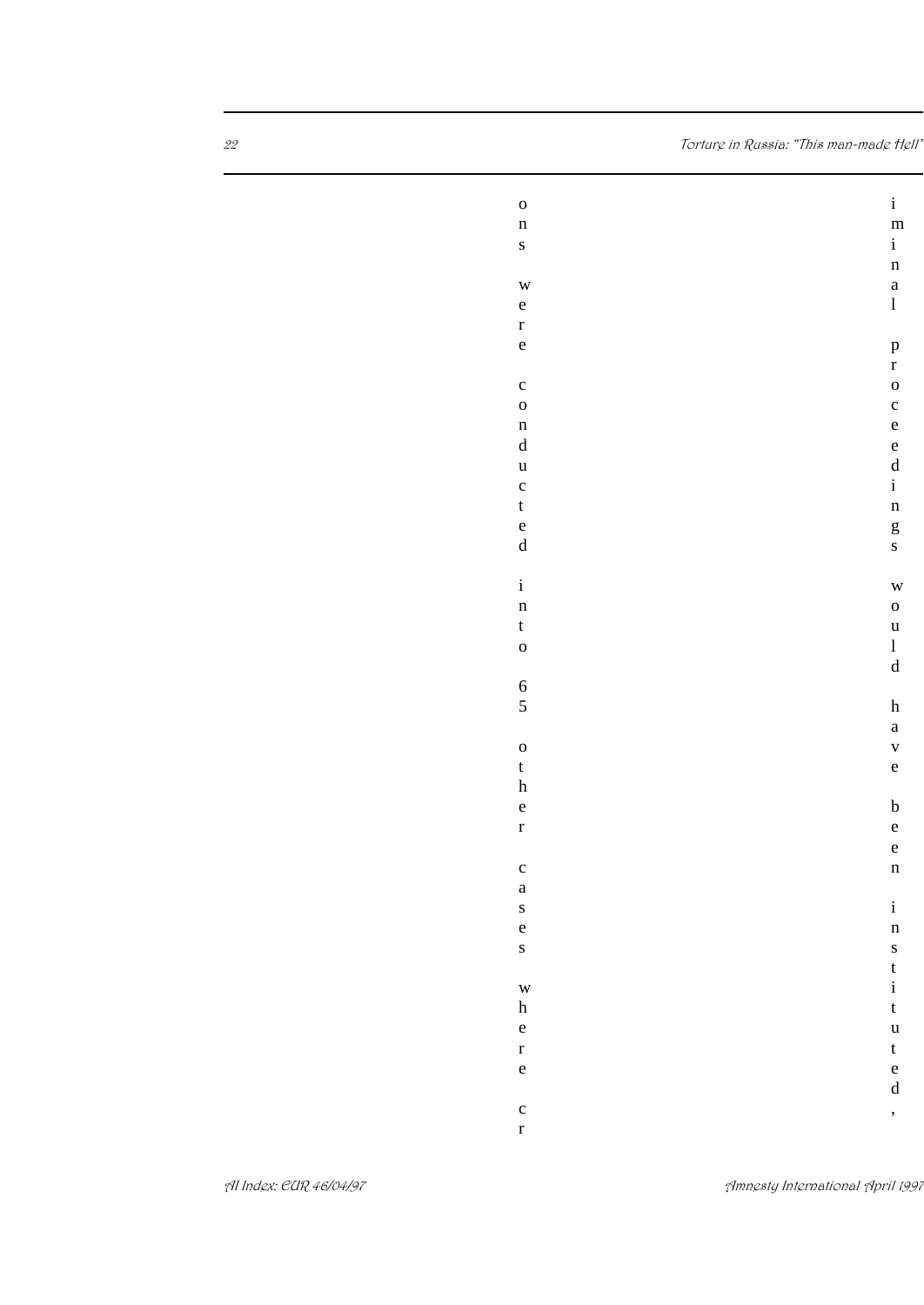ons were conducted into 65 other cases where criminal proceedings would have been instituted,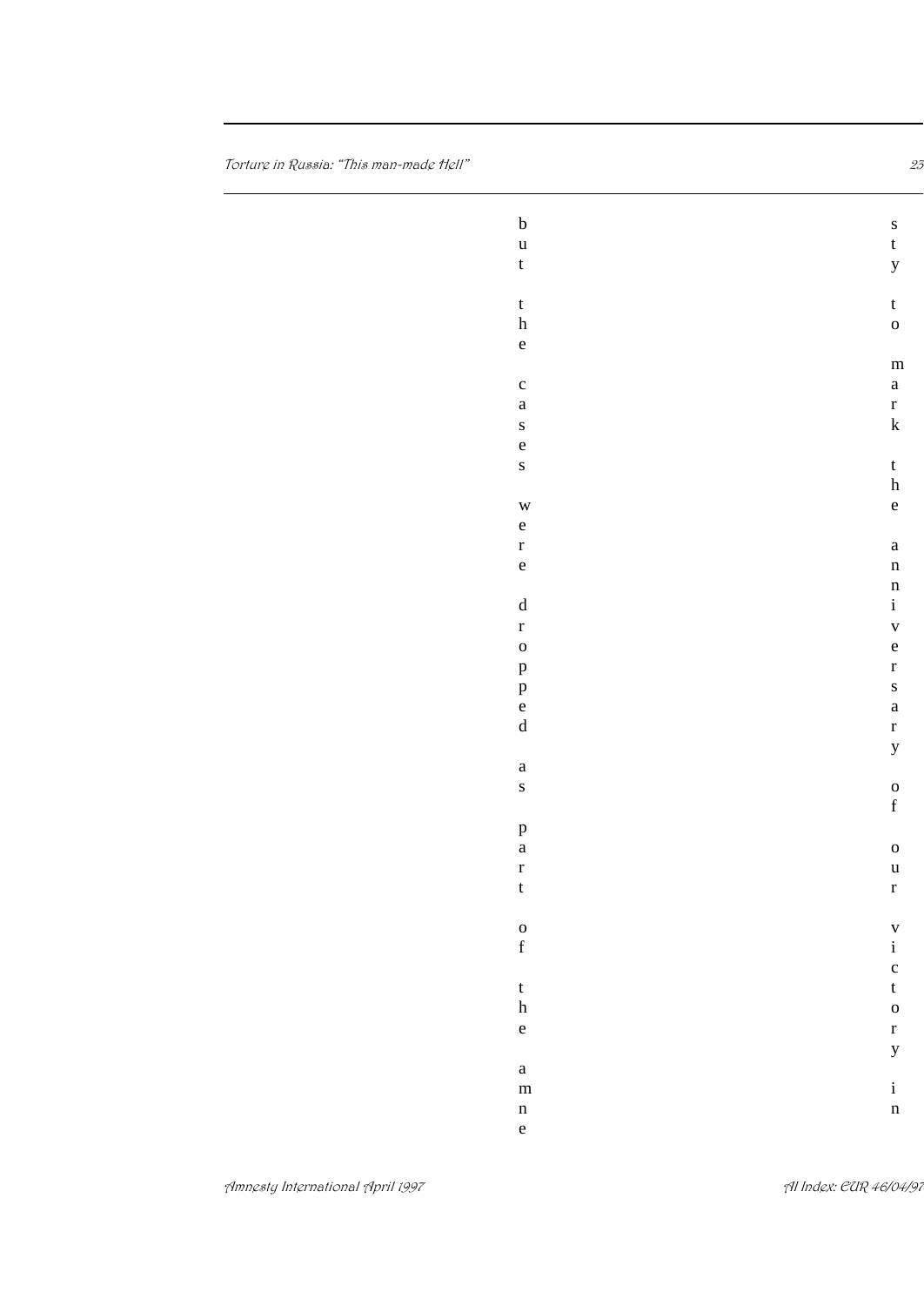but the cases were dropped as part of the amne

sty to mark the anniversary of our victory in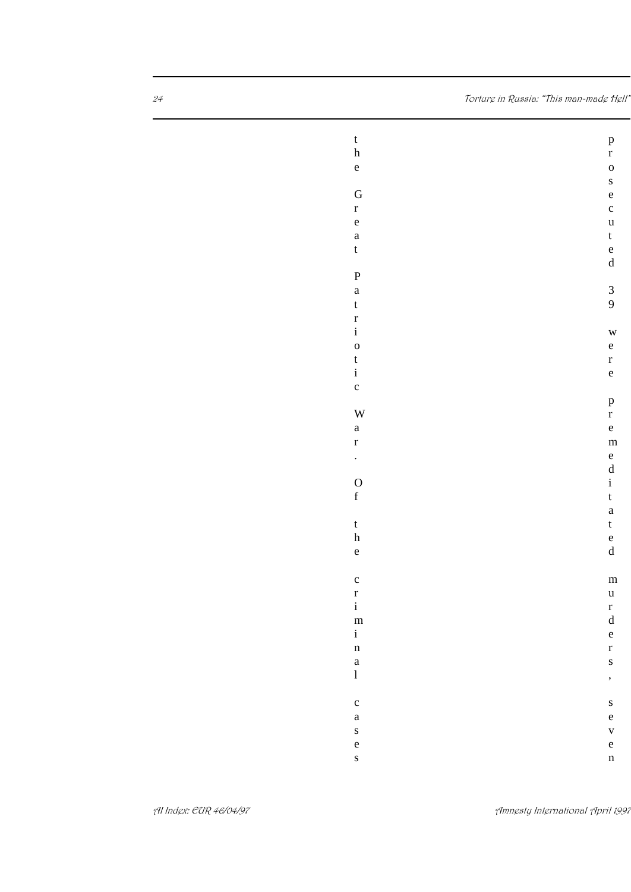the Great Patriotic War. Of the criminal cases prosecuted 39 were premeditated murders, seven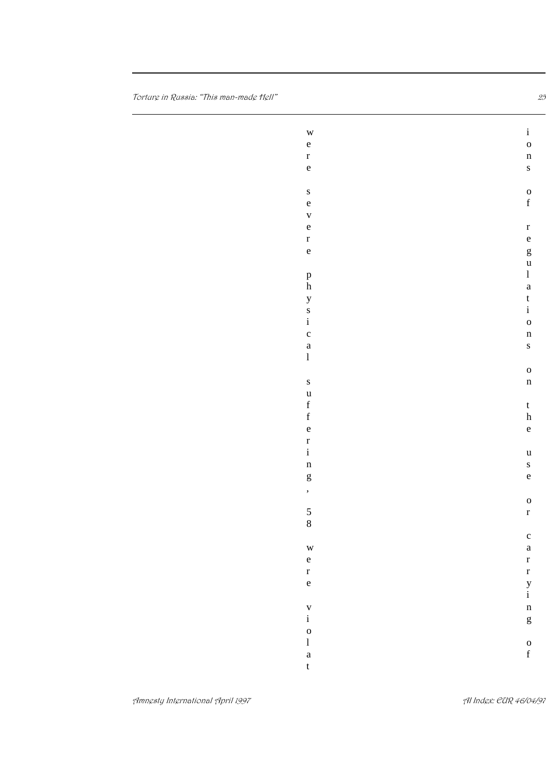were severe physical suffering, 58 were violations of regulations on the use or carrying of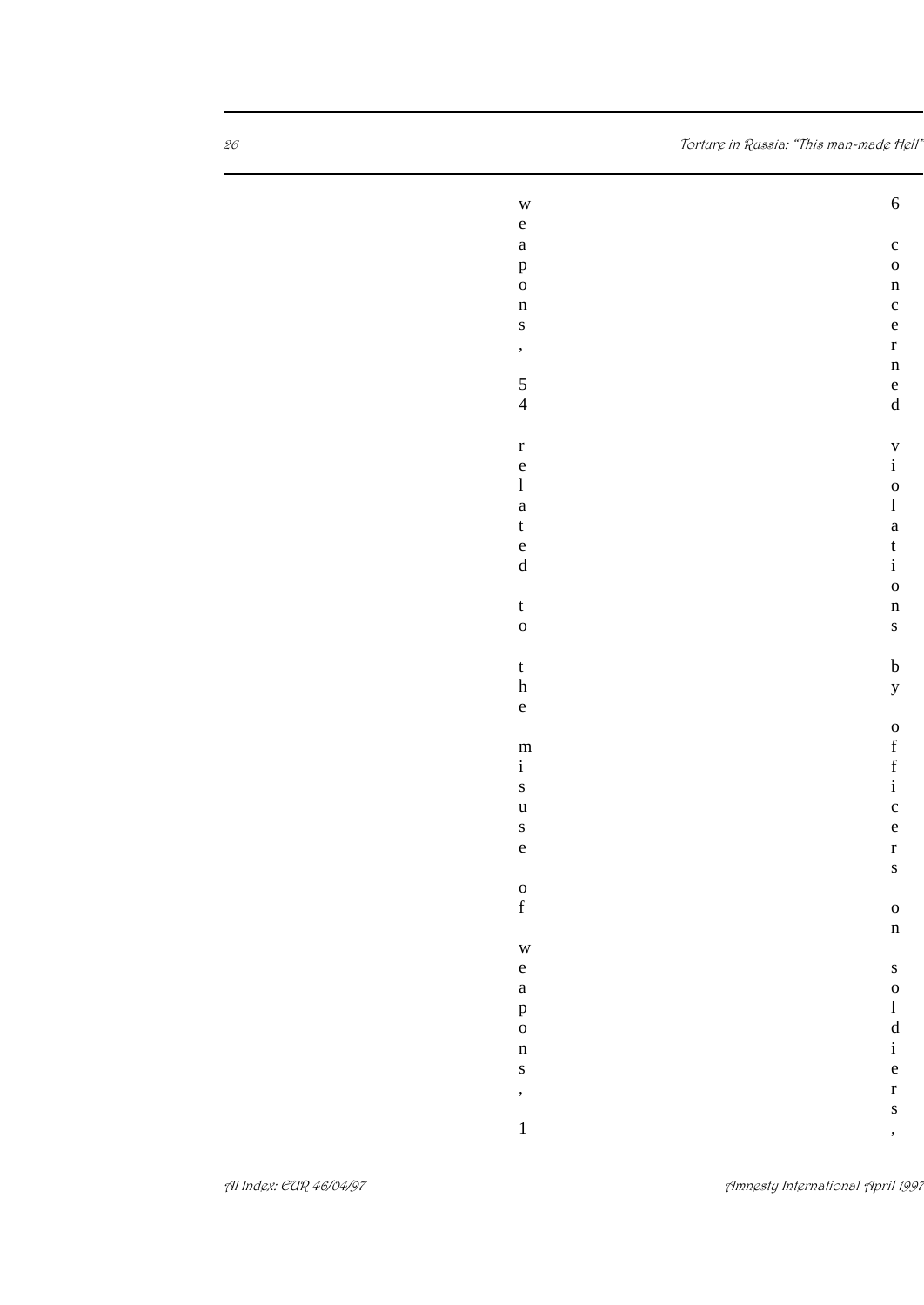weapons, 54 related to the misuse of weapons, 1

6 concerned violations by officers on soldiers,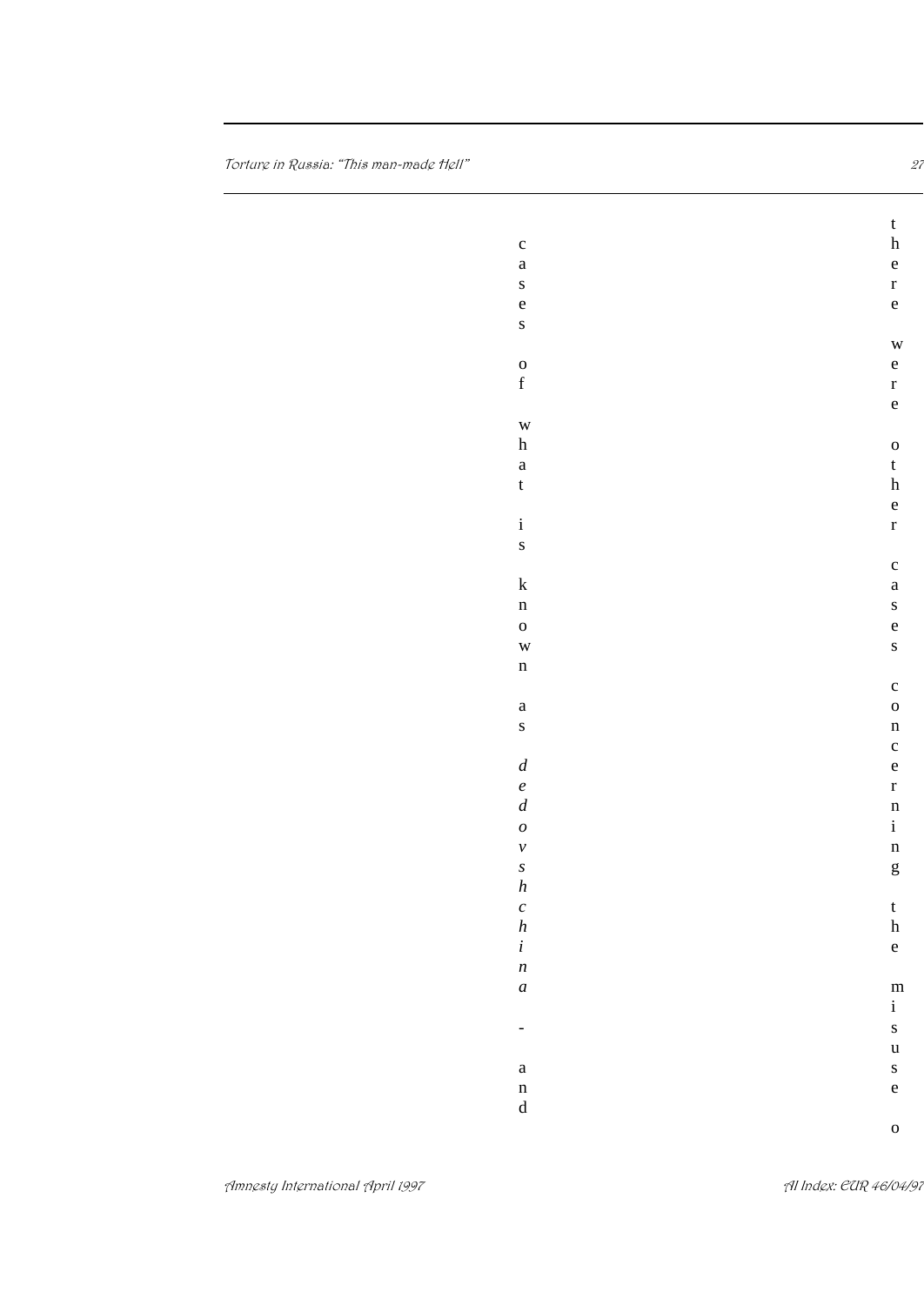cases of what is known as *dedovshchina* - and

there were other cases concerning the misuse o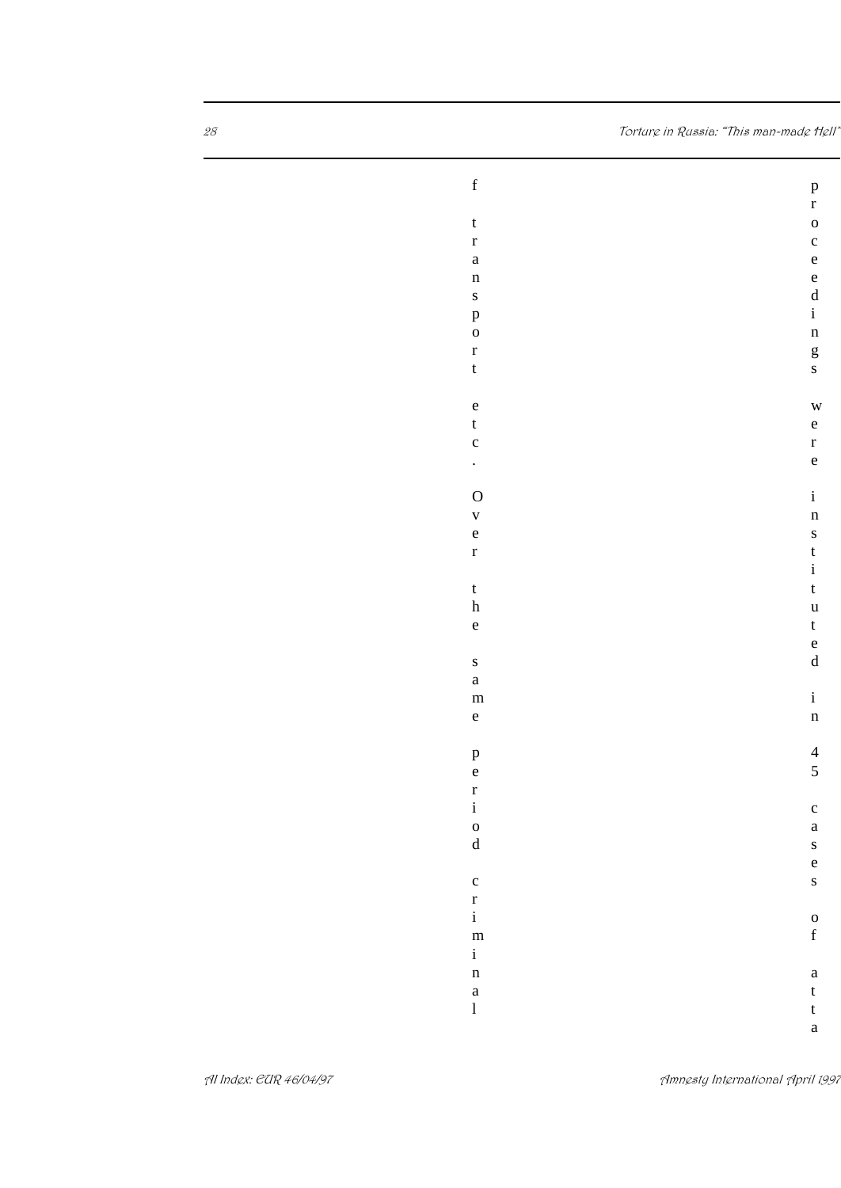f transport etc. Over the same period criminal

proceedings were instituted in 45 cases of atta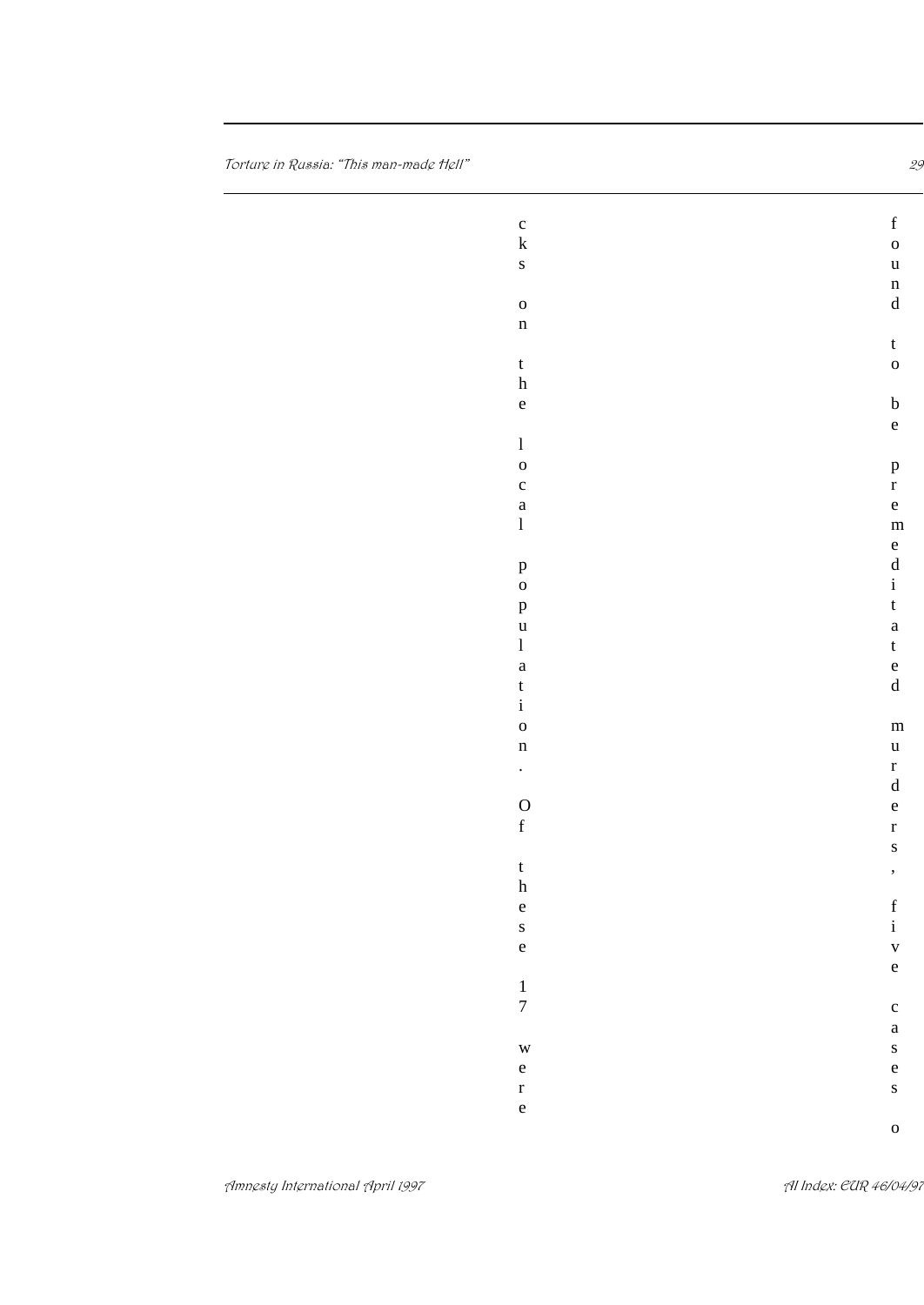cks on the local population. Of these 17 were

found to be premeditated murders, five cases o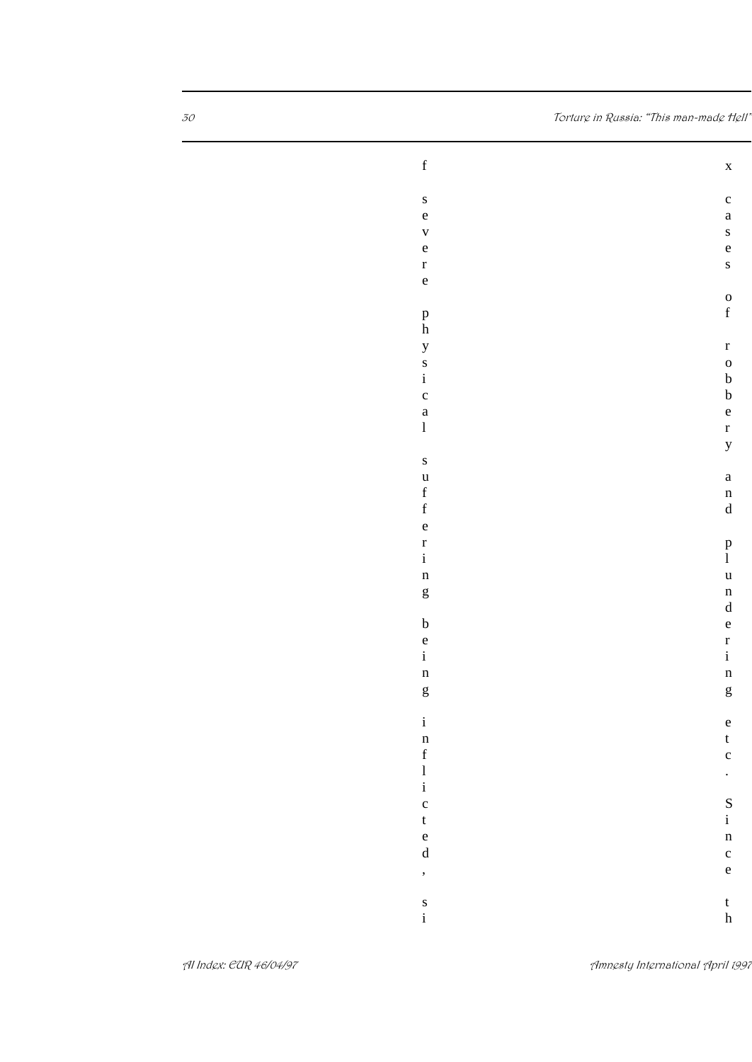f severe physical suffering being inflicted, si

x cases of robbery and plundering etc. Since th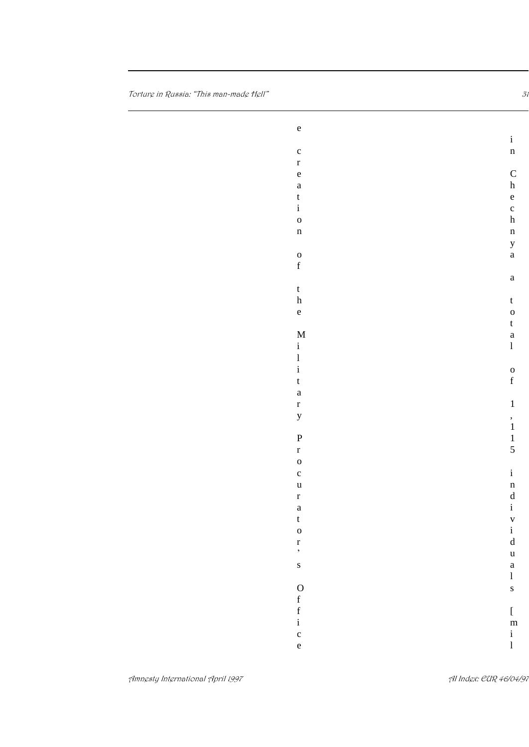e creation of the Military Procurator's Office

in Chechnya a total of 1,115 individuals [mil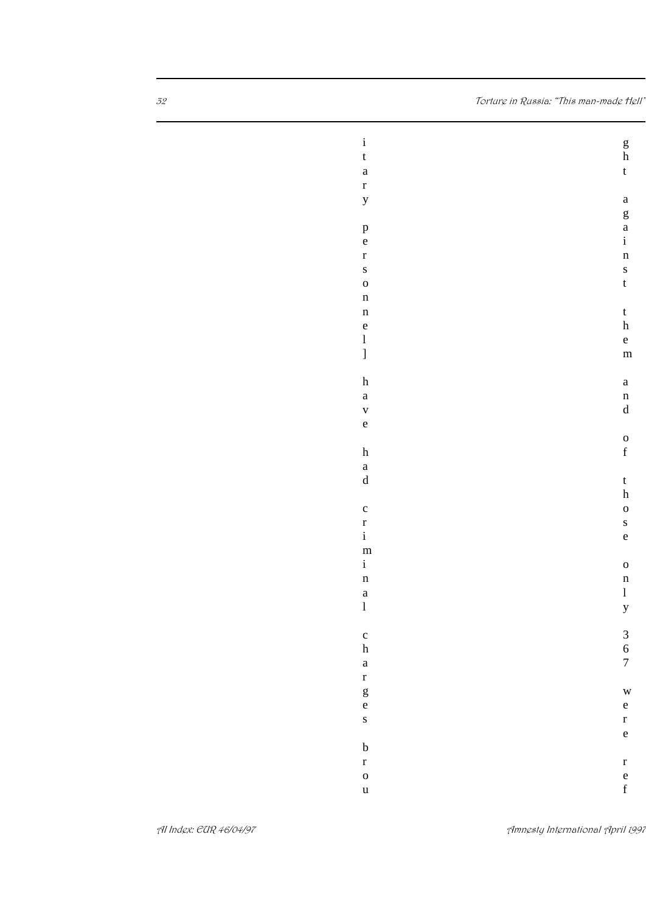itary personnel] have had criminal charges brou

ght against them and of those only 367 were ref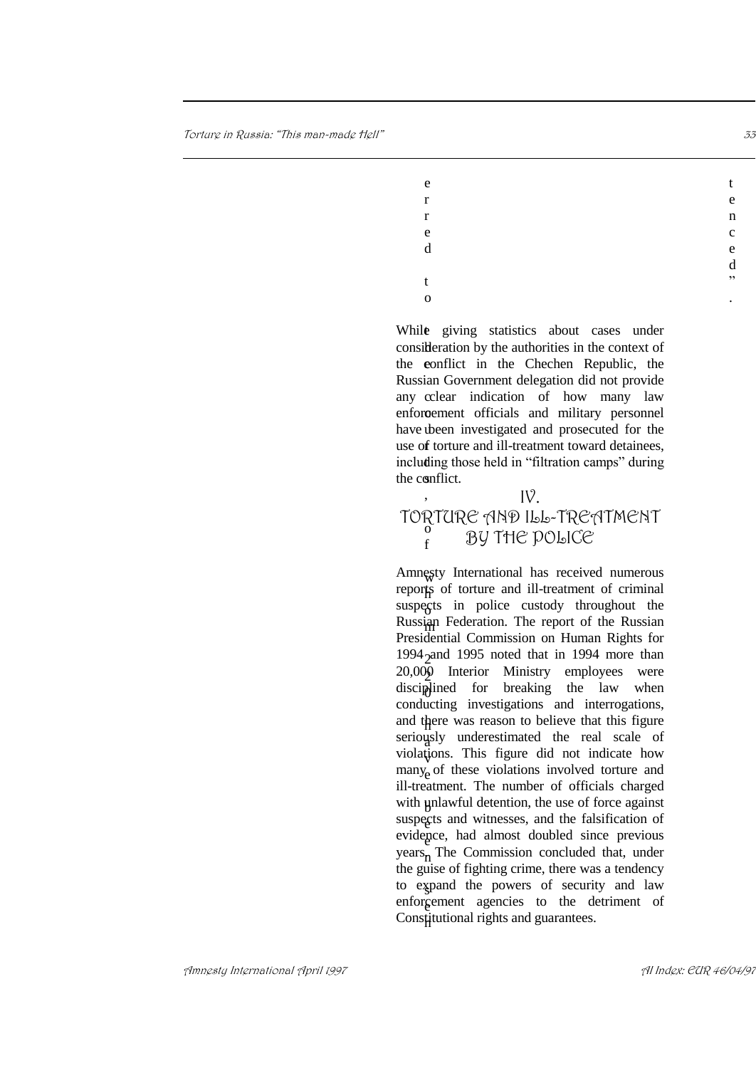erred to ... of whom 220 have been sentenced”.

While giving statistics about cases under consideration by the authorities in the context of the conflict in the Chechen Republic, the Russian Government delegation did not provide any clear indication of how many law enforcement officials and military personnel have been investigated and prosecuted for the use of torture and ill-treatment toward detainees, including those held in “filtration camps” during the conflict.

## IV. TORTURE AND ILL-TREATMENT BY THE POLICE

Amnesty International has received numerous reports of torture and ill-treatment of criminal suspects in police custody throughout the Russian Federation. The report of the Russian Presidential Commission on Human Rights for 1994 and 1995 noted that in 1994 more than 20,000 Interior Ministry employees were disciplined for breaking the law when conducting investigations and interrogations, and there was reason to believe that this figure seriously underestimated the real scale of violations. This figure did not indicate how many of these violations involved torture and ill-treatment. The number of officials charged with unlawful detention, the use of force against suspects and witnesses, and the falsification of evidence, had almost doubled since previous years. The Commission concluded that, under the guise of fighting crime, there was a tendency to expand the powers of security and law enforcement agencies to the detriment of Constitutional rights and guarantees.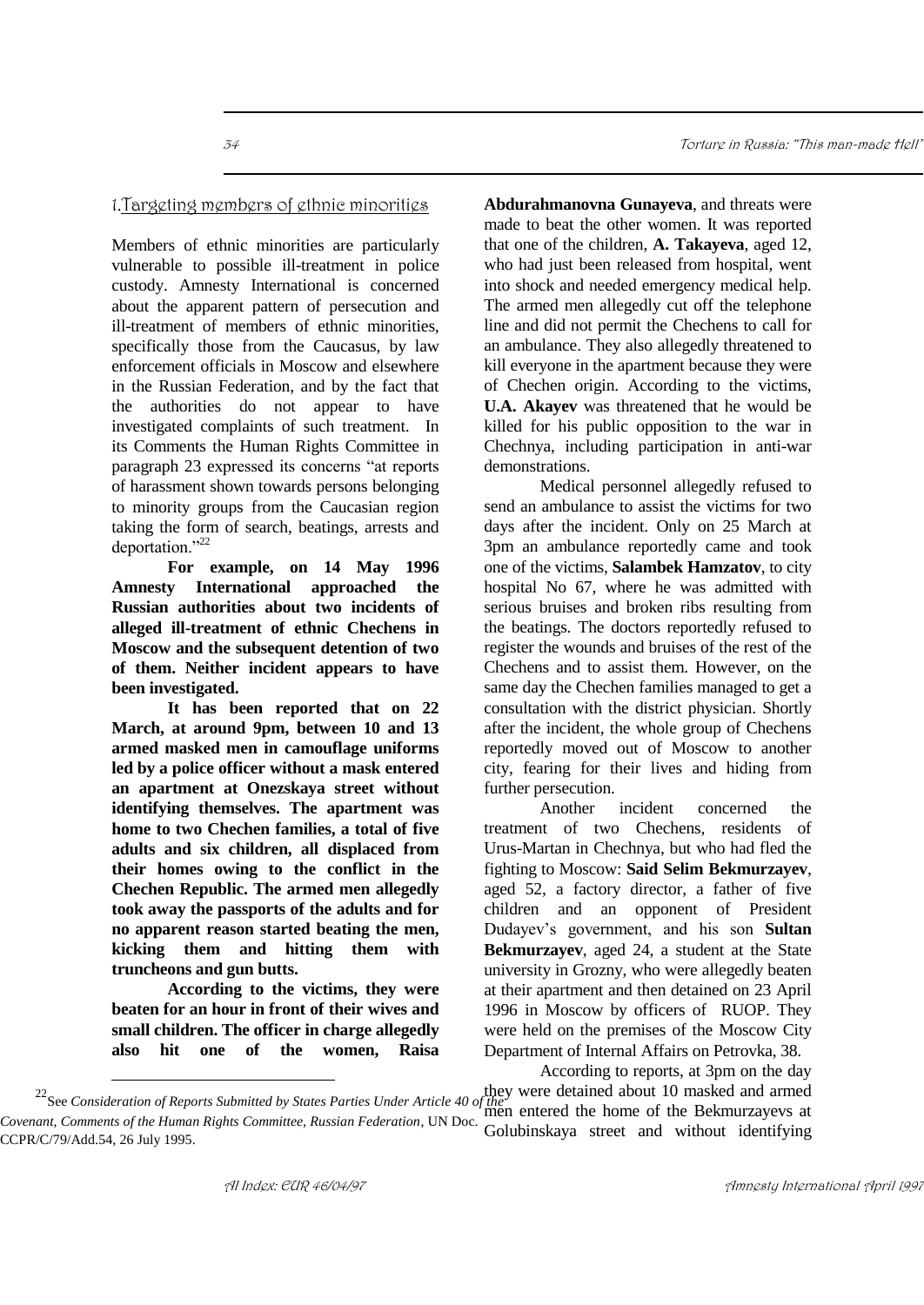## 1. Targeting members of ethnic minorities

Members of ethnic minorities are particularly vulnerable to possible ill-treatment in police custody. Amnesty International is concerned about the apparent pattern of persecution and ill-treatment of members of ethnic minorities, specifically those from the Caucasus, by law enforcement officials in Moscow and elsewhere in the Russian Federation, and by the fact that the authorities do not appear to have investigated complaints of such treatment. In its Comments the Human Rights Committee in paragraph 23 expressed its concerns "at reports of harassment shown towards persons belonging to minority groups from the Caucasian region taking the form of search, beatings, arrests and deportation."[22]

**For example, on 14 May 1996 Amnesty International approached the Russian authorities about two incidents of alleged ill-treatment of ethnic Chechens in Moscow and the subsequent detention of two of them. Neither incident appears to have been investigated.**

**It has been reported that on 22 March, at around 9pm, between 10 and 13 armed masked men in camouflage uniforms led by a police officer without a mask entered an apartment at Onezskaya street without identifying themselves. The apartment was home to two Chechen families, a total of five adults and six children, all displaced from their homes owing to the conflict in the Chechen Republic. The armed men allegedly took away the passports of the adults and for no apparent reason started beating the men, kicking them and hitting them with truncheons and gun butts.**

**According to the victims, they were beaten for an hour in front of their wives and small children. The officer in charge allegedly also hit one of the women, Raisa Abdurahmanovna Gunayeva**, and threats were made to beat the other women. It was reported that one of the children, **A. Takayeva**, aged 12, who had just been released from hospital, went into shock and needed emergency medical help. The armed men allegedly cut off the telephone line and did not permit the Chechens to call for an ambulance. They also allegedly threatened to kill everyone in the apartment because they were of Chechen origin. According to the victims, **U.A. Akayev** was threatened that he would be killed for his public opposition to the war in Chechnya, including participation in anti-war demonstrations.

Medical personnel allegedly refused to send an ambulance to assist the victims for two days after the incident. Only on 25 March at 3pm an ambulance reportedly came and took one of the victims, **Salambek Hamzatov**, to city hospital No 67, where he was admitted with serious bruises and broken ribs resulting from the beatings. The doctors reportedly refused to register the wounds and bruises of the rest of the Chechens and to assist them. However, on the same day the Chechen families managed to get a consultation with the district physician. Shortly after the incident, the whole group of Chechens reportedly moved out of Moscow to another city, fearing for their lives and hiding from further persecution.

Another incident concerned the treatment of two Chechens, residents of Urus-Martan in Chechnya, but who had fled the fighting to Moscow: **Said Selim Bekmurzayev**, aged 52, a factory director, a father of five children and an opponent of President Dudayev's government, and his son **Sultan Bekmurzayev**, aged 24, a student at the State university in Grozny, who were allegedly beaten at their apartment and then detained on 23 April 1996 in Moscow by officers of RUOP. They were held on the premises of the Moscow City Department of Internal Affairs on Petrovka, 38.

According to reports, at 3pm on the day they were detained about 10 masked and armed men entered the home of the Bekmurzayevs at Golubinskaya street and without identifying

---

[22] See *Consideration of Reports Submitted by States Parties Under Article 40 of the Covenant, Comments of the Human Rights Committee, Russian Federation*, UN Doc. CCPR/C/79/Add.54, 26 July 1995.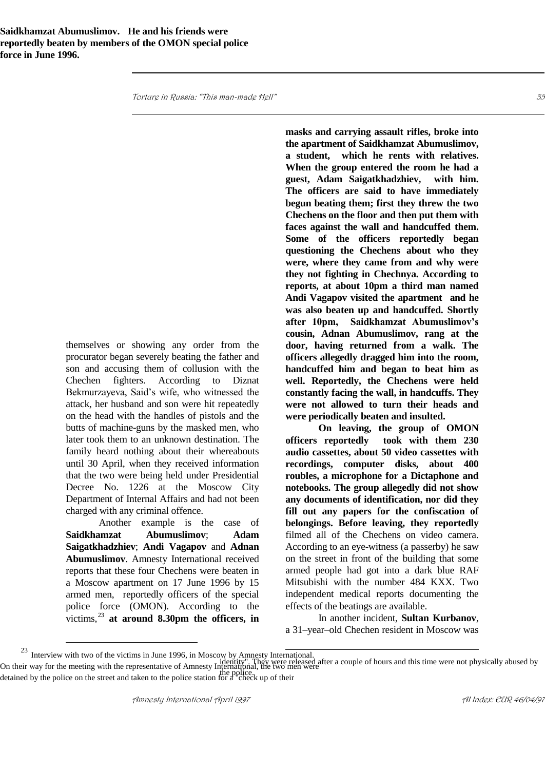**Saidkhamzat Abumuslimov. He and his friends were reportedly beaten by members of the OMON special police force in June 1996.**

themselves or showing any order from the procurator began severely beating the father and son and accusing them of collusion with the Chechen fighters. According to Diznat Bekmurzayeva, Said's wife, who witnessed the attack, her husband and son were hit repeatedly on the head with the handles of pistols and the butts of machine-guns by the masked men, who later took them to an unknown destination. The family heard nothing about their whereabouts until 30 April, when they received information that the two were being held under Presidential Decree No. 1226 at the Moscow City Department of Internal Affairs and had not been charged with any criminal offence.

Another example is the case of **Saidkhamzat Abumuslimov**; **Adam Saigatkhadzhiev**; **Andi Vagapov** and **Adnan Abumuslimov**. Amnesty International received reports that these four Chechens were beaten in a Moscow apartment on 17 June 1996 by 15 armed men, reportedly officers of the special police force (OMON). According to the victims,[23] **at around 8.30pm the officers, in masks and carrying assault rifles, broke into the apartment of Saidkhamzat Abumuslimov, a student, which he rents with relatives. When the group entered the room he had a guest, Adam Saigatkhadzhiev, with him. The officers are said to have immediately begun beating them; first they threw the two Chechens on the floor and then put them with faces against the wall and handcuffed them. Some of the officers reportedly began questioning the Chechens about who they were, where they came from and why were they not fighting in Chechnya. According to reports, at about 10pm a third man named Andi Vagapov visited the apartment and he was also beaten up and handcuffed. Shortly after 10pm, Saidkhamzat Abumuslimov's cousin, Adnan Abumuslimov, rang at the door, having returned from a walk. The officers allegedly dragged him into the room, handcuffed him and began to beat him as well. Reportedly, the Chechens were held constantly facing the wall, in handcuffs. They were not allowed to turn their heads and were periodically beaten and insulted.**

**On leaving, the group of OMON officers reportedly took with them 230 audio cassettes, about 50 video cassettes with recordings, computer disks, about 400 roubles, a microphone for a Dictaphone and notebooks. The group allegedly did not show any documents of identification, nor did they fill out any papers for the confiscation of belongings. Before leaving, they reportedly** filmed all of the Chechens on video camera. According to an eye-witness (a passerby) he saw on the street in front of the building that some armed people had got into a dark blue RAF Mitsubishi with the number 484 KXX. Two independent medical reports documenting the effects of the beatings are available.

In another incident, **Sultan Kurbanov**, a 31–year–old Chechen resident in Moscow was

---

[23] Interview with two of the victims in June 1996, in Moscow by Amnesty International. On their way for the meeting with the representative of Amnesty International, the two men were detained by the police on the street and taken to the police station for a "check up of their identity". They were released after a couple of hours and this time were not physically abused by the police.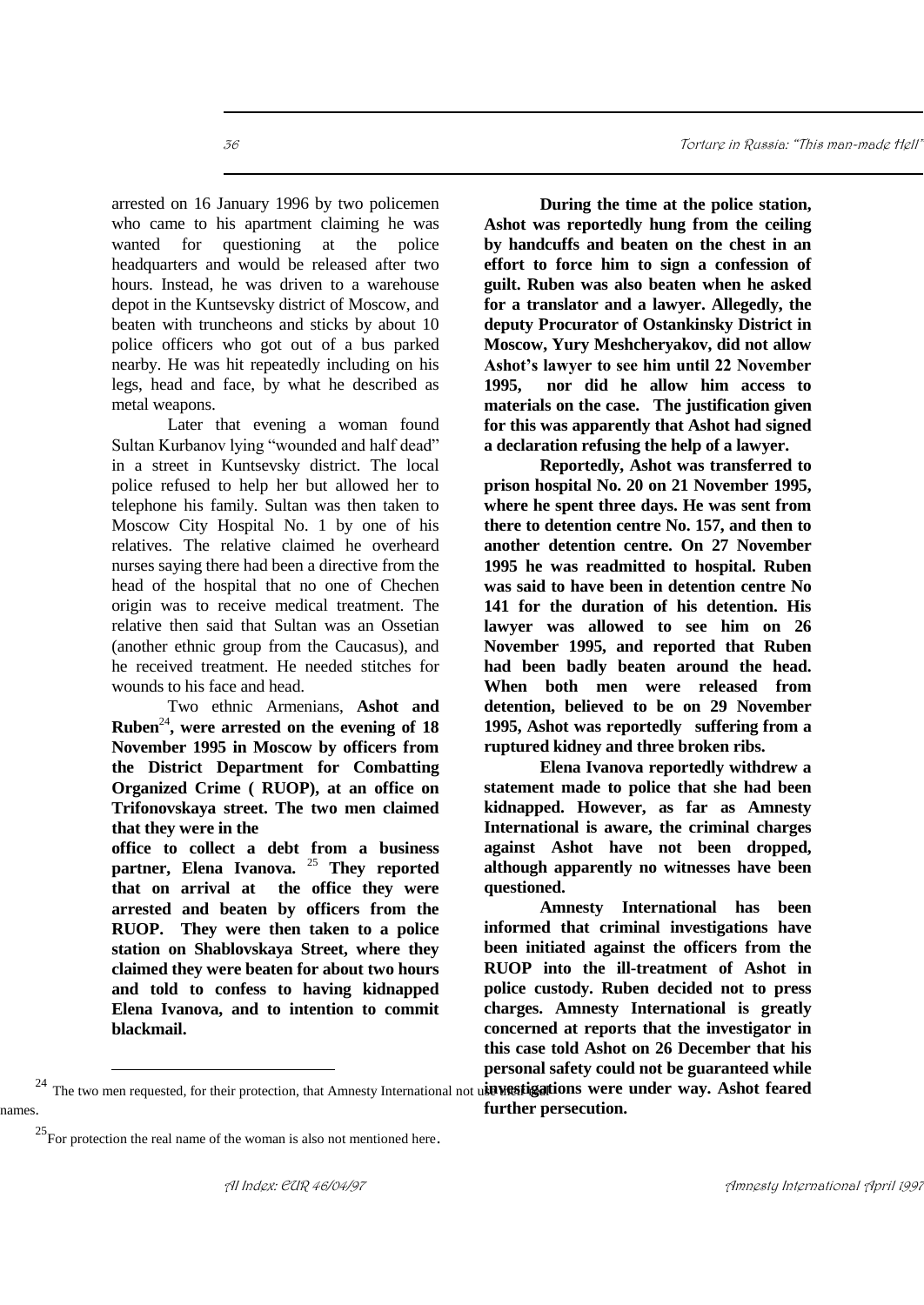arrested on 16 January 1996 by two policemen who came to his apartment claiming he was wanted for questioning at the police headquarters and would be released after two hours. Instead, he was driven to a warehouse depot in the Kuntsevsky district of Moscow, and beaten with truncheons and sticks by about 10 police officers who got out of a bus parked nearby. He was hit repeatedly including on his legs, head and face, by what he described as metal weapons.

Later that evening a woman found Sultan Kurbanov lying "wounded and half dead" in a street in Kuntsevsky district. The local police refused to help her but allowed her to telephone his family. Sultan was then taken to Moscow City Hospital No. 1 by one of his relatives. The relative claimed he overheard nurses saying there had been a directive from the head of the hospital that no one of Chechen origin was to receive medical treatment. The relative then said that Sultan was an Ossetian (another ethnic group from the Caucasus), and he received treatment. He needed stitches for wounds to his face and head.

Two ethnic Armenians, **Ashot and Ruben**[24]**, were arrested on the evening of 18 November 1995 in Moscow by officers from the District Department for Combatting Organized Crime ( RUOP), at an office on Trifonovskaya street. The two men claimed that they were in the office to collect a debt from a business partner, Elena Ivanova.** [25] **They reported that on arrival at the office they were arrested and beaten by officers from the RUOP. They were then taken to a police station on Shablovskaya Street, where they claimed they were beaten for about two hours and told to confess to having kidnapped Elena Ivanova, and to intention to commit blackmail.**

**During the time at the police station, Ashot was reportedly hung from the ceiling by handcuffs and beaten on the chest in an effort to force him to sign a confession of guilt. Ruben was also beaten when he asked for a translator and a lawyer. Allegedly, the deputy Procurator of Ostankinsky District in Moscow, Yury Meshcheryakov, did not allow Ashot's lawyer to see him until 22 November 1995, nor did he allow him access to materials on the case. The justification given for this was apparently that Ashot had signed a declaration refusing the help of a lawyer.**

**Reportedly, Ashot was transferred to prison hospital No. 20 on 21 November 1995, where he spent three days. He was sent from there to detention centre No. 157, and then to another detention centre. On 27 November 1995 he was readmitted to hospital. Ruben was said to have been in detention centre No 141 for the duration of his detention. His lawyer was allowed to see him on 26 November 1995, and reported that Ruben had been badly beaten around the head. When both men were released from detention, believed to be on 29 November 1995, Ashot was reportedly suffering from a ruptured kidney and three broken ribs.**

**Elena Ivanova reportedly withdrew a statement made to police that she had been kidnapped. However, as far as Amnesty International is aware, the criminal charges against Ashot have not been dropped, although apparently no witnesses have been questioned.**

**Amnesty International has been informed that criminal investigations have been initiated against the officers from the RUOP into the ill-treatment of Ashot in police custody. Ruben decided not to press charges. Amnesty International is greatly concerned at reports that the investigator in this case told Ashot on 26 December that his personal safety could not be guaranteed while investigations were under way. Ashot feared further persecution.**

---

[24] The two men requested, for their protection, that Amnesty International not use their real names.

[25] For protection the real name of the woman is also not mentioned here.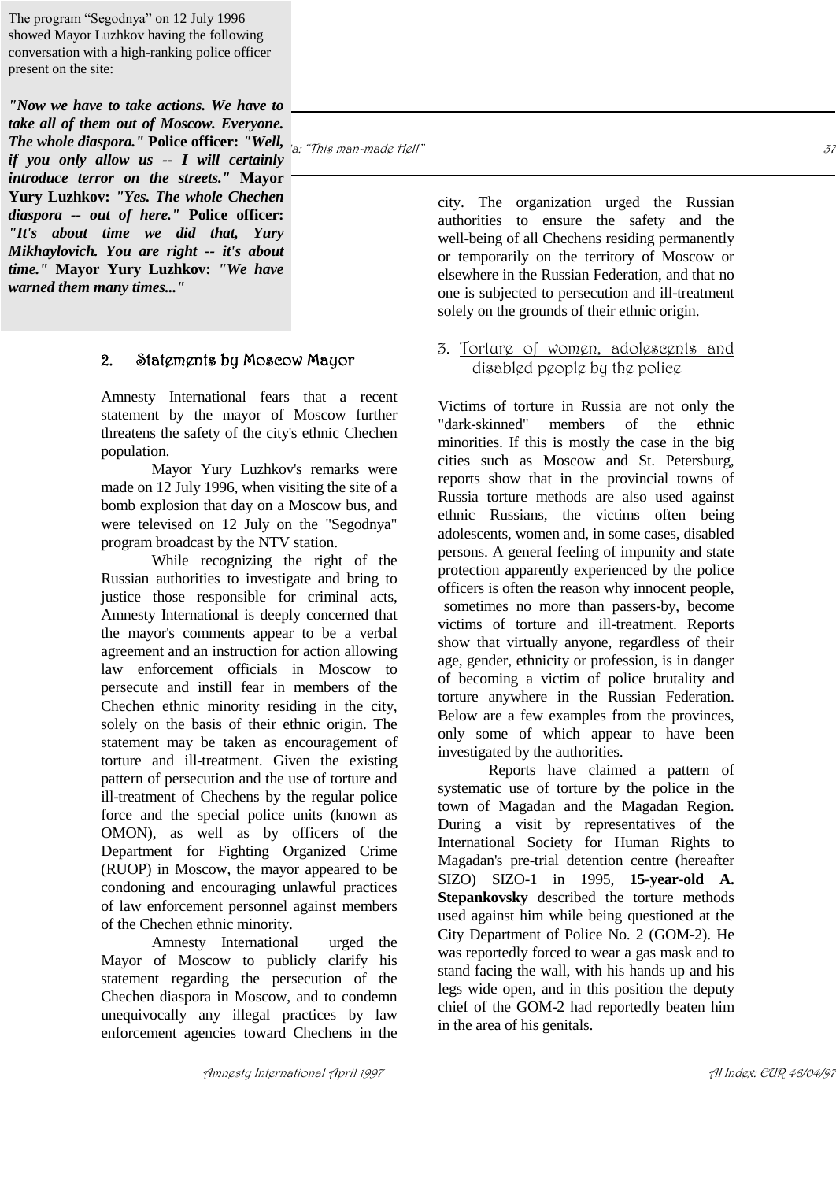The program "Segodnya" on 12 July 1996 showed Mayor Luzhkov having the following conversation with a high-ranking police officer present on the site:

***"Now we have to take actions. We have to take all of them out of Moscow. Everyone. The whole diaspora."*** **Police officer:** ***"Well, if you only allow us -- I will certainly introduce terror on the streets."*** **Mayor Yury Luzhkov:** ***"Yes. The whole Chechen diaspora -- out of here."*** **Police officer:** ***"It's about time we did that, Yury Mikhaylovich. You are right -- it's about time."*** **Mayor Yury Luzhkov:** ***"We have warned them many times..."***

## 2. Statements by Moscow Mayor

Amnesty International fears that a recent statement by the mayor of Moscow further threatens the safety of the city's ethnic Chechen population.

Mayor Yury Luzhkov's remarks were made on 12 July 1996, when visiting the site of a bomb explosion that day on a Moscow bus, and were televised on 12 July on the "Segodnya" program broadcast by the NTV station.

While recognizing the right of the Russian authorities to investigate and bring to justice those responsible for criminal acts, Amnesty International is deeply concerned that the mayor's comments appear to be a verbal agreement and an instruction for action allowing law enforcement officials in Moscow to persecute and instill fear in members of the Chechen ethnic minority residing in the city, solely on the basis of their ethnic origin. The statement may be taken as encouragement of torture and ill-treatment. Given the existing pattern of persecution and the use of torture and ill-treatment of Chechens by the regular police force and the special police units (known as OMON), as well as by officers of the Department for Fighting Organized Crime (RUOP) in Moscow, the mayor appeared to be condoning and encouraging unlawful practices of law enforcement personnel against members of the Chechen ethnic minority.

Amnesty International urged the Mayor of Moscow to publicly clarify his statement regarding the persecution of the Chechen diaspora in Moscow, and to condemn unequivocally any illegal practices by law enforcement agencies toward Chechens in the city. The organization urged the Russian authorities to ensure the safety and the well-being of all Chechens residing permanently or temporarily on the territory of Moscow or elsewhere in the Russian Federation, and that no one is subjected to persecution and ill-treatment solely on the grounds of their ethnic origin.

## 3. Torture of women, adolescents and disabled people by the police

Victims of torture in Russia are not only the "dark-skinned" members of the ethnic minorities. If this is mostly the case in the big cities such as Moscow and St. Petersburg, reports show that in the provincial towns of Russia torture methods are also used against ethnic Russians, the victims often being adolescents, women and, in some cases, disabled persons. A general feeling of impunity and state protection apparently experienced by the police officers is often the reason why innocent people, sometimes no more than passers-by, become victims of torture and ill-treatment. Reports show that virtually anyone, regardless of their age, gender, ethnicity or profession, is in danger of becoming a victim of police brutality and torture anywhere in the Russian Federation. Below are a few examples from the provinces, only some of which appear to have been investigated by the authorities.

Reports have claimed a pattern of systematic use of torture by the police in the town of Magadan and the Magadan Region. During a visit by representatives of the International Society for Human Rights to Magadan's pre-trial detention centre (hereafter SIZO) SIZO-1 in 1995, **15-year-old A. Stepankovsky** described the torture methods used against him while being questioned at the City Department of Police No. 2 (GOM-2). He was reportedly forced to wear a gas mask and to stand facing the wall, with his hands up and his legs wide open, and in this position the deputy chief of the GOM-2 had reportedly beaten him in the area of his genitals.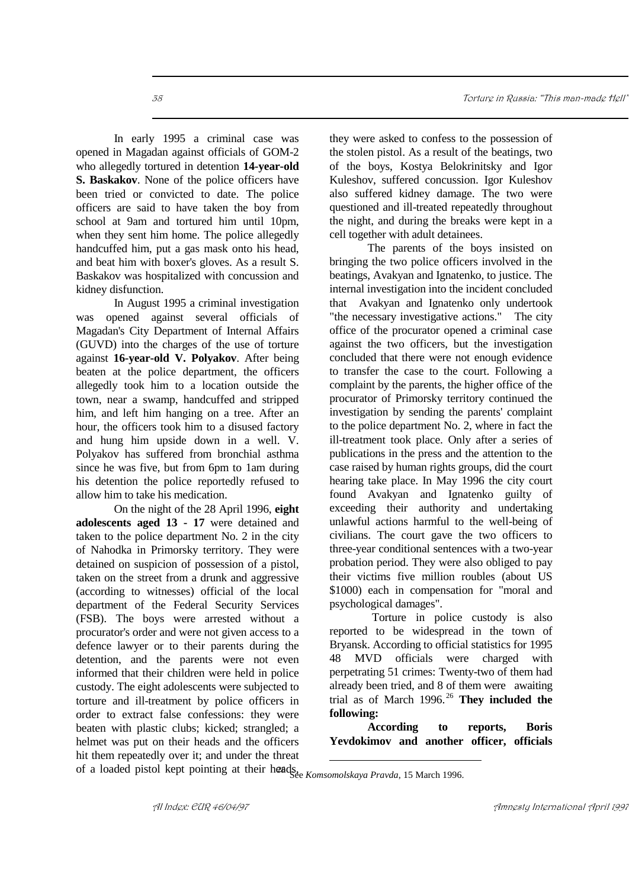In early 1995 a criminal case was opened in Magadan against officials of GOM-2 who allegedly tortured in detention **14-year-old S. Baskakov**. None of the police officers have been tried or convicted to date. The police officers are said to have taken the boy from school at 9am and tortured him until 10pm, when they sent him home. The police allegedly handcuffed him, put a gas mask onto his head, and beat him with boxer's gloves. As a result S. Baskakov was hospitalized with concussion and kidney disfunction.

In August 1995 a criminal investigation was opened against several officials of Magadan's City Department of Internal Affairs (GUVD) into the charges of the use of torture against **16-year-old V. Polyakov**. After being beaten at the police department, the officers allegedly took him to a location outside the town, near a swamp, handcuffed and stripped him, and left him hanging on a tree. After an hour, the officers took him to a disused factory and hung him upside down in a well. V. Polyakov has suffered from bronchial asthma since he was five, but from 6pm to 1am during his detention the police reportedly refused to allow him to take his medication.

On the night of the 28 April 1996, **eight adolescents aged 13 - 17** were detained and taken to the police department No. 2 in the city of Nahodka in Primorsky territory. They were detained on suspicion of possession of a pistol, taken on the street from a drunk and aggressive (according to witnesses) official of the local department of the Federal Security Services (FSB). The boys were arrested without a procurator's order and were not given access to a defence lawyer or to their parents during the detention, and the parents were not even informed that their children were held in police custody. The eight adolescents were subjected to torture and ill-treatment by police officers in order to extract false confessions: they were beaten with plastic clubs; kicked; strangled; a helmet was put on their heads and the officers hit them repeatedly over it; and under the threat of a loaded pistol kept pointing at their heads, they were asked to confess to the possession of the stolen pistol. As a result of the beatings, two of the boys, Kostya Belokrinitsky and Igor Kuleshov, suffered concussion. Igor Kuleshov also suffered kidney damage. The two were questioned and ill-treated repeatedly throughout the night, and during the breaks were kept in a cell together with adult detainees.

The parents of the boys insisted on bringing the two police officers involved in the beatings, Avakyan and Ignatenko, to justice. The internal investigation into the incident concluded that Avakyan and Ignatenko only undertook "the necessary investigative actions." The city office of the procurator opened a criminal case against the two officers, but the investigation concluded that there were not enough evidence to transfer the case to the court. Following a complaint by the parents, the higher office of the procurator of Primorsky territory continued the investigation by sending the parents' complaint to the police department No. 2, where in fact the ill-treatment took place. Only after a series of publications in the press and the attention to the case raised by human rights groups, did the court hearing take place. In May 1996 the city court found Avakyan and Ignatenko guilty of exceeding their authority and undertaking unlawful actions harmful to the well-being of civilians. The court gave the two officers to three-year conditional sentences with a two-year probation period. They were also obliged to pay their victims five million roubles (about US $1000) each in compensation for "moral and psychological damages".

Torture in police custody is also reported to be widespread in the town of Bryansk. According to official statistics for 1995 48 MVD officials were charged with perpetrating 51 crimes: Twenty-two of them had already been tried, and 8 of them were awaiting trial as of March 1996.[26] **They included the following:**

**According to reports, Boris Yevdokimov and another officer, officials**

---

[26] See *Komsomolskaya Pravda*, 15 March 1996.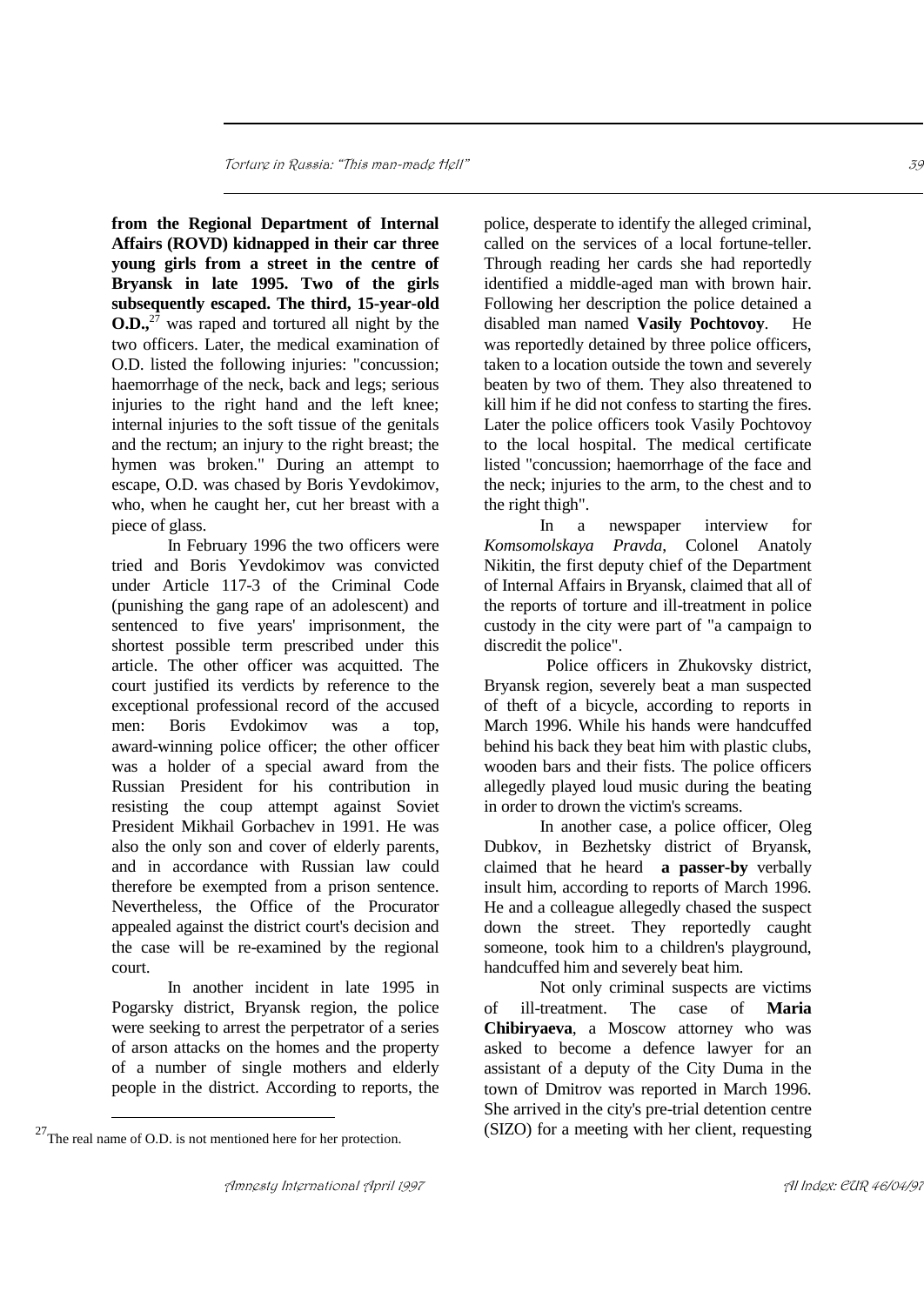**from the Regional Department of Internal Affairs (ROVD) kidnapped in their car three young girls from a street in the centre of Bryansk in late 1995. Two of the girls subsequently escaped. The third, 15-year-old O.D.,**[27] was raped and tortured all night by the two officers. Later, the medical examination of O.D. listed the following injuries: "concussion; haemorrhage of the neck, back and legs; serious injuries to the right hand and the left knee; internal injuries to the soft tissue of the genitals and the rectum; an injury to the right breast; the hymen was broken." During an attempt to escape, O.D. was chased by Boris Yevdokimov, who, when he caught her, cut her breast with a piece of glass.

In February 1996 the two officers were tried and Boris Yevdokimov was convicted under Article 117-3 of the Criminal Code (punishing the gang rape of an adolescent) and sentenced to five years' imprisonment, the shortest possible term prescribed under this article. The other officer was acquitted. The court justified its verdicts by reference to the exceptional professional record of the accused men: Boris Evdokimov was a top, award-winning police officer; the other officer was a holder of a special award from the Russian President for his contribution in resisting the coup attempt against Soviet President Mikhail Gorbachev in 1991. He was also the only son and cover of elderly parents, and in accordance with Russian law could therefore be exempted from a prison sentence. Nevertheless, the Office of the Procurator appealed against the district court's decision and the case will be re-examined by the regional court.

In another incident in late 1995 in Pogarsky district, Bryansk region, the police were seeking to arrest the perpetrator of a series of arson attacks on the homes and the property of a number of single mothers and elderly people in the district. According to reports, the police, desperate to identify the alleged criminal, called on the services of a local fortune-teller. Through reading her cards she had reportedly identified a middle-aged man with brown hair. Following her description the police detained a disabled man named **Vasily Pochtovoy**. He was reportedly detained by three police officers, taken to a location outside the town and severely beaten by two of them. They also threatened to kill him if he did not confess to starting the fires. Later the police officers took Vasily Pochtovoy to the local hospital. The medical certificate listed "concussion; haemorrhage of the face and the neck; injuries to the arm, to the chest and to the right thigh".

In a newspaper interview for *Komsomolskaya Pravda*, Colonel Anatoly Nikitin, the first deputy chief of the Department of Internal Affairs in Bryansk, claimed that all of the reports of torture and ill-treatment in police custody in the city were part of "a campaign to discredit the police".

Police officers in Zhukovsky district, Bryansk region, severely beat a man suspected of theft of a bicycle, according to reports in March 1996. While his hands were handcuffed behind his back they beat him with plastic clubs, wooden bars and their fists. The police officers allegedly played loud music during the beating in order to drown the victim's screams.

In another case, a police officer, Oleg Dubkov, in Bezhetsky district of Bryansk, claimed that he heard **a passer-by** verbally insult him, according to reports of March 1996. He and a colleague allegedly chased the suspect down the street. They reportedly caught someone, took him to a children's playground, handcuffed him and severely beat him.

Not only criminal suspects are victims of ill-treatment. The case of **Maria Chibiryaeva**, a Moscow attorney who was asked to become a defence lawyer for an assistant of a deputy of the City Duma in the town of Dmitrov was reported in March 1996. She arrived in the city's pre-trial detention centre (SIZO) for a meeting with her client, requesting

[27] The real name of O.D. is not mentioned here for her protection.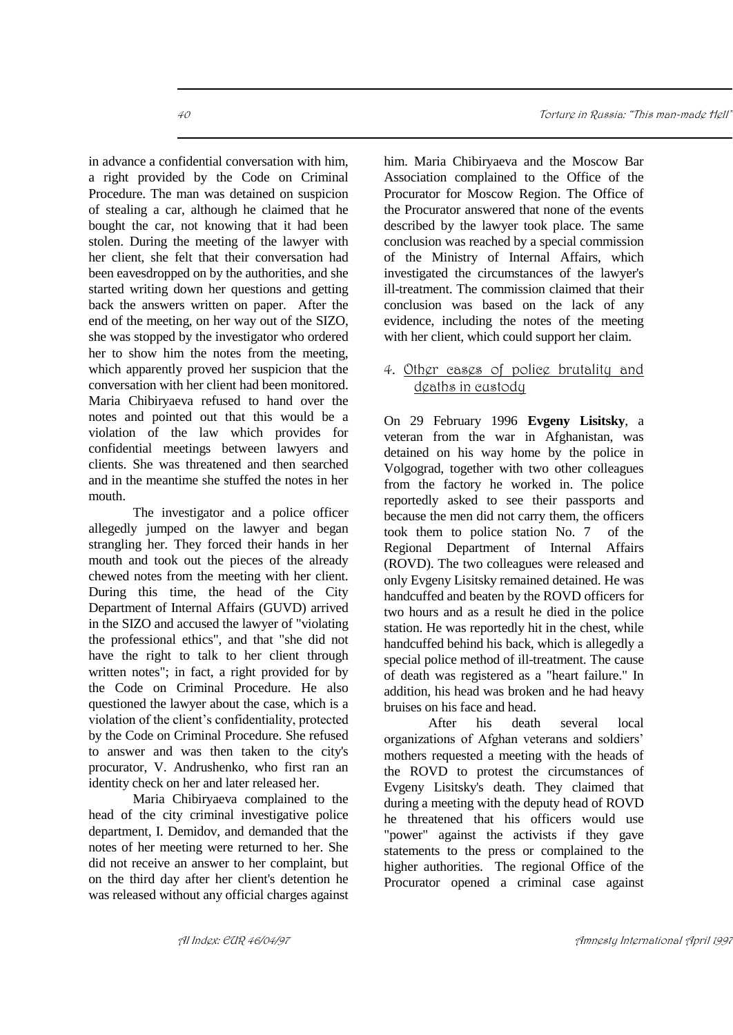in advance a confidential conversation with him, a right provided by the Code on Criminal Procedure. The man was detained on suspicion of stealing a car, although he claimed that he bought the car, not knowing that it had been stolen. During the meeting of the lawyer with her client, she felt that their conversation had been eavesdropped on by the authorities, and she started writing down her questions and getting back the answers written on paper. After the end of the meeting, on her way out of the SIZO, she was stopped by the investigator who ordered her to show him the notes from the meeting, which apparently proved her suspicion that the conversation with her client had been monitored. Maria Chibiryaeva refused to hand over the notes and pointed out that this would be a violation of the law which provides for confidential meetings between lawyers and clients. She was threatened and then searched and in the meantime she stuffed the notes in her mouth.

The investigator and a police officer allegedly jumped on the lawyer and began strangling her. They forced their hands in her mouth and took out the pieces of the already chewed notes from the meeting with her client. During this time, the head of the City Department of Internal Affairs (GUVD) arrived in the SIZO and accused the lawyer of "violating the professional ethics", and that "she did not have the right to talk to her client through written notes"; in fact, a right provided for by the Code on Criminal Procedure. He also questioned the lawyer about the case, which is a violation of the client's confidentiality, protected by the Code on Criminal Procedure. She refused to answer and was then taken to the city's procurator, V. Andrushenko, who first ran an identity check on her and later released her.

Maria Chibiryaeva complained to the head of the city criminal investigative police department, I. Demidov, and demanded that the notes of her meeting were returned to her. She did not receive an answer to her complaint, but on the third day after her client's detention he was released without any official charges against him. Maria Chibiryaeva and the Moscow Bar Association complained to the Office of the Procurator for Moscow Region. The Office of the Procurator answered that none of the events described by the lawyer took place. The same conclusion was reached by a special commission of the Ministry of Internal Affairs, which investigated the circumstances of the lawyer's ill-treatment. The commission claimed that their conclusion was based on the lack of any evidence, including the notes of the meeting with her client, which could support her claim.

## 4. Other cases of police brutality and deaths in custody

On 29 February 1996 **Evgeny Lisitsky**, a veteran from the war in Afghanistan, was detained on his way home by the police in Volgograd, together with two other colleagues from the factory he worked in. The police reportedly asked to see their passports and because the men did not carry them, the officers took them to police station No. 7 of the Regional Department of Internal Affairs (ROVD). The two colleagues were released and only Evgeny Lisitsky remained detained. He was handcuffed and beaten by the ROVD officers for two hours and as a result he died in the police station. He was reportedly hit in the chest, while handcuffed behind his back, which is allegedly a special police method of ill-treatment. The cause of death was registered as a "heart failure." In addition, his head was broken and he had heavy bruises on his face and head.

After his death several local organizations of Afghan veterans and soldiers' mothers requested a meeting with the heads of the ROVD to protest the circumstances of Evgeny Lisitsky's death. They claimed that during a meeting with the deputy head of ROVD he threatened that his officers would use "power" against the activists if they gave statements to the press or complained to the higher authorities. The regional Office of the Procurator opened a criminal case against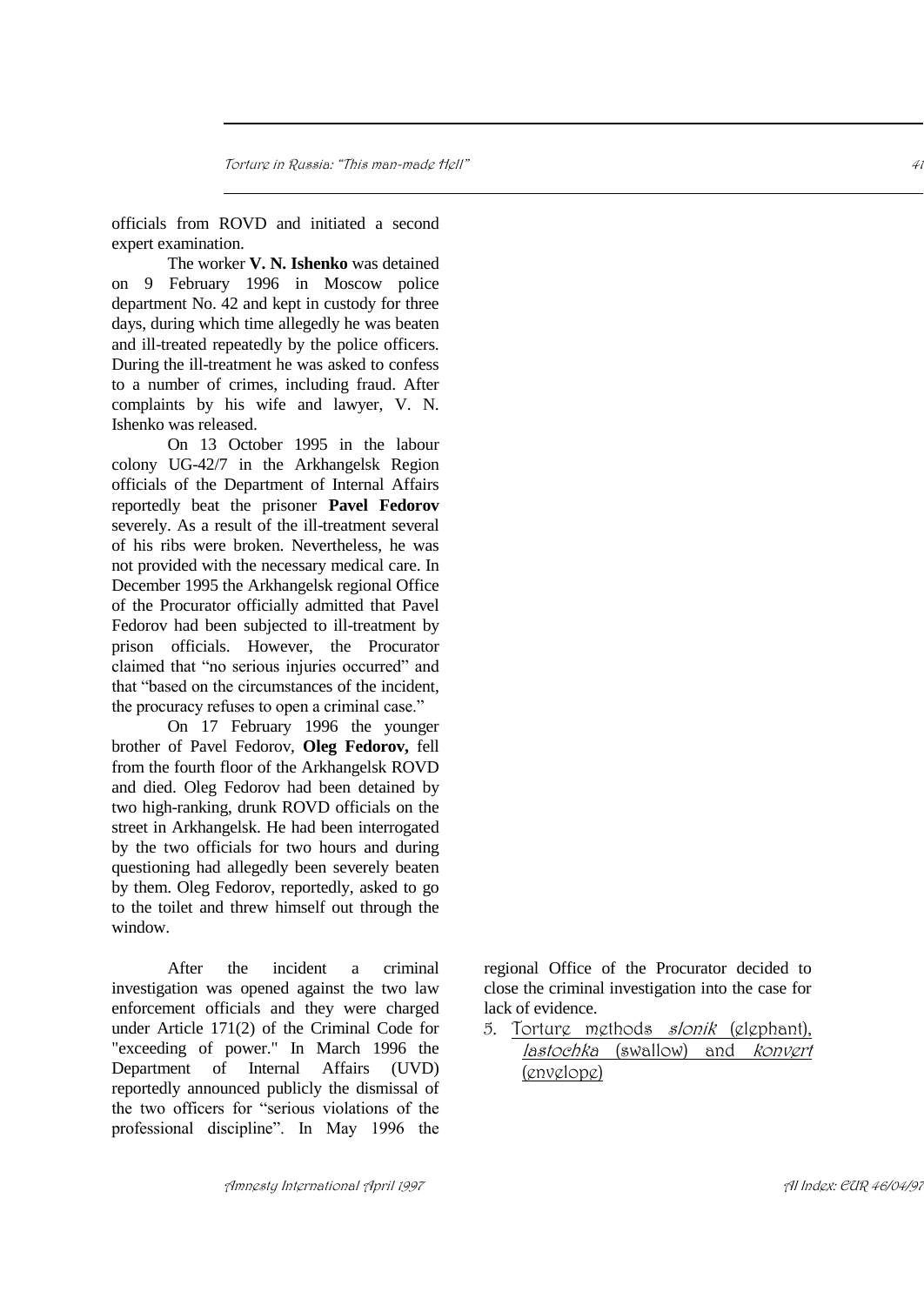officials from ROVD and initiated a second expert examination.

The worker **V. N. Ishenko** was detained on 9 February 1996 in Moscow police department No. 42 and kept in custody for three days, during which time allegedly he was beaten and ill-treated repeatedly by the police officers. During the ill-treatment he was asked to confess to a number of crimes, including fraud. After complaints by his wife and lawyer, V. N. Ishenko was released.

On 13 October 1995 in the labour colony UG-42/7 in the Arkhangelsk Region officials of the Department of Internal Affairs reportedly beat the prisoner **Pavel Fedorov** severely. As a result of the ill-treatment several of his ribs were broken. Nevertheless, he was not provided with the necessary medical care. In December 1995 the Arkhangelsk regional Office of the Procurator officially admitted that Pavel Fedorov had been subjected to ill-treatment by prison officials. However, the Procurator claimed that "no serious injuries occurred" and that "based on the circumstances of the incident, the procuracy refuses to open a criminal case."

On 17 February 1996 the younger brother of Pavel Fedorov, **Oleg Fedorov,** fell from the fourth floor of the Arkhangelsk ROVD and died. Oleg Fedorov had been detained by two high-ranking, drunk ROVD officials on the street in Arkhangelsk. He had been interrogated by the two officials for two hours and during questioning had allegedly been severely beaten by them. Oleg Fedorov, reportedly, asked to go to the toilet and threw himself out through the window.

After the incident a criminal investigation was opened against the two law enforcement officials and they were charged under Article 171(2) of the Criminal Code for "exceeding of power." In March 1996 the Department of Internal Affairs (UVD) reportedly announced publicly the dismissal of the two officers for "serious violations of the professional discipline". In May 1996 the regional Office of the Procurator decided to close the criminal investigation into the case for lack of evidence.

### 5. Torture methods *slonik* (elephant), *lastochka* (swallow) and *konvert* (envelope)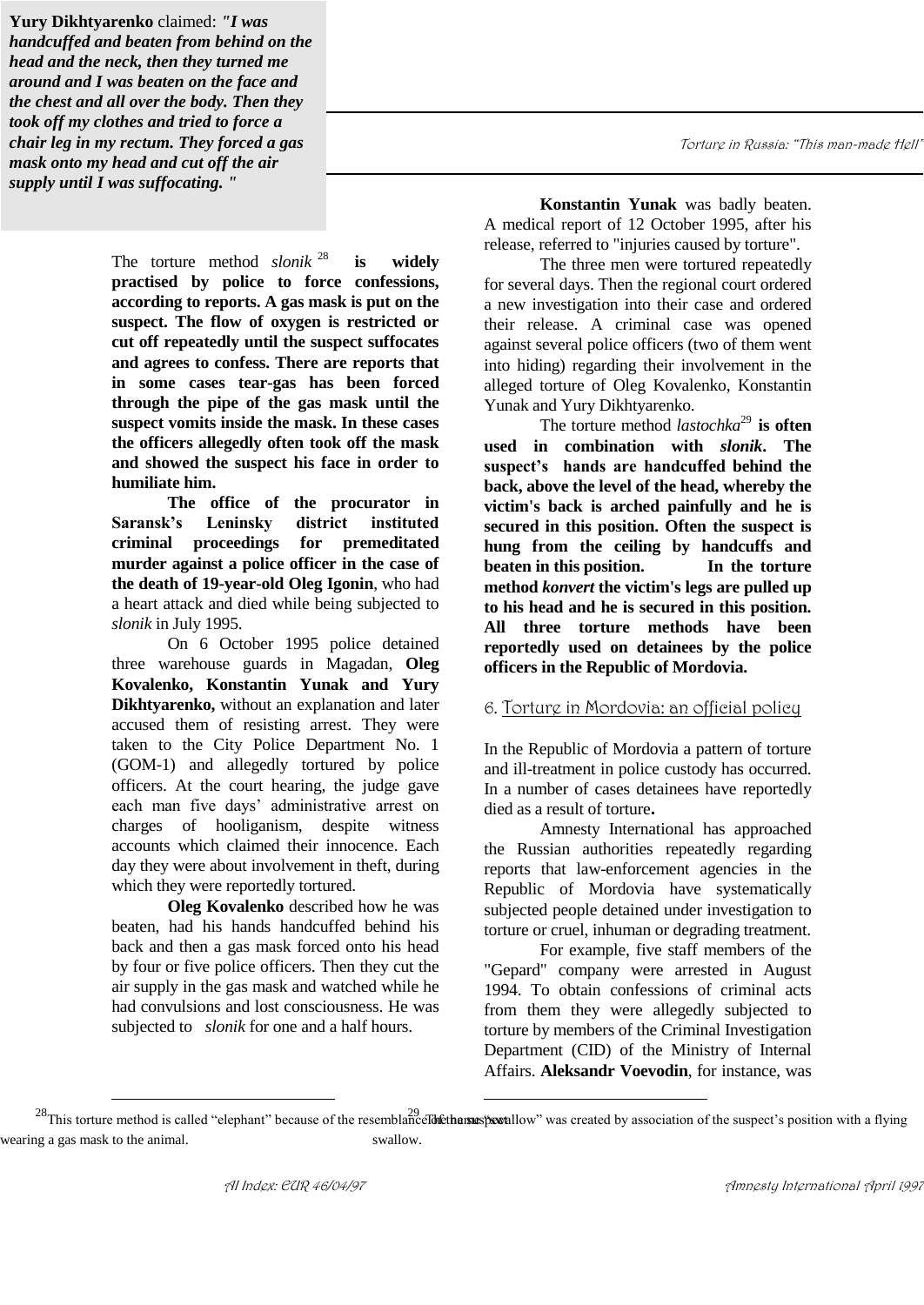**Yury Dikhtyarenko** claimed: ***"I was handcuffed and beaten from behind on the head and the neck, then they turned me around and I was beaten on the face and the chest and all over the body. Then they took off my clothes and tried to force a chair leg in my rectum. They forced a gas mask onto my head and cut off the air supply until I was suffocating. "***

The torture method *slonik* [28] **is widely practised by police to force confessions, according to reports. A gas mask is put on the suspect. The flow of oxygen is restricted or cut off repeatedly until the suspect suffocates and agrees to confess. There are reports that in some cases tear-gas has been forced through the pipe of the gas mask until the suspect vomits inside the mask. In these cases the officers allegedly often took off the mask and showed the suspect his face in order to humiliate him.**

**The office of the procurator in Saransk's Leninsky district instituted criminal proceedings for premeditated murder against a police officer in the case of the death of 19-year-old Oleg Igonin**, who had a heart attack and died while being subjected to *slonik* in July 1995.

On 6 October 1995 police detained three warehouse guards in Magadan, **Oleg Kovalenko, Konstantin Yunak and Yury Dikhtyarenko,** without an explanation and later accused them of resisting arrest. They were taken to the City Police Department No. 1 (GOM-1) and allegedly tortured by police officers. At the court hearing, the judge gave each man five days' administrative arrest on charges of hooliganism, despite witness accounts which claimed their innocence. Each day they were about involvement in theft, during which they were reportedly tortured.

**Oleg Kovalenko** described how he was beaten, had his hands handcuffed behind his back and then a gas mask forced onto his head by four or five police officers. Then they cut the air supply in the gas mask and watched while he had convulsions and lost consciousness. He was subjected to *slonik* for one and a half hours.

**Konstantin Yunak** was badly beaten. A medical report of 12 October 1995, after his release, referred to "injuries caused by torture".

The three men were tortured repeatedly for several days. Then the regional court ordered a new investigation into their case and ordered their release. A criminal case was opened against several police officers (two of them went into hiding) regarding their involvement in the alleged torture of Oleg Kovalenko, Konstantin Yunak and Yury Dikhtyarenko.

The torture method *lastochka*[29] **is often used in combination with *slonik*. The suspect's hands are handcuffed behind the back, above the level of the head, whereby the victim's back is arched painfully and he is secured in this position. Often the suspect is hung from the ceiling by handcuffs and beaten in this position. In the torture method *konvert* the victim's legs are pulled up to his head and he is secured in this position. All three torture methods have been reportedly used on detainees by the police officers in the Republic of Mordovia.**

## 6. Torture in Mordovia: an official policy

In the Republic of Mordovia a pattern of torture and ill-treatment in police custody has occurred. In a number of cases detainees have reportedly died as a result of torture**.**

Amnesty International has approached the Russian authorities repeatedly regarding reports that law-enforcement agencies in the Republic of Mordovia have systematically subjected people detained under investigation to torture or cruel, inhuman or degrading treatment.

For example, five staff members of the "Gepard" company were arrested in August 1994. To obtain confessions of criminal acts from them they were allegedly subjected to torture by members of the Criminal Investigation Department (CID) of the Ministry of Internal Affairs. **Aleksandr Voevodin**, for instance, was

---

[28] This torture method is called "elephant" because of the resemblance of the suspect wearing a gas mask to the animal.

[29] The name "swallow" was created by association of the suspect's position with a flying swallow.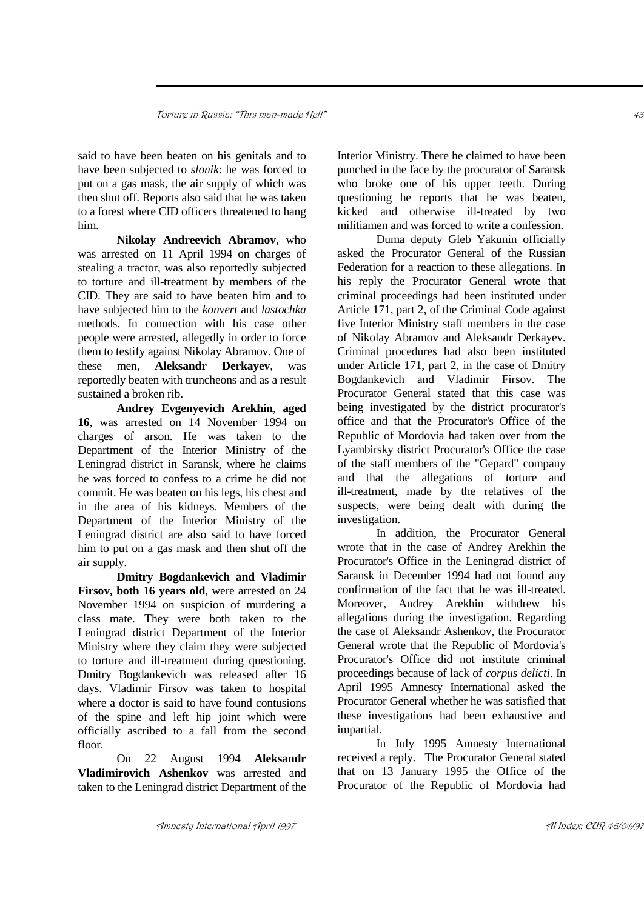said to have been beaten on his genitals and to have been subjected to *slonik*: he was forced to put on a gas mask, the air supply of which was then shut off. Reports also said that he was taken to a forest where CID officers threatened to hang him.

**Nikolay Andreevich Abramov**, who was arrested on 11 April 1994 on charges of stealing a tractor, was also reportedly subjected to torture and ill-treatment by members of the CID. They are said to have beaten him and to have subjected him to the *konvert* and *lastochka* methods. In connection with his case other people were arrested, allegedly in order to force them to testify against Nikolay Abramov. One of these men, **Aleksandr Derkayev**, was reportedly beaten with truncheons and as a result sustained a broken rib.

**Andrey Evgenyevich Arekhin**, **aged 16**, was arrested on 14 November 1994 on charges of arson. He was taken to the Department of the Interior Ministry of the Leningrad district in Saransk, where he claims he was forced to confess to a crime he did not commit. He was beaten on his legs, his chest and in the area of his kidneys. Members of the Department of the Interior Ministry of the Leningrad district are also said to have forced him to put on a gas mask and then shut off the air supply.

**Dmitry Bogdankevich and Vladimir Firsov, both 16 years old**, were arrested on 24 November 1994 on suspicion of murdering a class mate. They were both taken to the Leningrad district Department of the Interior Ministry where they claim they were subjected to torture and ill-treatment during questioning. Dmitry Bogdankevich was released after 16 days. Vladimir Firsov was taken to hospital where a doctor is said to have found contusions of the spine and left hip joint which were officially ascribed to a fall from the second floor.

On 22 August 1994 **Aleksandr Vladimirovich Ashenkov** was arrested and taken to the Leningrad district Department of the Interior Ministry. There he claimed to have been punched in the face by the procurator of Saransk who broke one of his upper teeth. During questioning he reports that he was beaten, kicked and otherwise ill-treated by two militiamen and was forced to write a confession.

Duma deputy Gleb Yakunin officially asked the Procurator General of the Russian Federation for a reaction to these allegations. In his reply the Procurator General wrote that criminal proceedings had been instituted under Article 171, part 2, of the Criminal Code against five Interior Ministry staff members in the case of Nikolay Abramov and Aleksandr Derkayev. Criminal procedures had also been instituted under Article 171, part 2, in the case of Dmitry Bogdankevich and Vladimir Firsov. The Procurator General stated that this case was being investigated by the district procurator's office and that the Procurator's Office of the Republic of Mordovia had taken over from the Lyambirsky district Procurator's Office the case of the staff members of the "Gepard" company and that the allegations of torture and ill-treatment, made by the relatives of the suspects, were being dealt with during the investigation.

In addition, the Procurator General wrote that in the case of Andrey Arekhin the Procurator's Office in the Leningrad district of Saransk in December 1994 had not found any confirmation of the fact that he was ill-treated. Moreover, Andrey Arekhin withdrew his allegations during the investigation. Regarding the case of Aleksandr Ashenkov, the Procurator General wrote that the Republic of Mordovia's Procurator's Office did not institute criminal proceedings because of lack of *corpus delicti*. In April 1995 Amnesty International asked the Procurator General whether he was satisfied that these investigations had been exhaustive and impartial.

In July 1995 Amnesty International received a reply. The Procurator General stated that on 13 January 1995 the Office of the Procurator of the Republic of Mordovia had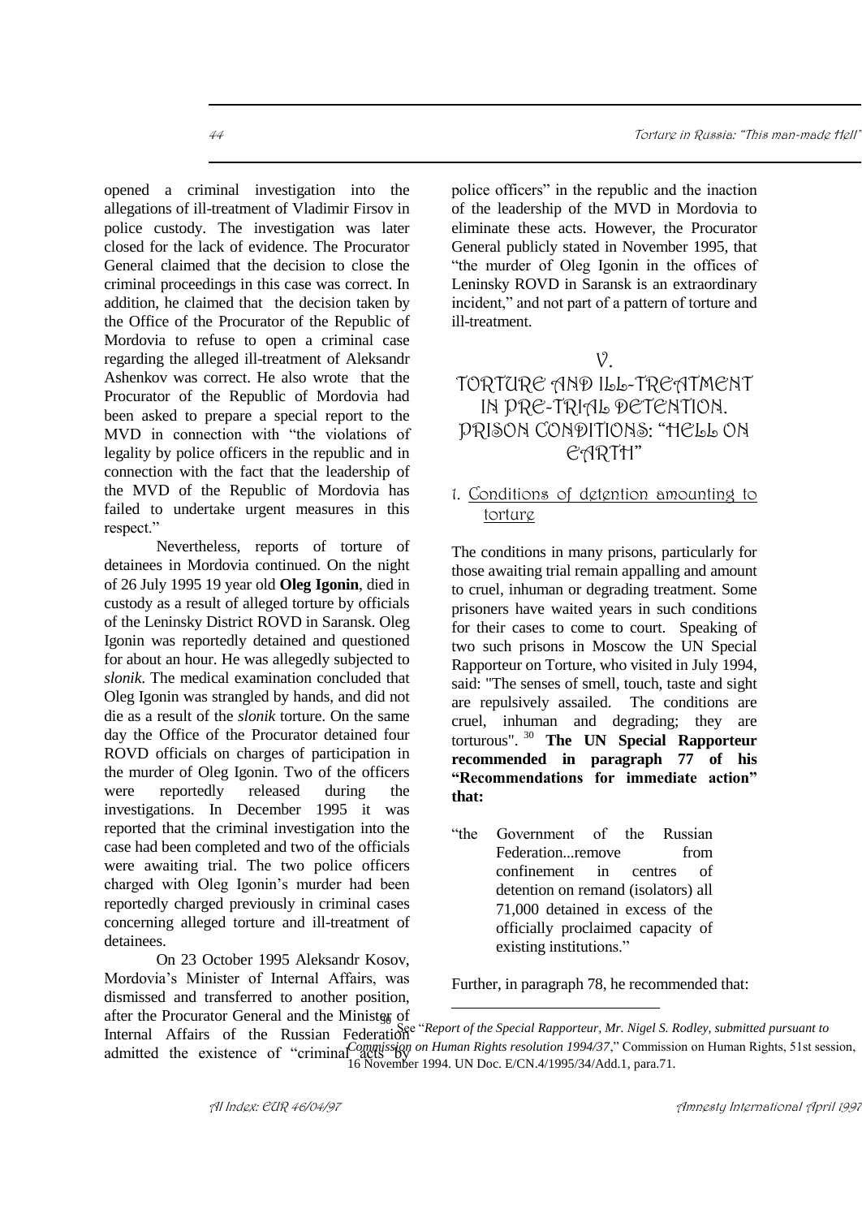opened a criminal investigation into the allegations of ill-treatment of Vladimir Firsov in police custody. The investigation was later closed for the lack of evidence. The Procurator General claimed that the decision to close the criminal proceedings in this case was correct. In addition, he claimed that the decision taken by the Office of the Procurator of the Republic of Mordovia to refuse to open a criminal case regarding the alleged ill-treatment of Aleksandr Ashenkov was correct. He also wrote that the Procurator of the Republic of Mordovia had been asked to prepare a special report to the MVD in connection with "the violations of legality by police officers in the republic and in connection with the fact that the leadership of the MVD of the Republic of Mordovia has failed to undertake urgent measures in this respect."

Nevertheless, reports of torture of detainees in Mordovia continued. On the night of 26 July 1995 19 year old **Oleg Igonin**, died in custody as a result of alleged torture by officials of the Leninsky District ROVD in Saransk. Oleg Igonin was reportedly detained and questioned for about an hour. He was allegedly subjected to *slonik*. The medical examination concluded that Oleg Igonin was strangled by hands, and did not die as a result of the *slonik* torture. On the same day the Office of the Procurator detained four ROVD officials on charges of participation in the murder of Oleg Igonin. Two of the officers were reportedly released during the investigations. In December 1995 it was reported that the criminal investigation into the case had been completed and two of the officials were awaiting trial. The two police officers charged with Oleg Igonin's murder had been reportedly charged previously in criminal cases concerning alleged torture and ill-treatment of detainees.

On 23 October 1995 Aleksandr Kosov, Mordovia's Minister of Internal Affairs, was dismissed and transferred to another position, after the Procurator General and the Minister of Internal Affairs of the Russian Federation admitted the existence of "criminal acts by police officers" in the republic and the inaction of the leadership of the MVD in Mordovia to eliminate these acts. However, the Procurator General publicly stated in November 1995, that "the murder of Oleg Igonin in the offices of Leninsky ROVD in Saransk is an extraordinary incident," and not part of a pattern of torture and ill-treatment.

# V. TORTURE AND ILL-TREATMENT IN PRE-TRIAL DETENTION. PRISON CONDITIONS: "HELL ON EARTH"

## 1. Conditions of detention amounting to torture

The conditions in many prisons, particularly for those awaiting trial remain appalling and amount to cruel, inhuman or degrading treatment. Some prisoners have waited years in such conditions for their cases to come to court. Speaking of two such prisons in Moscow the UN Special Rapporteur on Torture, who visited in July 1994, said: "The senses of smell, touch, taste and sight are repulsively assailed. The conditions are cruel, inhuman and degrading; they are torturous". [30] **The UN Special Rapporteur recommended in paragraph 77 of his "Recommendations for immediate action" that:**

> "the Government of the Russian Federation...remove from confinement in centres of detention on remand (isolators) all 71,000 detained in excess of the officially proclaimed capacity of existing institutions."

Further, in paragraph 78, he recommended that:

---

[30] See "*Report of the Special Rapporteur, Mr. Nigel S. Rodley, submitted pursuant to Commission on Human Rights resolution 1994/37*," Commission on Human Rights, 51st session, 16 November 1994. UN Doc. E/CN.4/1995/34/Add.1, para.71.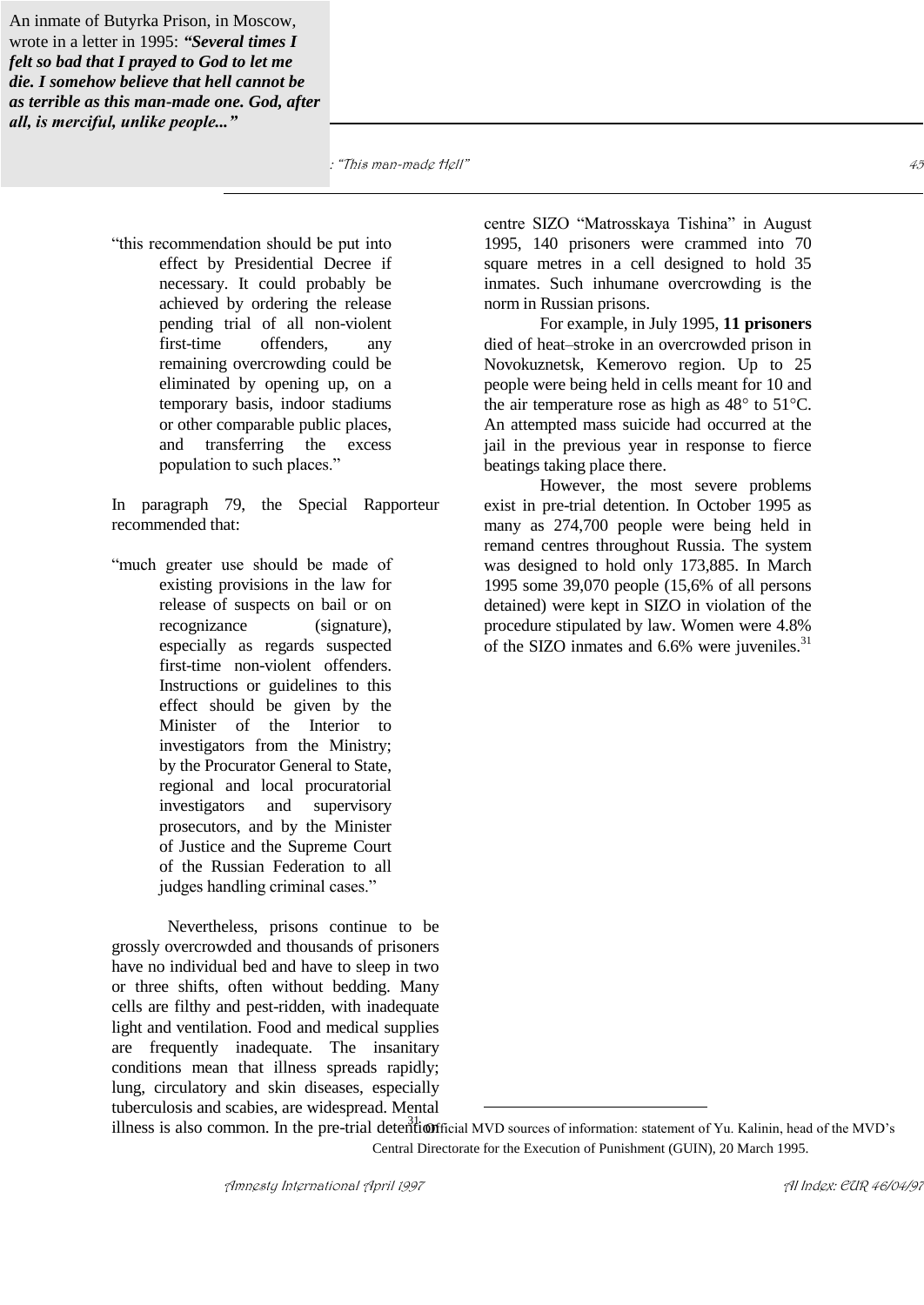An inmate of Butyrka Prison, in Moscow, wrote in a letter in 1995: ***"Several times I felt so bad that I prayed to God to let me die. I somehow believe that hell cannot be as terrible as this man-made one. God, after all, is merciful, unlike people..."***

> "this recommendation should be put into effect by Presidential Decree if necessary. It could probably be achieved by ordering the release pending trial of all non-violent first-time offenders, any remaining overcrowding could be eliminated by opening up, on a temporary basis, indoor stadiums or other comparable public places, and transferring the excess population to such places."

In paragraph 79, the Special Rapporteur recommended that:

> "much greater use should be made of existing provisions in the law for release of suspects on bail or on recognizance (signature), especially as regards suspected first-time non-violent offenders. Instructions or guidelines to this effect should be given by the Minister of the Interior to investigators from the Ministry; by the Procurator General to State, regional and local procuratorial investigators and supervisory prosecutors, and by the Minister of Justice and the Supreme Court of the Russian Federation to all judges handling criminal cases."

Nevertheless, prisons continue to be grossly overcrowded and thousands of prisoners have no individual bed and have to sleep in two or three shifts, often without bedding. Many cells are filthy and pest-ridden, with inadequate light and ventilation. Food and medical supplies are frequently inadequate. The insanitary conditions mean that illness spreads rapidly; lung, circulatory and skin diseases, especially tuberculosis and scabies, are widespread. Mental illness is also common. In the pre-trial detention centre SIZO "Matrosskaya Tishina" in August 1995, 140 prisoners were crammed into 70 square metres in a cell designed to hold 35 inmates. Such inhumane overcrowding is the norm in Russian prisons.

For example, in July 1995, **11 prisoners** died of heat–stroke in an overcrowded prison in Novokuznetsk, Kemerovo region. Up to 25 people were being held in cells meant for 10 and the air temperature rose as high as 48° to 51°C. An attempted mass suicide had occurred at the jail in the previous year in response to fierce beatings taking place there.

However, the most severe problems exist in pre-trial detention. In October 1995 as many as 274,700 people were being held in remand centres throughout Russia. The system was designed to hold only 173,885. In March 1995 some 39,070 people (15,6% of all persons detained) were kept in SIZO in violation of the procedure stipulated by law. Women were 4.8% of the SIZO inmates and 6.6% were juveniles.[31]

---

[31] Official MVD sources of information: statement of Yu. Kalinin, head of the MVD's Central Directorate for the Execution of Punishment (GUIN), 20 March 1995.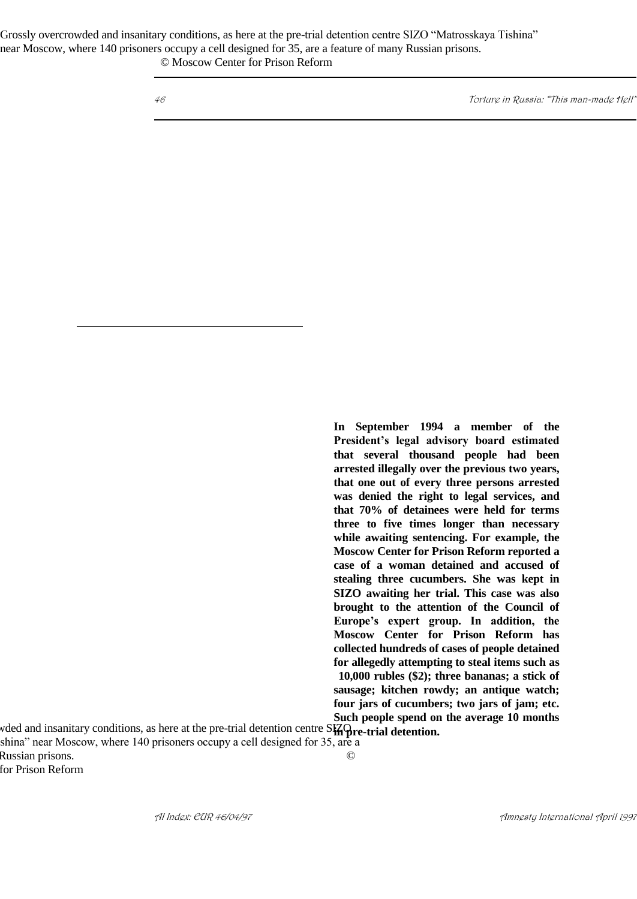Grossly overcrowded and insanitary conditions, as here at the pre-trial detention centre SIZO "Matrosskaya Tishina" near Moscow, where 140 prisoners occupy a cell designed for 35, are a feature of many Russian prisons.
© Moscow Center for Prison Reform

**In September 1994 a member of the President's legal advisory board estimated that several thousand people had been arrested illegally over the previous two years, that one out of every three persons arrested was denied the right to legal services, and that 70% of detainees were held for terms three to five times longer than necessary while awaiting sentencing. For example, the Moscow Center for Prison Reform reported a case of a woman detained and accused of stealing three cucumbers. She was kept in SIZO awaiting her trial. This case was also brought to the attention of the Council of Europe's expert group. In addition, the Moscow Center for Prison Reform has collected hundreds of cases of people detained for allegedly attempting to steal items such as 10,000 rubles ($2); three bananas; a stick of sausage; kitchen rowdy; an antique watch; four jars of cucumbers; two jars of jam; etc. Such people spend on the average 10 months in pre-trial detention.**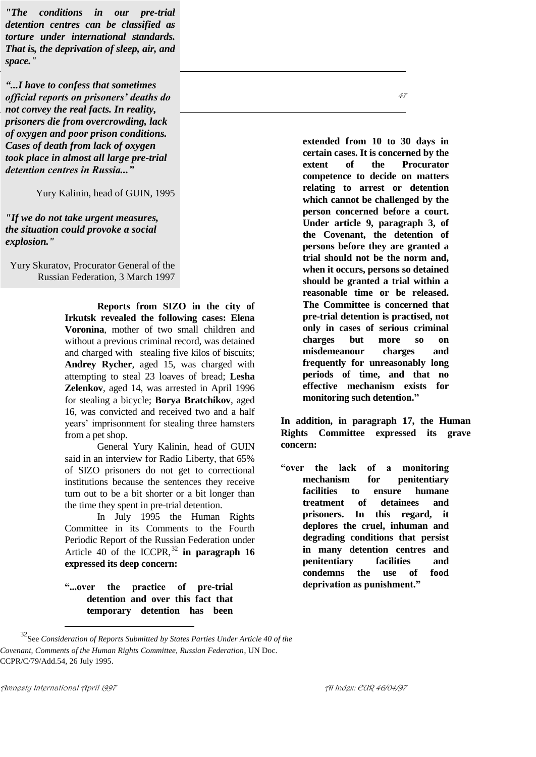*"The conditions in our pre-trial detention centres can be classified as torture under international standards. That is, the deprivation of sleep, air, and space."*

*"...I have to confess that sometimes official reports on prisoners' deaths do not convey the real facts. In reality, prisoners die from overcrowding, lack of oxygen and poor prison conditions. Cases of death from lack of oxygen took place in almost all large pre-trial detention centres in Russia..."*

Yury Kalinin, head of GUIN, 1995

*"If we do not take urgent measures, the situation could provoke a social explosion."*

Yury Skuratov, Procurator General of the Russian Federation, 3 March 1997

**Reports from SIZO in the city of Irkutsk revealed the following cases: Elena Voronina**, mother of two small children and without a previous criminal record, was detained and charged with stealing five kilos of biscuits; **Andrey Rycher**, aged 15, was charged with attempting to steal 23 loaves of bread; **Lesha Zelenkov**, aged 14, was arrested in April 1996 for stealing a bicycle; **Borya Bratchikov**, aged 16, was convicted and received two and a half years' imprisonment for stealing three hamsters from a pet shop.

General Yury Kalinin, head of GUIN said in an interview for Radio Liberty, that 65% of SIZO prisoners do not get to correctional institutions because the sentences they receive turn out to be a bit shorter or a bit longer than the time they spent in pre-trial detention.

In July 1995 the Human Rights Committee in its Comments to the Fourth Periodic Report of the Russian Federation under Article 40 of the ICCPR,[32] **in paragraph 16 expressed its deep concern:**

> **"...over the practice of pre-trial detention and over this fact that temporary detention has been extended from 10 to 30 days in certain cases. It is concerned by the extent of the Procurator competence to decide on matters relating to arrest or detention which cannot be challenged by the person concerned before a court. Under article 9, paragraph 3, of the Covenant, the detention of persons before they are granted a trial should not be the norm and, when it occurs, persons so detained should be granted a trial within a reasonable time or be released. The Committee is concerned that pre-trial detention is practised, not only in cases of serious criminal charges but more so on misdemeanour charges and frequently for unreasonably long periods of time, and that no effective mechanism exists for monitoring such detention."**

**In addition, in paragraph 17, the Human Rights Committee expressed its grave concern:**

> **"over the lack of a monitoring mechanism for penitentiary facilities to ensure humane treatment of detainees and prisoners. In this regard, it deplores the cruel, inhuman and degrading conditions that persist in many detention centres and penitentiary facilities and condemns the use of food deprivation as punishment."**

---

[32] See *Consideration of Reports Submitted by States Parties Under Article 40 of the Covenant, Comments of the Human Rights Committee, Russian Federation*, UN Doc. CCPR/C/79/Add.54, 26 July 1995.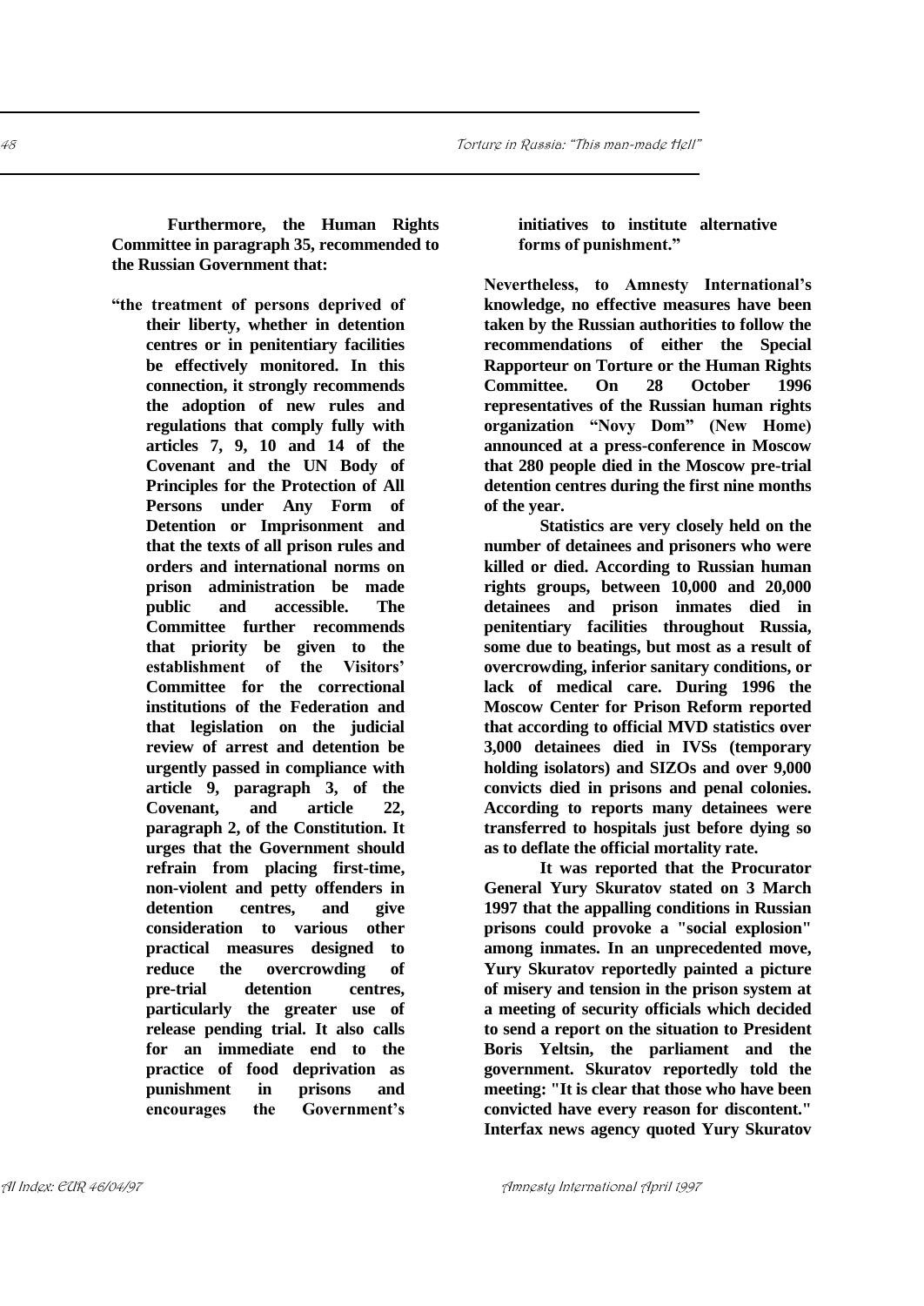**Furthermore, the Human Rights Committee in paragraph 35, recommended to the Russian Government that:**

> **"the treatment of persons deprived of their liberty, whether in detention centres or in penitentiary facilities be effectively monitored. In this connection, it strongly recommends the adoption of new rules and regulations that comply fully with articles 7, 9, 10 and 14 of the Covenant and the UN Body of Principles for the Protection of All Persons under Any Form of Detention or Imprisonment and that the texts of all prison rules and orders and international norms on prison administration be made public and accessible. The Committee further recommends that priority be given to the establishment of the Visitors' Committee for the correctional institutions of the Federation and that legislation on the judicial review of arrest and detention be urgently passed in compliance with article 9, paragraph 3, of the Covenant, and article 22, paragraph 2, of the Constitution. It urges that the Government should refrain from placing first-time, non-violent and petty offenders in detention centres, and give consideration to various other practical measures designed to reduce the overcrowding of pre-trial detention centres, particularly the greater use of release pending trial. It also calls for an immediate end to the practice of food deprivation as punishment in prisons and encourages the Government's initiatives to institute alternative forms of punishment."**

**Nevertheless, to Amnesty International's knowledge, no effective measures have been taken by the Russian authorities to follow the recommendations of either the Special Rapporteur on Torture or the Human Rights Committee. On 28 October 1996 representatives of the Russian human rights organization "Novy Dom" (New Home) announced at a press-conference in Moscow that 280 people died in the Moscow pre-trial detention centres during the first nine months of the year.**

**Statistics are very closely held on the number of detainees and prisoners who were killed or died. According to Russian human rights groups, between 10,000 and 20,000 detainees and prison inmates died in penitentiary facilities throughout Russia, some due to beatings, but most as a result of overcrowding, inferior sanitary conditions, or lack of medical care. During 1996 the Moscow Center for Prison Reform reported that according to official MVD statistics over 3,000 detainees died in IVSs (temporary holding isolators) and SIZOs and over 9,000 convicts died in prisons and penal colonies. According to reports many detainees were transferred to hospitals just before dying so as to deflate the official mortality rate.**

**It was reported that the Procurator General Yury Skuratov stated on 3 March 1997 that the appalling conditions in Russian prisons could provoke a "social explosion" among inmates. In an unprecedented move, Yury Skuratov reportedly painted a picture of misery and tension in the prison system at a meeting of security officials which decided to send a report on the situation to President Boris Yeltsin, the parliament and the government. Skuratov reportedly told the meeting: "It is clear that those who have been convicted have every reason for discontent." Interfax news agency quoted Yury Skuratov**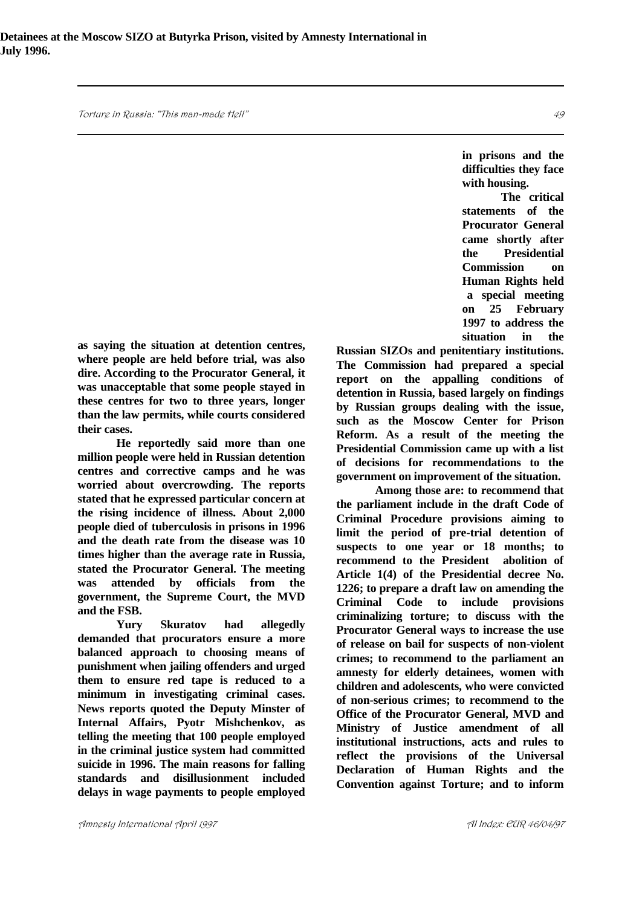**Detainees at the Moscow SIZO at Butyrka Prison, visited by Amnesty International in July 1996.**

**as saying the situation at detention centres, where people are held before trial, was also dire. According to the Procurator General, it was unacceptable that some people stayed in these centres for two to three years, longer than the law permits, while courts considered their cases.**

**He reportedly said more than one million people were held in Russian detention centres and corrective camps and he was worried about overcrowding. The reports stated that he expressed particular concern at the rising incidence of illness. About 2,000 people died of tuberculosis in prisons in 1996 and the death rate from the disease was 10 times higher than the average rate in Russia, stated the Procurator General. The meeting was attended by officials from the government, the Supreme Court, the MVD and the FSB.**

**Yury Skuratov had allegedly demanded that procurators ensure a more balanced approach to choosing means of punishment when jailing offenders and urged them to ensure red tape is reduced to a minimum in investigating criminal cases. News reports quoted the Deputy Minster of Internal Affairs, Pyotr Mishchenkov, as telling the meeting that 100 people employed in the criminal justice system had committed suicide in 1996. The main reasons for falling standards and disillusionment included delays in wage payments to people employed in prisons and the difficulties they face with housing.**

**The critical statements of the Procurator General came shortly after the Presidential Commission on Human Rights held a special meeting on 25 February 1997 to address the situation in the Russian SIZOs and penitentiary institutions. The Commission had prepared a special report on the appalling conditions of detention in Russia, based largely on findings by Russian groups dealing with the issue, such as the Moscow Center for Prison Reform. As a result of the meeting the Presidential Commission came up with a list of decisions for recommendations to the government on improvement of the situation.**

**Among those are: to recommend that the parliament include in the draft Code of Criminal Procedure provisions aiming to limit the period of pre-trial detention of suspects to one year or 18 months; to recommend to the President abolition of Article 1(4) of the Presidential decree No. 1226; to prepare a draft law on amending the Criminal Code to include provisions criminalizing torture; to discuss with the Procurator General ways to increase the use of release on bail for suspects of non-violent crimes; to recommend to the parliament an amnesty for elderly detainees, women with children and adolescents, who were convicted of non-serious crimes; to recommend to the Office of the Procurator General, MVD and Ministry of Justice amendment of all institutional instructions, acts and rules to reflect the provisions of the Universal Declaration of Human Rights and the Convention against Torture; and to inform**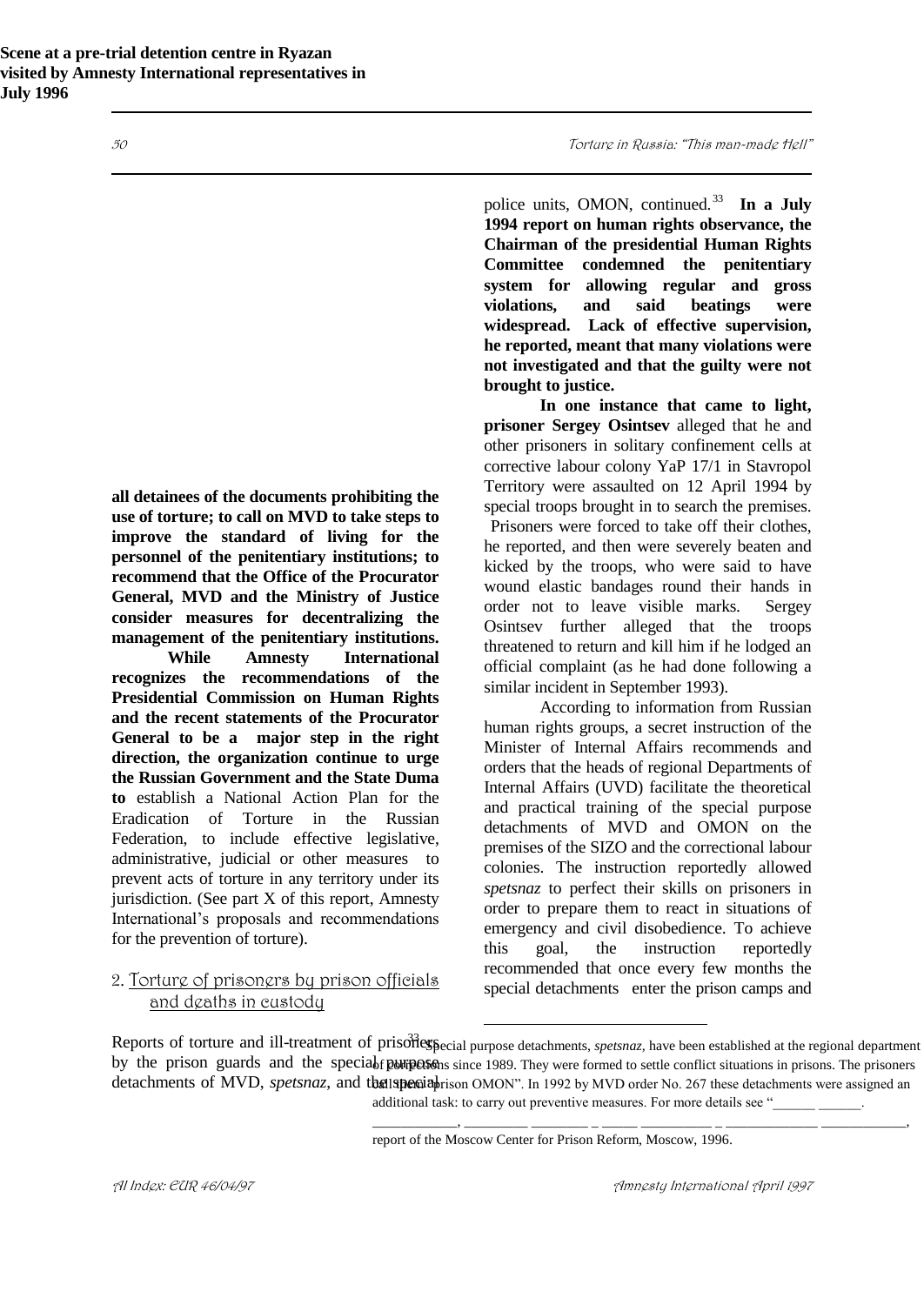**Scene at a pre-trial detention centre in Ryazan visited by Amnesty International representatives in July 1996**

**all detainees of the documents prohibiting the use of torture; to call on MVD to take steps to improve the standard of living for the personnel of the penitentiary institutions; to recommend that the Office of the Procurator General, MVD and the Ministry of Justice consider measures for decentralizing the management of the penitentiary institutions.**

**While Amnesty International recognizes the recommendations of the Presidential Commission on Human Rights and the recent statements of the Procurator General to be a major step in the right direction, the organization continue to urge the Russian Government and the State Duma to** establish a National Action Plan for the Eradication of Torture in the Russian Federation, to include effective legislative, administrative, judicial or other measures to prevent acts of torture in any territory under its jurisdiction. (See part X of this report, Amnesty International's proposals and recommendations for the prevention of torture).

## 2. Torture of prisoners by prison officials and deaths in custody

Reports of torture and ill-treatment of prisoners by the prison guards and the special purpose detachments of MVD, *spetsnaz*, and the special police units, OMON, continued.[33] **In a July 1994 report on human rights observance, the Chairman of the presidential Human Rights Committee condemned the penitentiary system for allowing regular and gross violations, and said beatings were widespread. Lack of effective supervision, he reported, meant that many violations were not investigated and that the guilty were not brought to justice.**

**In one instance that came to light, prisoner Sergey Osintsev** alleged that he and other prisoners in solitary confinement cells at corrective labour colony YaP 17/1 in Stavropol Territory were assaulted on 12 April 1994 by special troops brought in to search the premises. Prisoners were forced to take off their clothes, he reported, and then were severely beaten and kicked by the troops, who were said to have wound elastic bandages round their hands in order not to leave visible marks. Sergey Osintsev further alleged that the troops threatened to return and kill him if he lodged an official complaint (as he had done following a similar incident in September 1993).

According to information from Russian human rights groups, a secret instruction of the Minister of Internal Affairs recommends and orders that the heads of regional Departments of Internal Affairs (UVD) facilitate the theoretical and practical training of the special purpose detachments of MVD and OMON on the premises of the SIZO and the correctional labour colonies. The instruction reportedly allowed *spetsnaz* to perfect their skills on prisoners in order to prepare them to react in situations of emergency and civil disobedience. To achieve this goal, the instruction reportedly recommended that once every few months the special detachments enter the prison camps and

---

[33] Special purpose detachments, *spetsnaz*, have been established at the regional department of corrections since 1989. They were formed to settle conflict situations in prisons. The prisoners call them "prison OMON". In 1992 by MVD order No. 267 these detachments were assigned an additional task: to carry out preventive measures. For more details see "______ ______. ___________, _________ ________ _ _____ _________ _ _____________ ___________, report of the Moscow Center for Prison Reform, Moscow, 1996.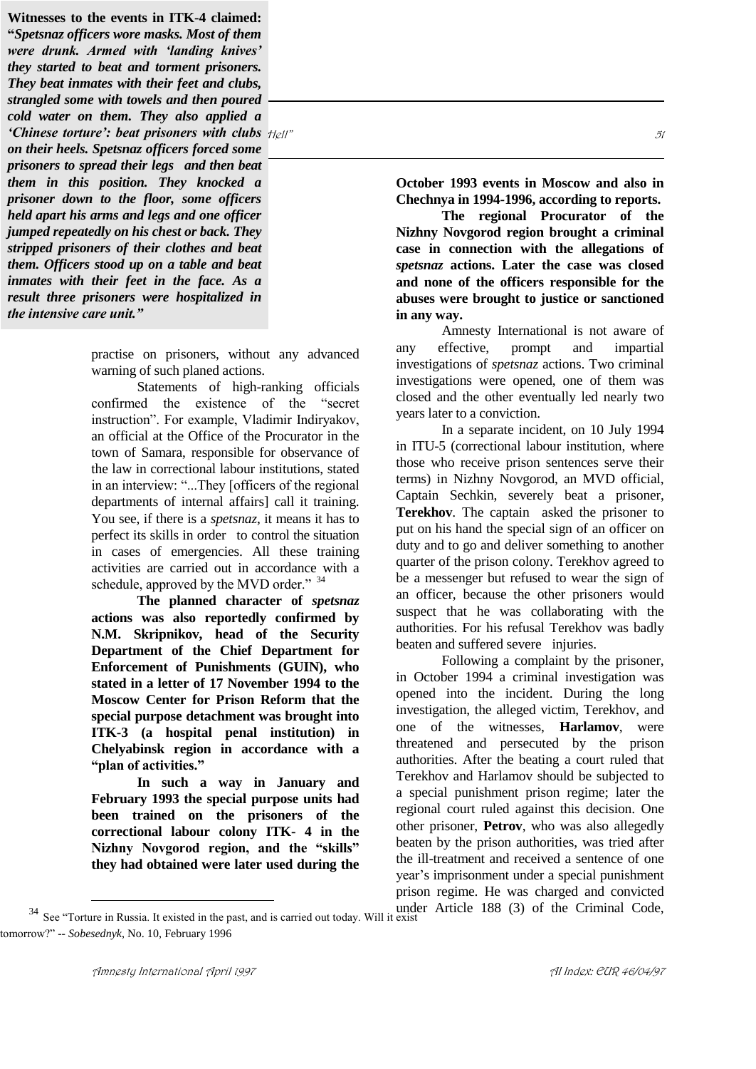**Witnesses to the events in ITK-4 claimed: "*Spetsnaz officers wore masks. Most of them were drunk. Armed with 'landing knives' they started to beat and torment prisoners. They beat inmates with their feet and clubs, strangled some with towels and then poured cold water on them. They also applied a 'Chinese torture': beat prisoners with clubs on their heels. Spetsnaz officers forced some prisoners to spread their legs and then beat them in this position. They knocked a prisoner down to the floor, some officers held apart his arms and legs and one officer jumped repeatedly on his chest or back. They stripped prisoners of their clothes and beat them. Officers stood up on a table and beat inmates with their feet in the face. As a result three prisoners were hospitalized in the intensive care unit.*"**

practise on prisoners, without any advanced warning of such planed actions.

Statements of high-ranking officials confirmed the existence of the "secret instruction". For example, Vladimir Indiryakov, an official at the Office of the Procurator in the town of Samara, responsible for observance of the law in correctional labour institutions, stated in an interview: "...They [officers of the regional departments of internal affairs] call it training. You see, if there is a *spetsnaz,* it means it has to perfect its skills in order to control the situation in cases of emergencies. All these training activities are carried out in accordance with a schedule, approved by the MVD order." [34]

**The planned character of *spetsnaz* actions was also reportedly confirmed by N.M. Skripnikov, head of the Security Department of the Chief Department for Enforcement of Punishments (GUIN), who stated in a letter of 17 November 1994 to the Moscow Center for Prison Reform that the special purpose detachment was brought into ITK-3 (a hospital penal institution) in Chelyabinsk region in accordance with a "plan of activities."**

**In such a way in January and February 1993 the special purpose units had been trained on the prisoners of the correctional labour colony ITK- 4 in the Nizhny Novgorod region, and the "skills" they had obtained were later used during the October 1993 events in Moscow and also in Chechnya in 1994-1996, according to reports.**

**The regional Procurator of the Nizhny Novgorod region brought a criminal case in connection with the allegations of *spetsnaz* actions. Later the case was closed and none of the officers responsible for the abuses were brought to justice or sanctioned in any way.**

Amnesty International is not aware of any effective, prompt and impartial investigations of *spetsnaz* actions. Two criminal investigations were opened, one of them was closed and the other eventually led nearly two years later to a conviction.

In a separate incident, on 10 July 1994 in ITU-5 (correctional labour institution, where those who receive prison sentences serve their terms) in Nizhny Novgorod, an MVD official, Captain Sechkin, severely beat a prisoner, **Terekhov**. The captain asked the prisoner to put on his hand the special sign of an officer on duty and to go and deliver something to another quarter of the prison colony. Terekhov agreed to be a messenger but refused to wear the sign of an officer, because the other prisoners would suspect that he was collaborating with the authorities. For his refusal Terekhov was badly beaten and suffered severe injuries.

Following a complaint by the prisoner, in October 1994 a criminal investigation was opened into the incident. During the long investigation, the alleged victim, Terekhov, and one of the witnesses, **Harlamov**, were threatened and persecuted by the prison authorities. After the beating a court ruled that Terekhov and Harlamov should be subjected to a special punishment prison regime; later the regional court ruled against this decision. One other prisoner, **Petrov**, who was also allegedly beaten by the prison authorities, was tried after the ill-treatment and received a sentence of one year's imprisonment under a special punishment prison regime. He was charged and convicted under Article 188 (3) of the Criminal Code,

---

[34] See "Torture in Russia. It existed in the past, and is carried out today. Will it exist tomorrow?" -- *Sobesednyk*, No. 10, February 1996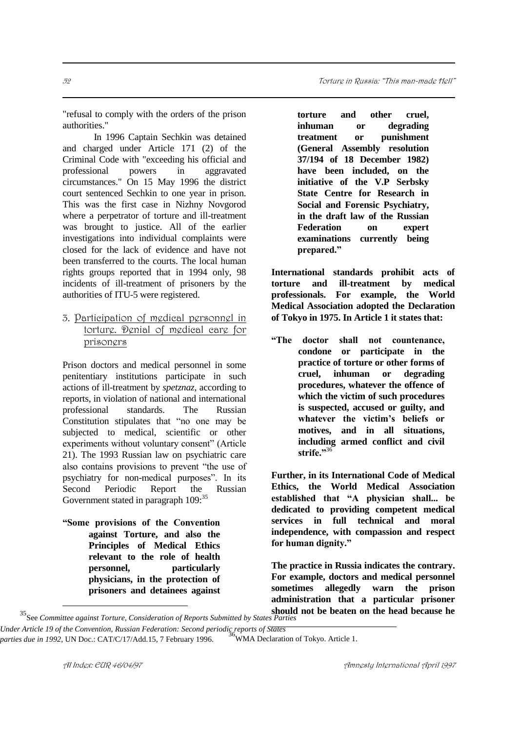"refusal to comply with the orders of the prison authorities."

In 1996 Captain Sechkin was detained and charged under Article 171 (2) of the Criminal Code with "exceeding his official and professional powers in aggravated circumstances." On 15 May 1996 the district court sentenced Sechkin to one year in prison. This was the first case in Nizhny Novgorod where a perpetrator of torture and ill-treatment was brought to justice. All of the earlier investigations into individual complaints were closed for the lack of evidence and have not been transferred to the courts. The local human rights groups reported that in 1994 only, 98 incidents of ill-treatment of prisoners by the authorities of ITU-5 were registered.

### 3. Participation of medical personnel in torture. Denial of medical care for prisoners

Prison doctors and medical personnel in some penitentiary institutions participate in such actions of ill-treatment by *spetznaz*, according to reports, in violation of national and international professional standards. The Russian Constitution stipulates that "no one may be subjected to medical, scientific or other experiments without voluntary consent" (Article 21). The 1993 Russian law on psychiatric care also contains provisions to prevent "the use of psychiatry for non-medical purposes". In its Second Periodic Report the Russian Government stated in paragraph 109:[35]

> **"Some provisions of the Convention against Torture, and also the Principles of Medical Ethics relevant to the role of health personnel, particularly physicians, in the protection of prisoners and detainees against torture and other cruel, inhuman or degrading treatment or punishment (General Assembly resolution 37/194 of 18 December 1982) have been included, on the initiative of the V.P Serbsky State Centre for Research in Social and Forensic Psychiatry, in the draft law of the Russian Federation on expert examinations currently being prepared."**

**International standards prohibit acts of torture and ill-treatment by medical professionals. For example, the World Medical Association adopted the Declaration of Tokyo in 1975. In Article 1 it states that:**

> **"The doctor shall not countenance, condone or participate in the practice of torture or other forms of cruel, inhuman or degrading procedures, whatever the offence of which the victim of such procedures is suspected, accused or guilty, and whatever the victim's beliefs or motives, and in all situations, including armed conflict and civil strife."**[36]

**Further, in its International Code of Medical Ethics, the World Medical Association established that "A physician shall... be dedicated to providing competent medical services in full technical and moral independence, with compassion and respect for human dignity."**

**The practice in Russia indicates the contrary. For example, doctors and medical personnel sometimes allegedly warn the prison administration that a particular prisoner should not be beaten on the head because he**

---

[35] See *Committee against Torture, Consideration of Reports Submitted by States Parties Under Article 19 of the Convention, Russian Federation: Second periodic reports of States parties due in 1992*, UN Doc.: CAT/C/17/Add.15, 7 February 1996.

[36] WMA Declaration of Tokyo. Article 1.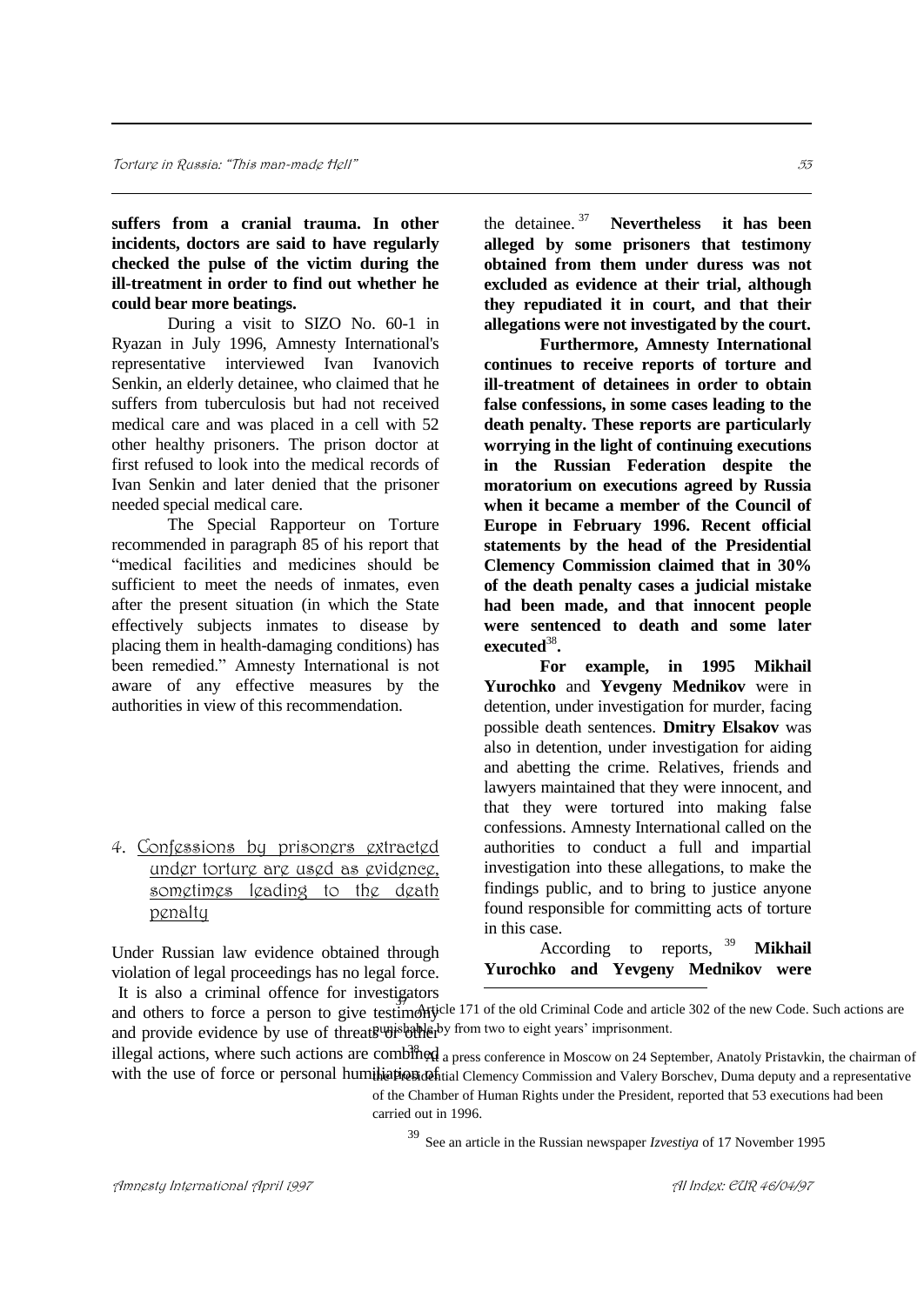**suffers from a cranial trauma. In other incidents, doctors are said to have regularly checked the pulse of the victim during the ill-treatment in order to find out whether he could bear more beatings.**

During a visit to SIZO No. 60-1 in Ryazan in July 1996, Amnesty International's representative interviewed Ivan Ivanovich Senkin, an elderly detainee, who claimed that he suffers from tuberculosis but had not received medical care and was placed in a cell with 52 other healthy prisoners. The prison doctor at first refused to look into the medical records of Ivan Senkin and later denied that the prisoner needed special medical care.

The Special Rapporteur on Torture recommended in paragraph 85 of his report that "medical facilities and medicines should be sufficient to meet the needs of inmates, even after the present situation (in which the State effectively subjects inmates to disease by placing them in health-damaging conditions) has been remedied." Amnesty International is not aware of any effective measures by the authorities in view of this recommendation.

## 4. Confessions by prisoners extracted under torture are used as evidence, sometimes leading to the death penalty

Under Russian law evidence obtained through violation of legal proceedings has no legal force. It is also a criminal offence for investigators and others to force a person to give testimony and provide evidence by use of threats or other illegal actions, where such actions are combined with the use of force or personal humiliation of the detainee.[37] **Nevertheless it has been alleged by some prisoners that testimony obtained from them under duress was not excluded as evidence at their trial, although they repudiated it in court, and that their allegations were not investigated by the court.**

**Furthermore, Amnesty International continues to receive reports of torture and ill-treatment of detainees in order to obtain false confessions, in some cases leading to the death penalty. These reports are particularly worrying in the light of continuing executions in the Russian Federation despite the moratorium on executions agreed by Russia when it became a member of the Council of Europe in February 1996. Recent official statements by the head of the Presidential Clemency Commission claimed that in 30% of the death penalty cases a judicial mistake had been made, and that innocent people were sentenced to death and some later executed**[38]**.**

**For example, in 1995 Mikhail Yurochko** and **Yevgeny Mednikov** were in detention, under investigation for murder, facing possible death sentences. **Dmitry Elsakov** was also in detention, under investigation for aiding and abetting the crime. Relatives, friends and lawyers maintained that they were innocent, and that they were tortured into making false confessions. Amnesty International called on the authorities to conduct a full and impartial investigation into these allegations, to make the findings public, and to bring to justice anyone found responsible for committing acts of torture in this case.

According to reports,[39] **Mikhail Yurochko and Yevgeny Mednikov were**

---

[37] Article 171 of the old Criminal Code and article 302 of the new Code. Such actions are punishable by from two to eight years' imprisonment.

[38] At a press conference in Moscow on 24 September, Anatoly Pristavkin, the chairman of the Presidential Clemency Commission and Valery Borschev, Duma deputy and a representative of the Chamber of Human Rights under the President, reported that 53 executions had been carried out in 1996.

[39] See an article in the Russian newspaper *Izvestiya* of 17 November 1995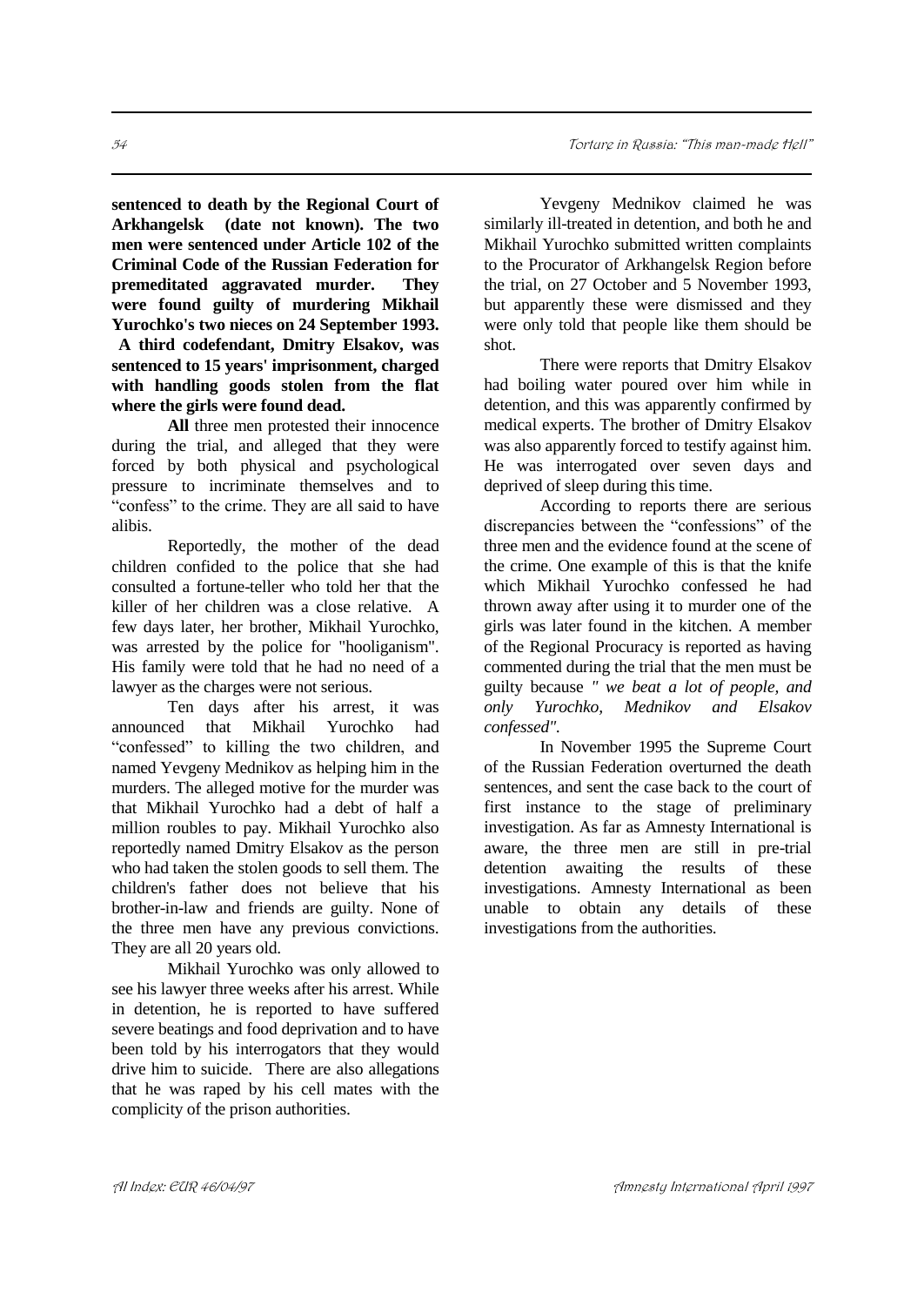**sentenced to death by the Regional Court of Arkhangelsk (date not known). The two men were sentenced under Article 102 of the Criminal Code of the Russian Federation for premeditated aggravated murder. They were found guilty of murdering Mikhail Yurochko's two nieces on 24 September 1993. A third codefendant, Dmitry Elsakov, was sentenced to 15 years' imprisonment, charged with handling goods stolen from the flat where the girls were found dead.**

**All** three men protested their innocence during the trial, and alleged that they were forced by both physical and psychological pressure to incriminate themselves and to "confess" to the crime. They are all said to have alibis.

Reportedly, the mother of the dead children confided to the police that she had consulted a fortune-teller who told her that the killer of her children was a close relative. A few days later, her brother, Mikhail Yurochko, was arrested by the police for "hooliganism". His family were told that he had no need of a lawyer as the charges were not serious.

Ten days after his arrest, it was announced that Mikhail Yurochko had "confessed" to killing the two children, and named Yevgeny Mednikov as helping him in the murders. The alleged motive for the murder was that Mikhail Yurochko had a debt of half a million roubles to pay. Mikhail Yurochko also reportedly named Dmitry Elsakov as the person who had taken the stolen goods to sell them. The children's father does not believe that his brother-in-law and friends are guilty. None of the three men have any previous convictions. They are all 20 years old.

Mikhail Yurochko was only allowed to see his lawyer three weeks after his arrest. While in detention, he is reported to have suffered severe beatings and food deprivation and to have been told by his interrogators that they would drive him to suicide. There are also allegations that he was raped by his cell mates with the complicity of the prison authorities.

Yevgeny Mednikov claimed he was similarly ill-treated in detention, and both he and Mikhail Yurochko submitted written complaints to the Procurator of Arkhangelsk Region before the trial, on 27 October and 5 November 1993, but apparently these were dismissed and they were only told that people like them should be shot.

There were reports that Dmitry Elsakov had boiling water poured over him while in detention, and this was apparently confirmed by medical experts. The brother of Dmitry Elsakov was also apparently forced to testify against him. He was interrogated over seven days and deprived of sleep during this time.

According to reports there are serious discrepancies between the "confessions" of the three men and the evidence found at the scene of the crime. One example of this is that the knife which Mikhail Yurochko confessed he had thrown away after using it to murder one of the girls was later found in the kitchen. A member of the Regional Procuracy is reported as having commented during the trial that the men must be guilty because *" we beat a lot of people, and only Yurochko, Mednikov and Elsakov confessed"*.

In November 1995 the Supreme Court of the Russian Federation overturned the death sentences, and sent the case back to the court of first instance to the stage of preliminary investigation. As far as Amnesty International is aware, the three men are still in pre-trial detention awaiting the results of these investigations. Amnesty International as been unable to obtain any details of these investigations from the authorities.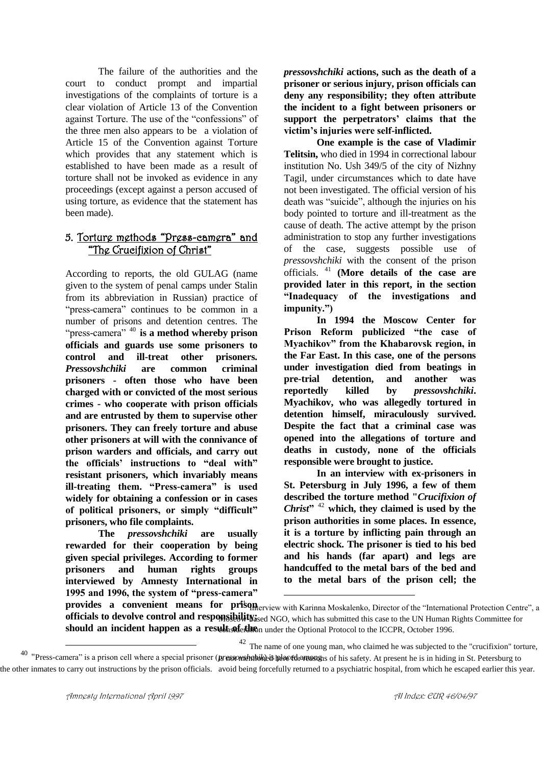The failure of the authorities and the court to conduct prompt and impartial investigations of the complaints of torture is a clear violation of Article 13 of the Convention against Torture. The use of the "confessions" of the three men also appears to be a violation of Article 15 of the Convention against Torture which provides that any statement which is established to have been made as a result of torture shall not be invoked as evidence in any proceedings (except against a person accused of using torture, as evidence that the statement has been made).

## 5. Torture methods "Press-camera" and "The Crucifixion of Christ"

According to reports, the old GULAG (name given to the system of penal camps under Stalin from its abbreviation in Russian) practice of "press-camera" continues to be common in a number of prisons and detention centres. The "press-camera" [40] **is a method whereby prison officials and guards use some prisoners to control and ill-treat other prisoners. *Pressovshchiki* are common criminal prisoners - often those who have been charged with or convicted of the most serious crimes - who cooperate with prison officials and are entrusted by them to supervise other prisoners. They can freely torture and abuse other prisoners at will with the connivance of prison warders and officials, and carry out the officials' instructions to "deal with" resistant prisoners, which invariably means ill-treating them. "Press-camera" is used widely for obtaining a confession or in cases of political prisoners, or simply "difficult" prisoners, who file complaints.**

**The *pressovshchiki* are usually rewarded for their cooperation by being given special privileges. According to former prisoners and human rights groups interviewed by Amnesty International in 1995 and 1996, the system of "press-camera" provides a convenient means for prison officials to devolve control and responsibility; should an incident happen as a result of the *pressovshchiki* actions, such as the death of a prisoner or serious injury, prison officials can deny any responsibility; they often attribute the incident to a fight between prisoners or support the perpetrators' claims that the victim's injuries were self-inflicted.**

**One example is the case of Vladimir Telitsin,** who died in 1994 in correctional labour institution No. Ush 349/5 of the city of Nizhny Tagil, under circumstances which to date have not been investigated. The official version of his death was "suicide", although the injuries on his body pointed to torture and ill-treatment as the cause of death. The active attempt by the prison administration to stop any further investigations of the case, suggests possible use of *pressovshchiki* with the consent of the prison officials. [41] **(More details of the case are provided later in this report, in the section "Inadequacy of the investigations and impunity.")**

**In 1994 the Moscow Center for Prison Reform publicized "the case of Myachikov" from the Khabarovsk region, in the Far East. In this case, one of the persons under investigation died from beatings in pre-trial detention, and another was reportedly killed by *pressovshchiki*. Myachikov, who was allegedly tortured in detention himself, miraculously survived. Despite the fact that a criminal case was opened into the allegations of torture and deaths in custody, none of the officials responsible were brought to justice.**

**In an interview with ex-prisoners in St. Petersburg in July 1996, a few of them described the torture method "*Crucifixion of Christ*"** [42] **which, they claimed is used by the prison authorities in some places. In essence, it is a torture by inflicting pain through an electric shock. The prisoner is tied to his bed and his hands (far apart) and legs are handcuffed to the metal bars of the bed and to the metal bars of the prison cell; the**

---

[40] "Press-camera" is a prison cell where a special prisoner (*pressovshchik*) is placed among the other inmates to carry out instructions by the prison officials.

[41] Interview with Karinna Moskalenko, Director of the "International Protection Centre", a Moscow-based NGO, which has submitted this case to the UN Human Rights Committee for consideration under the Optional Protocol to the ICCPR, October 1996.

[42] The name of one young man, who claimed he was subjected to the "crucifixion" torture, is not mentioned here for reasons of his safety. At present he is in hiding in St. Petersburg to avoid being forcefully returned to a psychiatric hospital, from which he escaped earlier this year.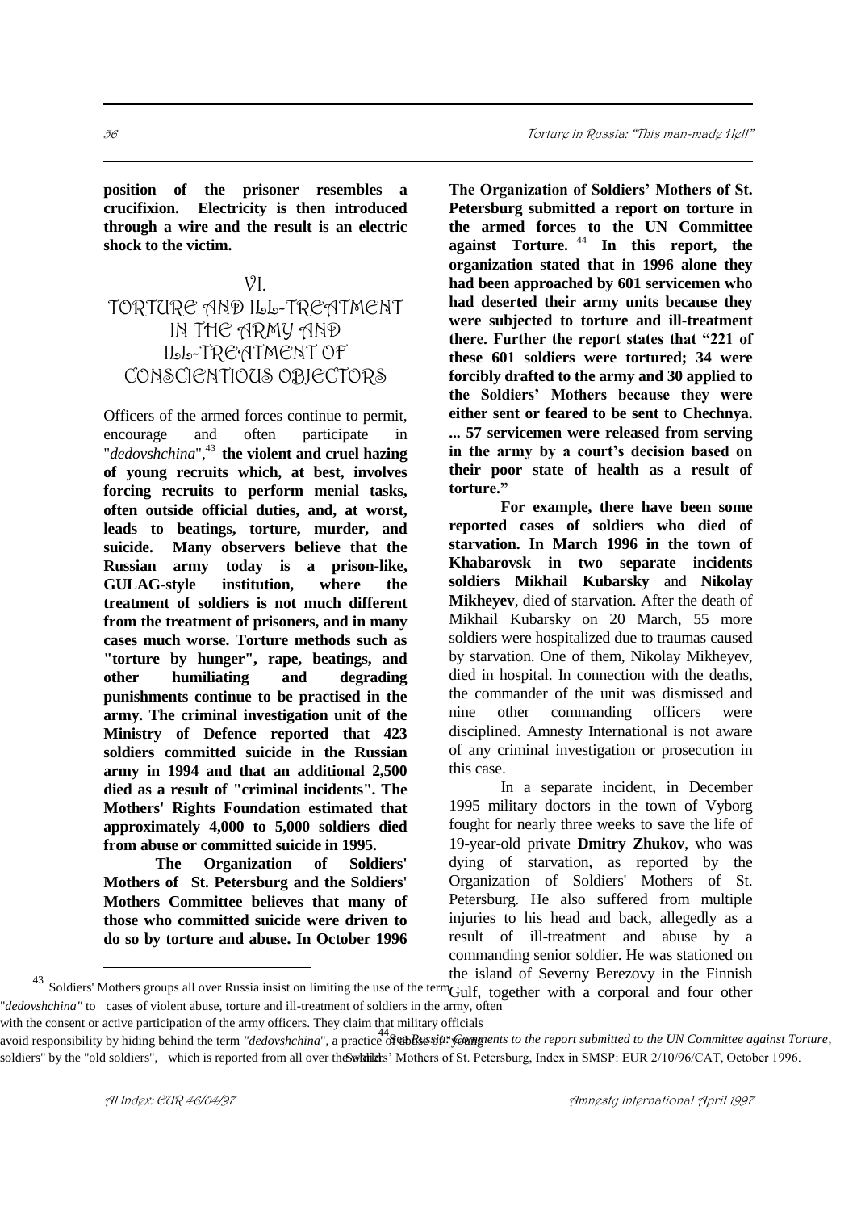**position of the prisoner resembles a crucifixion. Electricity is then introduced through a wire and the result is an electric shock to the victim.**

## VI. TORTURE AND ILL-TREATMENT IN THE ARMY AND ILL-TREATMENT OF CONSCIENTIOUS OBJECTORS

Officers of the armed forces continue to permit, encourage and often participate in "*dedovshchina*",[43] **the violent and cruel hazing of young recruits which, at best, involves forcing recruits to perform menial tasks, often outside official duties, and, at worst, leads to beatings, torture, murder, and suicide. Many observers believe that the Russian army today is a prison-like, GULAG-style institution, where the treatment of soldiers is not much different from the treatment of prisoners, and in many cases much worse. Torture methods such as "torture by hunger", rape, beatings, and other humiliating and degrading punishments continue to be practised in the army. The criminal investigation unit of the Ministry of Defence reported that 423 soldiers committed suicide in the Russian army in 1994 and that an additional 2,500 died as a result of "criminal incidents". The Mothers' Rights Foundation estimated that approximately 4,000 to 5,000 soldiers died from abuse or committed suicide in 1995.**

**The Organization of Soldiers' Mothers of St. Petersburg and the Soldiers' Mothers Committee believes that many of those who committed suicide were driven to do so by torture and abuse. In October 1996 The Organization of Soldiers' Mothers of St. Petersburg submitted a report on torture in the armed forces to the UN Committee against Torture.**[44] **In this report, the organization stated that in 1996 alone they had been approached by 601 servicemen who had deserted their army units because they were subjected to torture and ill-treatment there. Further the report states that "221 of these 601 soldiers were tortured; 34 were forcibly drafted to the army and 30 applied to the Soldiers' Mothers because they were either sent or feared to be sent to Chechnya. ... 57 servicemen were released from serving in the army by a court's decision based on their poor state of health as a result of torture."**

**For example, there have been some reported cases of soldiers who died of starvation. In March 1996 in the town of Khabarovsk in two separate incidents soldiers Mikhail Kubarsky** and **Nikolay Mikheyev**, died of starvation. After the death of Mikhail Kubarsky on 20 March, 55 more soldiers were hospitalized due to traumas caused by starvation. One of them, Nikolay Mikheyev, died in hospital. In connection with the deaths, the commander of the unit was dismissed and nine other commanding officers were disciplined. Amnesty International is not aware of any criminal investigation or prosecution in this case.

In a separate incident, in December 1995 military doctors in the town of Vyborg fought for nearly three weeks to save the life of 19-year-old private **Dmitry Zhukov**, who was dying of starvation, as reported by the Organization of Soldiers' Mothers of St. Petersburg. He also suffered from multiple injuries to his head and back, allegedly as a result of ill-treatment and abuse by a commanding senior soldier. He was stationed on the island of Severny Berezovy in the Finnish Gulf, together with a corporal and four other

---

[43] Soldiers' Mothers groups all over Russia insist on limiting the use of the term "*dedovshchina*" to cases of violent abuse, torture and ill-treatment of soldiers in the army, often with the consent or active participation of the army officers. They claim that military officials avoid responsibility by hiding behind the term "*dedovshchina*", a practice of abuse of "young soldiers" by the "old soldiers", which is reported from all over the world.

[44] See *Russia: Comments to the report submitted to the UN Committee against Torture*, Soldiers' Mothers of St. Petersburg, Index in SMSP: EUR 2/10/96/CAT, October 1996.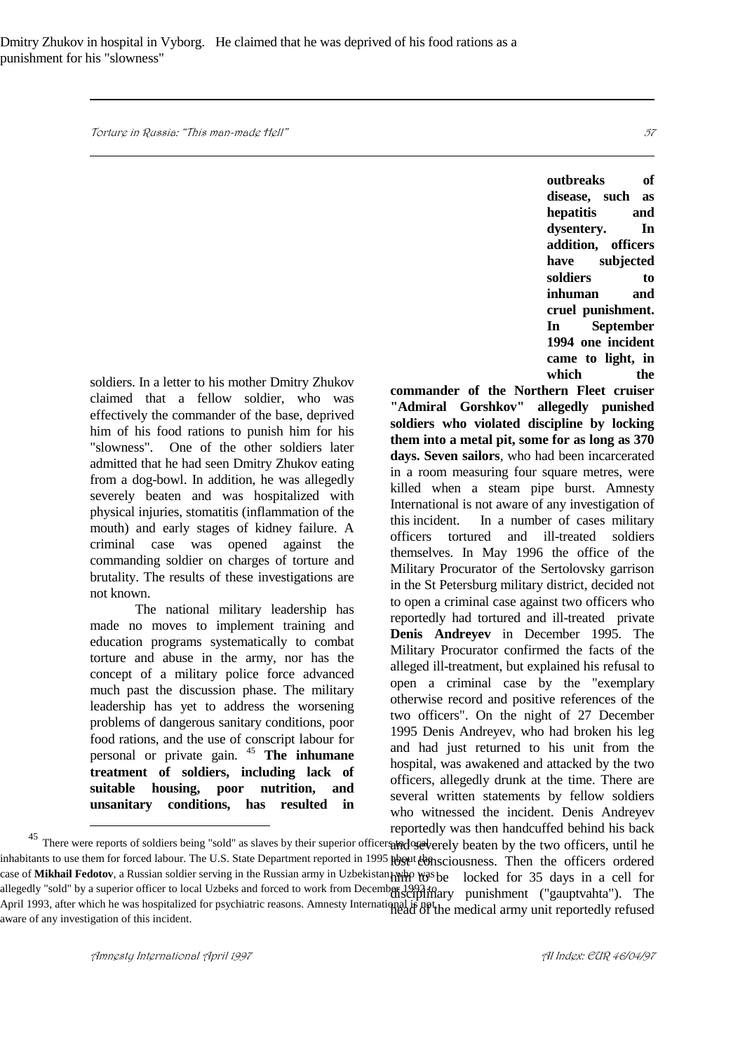Dmitry Zhukov in hospital in Vyborg. He claimed that he was deprived of his food rations as a punishment for his "slowness"

soldiers. In a letter to his mother Dmitry Zhukov claimed that a fellow soldier, who was effectively the commander of the base, deprived him of his food rations to punish him for his "slowness". One of the other soldiers later admitted that he had seen Dmitry Zhukov eating from a dog-bowl. In addition, he was allegedly severely beaten and was hospitalized with physical injuries, stomatitis (inflammation of the mouth) and early stages of kidney failure. A criminal case was opened against the commanding soldier on charges of torture and brutality. The results of these investigations are not known.

The national military leadership has made no moves to implement training and education programs systematically to combat torture and abuse in the army, nor has the concept of a military police force advanced much past the discussion phase. The military leadership has yet to address the worsening problems of dangerous sanitary conditions, poor food rations, and the use of conscript labour for personal or private gain. [45] **The inhumane treatment of soldiers, including lack of suitable housing, poor nutrition, and unsanitary conditions, has resulted in outbreaks of disease, such as hepatitis and dysentery. In addition, officers have subjected soldiers to inhuman and cruel punishment. In September 1994 one incident came to light, in which the commander of the Northern Fleet cruiser "Admiral Gorshkov" allegedly punished soldiers who violated discipline by locking them into a metal pit, some for as long as 370 days. Seven sailors**, who had been incarcerated in a room measuring four square metres, were killed when a steam pipe burst. Amnesty International is not aware of any investigation of this incident. In a number of cases military officers tortured and ill-treated soldiers themselves. In May 1996 the office of the Military Procurator of the Sertolovsky garrison in the St Petersburg military district, decided not to open a criminal case against two officers who reportedly had tortured and ill-treated private **Denis Andreyev** in December 1995. The Military Procurator confirmed the facts of the alleged ill-treatment, but explained his refusal to open a criminal case by the "exemplary otherwise record and positive references of the two officers". On the night of 27 December 1995 Denis Andreyev, who had broken his leg and had just returned to his unit from the hospital, was awakened and attacked by the two officers, allegedly drunk at the time. There are several written statements by fellow soldiers who witnessed the incident. Denis Andreyev reportedly was then handcuffed behind his back and severely beaten by the two officers, until he lost consciousness. Then the officers ordered him to be locked for 35 days in a cell for disciplinary punishment ("gauptvahta"). The head of the medical army unit reportedly refused

---

[45] There were reports of soldiers being "sold" as slaves by their superior officers to local inhabitants to use them for forced labour. The U.S. State Department reported in 1995 about the case of **Mikhail Fedotov**, a Russian soldier serving in the Russian army in Uzbekistan who was allegedly "sold" by a superior officer to local Uzbeks and forced to work from December 1992 to April 1993, after which he was hospitalized for psychiatric reasons. Amnesty International is not aware of any investigation of this incident.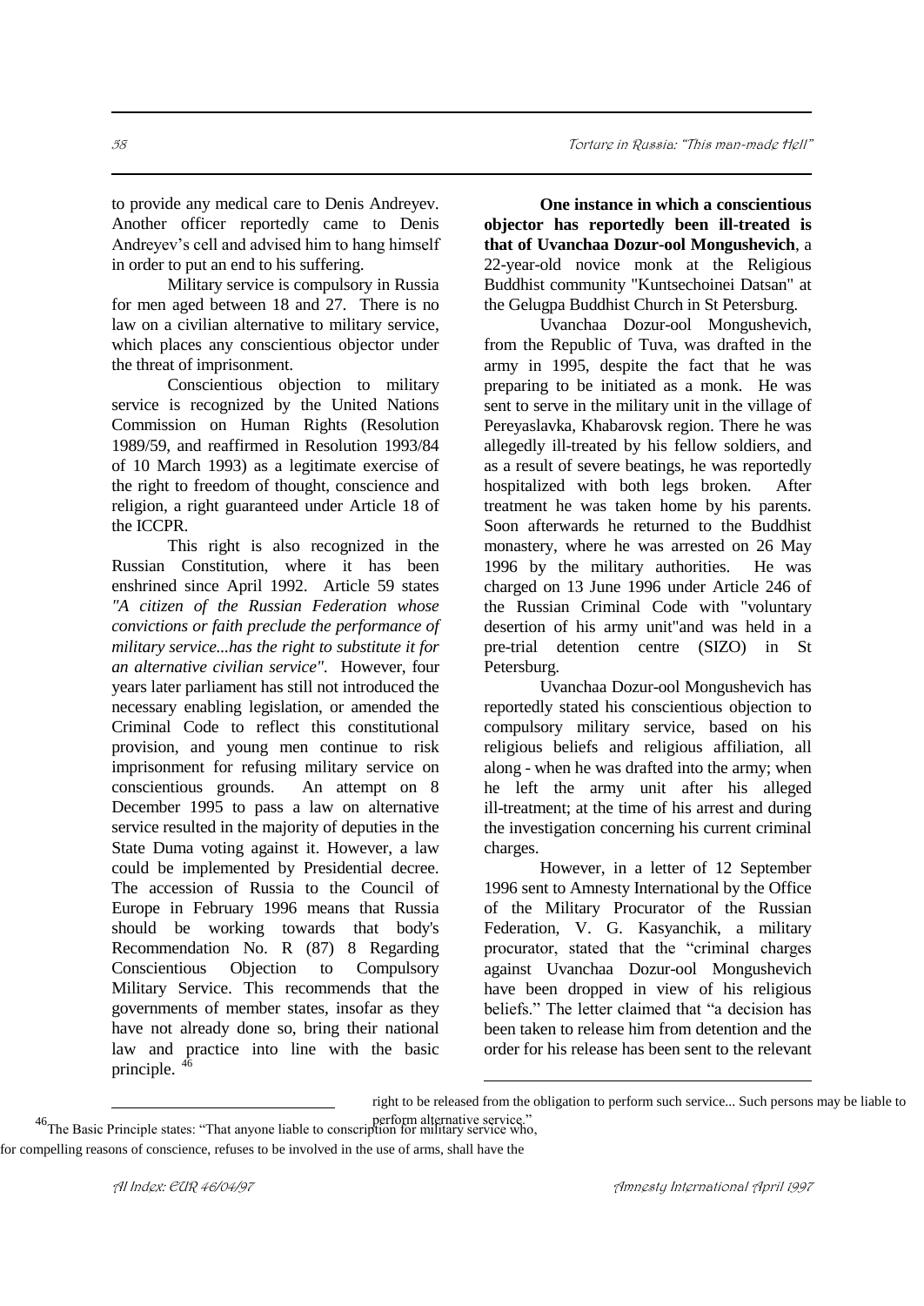to provide any medical care to Denis Andreyev. Another officer reportedly came to Denis Andreyev's cell and advised him to hang himself in order to put an end to his suffering.

Military service is compulsory in Russia for men aged between 18 and 27. There is no law on a civilian alternative to military service, which places any conscientious objector under the threat of imprisonment.

Conscientious objection to military service is recognized by the United Nations Commission on Human Rights (Resolution 1989/59, and reaffirmed in Resolution 1993/84 of 10 March 1993) as a legitimate exercise of the right to freedom of thought, conscience and religion, a right guaranteed under Article 18 of the ICCPR.

This right is also recognized in the Russian Constitution, where it has been enshrined since April 1992. Article 59 states *"A citizen of the Russian Federation whose convictions or faith preclude the performance of military service...has the right to substitute it for an alternative civilian service"*. However, four years later parliament has still not introduced the necessary enabling legislation, or amended the Criminal Code to reflect this constitutional provision, and young men continue to risk imprisonment for refusing military service on conscientious grounds. An attempt on 8 December 1995 to pass a law on alternative service resulted in the majority of deputies in the State Duma voting against it. However, a law could be implemented by Presidential decree. The accession of Russia to the Council of Europe in February 1996 means that Russia should be working towards that body's Recommendation No. R (87) 8 Regarding Conscientious Objection to Compulsory Military Service. This recommends that the governments of member states, insofar as they have not already done so, bring their national law and practice into line with the basic principle. [46]

**One instance in which a conscientious objector has reportedly been ill-treated is that of Uvanchaa Dozur-ool Mongushevich**, a 22-year-old novice monk at the Religious Buddhist community "Kuntsechoinei Datsan" at the Gelugpa Buddhist Church in St Petersburg.

Uvanchaa Dozur-ool Mongushevich, from the Republic of Tuva, was drafted in the army in 1995, despite the fact that he was preparing to be initiated as a monk. He was sent to serve in the military unit in the village of Pereyaslavka, Khabarovsk region. There he was allegedly ill-treated by his fellow soldiers, and as a result of severe beatings, he was reportedly hospitalized with both legs broken. After treatment he was taken home by his parents. Soon afterwards he returned to the Buddhist monastery, where he was arrested on 26 May 1996 by the military authorities. He was charged on 13 June 1996 under Article 246 of the Russian Criminal Code with "voluntary desertion of his army unit"and was held in a pre-trial detention centre (SIZO) in St Petersburg.

Uvanchaa Dozur-ool Mongushevich has reportedly stated his conscientious objection to compulsory military service, based on his religious beliefs and religious affiliation, all along - when he was drafted into the army; when he left the army unit after his alleged ill-treatment; at the time of his arrest and during the investigation concerning his current criminal charges.

However, in a letter of 12 September 1996 sent to Amnesty International by the Office of the Military Procurator of the Russian Federation, V. G. Kasyanchik, a military procurator, stated that the "criminal charges against Uvanchaa Dozur-ool Mongushevich have been dropped in view of his religious beliefs." The letter claimed that "a decision has been taken to release him from detention and the order for his release has been sent to the relevant

[46] The Basic Principle states: "That anyone liable to conscription for military service who, for compelling reasons of conscience, refuses to be involved in the use of arms, shall have the right to be released from the obligation to perform such service... Such persons may be liable to perform alternative service."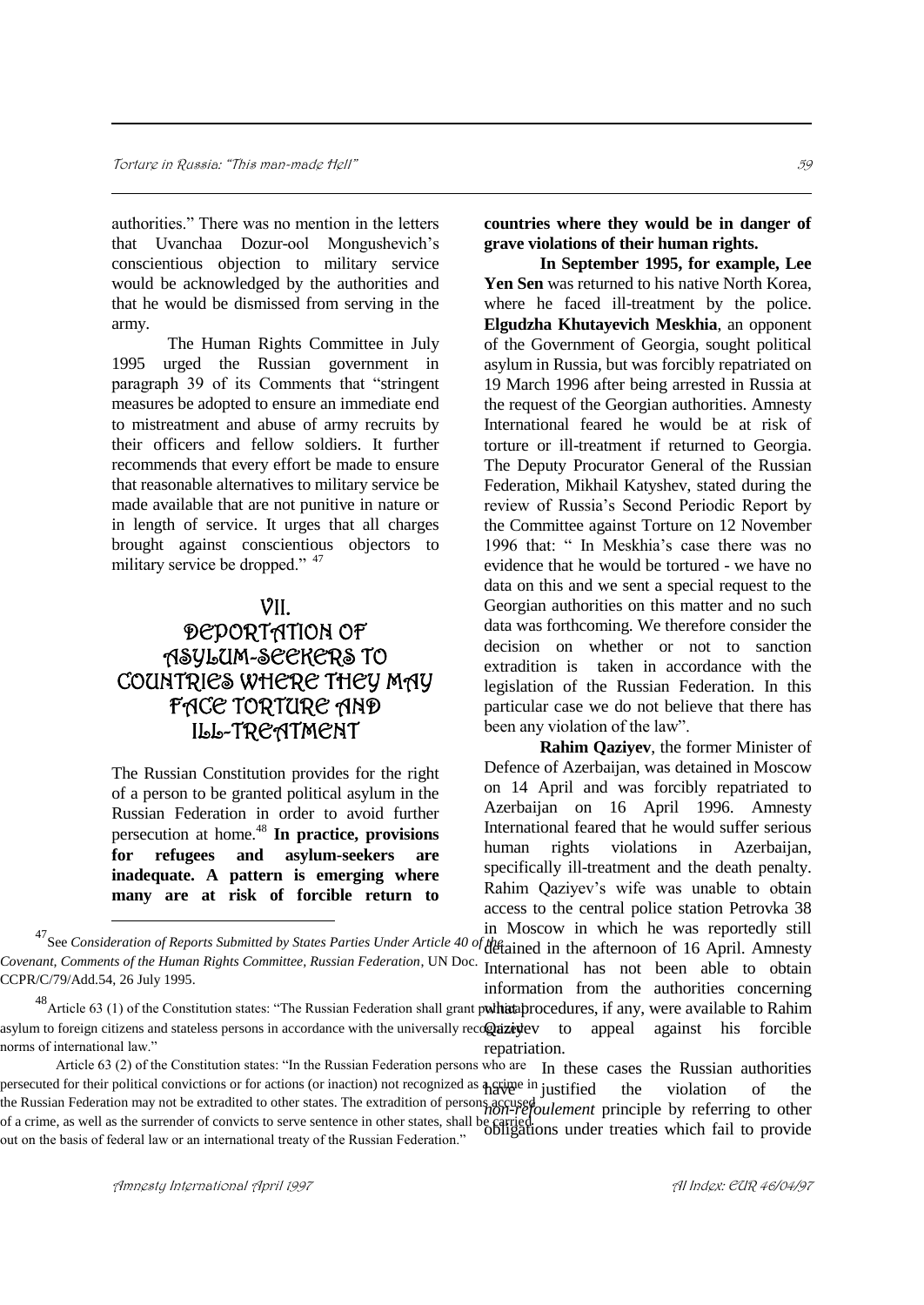authorities." There was no mention in the letters that Uvanchaa Dozur-ool Mongushevich's conscientious objection to military service would be acknowledged by the authorities and that he would be dismissed from serving in the army.

The Human Rights Committee in July 1995 urged the Russian government in paragraph 39 of its Comments that "stringent measures be adopted to ensure an immediate end to mistreatment and abuse of army recruits by their officers and fellow soldiers. It further recommends that every effort be made to ensure that reasonable alternatives to military service be made available that are not punitive in nature or in length of service. It urges that all charges brought against conscientious objectors to military service be dropped." [47]

# VII. DEPORTATION OF ASYLUM-SEEKERS TO COUNTRIES WHERE THEY MAY FACE TORTURE AND ILL-TREATMENT

The Russian Constitution provides for the right of a person to be granted political asylum in the Russian Federation in order to avoid further persecution at home.[48] **In practice, provisions for refugees and asylum-seekers are inadequate. A pattern is emerging where many are at risk of forcible return to countries where they would be in danger of grave violations of their human rights.**

In September 1995, for example, **Lee Yen Sen** was returned to his native North Korea, where he faced ill-treatment by the police. **Elgudzha Khutayevich Meskhia**, an opponent of the Government of Georgia, sought political asylum in Russia, but was forcibly repatriated on 19 March 1996 after being arrested in Russia at the request of the Georgian authorities. Amnesty International feared he would be at risk of torture or ill-treatment if returned to Georgia. The Deputy Procurator General of the Russian Federation, Mikhail Katyshev, stated during the review of Russia's Second Periodic Report by the Committee against Torture on 12 November 1996 that: " In Meskhia's case there was no evidence that he would be tortured - we have no data on this and we sent a special request to the Georgian authorities on this matter and no such data was forthcoming. We therefore consider the decision on whether or not to sanction extradition is taken in accordance with the legislation of the Russian Federation. In this particular case we do not believe that there has been any violation of the law".

**Rahim Qaziyev**, the former Minister of Defence of Azerbaijan, was detained in Moscow on 14 April and was forcibly repatriated to Azerbaijan on 16 April 1996. Amnesty International feared that he would suffer serious human rights violations in Azerbaijan, specifically ill-treatment and the death penalty. Rahim Qaziyev's wife was unable to obtain access to the central police station Petrovka 38 in Moscow in which he was reportedly still detained in the afternoon of 16 April. Amnesty International has not been able to obtain information from the authorities concerning what procedures, if any, were available to Rahim Qaziyev to appeal against his forcible repatriation.

In these cases the Russian authorities have justified the violation of the *non-refoulement* principle by referring to other obligations under treaties which fail to provide

---

[47] See *Consideration of Reports Submitted by States Parties Under Article 40 of the Covenant, Comments of the Human Rights Committee, Russian Federation*, UN Doc. CCPR/C/79/Add.54, 26 July 1995.

[48] Article 63 (1) of the Constitution states: "The Russian Federation shall grant political asylum to foreign citizens and stateless persons in accordance with the universally recognized norms of international law."

Article 63 (2) of the Constitution states: "In the Russian Federation persons who are persecuted for their political convictions or for actions (or inaction) not recognized as a crime in the Russian Federation may not be extradited to other states. The extradition of persons accused of a crime, as well as the surrender of convicts to serve sentence in other states, shall be carried out on the basis of federal law or an international treaty of the Russian Federation."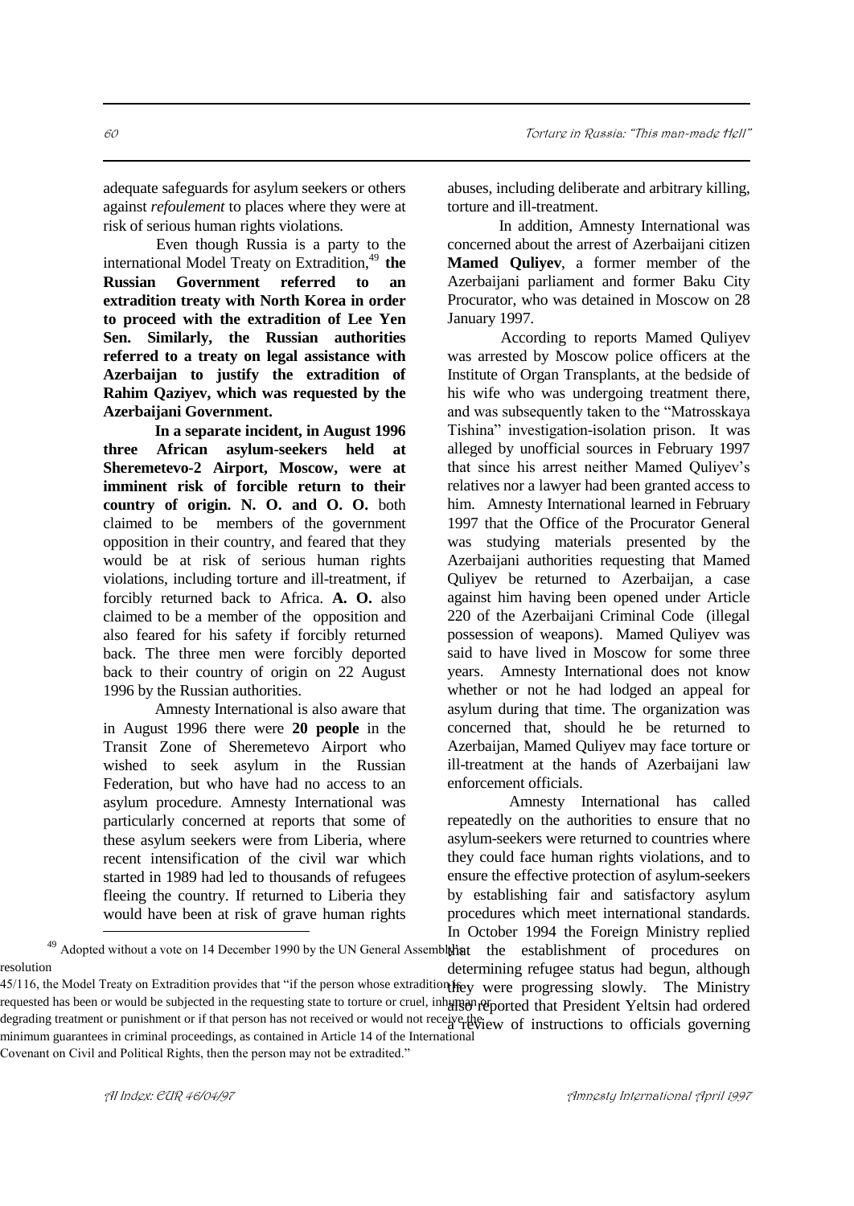adequate safeguards for asylum seekers or others against *refoulement* to places where they were at risk of serious human rights violations.

Even though Russia is a party to the international Model Treaty on Extradition,[49] **the Russian Government referred to an extradition treaty with North Korea in order to proceed with the extradition of Lee Yen Sen. Similarly, the Russian authorities referred to a treaty on legal assistance with Azerbaijan to justify the extradition of Rahim Qaziyev, which was requested by the Azerbaijani Government.**

**In a separate incident, in August 1996 three African asylum-seekers held at Sheremetevo-2 Airport, Moscow, were at imminent risk of forcible return to their country of origin. N. O. and O. O.** both claimed to be members of the government opposition in their country, and feared that they would be at risk of serious human rights violations, including torture and ill-treatment, if forcibly returned back to Africa. **A. O.** also claimed to be a member of the opposition and also feared for his safety if forcibly returned back. The three men were forcibly deported back to their country of origin on 22 August 1996 by the Russian authorities.

Amnesty International is also aware that in August 1996 there were **20 people** in the Transit Zone of Sheremetevo Airport who wished to seek asylum in the Russian Federation, but who have had no access to an asylum procedure. Amnesty International was particularly concerned at reports that some of these asylum seekers were from Liberia, where recent intensification of the civil war which started in 1989 had led to thousands of refugees fleeing the country. If returned to Liberia they would have been at risk of grave human rights abuses, including deliberate and arbitrary killing, torture and ill-treatment.

In addition, Amnesty International was concerned about the arrest of Azerbaijani citizen **Mamed Quliyev**, a former member of the Azerbaijani parliament and former Baku City Procurator, who was detained in Moscow on 28 January 1997.

According to reports Mamed Quliyev was arrested by Moscow police officers at the Institute of Organ Transplants, at the bedside of his wife who was undergoing treatment there, and was subsequently taken to the "Matrosskaya Tishina" investigation-isolation prison. It was alleged by unofficial sources in February 1997 that since his arrest neither Mamed Quliyev's relatives nor a lawyer had been granted access to him. Amnesty International learned in February 1997 that the Office of the Procurator General was studying materials presented by the Azerbaijani authorities requesting that Mamed Quliyev be returned to Azerbaijan, a case against him having been opened under Article 220 of the Azerbaijani Criminal Code (illegal possession of weapons). Mamed Quliyev was said to have lived in Moscow for some three years. Amnesty International does not know whether or not he had lodged an appeal for asylum during that time. The organization was concerned that, should he be returned to Azerbaijan, Mamed Quliyev may face torture or ill-treatment at the hands of Azerbaijani law enforcement officials.

Amnesty International has called repeatedly on the authorities to ensure that no asylum-seekers were returned to countries where they could face human rights violations, and to ensure the effective protection of asylum-seekers by establishing fair and satisfactory asylum procedures which meet international standards. In October 1994 the Foreign Ministry replied that the establishment of procedures on determining refugee status had begun, although they were progressing slowly. The Ministry also reported that President Yeltsin had ordered a review of instructions to officials governing

[49] Adopted without a vote on 14 December 1990 by the UN General Assembly resolution 45/116, the Model Treaty on Extradition provides that "if the person whose extradition is requested has been or would be subjected in the requesting state to torture or cruel, inhuman or degrading treatment or punishment or if that person has not received or would not receive the minimum guarantees in criminal proceedings, as contained in Article 14 of the International Covenant on Civil and Political Rights, then the person may not be extradited."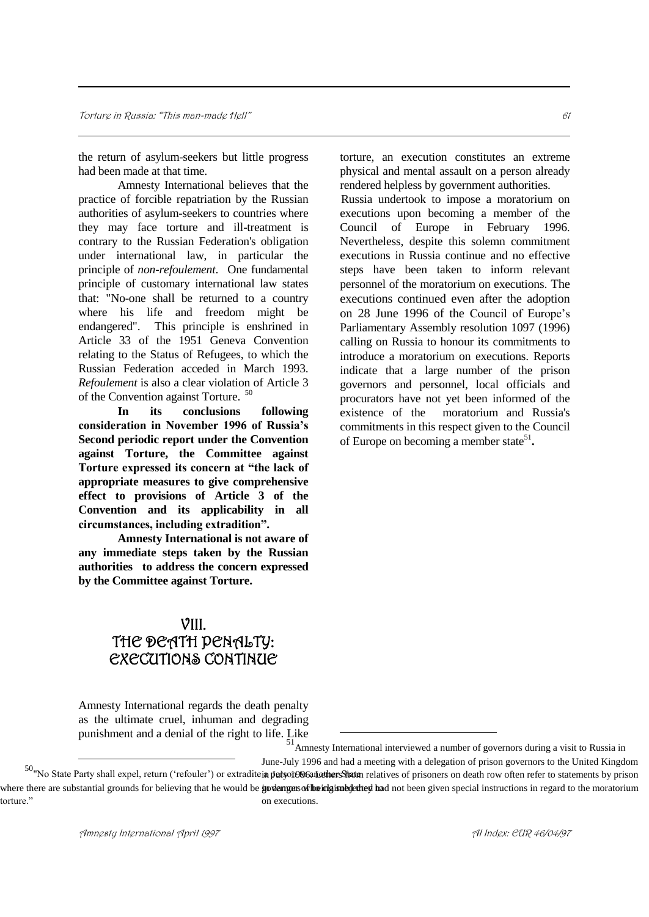the return of asylum-seekers but little progress had been made at that time.

Amnesty International believes that the practice of forcible repatriation by the Russian authorities of asylum-seekers to countries where they may face torture and ill-treatment is contrary to the Russian Federation's obligation under international law, in particular the principle of *non-refoulement*. One fundamental principle of customary international law states that: "No-one shall be returned to a country where his life and freedom might be endangered". This principle is enshrined in Article 33 of the 1951 Geneva Convention relating to the Status of Refugees, to which the Russian Federation acceded in March 1993. *Refoulement* is also a clear violation of Article 3 of the Convention against Torture. [50]

**In its conclusions following consideration in November 1996 of Russia's Second periodic report under the Convention against Torture, the Committee against Torture expressed its concern at "the lack of appropriate measures to give comprehensive effect to provisions of Article 3 of the Convention and its applicability in all circumstances, including extradition".**

**Amnesty International is not aware of any immediate steps taken by the Russian authorities to address the concern expressed by the Committee against Torture.**

## VIII. THE DEATH PENALTY: EXECUTIONS CONTINUE

Amnesty International regards the death penalty as the ultimate cruel, inhuman and degrading punishment and a denial of the right to life. Like torture, an execution constitutes an extreme physical and mental assault on a person already rendered helpless by government authorities.

Russia undertook to impose a moratorium on executions upon becoming a member of the Council of Europe in February 1996. Nevertheless, despite this solemn commitment executions in Russia continue and no effective steps have been taken to inform relevant personnel of the moratorium on executions. The executions continued even after the adoption on 28 June 1996 of the Council of Europe's Parliamentary Assembly resolution 1097 (1996) calling on Russia to honour its commitments to introduce a moratorium on executions. Reports indicate that a large number of the prison governors and personnel, local officials and procurators have not yet been informed of the existence of the moratorium and Russia's commitments in this respect given to the Council of Europe on becoming a member state[51].

---

[50] "No State Party shall expel, return ('refouler') or extradite a person to another State where there are substantial grounds for believing that he would be in danger of being subjected to torture."

[51] Amnesty International interviewed a number of governors during a visit to Russia in June-July 1996 and had a meeting with a delegation of prison governors to the United Kingdom in July 1996. Letters from relatives of prisoners on death row often refer to statements by prison governors that they had not been given special instructions in regard to the moratorium on executions.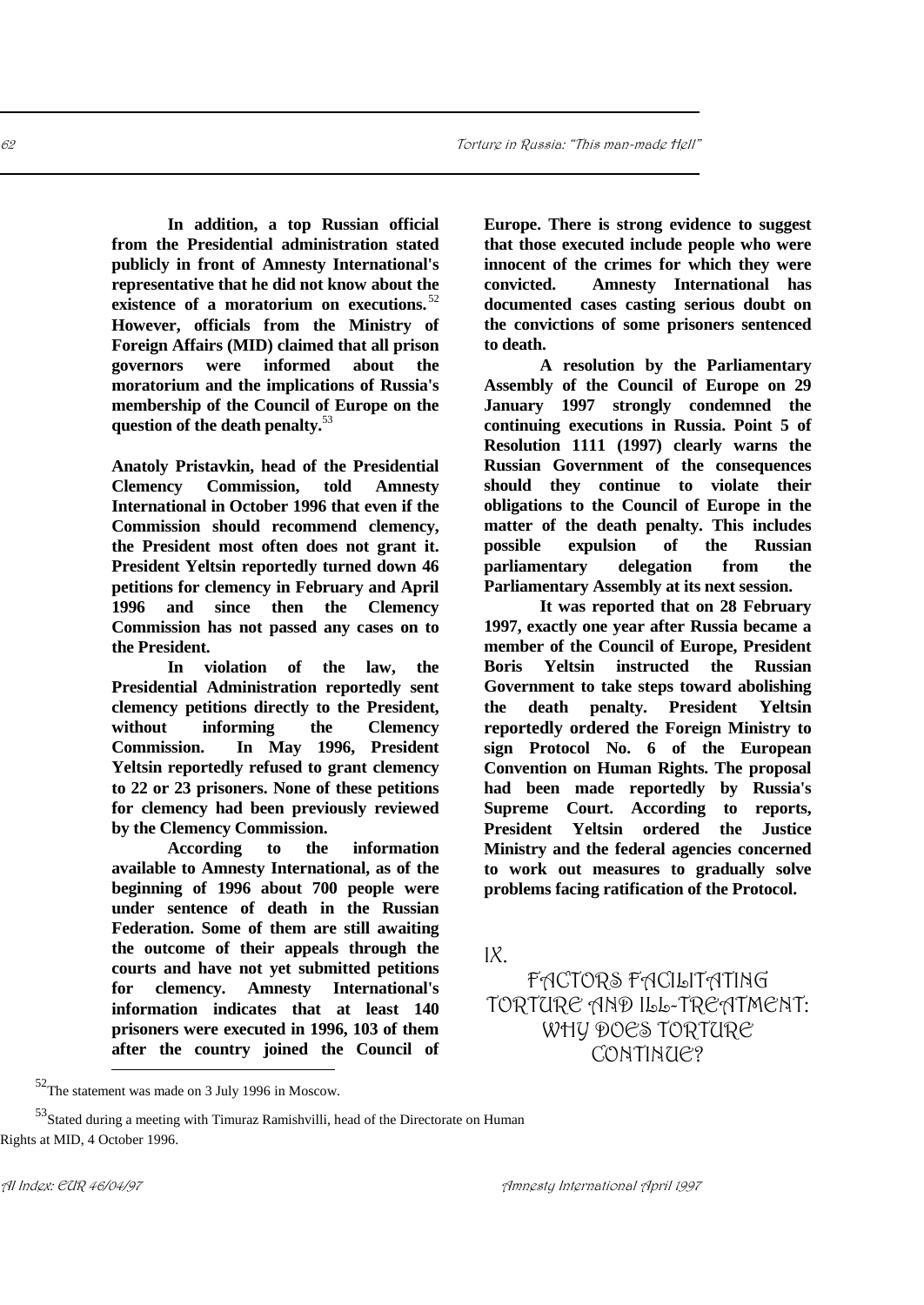**In addition, a top Russian official from the Presidential administration stated publicly in front of Amnesty International's representative that he did not know about the existence of a moratorium on executions.**[52] **However, officials from the Ministry of Foreign Affairs (MID) claimed that all prison governors were informed about the moratorium and the implications of Russia's membership of the Council of Europe on the question of the death penalty.**[53]

**Anatoly Pristavkin, head of the Presidential Clemency Commission, told Amnesty International in October 1996 that even if the Commission should recommend clemency, the President most often does not grant it. President Yeltsin reportedly turned down 46 petitions for clemency in February and April 1996 and since then the Clemency Commission has not passed any cases on to the President.**

**In violation of the law, the Presidential Administration reportedly sent clemency petitions directly to the President, without informing the Clemency Commission. In May 1996, President Yeltsin reportedly refused to grant clemency to 22 or 23 prisoners. None of these petitions for clemency had been previously reviewed by the Clemency Commission.**

**According to the information available to Amnesty International, as of the beginning of 1996 about 700 people were under sentence of death in the Russian Federation. Some of them are still awaiting the outcome of their appeals through the courts and have not yet submitted petitions for clemency. Amnesty International's information indicates that at least 140 prisoners were executed in 1996, 103 of them after the country joined the Council of Europe. There is strong evidence to suggest that those executed include people who were innocent of the crimes for which they were convicted. Amnesty International has documented cases casting serious doubt on the convictions of some prisoners sentenced to death.**

**A resolution by the Parliamentary Assembly of the Council of Europe on 29 January 1997 strongly condemned the continuing executions in Russia. Point 5 of Resolution 1111 (1997) clearly warns the Russian Government of the consequences should they continue to violate their obligations to the Council of Europe in the matter of the death penalty. This includes possible expulsion of the Russian parliamentary delegation from the Parliamentary Assembly at its next session.**

**It was reported that on 28 February 1997, exactly one year after Russia became a member of the Council of Europe, President Boris Yeltsin instructed the Russian Government to take steps toward abolishing the death penalty. President Yeltsin reportedly ordered the Foreign Ministry to sign Protocol No. 6 of the European Convention on Human Rights. The proposal had been made reportedly by Russia's Supreme Court. According to reports, President Yeltsin ordered the Justice Ministry and the federal agencies concerned to work out measures to gradually solve problems facing ratification of the Protocol.**

# IX. FACTORS FACILITATING TORTURE AND ILL-TREATMENT: WHY DOES TORTURE CONTINUE?

[52] The statement was made on 3 July 1996 in Moscow.

[53] Stated during a meeting with Timuraz Ramishvilli, head of the Directorate on Human Rights at MID, 4 October 1996.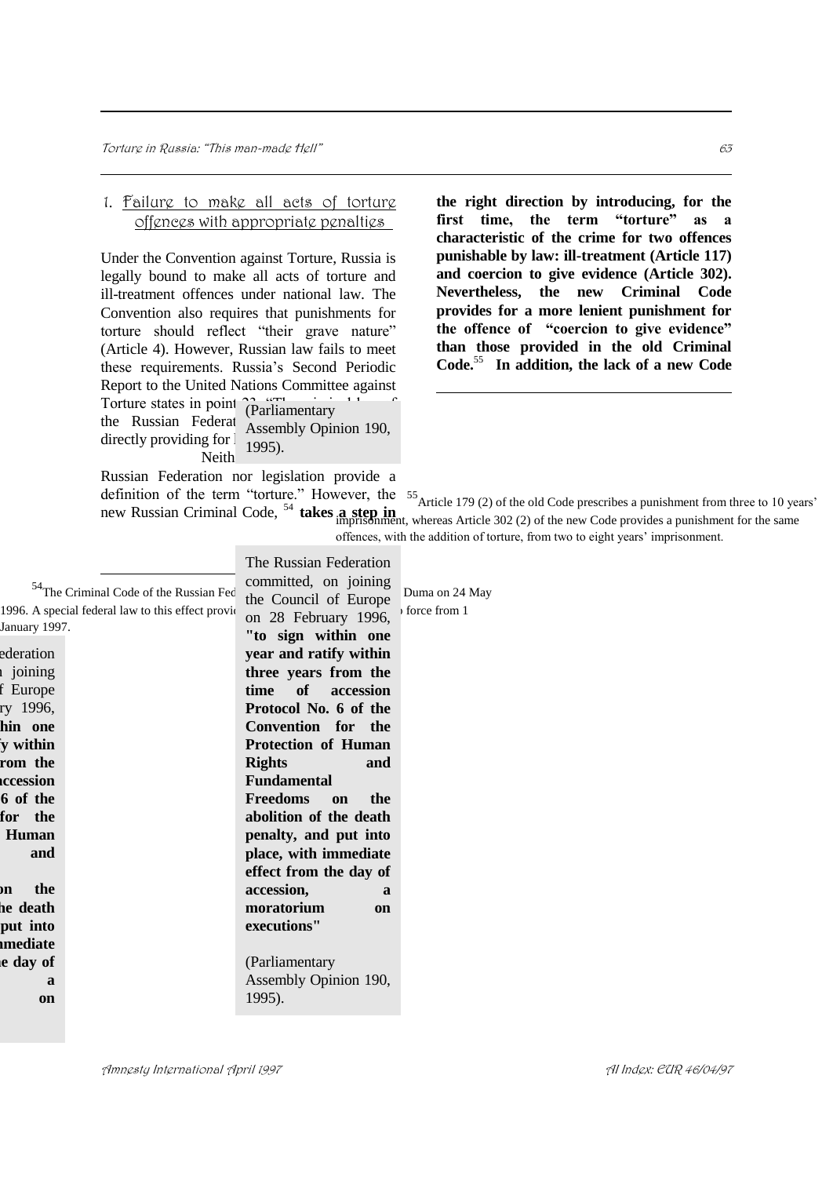## 1. Failure to make all acts of torture offences with appropriate penalties

Under the Convention against Torture, Russia is legally bound to make all acts of torture and ill-treatment offences under national law. The Convention also requires that punishments for torture should reflect "their grave nature" (Article 4). However, Russian law fails to meet these requirements. Russia's Second Periodic Report to the United Nations Committee against Torture states in point 22: "The criminal law of the Russian Federation does not contain provisions directly providing for liability for torture." Neither the Constitution of the Russian Federation nor legislation provide a definition of the term "torture." However, the new Russian Criminal Code,[54] **takes a step in the right direction by introducing, for the first time, the term "torture" as a characteristic of the crime for two offences punishable by law: ill-treatment (Article 117) and coercion to give evidence (Article 302). Nevertheless, the new Criminal Code provides for a more lenient punishment for the offence of "coercion to give evidence" than those provided in the old Criminal Code.**[55] **In addition, the lack of a new Code**

> The Russian Federation committed, on joining the Council of Europe on 28 February 1996, **"to sign within one year and ratify within three years from the time of accession Protocol No. 6 of the Convention for the Protection of Human Rights and Fundamental Freedoms on the abolition of the death penalty, and put into place, with immediate effect from the day of accession, a moratorium on executions"**
>
> (Parliamentary Assembly Opinion 190, 1995).

---

[54] The Criminal Code of the Russian Federation was adopted by the State Duma on 24 May 1996. A special federal law to this effect provided that the new Code came into force from 1 January 1997.

[55] Article 179 (2) of the old Code prescribes a punishment from three to 10 years' imprisonment, whereas Article 302 (2) of the new Code provides a punishment for the same offences, with the addition of torture, from two to eight years' imprisonment.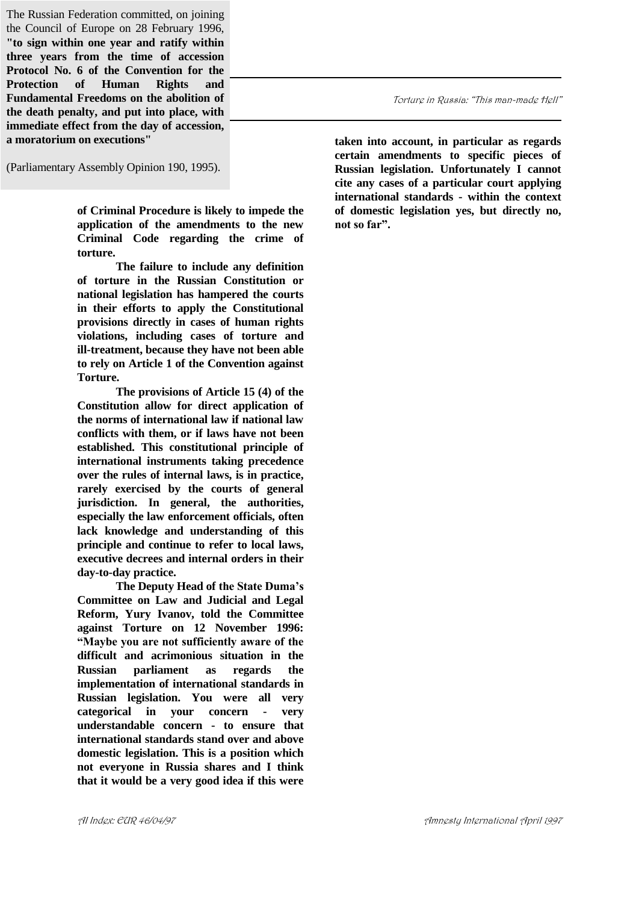> The Russian Federation committed, on joining the Council of Europe on 28 February 1996, **"to sign within one year and ratify within three years from the time of accession Protocol No. 6 of the Convention for the Protection of Human Rights and Fundamental Freedoms on the abolition of the death penalty, and put into place, with immediate effect from the day of accession, a moratorium on executions"**
>
> (Parliamentary Assembly Opinion 190, 1995).

**of Criminal Procedure is likely to impede the application of the amendments to the new Criminal Code regarding the crime of torture.**

**The failure to include any definition of torture in the Russian Constitution or national legislation has hampered the courts in their efforts to apply the Constitutional provisions directly in cases of human rights violations, including cases of torture and ill-treatment, because they have not been able to rely on Article 1 of the Convention against Torture.**

**The provisions of Article 15 (4) of the Constitution allow for direct application of the norms of international law if national law conflicts with them, or if laws have not been established. This constitutional principle of international instruments taking precedence over the rules of internal laws, is in practice, rarely exercised by the courts of general jurisdiction. In general, the authorities, especially the law enforcement officials, often lack knowledge and understanding of this principle and continue to refer to local laws, executive decrees and internal orders in their day-to-day practice.**

**The Deputy Head of the State Duma's Committee on Law and Judicial and Legal Reform, Yury Ivanov, told the Committee against Torture on 12 November 1996: "Maybe you are not sufficiently aware of the difficult and acrimonious situation in the Russian parliament as regards the implementation of international standards in Russian legislation. You were all very categorical in your concern - very understandable concern - to ensure that international standards stand over and above domestic legislation. This is a position which not everyone in Russia shares and I think that it would be a very good idea if this were taken into account, in particular as regards certain amendments to specific pieces of Russian legislation. Unfortunately I cannot cite any cases of a particular court applying international standards - within the context of domestic legislation yes, but directly no, not so far".**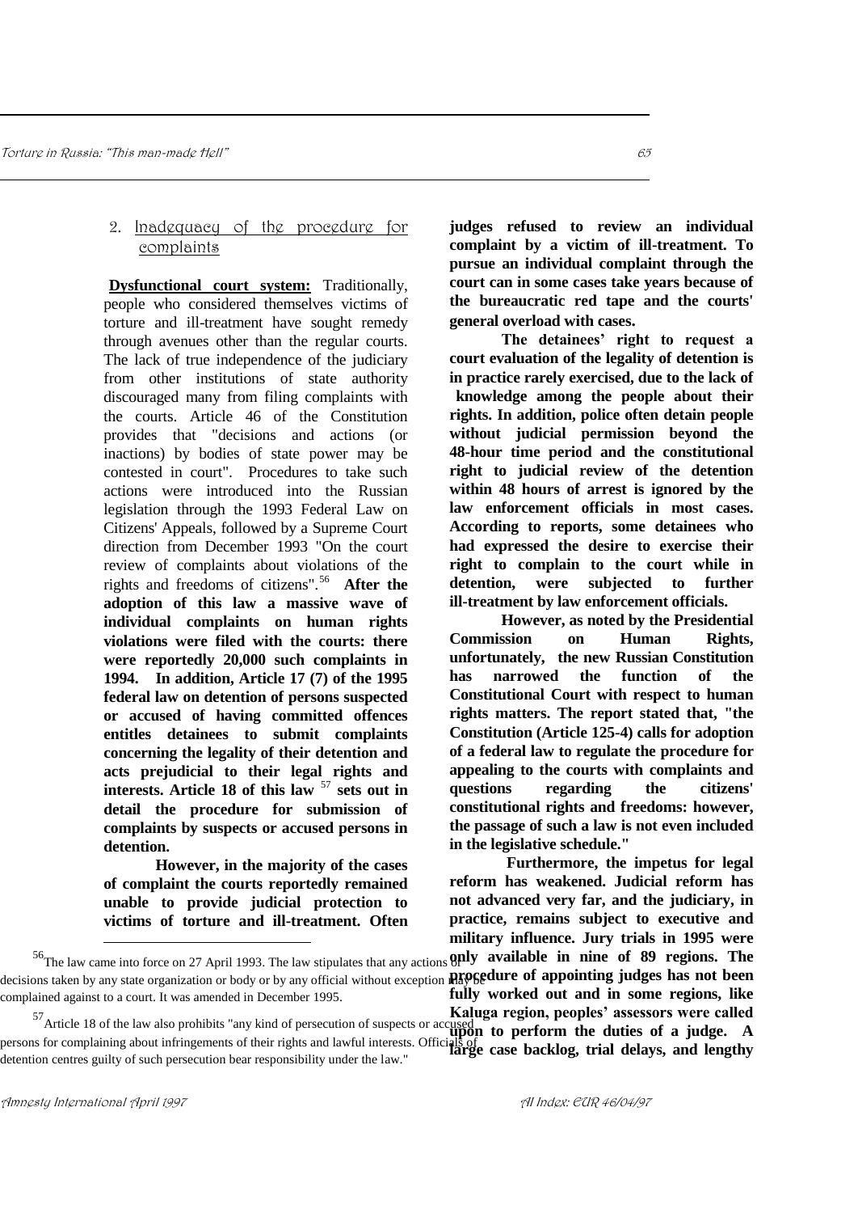### 2. Inadequacy of the procedure for complaints

**Dysfunctional court system:** Traditionally, people who considered themselves victims of torture and ill-treatment have sought remedy through avenues other than the regular courts. The lack of true independence of the judiciary from other institutions of state authority discouraged many from filing complaints with the courts. Article 46 of the Constitution provides that "decisions and actions (or inactions) by bodies of state power may be contested in court". Procedures to take such actions were introduced into the Russian legislation through the 1993 Federal Law on Citizens' Appeals, followed by a Supreme Court direction from December 1993 "On the court review of complaints about violations of the rights and freedoms of citizens".[56] **After the adoption of this law a massive wave of individual complaints on human rights violations were filed with the courts: there were reportedly 20,000 such complaints in 1994. In addition, Article 17 (7) of the 1995 federal law on detention of persons suspected or accused of having committed offences entitles detainees to submit complaints concerning the legality of their detention and acts prejudicial to their legal rights and interests. Article 18 of this law [57] sets out in detail the procedure for submission of complaints by suspects or accused persons in detention.**

**However, in the majority of the cases of complaint the courts reportedly remained unable to provide judicial protection to victims of torture and ill-treatment. Often judges refused to review an individual complaint by a victim of ill-treatment. To pursue an individual complaint through the court can in some cases take years because of the bureaucratic red tape and the courts' general overload with cases.**

**The detainees' right to request a court evaluation of the legality of detention is in practice rarely exercised, due to the lack of knowledge among the people about their rights. In addition, police often detain people without judicial permission beyond the 48-hour time period and the constitutional right to judicial review of the detention within 48 hours of arrest is ignored by the law enforcement officials in most cases. According to reports, some detainees who had expressed the desire to exercise their right to complain to the court while in detention, were subjected to further ill-treatment by law enforcement officials.**

**However, as noted by the Presidential Commission on Human Rights, unfortunately, the new Russian Constitution has narrowed the function of the Constitutional Court with respect to human rights matters. The report stated that, "the Constitution (Article 125-4) calls for adoption of a federal law to regulate the procedure for appealing to the courts with complaints and questions regarding the citizens' constitutional rights and freedoms: however, the passage of such a law is not even included in the legislative schedule."**

**Furthermore, the impetus for legal reform has weakened. Judicial reform has not advanced very far, and the judiciary, in practice, remains subject to executive and military influence. Jury trials in 1995 were only available in nine of 89 regions. The procedure of appointing judges has not been fully worked out and in some regions, like Kaluga region, peoples' assessors were called upon to perform the duties of a judge. A large case backlog, trial delays, and lengthy**

---

[56] The law came into force on 27 April 1993. The law stipulates that any actions or decisions taken by any state organization or body or by any official without exception may be complained against to a court. It was amended in December 1995.

[57] Article 18 of the law also prohibits "any kind of persecution of suspects or accused persons for complaining about infringements of their rights and lawful interests. Officials of detention centres guilty of such persecution bear responsibility under the law."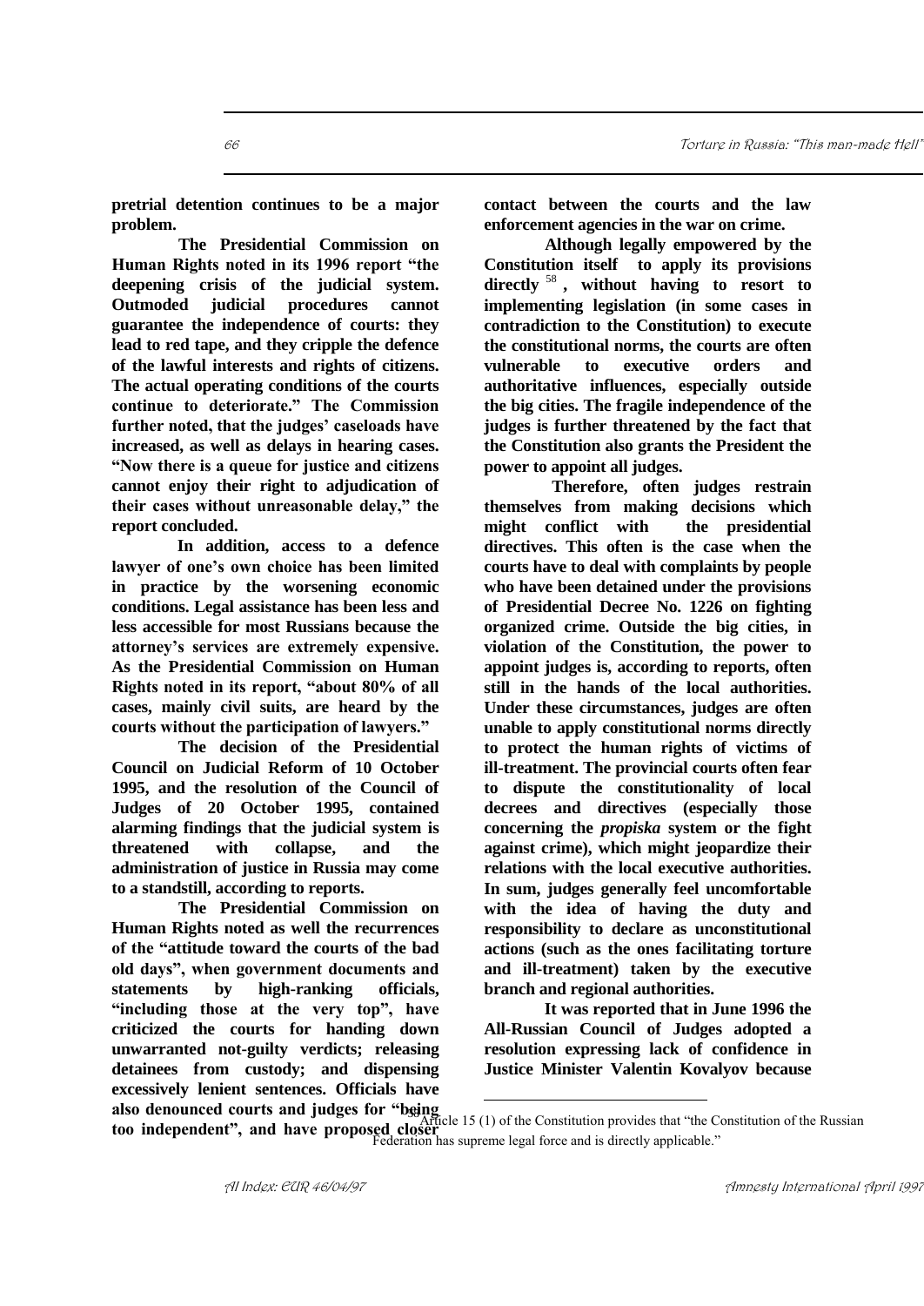**pretrial detention continues to be a major problem.**

**The Presidential Commission on Human Rights noted in its 1996 report "the deepening crisis of the judicial system. Outmoded judicial procedures cannot guarantee the independence of courts: they lead to red tape, and they cripple the defence of the lawful interests and rights of citizens. The actual operating conditions of the courts continue to deteriorate." The Commission further noted, that the judges' caseloads have increased, as well as delays in hearing cases. "Now there is a queue for justice and citizens cannot enjoy their right to adjudication of their cases without unreasonable delay," the report concluded.**

**In addition, access to a defence lawyer of one's own choice has been limited in practice by the worsening economic conditions. Legal assistance has been less and less accessible for most Russians because the attorney's services are extremely expensive. As the Presidential Commission on Human Rights noted in its report, "about 80% of all cases, mainly civil suits, are heard by the courts without the participation of lawyers."**

**The decision of the Presidential Council on Judicial Reform of 10 October 1995, and the resolution of the Council of Judges of 20 October 1995, contained alarming findings that the judicial system is threatened with collapse, and the administration of justice in Russia may come to a standstill, according to reports.**

**The Presidential Commission on Human Rights noted as well the recurrences of the "attitude toward the courts of the bad old days", when government documents and statements by high-ranking officials, "including those at the very top", have criticized the courts for handing down unwarranted not-guilty verdicts; releasing detainees from custody; and dispensing excessively lenient sentences. Officials have also denounced courts and judges for "being too independent", and have proposed closer contact between the courts and the law enforcement agencies in the war on crime.**

**Although legally empowered by the Constitution itself to apply its provisions directly**[58]**, without having to resort to implementing legislation (in some cases in contradiction to the Constitution) to execute the constitutional norms, the courts are often vulnerable to executive orders and authoritative influences, especially outside the big cities. The fragile independence of the judges is further threatened by the fact that the Constitution also grants the President the power to appoint all judges.**

**Therefore, often judges restrain themselves from making decisions which might conflict with the presidential directives. This often is the case when the courts have to deal with complaints by people who have been detained under the provisions of Presidential Decree No. 1226 on fighting organized crime. Outside the big cities, in violation of the Constitution, the power to appoint judges is, according to reports, often still in the hands of the local authorities. Under these circumstances, judges are often unable to apply constitutional norms directly to protect the human rights of victims of ill-treatment. The provincial courts often fear to dispute the constitutionality of local decrees and directives (especially those concerning the *propiska* system or the fight against crime), which might jeopardize their relations with the local executive authorities. In sum, judges generally feel uncomfortable with the idea of having the duty and responsibility to declare as unconstitutional actions (such as the ones facilitating torture and ill-treatment) taken by the executive branch and regional authorities.**

**It was reported that in June 1996 the All-Russian Council of Judges adopted a resolution expressing lack of confidence in Justice Minister Valentin Kovalyov because**

---

[58] Article 15 (1) of the Constitution provides that "the Constitution of the Russian Federation has supreme legal force and is directly applicable."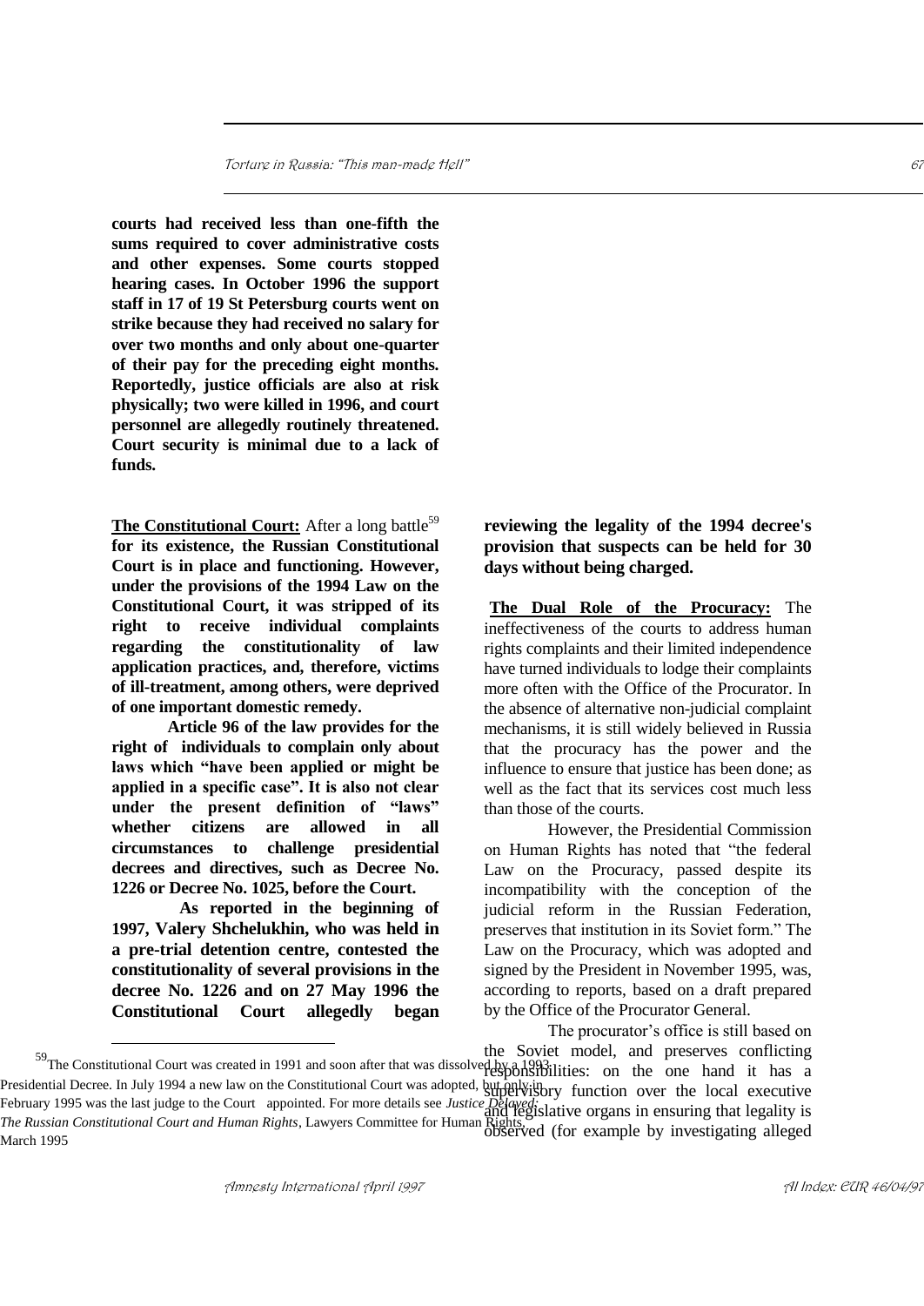**courts had received less than one-fifth the sums required to cover administrative costs and other expenses. Some courts stopped hearing cases. In October 1996 the support staff in 17 of 19 St Petersburg courts went on strike because they had received no salary for over two months and only about one-quarter of their pay for the preceding eight months. Reportedly, justice officials are also at risk physically; two were killed in 1996, and court personnel are allegedly routinely threatened. Court security is minimal due to a lack of funds.**

**<u>The Constitutional Court:</u>** After a long battle[59] **for its existence, the Russian Constitutional Court is in place and functioning. However, under the provisions of the 1994 Law on the Constitutional Court, it was stripped of its right to receive individual complaints regarding the constitutionality of law application practices, and, therefore, victims of ill-treatment, among others, were deprived of one important domestic remedy.**

**Article 96 of the law provides for the right of individuals to complain only about laws which "have been applied or might be applied in a specific case". It is also not clear under the present definition of "laws" whether citizens are allowed in all circumstances to challenge presidential decrees and directives, such as Decree No. 1226 or Decree No. 1025, before the Court.**

**As reported in the beginning of 1997, Valery Shchelukhin, who was held in a pre-trial detention centre, contested the constitutionality of several provisions in the decree No. 1226 and on 27 May 1996 the Constitutional Court allegedly began reviewing the legality of the 1994 decree's provision that suspects can be held for 30 days without being charged.**

**<u>The Dual Role of the Procuracy:</u>** The ineffectiveness of the courts to address human rights complaints and their limited independence have turned individuals to lodge their complaints more often with the Office of the Procurator. In the absence of alternative non-judicial complaint mechanisms, it is still widely believed in Russia that the procuracy has the power and the influence to ensure that justice has been done; as well as the fact that its services cost much less than those of the courts.

However, the Presidential Commission on Human Rights has noted that "the federal Law on the Procuracy, passed despite its incompatibility with the conception of the judicial reform in the Russian Federation, preserves that institution in its Soviet form." The Law on the Procuracy, which was adopted and signed by the President in November 1995, was, according to reports, based on a draft prepared by the Office of the Procurator General.

The procurator's office is still based on the Soviet model, and preserves conflicting responsibilities: on the one hand it has a supervisory function over the local executive and legislative organs in ensuring that legality is observed (for example by investigating alleged

---

[59] The Constitutional Court was created in 1991 and soon after that was dissolved by a 1993 Presidential Decree. In July 1994 a new law on the Constitutional Court was adopted, but only in February 1995 was the last judge to the Court appointed. For more details see *Justice Delayed: The Russian Constitutional Court and Human Rights*, Lawyers Committee for Human Rights, March 1995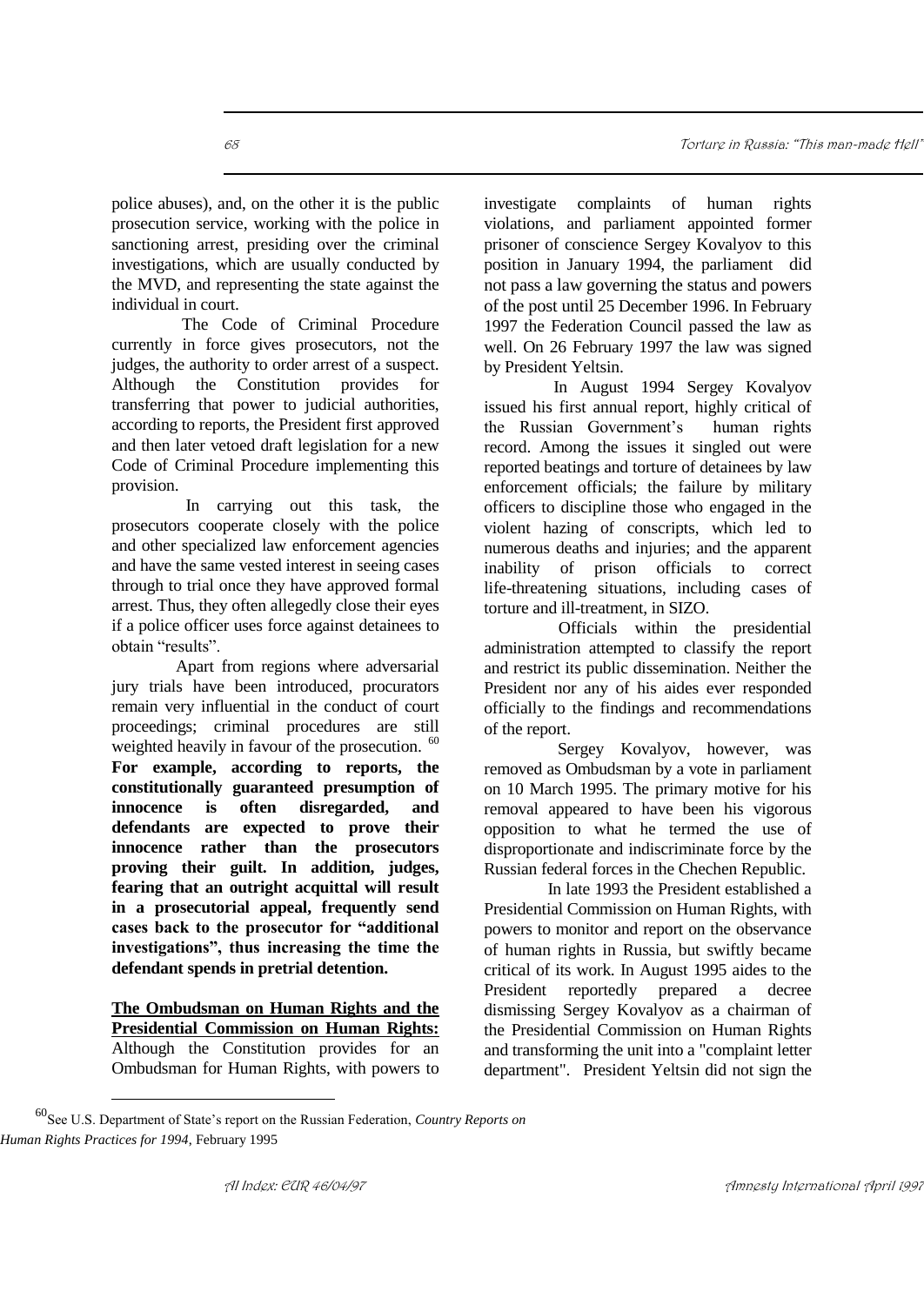police abuses), and, on the other it is the public prosecution service, working with the police in sanctioning arrest, presiding over the criminal investigations, which are usually conducted by the MVD, and representing the state against the individual in court.

The Code of Criminal Procedure currently in force gives prosecutors, not the judges, the authority to order arrest of a suspect. Although the Constitution provides for transferring that power to judicial authorities, according to reports, the President first approved and then later vetoed draft legislation for a new Code of Criminal Procedure implementing this provision.

In carrying out this task, the prosecutors cooperate closely with the police and other specialized law enforcement agencies and have the same vested interest in seeing cases through to trial once they have approved formal arrest. Thus, they often allegedly close their eyes if a police officer uses force against detainees to obtain "results".

Apart from regions where adversarial jury trials have been introduced, procurators remain very influential in the conduct of court proceedings; criminal procedures are still weighted heavily in favour of the prosecution. [60] **For example, according to reports, the constitutionally guaranteed presumption of innocence is often disregarded, and defendants are expected to prove their innocence rather than the prosecutors proving their guilt. In addition, judges, fearing that an outright acquittal will result in a prosecutorial appeal, frequently send cases back to the prosecutor for "additional investigations", thus increasing the time the defendant spends in pretrial detention.**

**The Ombudsman on Human Rights and the Presidential Commission on Human Rights:** Although the Constitution provides for an Ombudsman for Human Rights, with powers to investigate complaints of human rights violations, and parliament appointed former prisoner of conscience Sergey Kovalyov to this position in January 1994, the parliament did not pass a law governing the status and powers of the post until 25 December 1996. In February 1997 the Federation Council passed the law as well. On 26 February 1997 the law was signed by President Yeltsin.

In August 1994 Sergey Kovalyov issued his first annual report, highly critical of the Russian Government's human rights record. Among the issues it singled out were reported beatings and torture of detainees by law enforcement officials; the failure by military officers to discipline those who engaged in the violent hazing of conscripts, which led to numerous deaths and injuries; and the apparent inability of prison officials to correct life-threatening situations, including cases of torture and ill-treatment, in SIZO.

Officials within the presidential administration attempted to classify the report and restrict its public dissemination. Neither the President nor any of his aides ever responded officially to the findings and recommendations of the report.

Sergey Kovalyov, however, was removed as Ombudsman by a vote in parliament on 10 March 1995. The primary motive for his removal appeared to have been his vigorous opposition to what he termed the use of disproportionate and indiscriminate force by the Russian federal forces in the Chechen Republic.

In late 1993 the President established a Presidential Commission on Human Rights, with powers to monitor and report on the observance of human rights in Russia, but swiftly became critical of its work. In August 1995 aides to the President reportedly prepared a decree dismissing Sergey Kovalyov as a chairman of the Presidential Commission on Human Rights and transforming the unit into a "complaint letter department". President Yeltsin did not sign the

---

[60] See U.S. Department of State's report on the Russian Federation, *Country Reports on Human Rights Practices for 1994*, February 1995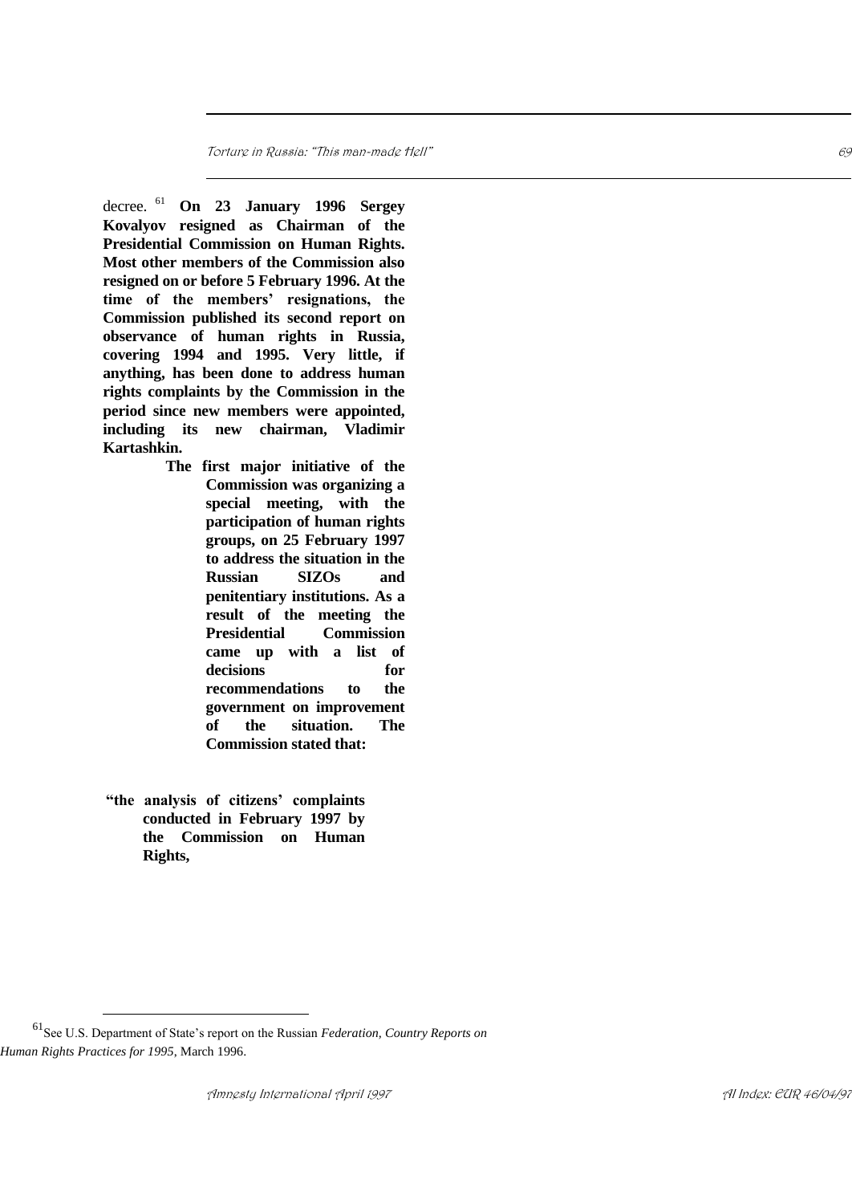decree.[61] **On 23 January 1996 Sergey Kovalyov resigned as Chairman of the Presidential Commission on Human Rights. Most other members of the Commission also resigned on or before 5 February 1996. At the time of the members' resignations, the Commission published its second report on observance of human rights in Russia, covering 1994 and 1995. Very little, if anything, has been done to address human rights complaints by the Commission in the period since new members were appointed, including its new chairman, Vladimir Kartashkin.**

**The first major initiative of the Commission was organizing a special meeting, with the participation of human rights groups, on 25 February 1997 to address the situation in the Russian SIZOs and penitentiary institutions. As a result of the meeting the Presidential Commission came up with a list of decisions for recommendations to the government on improvement of the situation. The Commission stated that:**

**"the analysis of citizens' complaints conducted in February 1997 by the Commission on Human Rights,**

---

[61] See U.S. Department of State's report on the Russian *Federation, Country Reports on Human Rights Practices for 1995*, March 1996.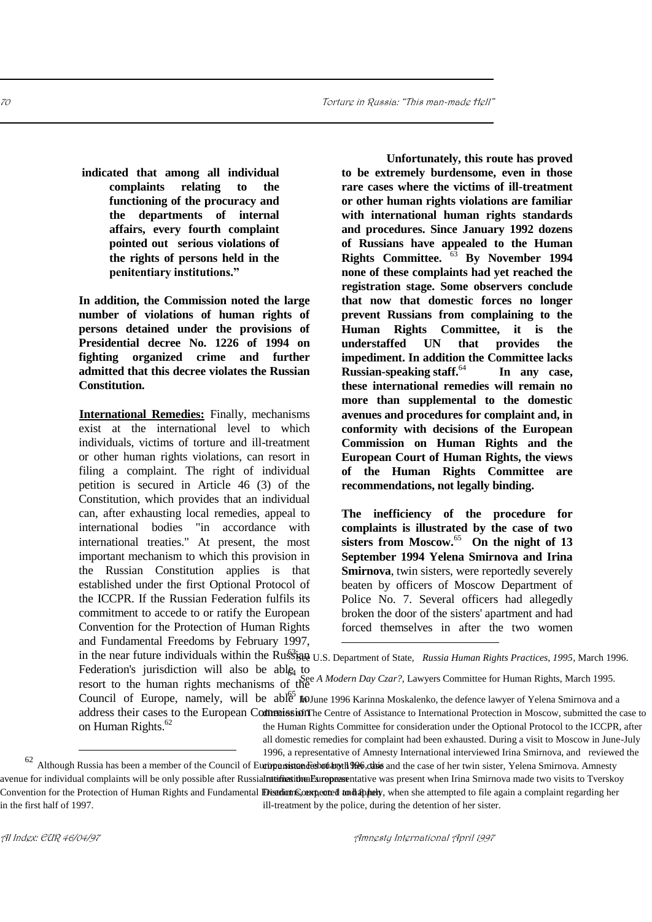**indicated that among all individual complaints relating to the functioning of the procuracy and the departments of internal affairs, every fourth complaint pointed out serious violations of the rights of persons held in the penitentiary institutions."**

**In addition, the Commission noted the large number of violations of human rights of persons detained under the provisions of Presidential decree No. 1226 of 1994 on fighting organized crime and further admitted that this decree violates the Russian Constitution.**

**International Remedies:** Finally, mechanisms exist at the international level to which individuals, victims of torture and ill-treatment or other human rights violations, can resort in filing a complaint. The right of individual petition is secured in Article 46 (3) of the Constitution, which provides that an individual can, after exhausting local remedies, appeal to international bodies "in accordance with international treaties." At present, the most important mechanism to which this provision in the Russian Constitution applies is that established under the first Optional Protocol of the ICCPR. If the Russian Federation fulfils its commitment to accede to or ratify the European Convention for the Protection of Human Rights and Fundamental Freedoms by February 1997, in the near future individuals within the Russian Federation's jurisdiction will also be able to resort to the human rights mechanisms of the Council of Europe, namely, will be able to address their cases to the European Commission on Human Rights.[62]

**Unfortunately, this route has proved to be extremely burdensome, even in those rare cases where the victims of ill-treatment or other human rights violations are familiar with international human rights standards and procedures. Since January 1992 dozens of Russians have appealed to the Human Rights Committee.** [63] **By November 1994 none of these complaints had yet reached the registration stage. Some observers conclude that now that domestic forces no longer prevent Russians from complaining to the Human Rights Committee, it is the understaffed UN that provides the impediment. In addition the Committee lacks Russian-speaking staff.**[64] **In any case, these international remedies will remain no more than supplemental to the domestic avenues and procedures for complaint and, in conformity with decisions of the European Commission on Human Rights and the European Court of Human Rights, the views of the Human Rights Committee are recommendations, not legally binding.**

**The inefficiency of the procedure for complaints is illustrated by the case of two sisters from Moscow.**[65] **On the night of 13 September 1994 Yelena Smirnova and Irina Smirnova**, twin sisters, were reportedly severely beaten by officers of Moscow Department of Police No. 7. Several officers had allegedly broken the door of the sisters' apartment and had forced themselves in after the two women

---

[62] Although Russia has been a member of the Council of Europe since February 1996, this avenue for individual complaints will be only possible after Russia ratifies the European Convention for the Protection of Human Rights and Fundamental Freedoms, expected to happen in the first half of 1997.

[63] See U.S. Department of State, *Russia Human Rights Practices, 1995*, March 1996.

[64] See *A Modern Day Czar?*, Lawyers Committee for Human Rights, March 1995.

[65] In June 1996 Karinna Moskalenko, the defence lawyer of Yelena Smirnova and a director of The Centre of Assistance to International Protection in Moscow, submitted the case to the Human Rights Committee for consideration under the Optional Protocol to the ICCPR, after all domestic remedies for complaint had been exhausted. During a visit to Moscow in June-July 1996, a representative of Amnesty International interviewed Irina Smirnova, and reviewed the circumstances of both her case and the case of her twin sister, Yelena Smirnova. Amnesty International's representative was present when Irina Smirnova made two visits to Tverskoy District Court in Moscow, when she attempted to file again a complaint regarding her ill-treatment by the police, during the detention of her sister.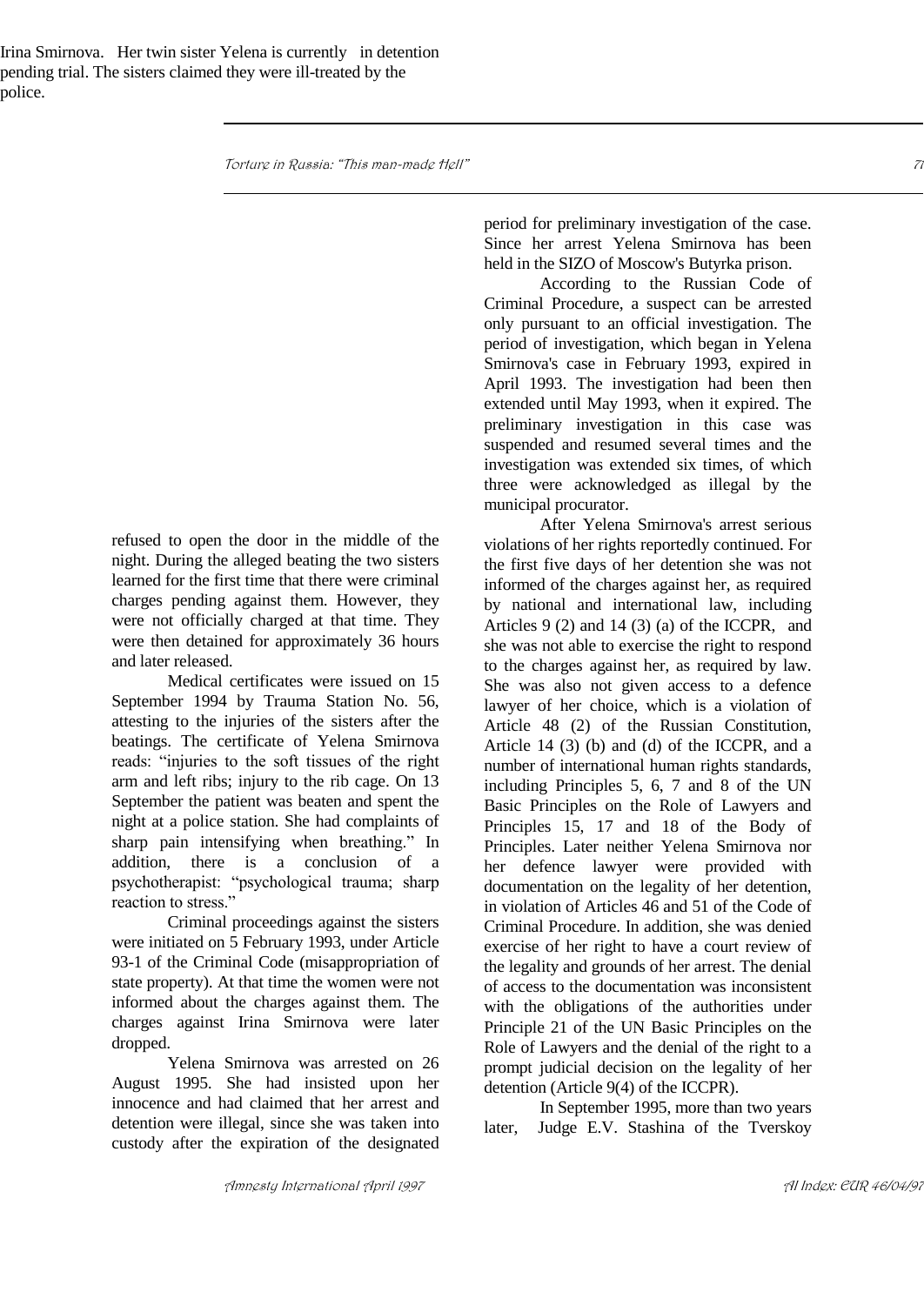Irina Smirnova. Her twin sister Yelena is currently in detention pending trial. The sisters claimed they were ill-treated by the police.

refused to open the door in the middle of the night. During the alleged beating the two sisters learned for the first time that there were criminal charges pending against them. However, they were not officially charged at that time. They were then detained for approximately 36 hours and later released.

Medical certificates were issued on 15 September 1994 by Trauma Station No. 56, attesting to the injuries of the sisters after the beatings. The certificate of Yelena Smirnova reads: "injuries to the soft tissues of the right arm and left ribs; injury to the rib cage. On 13 September the patient was beaten and spent the night at a police station. She had complaints of sharp pain intensifying when breathing." In addition, there is a conclusion of a psychotherapist: "psychological trauma; sharp reaction to stress."

Criminal proceedings against the sisters were initiated on 5 February 1993, under Article 93-1 of the Criminal Code (misappropriation of state property). At that time the women were not informed about the charges against them. The charges against Irina Smirnova were later dropped.

Yelena Smirnova was arrested on 26 August 1995. She had insisted upon her innocence and had claimed that her arrest and detention were illegal, since she was taken into custody after the expiration of the designated period for preliminary investigation of the case. Since her arrest Yelena Smirnova has been held in the SIZO of Moscow's Butyrka prison.

According to the Russian Code of Criminal Procedure, a suspect can be arrested only pursuant to an official investigation. The period of investigation, which began in Yelena Smirnova's case in February 1993, expired in April 1993. The investigation had been then extended until May 1993, when it expired. The preliminary investigation in this case was suspended and resumed several times and the investigation was extended six times, of which three were acknowledged as illegal by the municipal procurator.

After Yelena Smirnova's arrest serious violations of her rights reportedly continued. For the first five days of her detention she was not informed of the charges against her, as required by national and international law, including Articles 9 (2) and 14 (3) (a) of the ICCPR, and she was not able to exercise the right to respond to the charges against her, as required by law. She was also not given access to a defence lawyer of her choice, which is a violation of Article 48 (2) of the Russian Constitution, Article 14 (3) (b) and (d) of the ICCPR, and a number of international human rights standards, including Principles 5, 6, 7 and 8 of the UN Basic Principles on the Role of Lawyers and Principles 15, 17 and 18 of the Body of Principles. Later neither Yelena Smirnova nor her defence lawyer were provided with documentation on the legality of her detention, in violation of Articles 46 and 51 of the Code of Criminal Procedure. In addition, she was denied exercise of her right to have a court review of the legality and grounds of her arrest. The denial of access to the documentation was inconsistent with the obligations of the authorities under Principle 21 of the UN Basic Principles on the Role of Lawyers and the denial of the right to a prompt judicial decision on the legality of her detention (Article 9(4) of the ICCPR).

In September 1995, more than two years later, Judge E.V. Stashina of the Tverskoy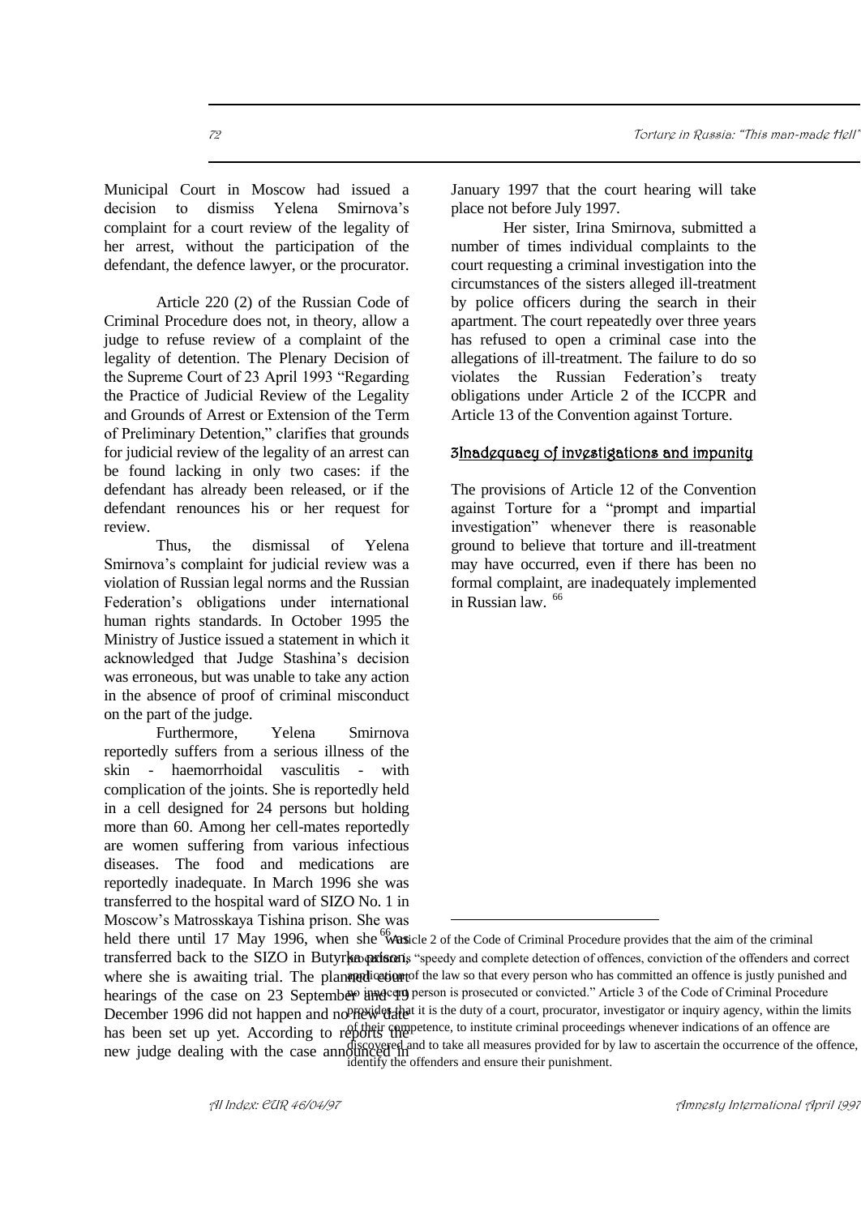Municipal Court in Moscow had issued a decision to dismiss Yelena Smirnova's complaint for a court review of the legality of her arrest, without the participation of the defendant, the defence lawyer, or the procurator.

Article 220 (2) of the Russian Code of Criminal Procedure does not, in theory, allow a judge to refuse review of a complaint of the legality of detention. The Plenary Decision of the Supreme Court of 23 April 1993 "Regarding the Practice of Judicial Review of the Legality and Grounds of Arrest or Extension of the Term of Preliminary Detention," clarifies that grounds for judicial review of the legality of an arrest can be found lacking in only two cases: if the defendant has already been released, or if the defendant renounces his or her request for review.

Thus, the dismissal of Yelena Smirnova's complaint for judicial review was a violation of Russian legal norms and the Russian Federation's obligations under international human rights standards. In October 1995 the Ministry of Justice issued a statement in which it acknowledged that Judge Stashina's decision was erroneous, but was unable to take any action in the absence of proof of criminal misconduct on the part of the judge.

Furthermore, Yelena Smirnova reportedly suffers from a serious illness of the skin - haemorrhoidal vasculitis - with complication of the joints. She is reportedly held in a cell designed for 24 persons but holding more than 60. Among her cell-mates reportedly are women suffering from various infectious diseases. The food and medications are reportedly inadequate. In March 1996 she was transferred to the hospital ward of SIZO No. 1 in Moscow's Matrosskaya Tishina prison. She was held there until 17 May 1996, when she was transferred back to the SIZO in Butyrka prison, where she is awaiting trial. The planned court hearings of the case on 23 September and 19 December 1996 did not happen and no new date has been set up yet. According to reports the new judge dealing with the case announced in January 1997 that the court hearing will take place not before July 1997.

Her sister, Irina Smirnova, submitted a number of times individual complaints to the court requesting a criminal investigation into the circumstances of the sisters alleged ill-treatment by police officers during the search in their apartment. The court repeatedly over three years has refused to open a criminal case into the allegations of ill-treatment. The failure to do so violates the Russian Federation's treaty obligations under Article 2 of the ICCPR and Article 13 of the Convention against Torture.

## 3Inadequacy of investigations and impunity

The provisions of Article 12 of the Convention against Torture for a "prompt and impartial investigation" whenever there is reasonable ground to believe that torture and ill-treatment may have occurred, even if there has been no formal complaint, are inadequately implemented in Russian law. [66]

---

[66] Article 2 of the Code of Criminal Procedure provides that the aim of the criminal procedure is "speedy and complete detection of offences, conviction of the offenders and correct application of the law so that every person who has committed an offence is justly punished and no innocent person is prosecuted or convicted." Article 3 of the Code of Criminal Procedure provides that it is the duty of a court, procurator, investigator or inquiry agency, within the limits of their competence, to institute criminal proceedings whenever indications of an offence are discovered and to take all measures provided for by law to ascertain the occurrence of the offence, identify the offenders and ensure their punishment.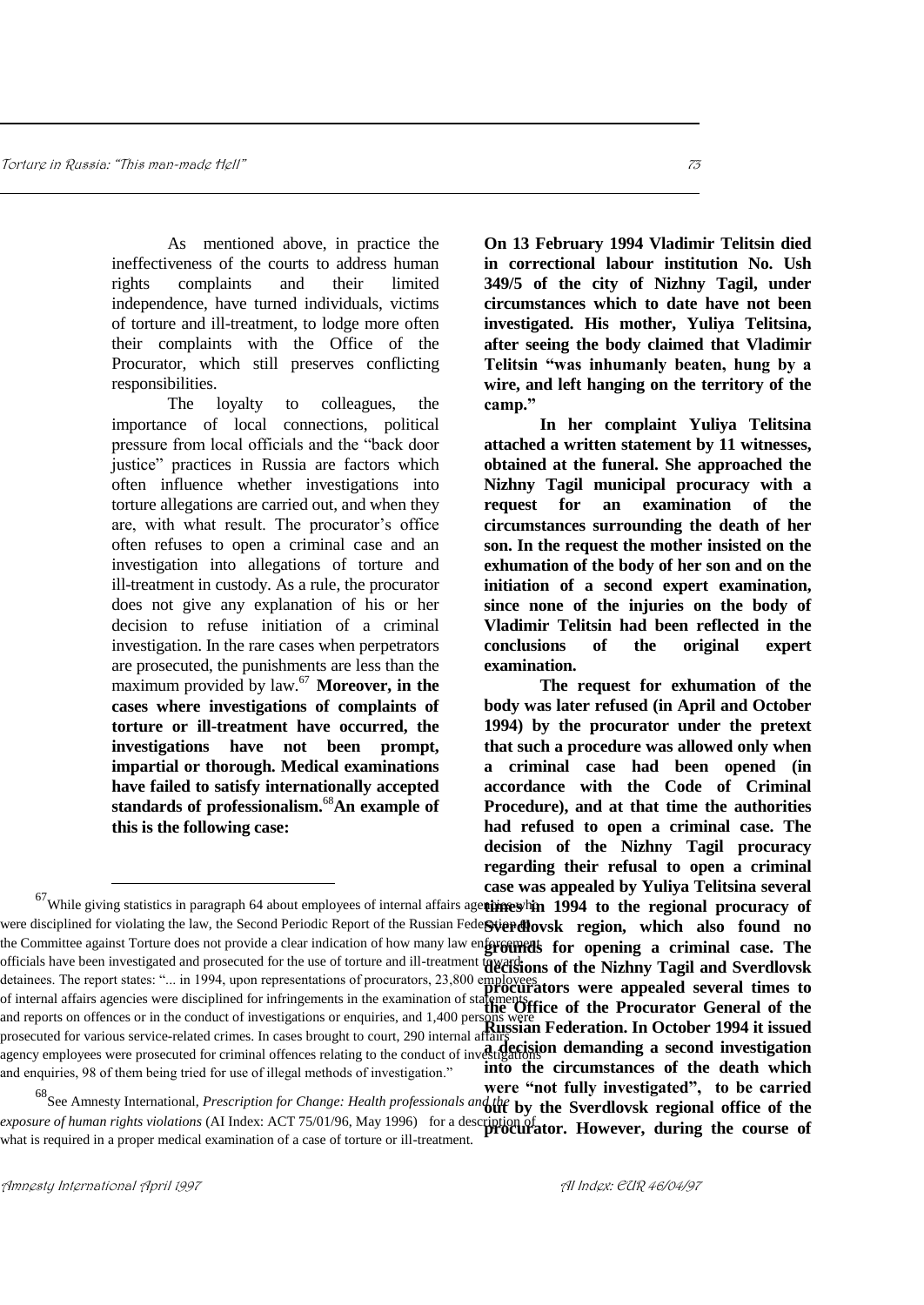As mentioned above, in practice the ineffectiveness of the courts to address human rights complaints and their limited independence, have turned individuals, victims of torture and ill-treatment, to lodge more often their complaints with the Office of the Procurator, which still preserves conflicting responsibilities.

The loyalty to colleagues, the importance of local connections, political pressure from local officials and the "back door justice" practices in Russia are factors which often influence whether investigations into torture allegations are carried out, and when they are, with what result. The procurator's office often refuses to open a criminal case and an investigation into allegations of torture and ill-treatment in custody. As a rule, the procurator does not give any explanation of his or her decision to refuse initiation of a criminal investigation. In the rare cases when perpetrators are prosecuted, the punishments are less than the maximum provided by law.[67] **Moreover, in the cases where investigations of complaints of torture or ill-treatment have occurred, the investigations have not been prompt, impartial or thorough. Medical examinations have failed to satisfy internationally accepted standards of professionalism.**[68] **An example of this is the following case:**

**On 13 February 1994 Vladimir Telitsin died in correctional labour institution No. Ush 349/5 of the city of Nizhny Tagil, under circumstances which to date have not been investigated. His mother, Yuliya Telitsina, after seeing the body claimed that Vladimir Telitsin "was inhumanly beaten, hung by a wire, and left hanging on the territory of the camp."**

**In her complaint Yuliya Telitsina attached a written statement by 11 witnesses, obtained at the funeral. She approached the Nizhny Tagil municipal procuracy with a request for an examination of the circumstances surrounding the death of her son. In the request the mother insisted on the exhumation of the body of her son and on the initiation of a second expert examination, since none of the injuries on the body of Vladimir Telitsin had been reflected in the conclusions of the original expert examination.**

**The request for exhumation of the body was later refused (in April and October 1994) by the procurator under the pretext that such a procedure was allowed only when a criminal case had been opened (in accordance with the Code of Criminal Procedure), and at that time the authorities had refused to open a criminal case. The decision of the Nizhny Tagil procuracy regarding their refusal to open a criminal case was appealed by Yuliya Telitsina several times in 1994 to the regional procuracy of Sverdlovsk region, which also found no grounds for opening a criminal case. The decisions of the Nizhny Tagil and Sverdlovsk procurators were appealed several times to the Office of the Procurator General of the Russian Federation. In October 1994 it issued a decision demanding a second investigation into the circumstances of the death which were "not fully investigated", to be carried out by the Sverdlovsk regional office of the procurator. However, during the course of**

---

[67] While giving statistics in paragraph 64 about employees of internal affairs agencies who were disciplined for violating the law, the Second Periodic Report of the Russian Federation to the Committee against Torture does not provide a clear indication of how many law enforcement officials have been investigated and prosecuted for the use of torture and ill-treatment toward detainees. The report states: "... in 1994, upon representations of procurators, 23,800 employees of internal affairs agencies were disciplined for infringements in the examination of statements and reports on offences or in the conduct of investigations or enquiries, and 1,400 persons were prosecuted for various service-related crimes. In cases brought to court, 290 internal affairs agency employees were prosecuted for criminal offences relating to the conduct of investigations and enquiries, 98 of them being tried for use of illegal methods of investigation."

[68] See Amnesty International, *Prescription for Change: Health professionals and the exposure of human rights violations* (AI Index: ACT 75/01/96, May 1996) for a description of what is required in a proper medical examination of a case of torture or ill-treatment.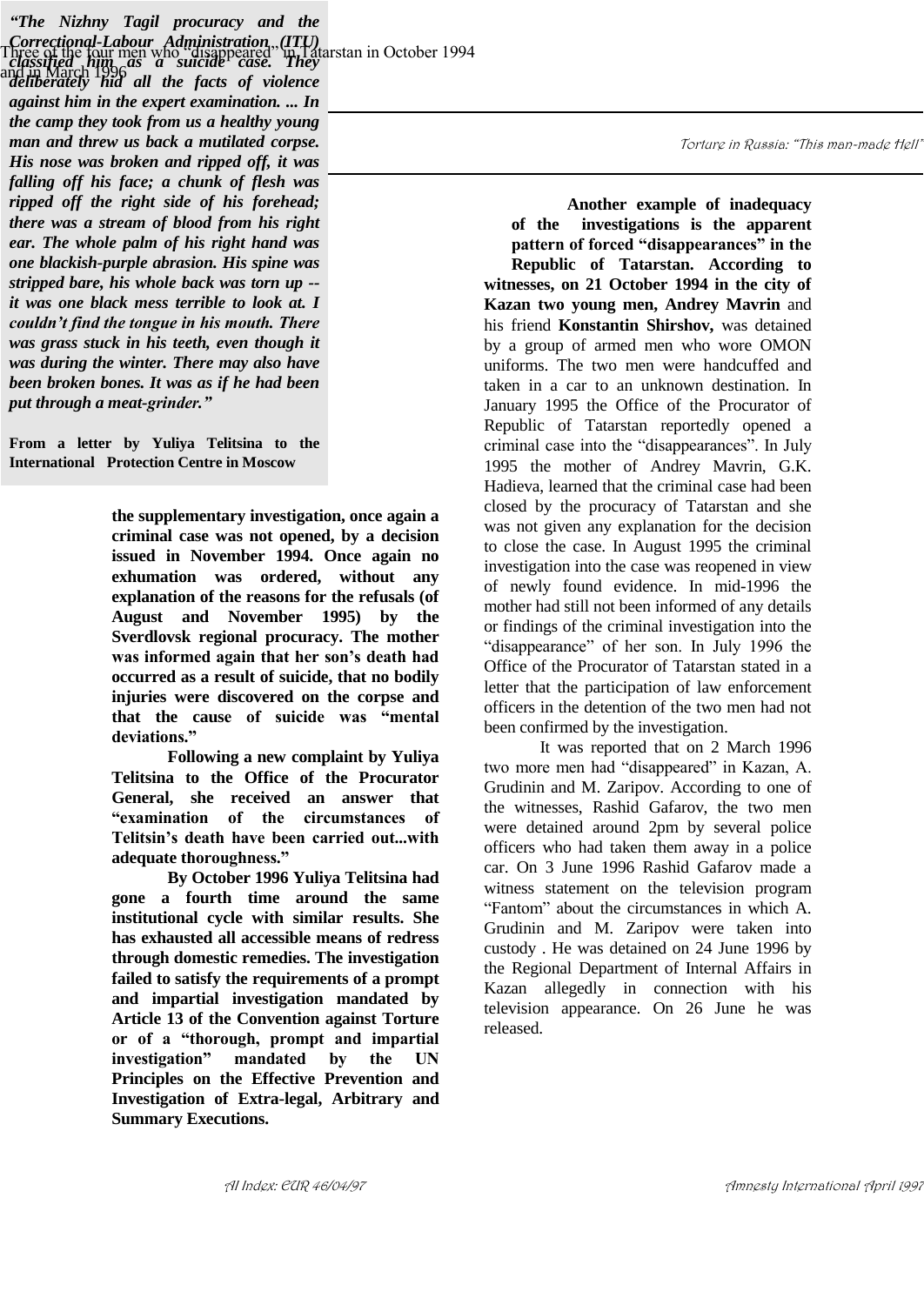***"The Nizhny Tagil procuracy and the Correctional-Labour Administration (ITU) classified him as a suicide case. They deliberately hid all the facts of violence against him in the expert examination. ... In the camp they took from us a healthy young man and threw us back a mutilated corpse. His nose was broken and ripped off, it was falling off his face; a chunk of flesh was ripped off the right side of his forehead; there was a stream of blood from his right ear. The whole palm of his right hand was one blackish-purple abrasion. His spine was stripped bare, his whole back was torn up -- it was one black mess terrible to look at. I couldn't find the tongue in his mouth. There was grass stuck in his teeth, even though it was during the winter. There may also have been broken bones. It was as if he had been put through a meat-grinder."***

**From a letter by Yuliya Telitsina to the International Protection Centre in Moscow**

**the supplementary investigation, once again a criminal case was not opened, by a decision issued in November 1994. Once again no exhumation was ordered, without any explanation of the reasons for the refusals (of August and November 1995) by the Sverdlovsk regional procuracy. The mother was informed again that her son's death had occurred as a result of suicide, that no bodily injuries were discovered on the corpse and that the cause of suicide was "mental deviations."**

**Following a new complaint by Yuliya Telitsina to the Office of the Procurator General, she received an answer that "examination of the circumstances of Telitsin's death have been carried out...with adequate thoroughness."**

**By October 1996 Yuliya Telitsina had gone a fourth time around the same institutional cycle with similar results. She has exhausted all accessible means of redress through domestic remedies. The investigation failed to satisfy the requirements of a prompt and impartial investigation mandated by Article 13 of the Convention against Torture or of a "thorough, prompt and impartial investigation" mandated by the UN Principles on the Effective Prevention and Investigation of Extra-legal, Arbitrary and Summary Executions.**

Three of the four men who "disappeared" in Tatarstan in October 1994 and in March 1996

**Another example of inadequacy of the investigations is the apparent pattern of forced "disappearances" in the Republic of Tatarstan. According to witnesses, on 21 October 1994 in the city of Kazan two young men, Andrey Mavrin** and his friend **Konstantin Shirshov,** was detained by a group of armed men who wore OMON uniforms. The two men were handcuffed and taken in a car to an unknown destination. In January 1995 the Office of the Procurator of Republic of Tatarstan reportedly opened a criminal case into the "disappearances". In July 1995 the mother of Andrey Mavrin, G.K. Hadieva, learned that the criminal case had been closed by the procuracy of Tatarstan and she was not given any explanation for the decision to close the case. In August 1995 the criminal investigation into the case was reopened in view of newly found evidence. In mid-1996 the mother had still not been informed of any details or findings of the criminal investigation into the "disappearance" of her son. In July 1996 the Office of the Procurator of Tatarstan stated in a letter that the participation of law enforcement officers in the detention of the two men had not been confirmed by the investigation.

It was reported that on 2 March 1996 two more men had "disappeared" in Kazan, A. Grudinin and M. Zaripov. According to one of the witnesses, Rashid Gafarov, the two men were detained around 2pm by several police officers who had taken them away in a police car. On 3 June 1996 Rashid Gafarov made a witness statement on the television program "Fantom" about the circumstances in which A. Grudinin and M. Zaripov were taken into custody . He was detained on 24 June 1996 by the Regional Department of Internal Affairs in Kazan allegedly in connection with his television appearance. On 26 June he was released.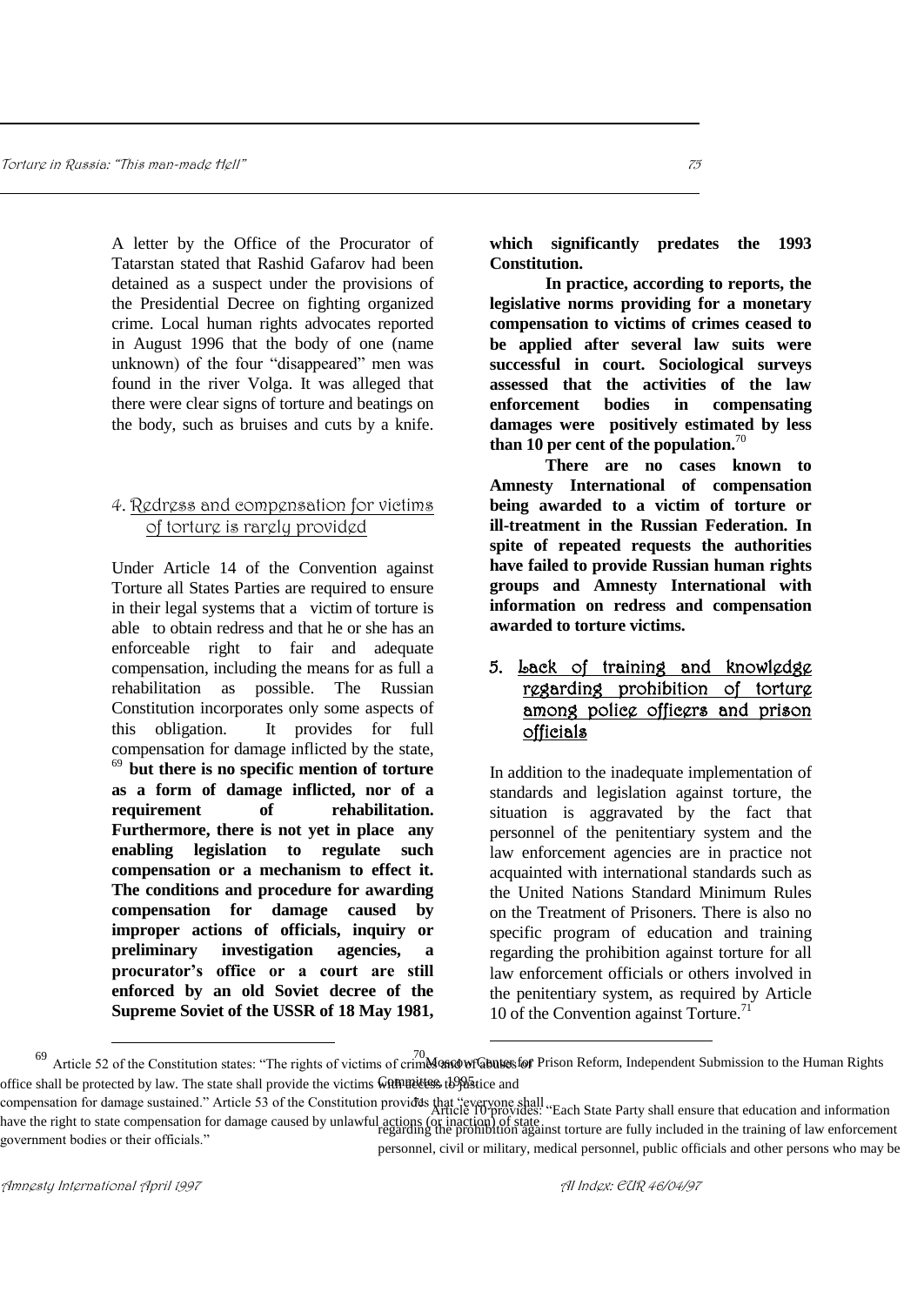A letter by the Office of the Procurator of Tatarstan stated that Rashid Gafarov had been detained as a suspect under the provisions of the Presidential Decree on fighting organized crime. Local human rights advocates reported in August 1996 that the body of one (name unknown) of the four "disappeared" men was found in the river Volga. It was alleged that there were clear signs of torture and beatings on the body, such as bruises and cuts by a knife.

## 4. Redress and compensation for victims of torture is rarely provided

Under Article 14 of the Convention against Torture all States Parties are required to ensure in their legal systems that a victim of torture is able to obtain redress and that he or she has an enforceable right to fair and adequate compensation, including the means for as full a rehabilitation as possible. The Russian Constitution incorporates only some aspects of this obligation. It provides for full compensation for damage inflicted by the state,[69] **but there is no specific mention of torture as a form of damage inflicted, nor of a requirement of rehabilitation. Furthermore, there is not yet in place any enabling legislation to regulate such compensation or a mechanism to effect it. The conditions and procedure for awarding compensation for damage caused by improper actions of officials, inquiry or preliminary investigation agencies, a procurator's office or a court are still enforced by an old Soviet decree of the Supreme Soviet of the USSR of 18 May 1981, which significantly predates the 1993 Constitution.**

**In practice, according to reports, the legislative norms providing for a monetary compensation to victims of crimes ceased to be applied after several law suits were successful in court. Sociological surveys assessed that the activities of the law enforcement bodies in compensating damages were positively estimated by less than 10 per cent of the population.**[70]

**There are no cases known to Amnesty International of compensation being awarded to a victim of torture or ill-treatment in the Russian Federation. In spite of repeated requests the authorities have failed to provide Russian human rights groups and Amnesty International with information on redress and compensation awarded to torture victims.**

## 5. Lack of training and knowledge regarding prohibition of torture among police officers and prison officials

In addition to the inadequate implementation of standards and legislation against torture, the situation is aggravated by the fact that personnel of the penitentiary system and the law enforcement agencies are in practice not acquainted with international standards such as the United Nations Standard Minimum Rules on the Treatment of Prisoners. There is also no specific program of education and training regarding the prohibition against torture for all law enforcement officials or others involved in the penitentiary system, as required by Article 10 of the Convention against Torture.[71]

---

[69] Article 52 of the Constitution states: "The rights of victims of crimes and of abuses of office shall be protected by law. The state shall provide the victims with access to justice and compensation for damage sustained." Article 53 of the Constitution provides that "everyone shall have the right to state compensation for damage caused by unlawful actions (or inaction) of state government bodies or their officials."

[70] Moscow Center for Prison Reform, Independent Submission to the Human Rights Committee, 1995.

[71] Article 10 provides: "Each State Party shall ensure that education and information regarding the prohibition against torture are fully included in the training of law enforcement personnel, civil or military, medical personnel, public officials and other persons who may be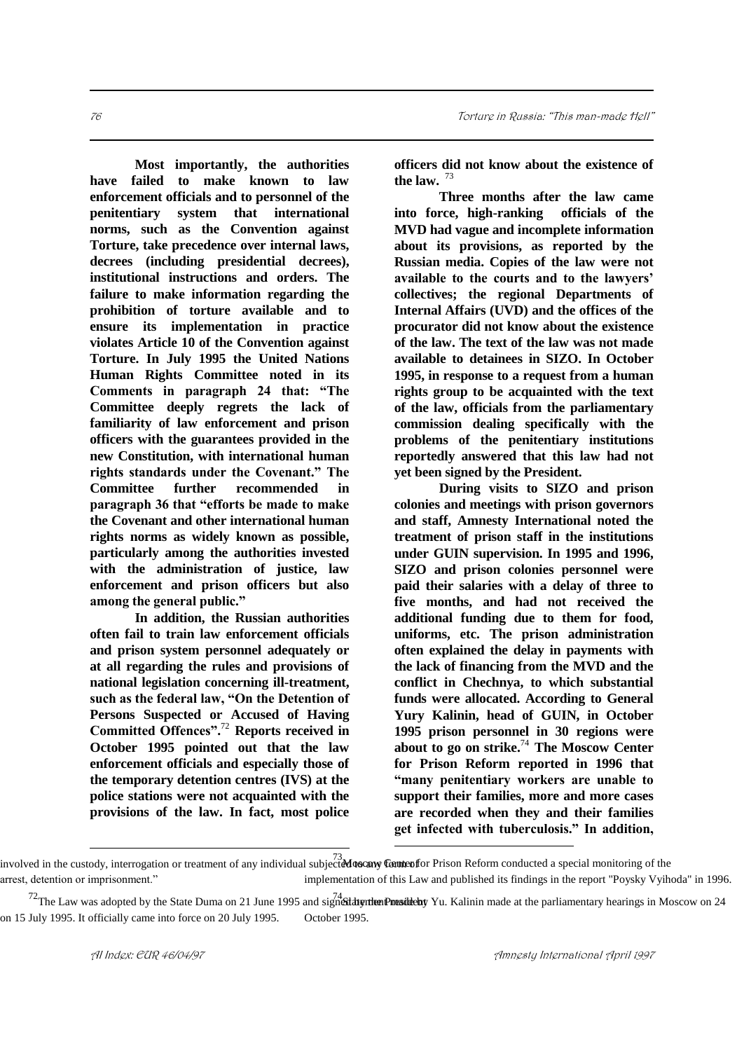**Most importantly, the authorities have failed to make known to law enforcement officials and to personnel of the penitentiary system that international norms, such as the Convention against Torture, take precedence over internal laws, decrees (including presidential decrees), institutional instructions and orders. The failure to make information regarding the prohibition of torture available and to ensure its implementation in practice violates Article 10 of the Convention against Torture. In July 1995 the United Nations Human Rights Committee noted in its Comments in paragraph 24 that: "The Committee deeply regrets the lack of familiarity of law enforcement and prison officers with the guarantees provided in the new Constitution, with international human rights standards under the Covenant." The Committee further recommended in paragraph 36 that "efforts be made to make the Covenant and other international human rights norms as widely known as possible, particularly among the authorities invested with the administration of justice, law enforcement and prison officers but also among the general public."**

**In addition, the Russian authorities often fail to train law enforcement officials and prison system personnel adequately or at all regarding the rules and provisions of national legislation concerning ill-treatment, such as the federal law, "On the Detention of Persons Suspected or Accused of Having Committed Offences".[72] Reports received in October 1995 pointed out that the law enforcement officials and especially those of the temporary detention centres (IVS) at the police stations were not acquainted with the provisions of the law. In fact, most police officers did not know about the existence of the law.[73]**

**Three months after the law came into force, high-ranking officials of the MVD had vague and incomplete information about its provisions, as reported by the Russian media. Copies of the law were not available to the courts and to the lawyers' collectives; the regional Departments of Internal Affairs (UVD) and the offices of the procurator did not know about the existence of the law. The text of the law was not made available to detainees in SIZO. In October 1995, in response to a request from a human rights group to be acquainted with the text of the law, officials from the parliamentary commission dealing specifically with the problems of the penitentiary institutions reportedly answered that this law had not yet been signed by the President.**

**During visits to SIZO and prison colonies and meetings with prison governors and staff, Amnesty International noted the treatment of prison staff in the institutions under GUIN supervision. In 1995 and 1996, SIZO and prison colonies personnel were paid their salaries with a delay of three to five months, and had not received the additional funding due to them for food, uniforms, etc. The prison administration often explained the delay in payments with the lack of financing from the MVD and the conflict in Chechnya, to which substantial funds were allocated. According to General Yury Kalinin, head of GUIN, in October 1995 prison personnel in 30 regions were about to go on strike.[74] The Moscow Center for Prison Reform reported in 1996 that "many penitentiary workers are unable to support their families, more and more cases are recorded when they and their families get infected with tuberculosis." In addition,**

---

involved in the custody, interrogation or treatment of any individual subjected to any form of arrest, detention or imprisonment."

[72] The Law was adopted by the State Duma on 21 June 1995 and signed by the President on 15 July 1995. It officially came into force on 20 July 1995.

[73] Moscow Center for Prison Reform conducted a special monitoring of the implementation of this Law and published its findings in the report "Poysky Vyihoda" in 1996.

[74] Statement made by Yu. Kalinin made at the parliamentary hearings in Moscow on 24 October 1995.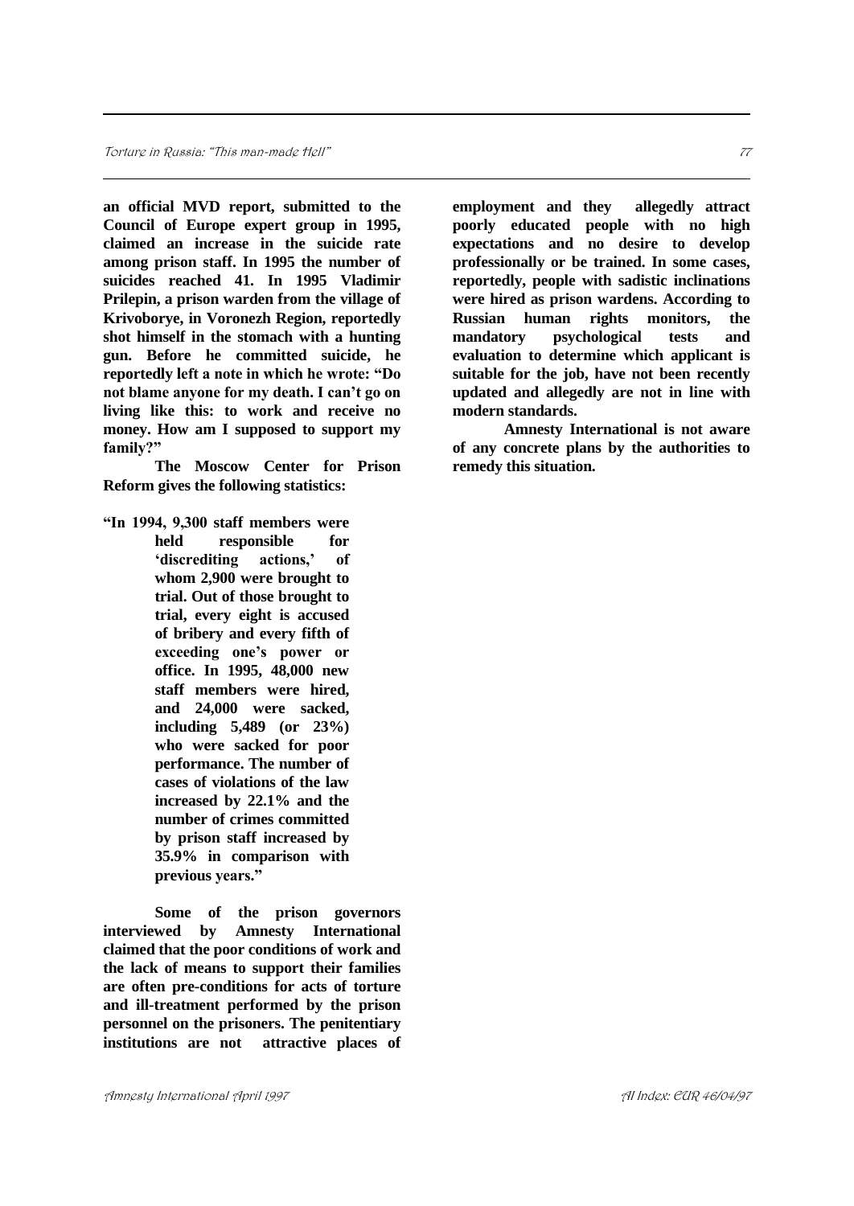**an official MVD report, submitted to the Council of Europe expert group in 1995, claimed an increase in the suicide rate among prison staff. In 1995 the number of suicides reached 41. In 1995 Vladimir Prilepin, a prison warden from the village of Krivoborye, in Voronezh Region, reportedly shot himself in the stomach with a hunting gun. Before he committed suicide, he reportedly left a note in which he wrote: "Do not blame anyone for my death. I can't go on living like this: to work and receive no money. How am I supposed to support my family?"**

**The Moscow Center for Prison Reform gives the following statistics:**

> **"In 1994, 9,300 staff members were held responsible for 'discrediting actions,' of whom 2,900 were brought to trial. Out of those brought to trial, every eight is accused of bribery and every fifth of exceeding one's power or office. In 1995, 48,000 new staff members were hired, and 24,000 were sacked, including 5,489 (or 23%) who were sacked for poor performance. The number of cases of violations of the law increased by 22.1% and the number of crimes committed by prison staff increased by 35.9% in comparison with previous years."**

**Some of the prison governors interviewed by Amnesty International claimed that the poor conditions of work and the lack of means to support their families are often pre-conditions for acts of torture and ill-treatment performed by the prison personnel on the prisoners. The penitentiary institutions are not attractive places of employment and they allegedly attract poorly educated people with no high expectations and no desire to develop professionally or be trained. In some cases, reportedly, people with sadistic inclinations were hired as prison wardens. According to Russian human rights monitors, the mandatory psychological tests and evaluation to determine which applicant is suitable for the job, have not been recently updated and allegedly are not in line with modern standards.**

**Amnesty International is not aware of any concrete plans by the authorities to remedy this situation.**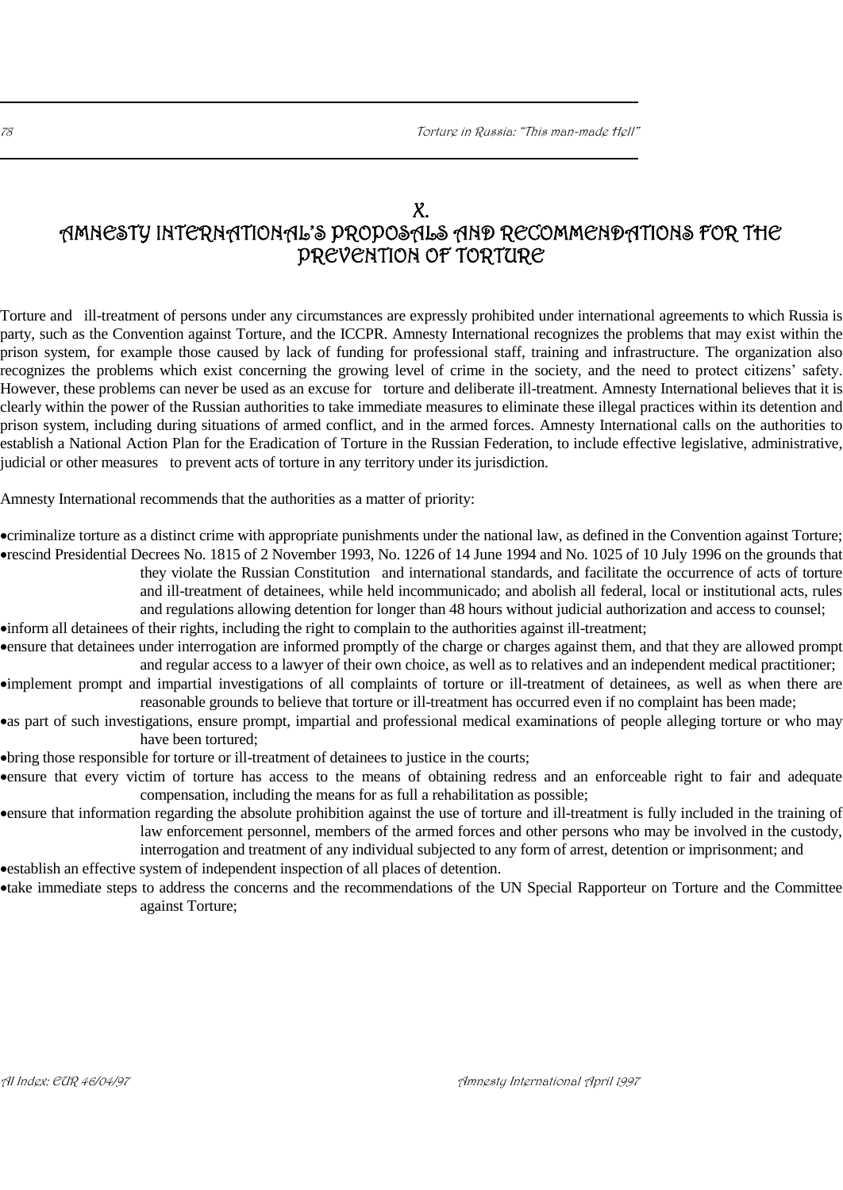# X.
# AMNESTY INTERNATIONAL'S PROPOSALS AND RECOMMENDATIONS FOR THE PREVENTION OF TORTURE

Torture and ill-treatment of persons under any circumstances are expressly prohibited under international agreements to which Russia is party, such as the Convention against Torture, and the ICCPR. Amnesty International recognizes the problems that may exist within the prison system, for example those caused by lack of funding for professional staff, training and infrastructure. The organization also recognizes the problems which exist concerning the growing level of crime in the society, and the need to protect citizens' safety. However, these problems can never be used as an excuse for torture and deliberate ill-treatment. Amnesty International believes that it is clearly within the power of the Russian authorities to take immediate measures to eliminate these illegal practices within its detention and prison system, including during situations of armed conflict, and in the armed forces. Amnesty International calls on the authorities to establish a National Action Plan for the Eradication of Torture in the Russian Federation, to include effective legislative, administrative, judicial or other measures to prevent acts of torture in any territory under its jurisdiction.

Amnesty International recommends that the authorities as a matter of priority:

- criminalize torture as a distinct crime with appropriate punishments under the national law, as defined in the Convention against Torture;
- rescind Presidential Decrees No. 1815 of 2 November 1993, No. 1226 of 14 June 1994 and No. 1025 of 10 July 1996 on the grounds that they violate the Russian Constitution and international standards, and facilitate the occurrence of acts of torture and ill-treatment of detainees, while held incommunicado; and abolish all federal, local or institutional acts, rules and regulations allowing detention for longer than 48 hours without judicial authorization and access to counsel;
- inform all detainees of their rights, including the right to complain to the authorities against ill-treatment;
- ensure that detainees under interrogation are informed promptly of the charge or charges against them, and that they are allowed prompt and regular access to a lawyer of their own choice, as well as to relatives and an independent medical practitioner;
- implement prompt and impartial investigations of all complaints of torture or ill-treatment of detainees, as well as when there are reasonable grounds to believe that torture or ill-treatment has occurred even if no complaint has been made;
- as part of such investigations, ensure prompt, impartial and professional medical examinations of people alleging torture or who may have been tortured;
- bring those responsible for torture or ill-treatment of detainees to justice in the courts;
- ensure that every victim of torture has access to the means of obtaining redress and an enforceable right to fair and adequate compensation, including the means for as full a rehabilitation as possible;
- ensure that information regarding the absolute prohibition against the use of torture and ill-treatment is fully included in the training of law enforcement personnel, members of the armed forces and other persons who may be involved in the custody, interrogation and treatment of any individual subjected to any form of arrest, detention or imprisonment; and
- establish an effective system of independent inspection of all places of detention.
- take immediate steps to address the concerns and the recommendations of the UN Special Rapporteur on Torture and the Committee against Torture;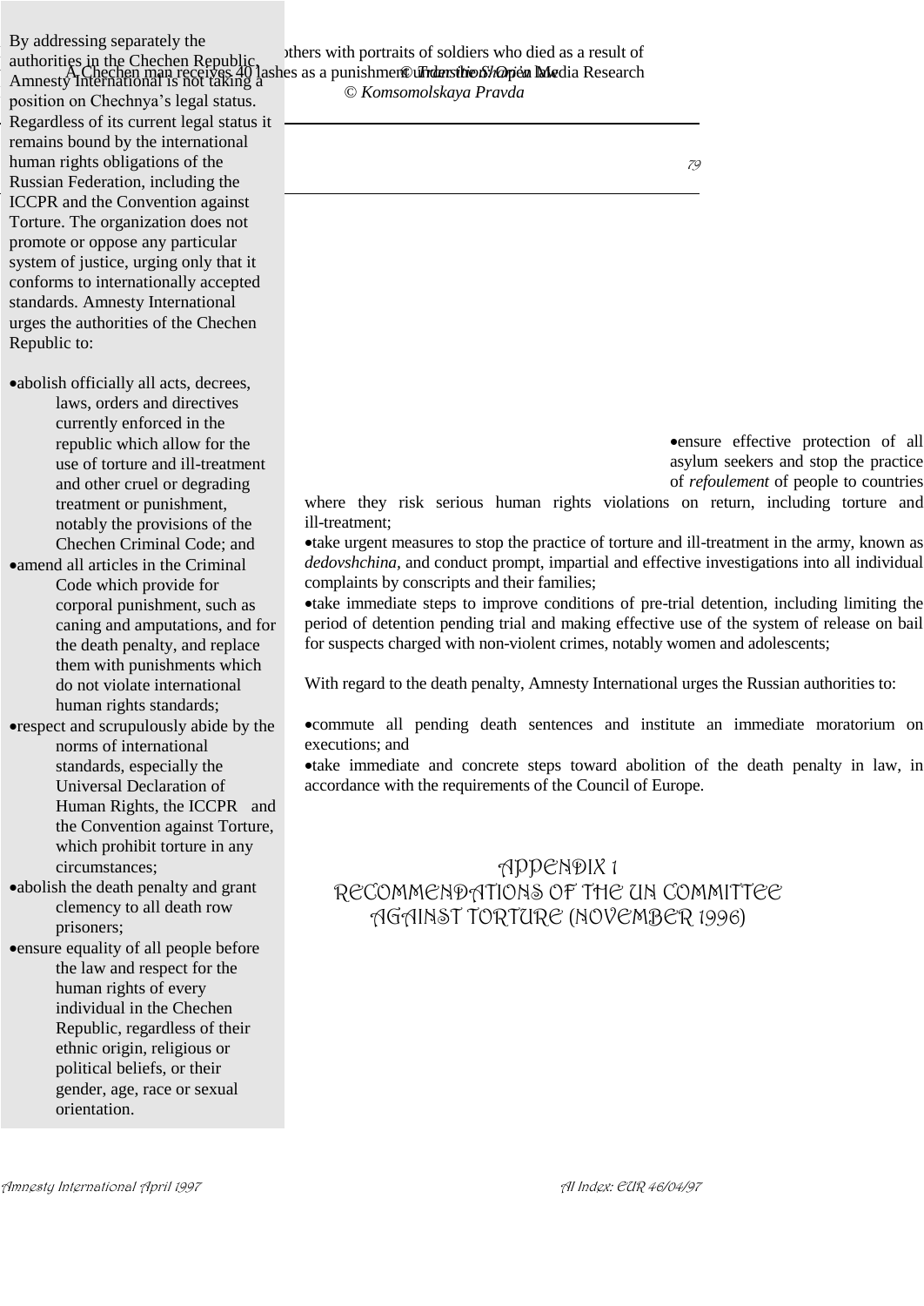By addressing separately the authorities in the Chechen Republic, Amnesty International is not taking a position on Chechnya's legal status. Regardless of its current legal status it remains bound by the international human rights obligations of the Russian Federation, including the ICCPR and the Convention against Torture. The organization does not promote or oppose any particular system of justice, urging only that it conforms to internationally accepted standards. Amnesty International urges the authorities of the Chechen Republic to:

- abolish officially all acts, decrees, laws, orders and directives currently enforced in the republic which allow for the use of torture and ill-treatment and other cruel or degrading treatment or punishment, notably the provisions of the Chechen Criminal Code; and
- amend all articles in the Criminal Code which provide for corporal punishment, such as caning and amputations, and for the death penalty, and replace them with punishments which do not violate international human rights standards;
- respect and scrupulously abide by the norms of international standards, especially the Universal Declaration of Human Rights, the ICCPR and the Convention against Torture, which prohibit torture in any circumstances;
- abolish the death penalty and grant clemency to all death row prisoners;
- ensure equality of all people before the law and respect for the human rights of every individual in the Chechen Republic, regardless of their ethnic origin, religious or political beliefs, or their gender, age, race or sexual orientation.

...others with portraits of soldiers who died as a result of

A Chechen man receives 40 lashes as a punishment under the Shari'a law © Transition/Open Media Research

© *Komsomolskaya Pravda*

- ensure effective protection of all asylum seekers and stop the practice of *refoulement* of people to countries where they risk serious human rights violations on return, including torture and ill-treatment;
- take urgent measures to stop the practice of torture and ill-treatment in the army, known as *dedovshchina,* and conduct prompt, impartial and effective investigations into all individual complaints by conscripts and their families;
- take immediate steps to improve conditions of pre-trial detention, including limiting the period of detention pending trial and making effective use of the system of release on bail for suspects charged with non-violent crimes, notably women and adolescents;

With regard to the death penalty, Amnesty International urges the Russian authorities to:

- commute all pending death sentences and institute an immediate moratorium on executions; and
- take immediate and concrete steps toward abolition of the death penalty in law, in accordance with the requirements of the Council of Europe.

# APPENDIX 1
# RECOMMENDATIONS OF THE UN COMMITTEE AGAINST TORTURE (NOVEMBER 1996)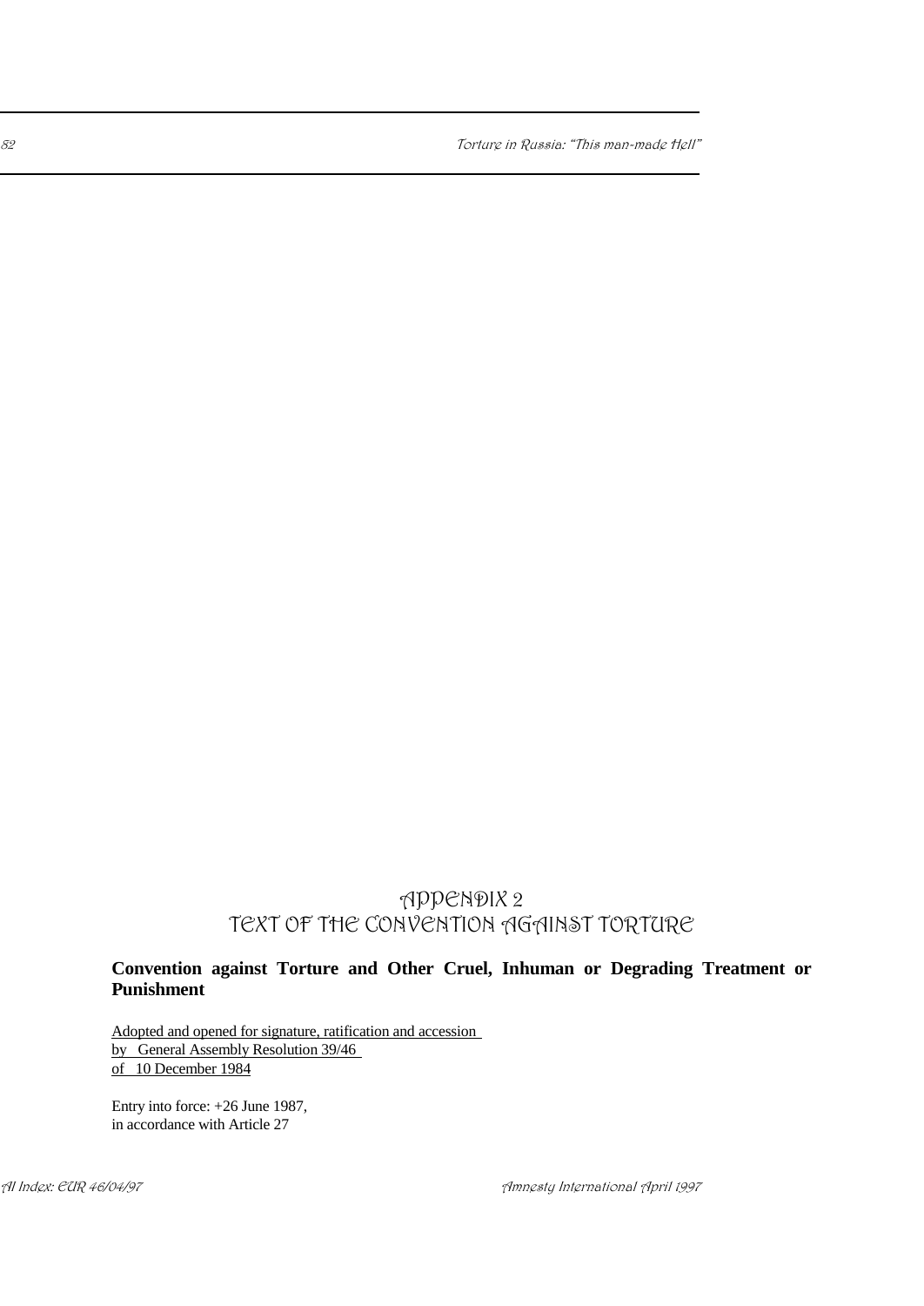# APPENDIX 2
# TEXT OF THE CONVENTION AGAINST TORTURE

**Convention against Torture and Other Cruel, Inhuman or Degrading Treatment or Punishment**

Adopted and opened for signature, ratification and accession
by General Assembly Resolution 39/46
of 10 December 1984

Entry into force: +26 June 1987,
in accordance with Article 27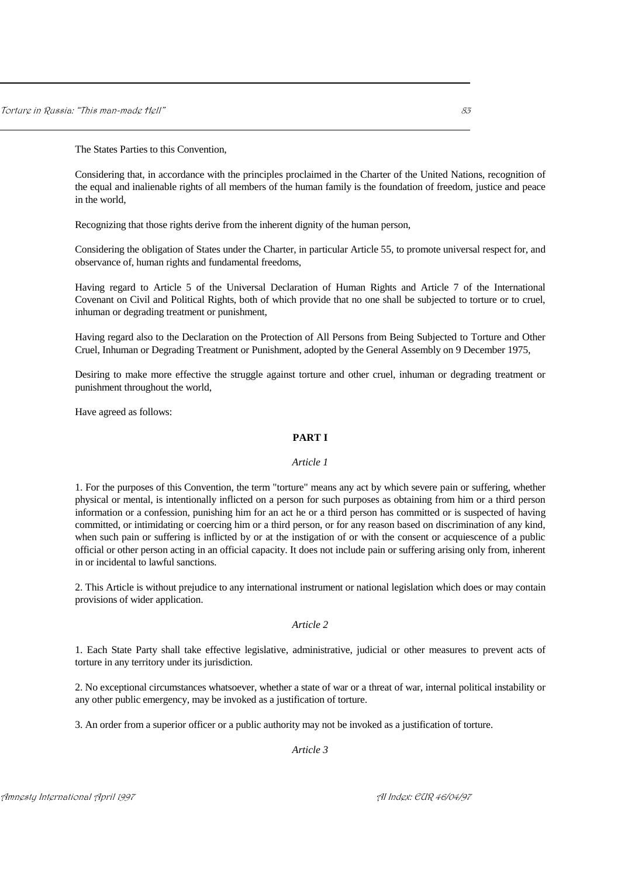The States Parties to this Convention,

Considering that, in accordance with the principles proclaimed in the Charter of the United Nations, recognition of the equal and inalienable rights of all members of the human family is the foundation of freedom, justice and peace in the world,

Recognizing that those rights derive from the inherent dignity of the human person,

Considering the obligation of States under the Charter, in particular Article 55, to promote universal respect for, and observance of, human rights and fundamental freedoms,

Having regard to Article 5 of the Universal Declaration of Human Rights and Article 7 of the International Covenant on Civil and Political Rights, both of which provide that no one shall be subjected to torture or to cruel, inhuman or degrading treatment or punishment,

Having regard also to the Declaration on the Protection of All Persons from Being Subjected to Torture and Other Cruel, Inhuman or Degrading Treatment or Punishment, adopted by the General Assembly on 9 December 1975,

Desiring to make more effective the struggle against torture and other cruel, inhuman or degrading treatment or punishment throughout the world,

Have agreed as follows:

## PART I

*Article 1*

1. For the purposes of this Convention, the term "torture" means any act by which severe pain or suffering, whether physical or mental, is intentionally inflicted on a person for such purposes as obtaining from him or a third person information or a confession, punishing him for an act he or a third person has committed or is suspected of having committed, or intimidating or coercing him or a third person, or for any reason based on discrimination of any kind, when such pain or suffering is inflicted by or at the instigation of or with the consent or acquiescence of a public official or other person acting in an official capacity. It does not include pain or suffering arising only from, inherent in or incidental to lawful sanctions.

2. This Article is without prejudice to any international instrument or national legislation which does or may contain provisions of wider application.

*Article 2*

1. Each State Party shall take effective legislative, administrative, judicial or other measures to prevent acts of torture in any territory under its jurisdiction.

2. No exceptional circumstances whatsoever, whether a state of war or a threat of war, internal political instability or any other public emergency, may be invoked as a justification of torture.

3. An order from a superior officer or a public authority may not be invoked as a justification of torture.

*Article 3*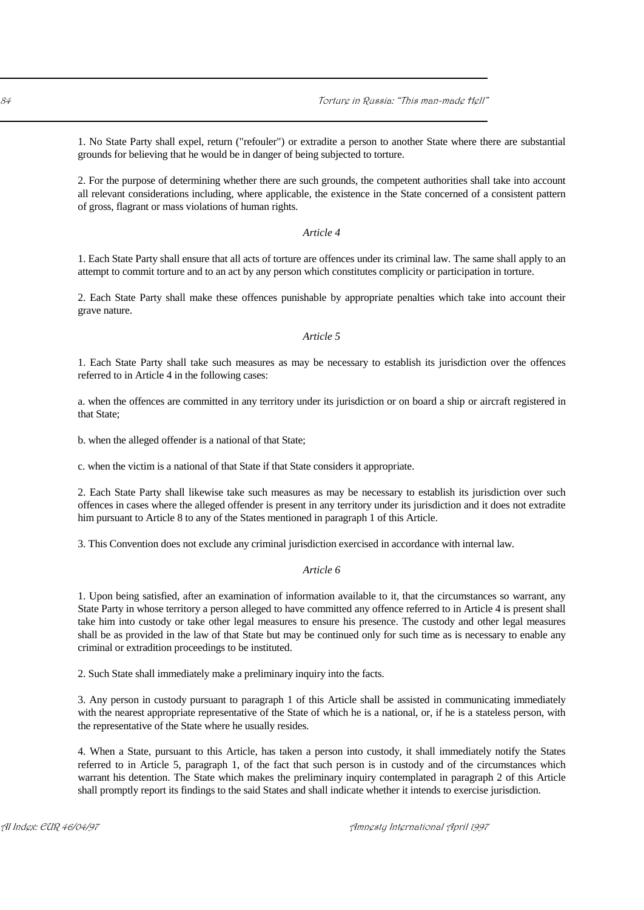1. No State Party shall expel, return ("refouler") or extradite a person to another State where there are substantial grounds for believing that he would be in danger of being subjected to torture.

2. For the purpose of determining whether there are such grounds, the competent authorities shall take into account all relevant considerations including, where applicable, the existence in the State concerned of a consistent pattern of gross, flagrant or mass violations of human rights.

*Article 4*

1. Each State Party shall ensure that all acts of torture are offences under its criminal law. The same shall apply to an attempt to commit torture and to an act by any person which constitutes complicity or participation in torture.

2. Each State Party shall make these offences punishable by appropriate penalties which take into account their grave nature.

*Article 5*

1. Each State Party shall take such measures as may be necessary to establish its jurisdiction over the offences referred to in Article 4 in the following cases:

a. when the offences are committed in any territory under its jurisdiction or on board a ship or aircraft registered in that State;

b. when the alleged offender is a national of that State;

c. when the victim is a national of that State if that State considers it appropriate.

2. Each State Party shall likewise take such measures as may be necessary to establish its jurisdiction over such offences in cases where the alleged offender is present in any territory under its jurisdiction and it does not extradite him pursuant to Article 8 to any of the States mentioned in paragraph 1 of this Article.

3. This Convention does not exclude any criminal jurisdiction exercised in accordance with internal law.

*Article 6*

1. Upon being satisfied, after an examination of information available to it, that the circumstances so warrant, any State Party in whose territory a person alleged to have committed any offence referred to in Article 4 is present shall take him into custody or take other legal measures to ensure his presence. The custody and other legal measures shall be as provided in the law of that State but may be continued only for such time as is necessary to enable any criminal or extradition proceedings to be instituted.

2. Such State shall immediately make a preliminary inquiry into the facts.

3. Any person in custody pursuant to paragraph 1 of this Article shall be assisted in communicating immediately with the nearest appropriate representative of the State of which he is a national, or, if he is a stateless person, with the representative of the State where he usually resides.

4. When a State, pursuant to this Article, has taken a person into custody, it shall immediately notify the States referred to in Article 5, paragraph 1, of the fact that such person is in custody and of the circumstances which warrant his detention. The State which makes the preliminary inquiry contemplated in paragraph 2 of this Article shall promptly report its findings to the said States and shall indicate whether it intends to exercise jurisdiction.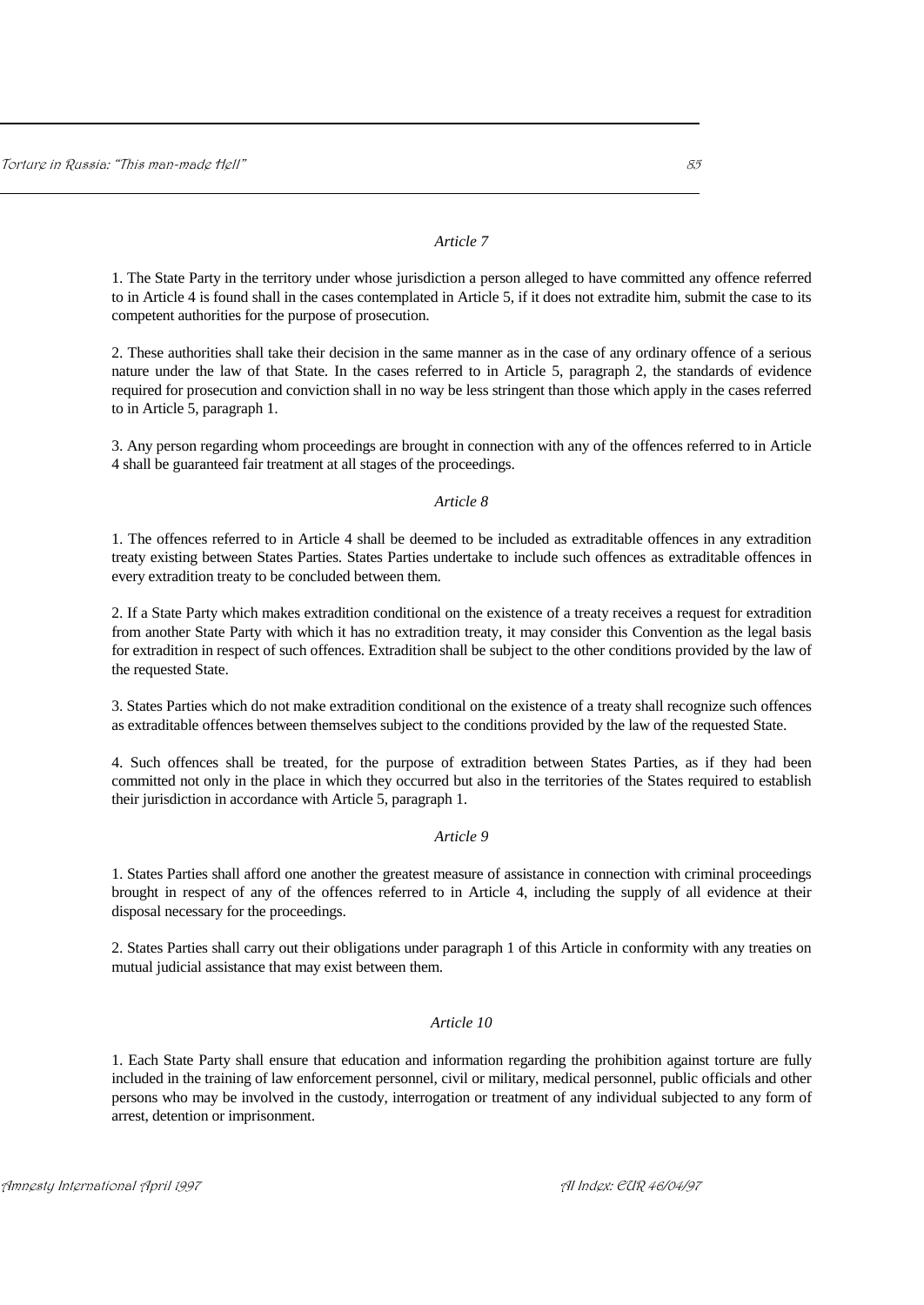*Article 7*

1. The State Party in the territory under whose jurisdiction a person alleged to have committed any offence referred to in Article 4 is found shall in the cases contemplated in Article 5, if it does not extradite him, submit the case to its competent authorities for the purpose of prosecution.

2. These authorities shall take their decision in the same manner as in the case of any ordinary offence of a serious nature under the law of that State. In the cases referred to in Article 5, paragraph 2, the standards of evidence required for prosecution and conviction shall in no way be less stringent than those which apply in the cases referred to in Article 5, paragraph 1.

3. Any person regarding whom proceedings are brought in connection with any of the offences referred to in Article 4 shall be guaranteed fair treatment at all stages of the proceedings.

*Article 8*

1. The offences referred to in Article 4 shall be deemed to be included as extraditable offences in any extradition treaty existing between States Parties. States Parties undertake to include such offences as extraditable offences in every extradition treaty to be concluded between them.

2. If a State Party which makes extradition conditional on the existence of a treaty receives a request for extradition from another State Party with which it has no extradition treaty, it may consider this Convention as the legal basis for extradition in respect of such offences. Extradition shall be subject to the other conditions provided by the law of the requested State.

3. States Parties which do not make extradition conditional on the existence of a treaty shall recognize such offences as extraditable offences between themselves subject to the conditions provided by the law of the requested State.

4. Such offences shall be treated, for the purpose of extradition between States Parties, as if they had been committed not only in the place in which they occurred but also in the territories of the States required to establish their jurisdiction in accordance with Article 5, paragraph 1.

*Article 9*

1. States Parties shall afford one another the greatest measure of assistance in connection with criminal proceedings brought in respect of any of the offences referred to in Article 4, including the supply of all evidence at their disposal necessary for the proceedings.

2. States Parties shall carry out their obligations under paragraph 1 of this Article in conformity with any treaties on mutual judicial assistance that may exist between them.

*Article 10*

1. Each State Party shall ensure that education and information regarding the prohibition against torture are fully included in the training of law enforcement personnel, civil or military, medical personnel, public officials and other persons who may be involved in the custody, interrogation or treatment of any individual subjected to any form of arrest, detention or imprisonment.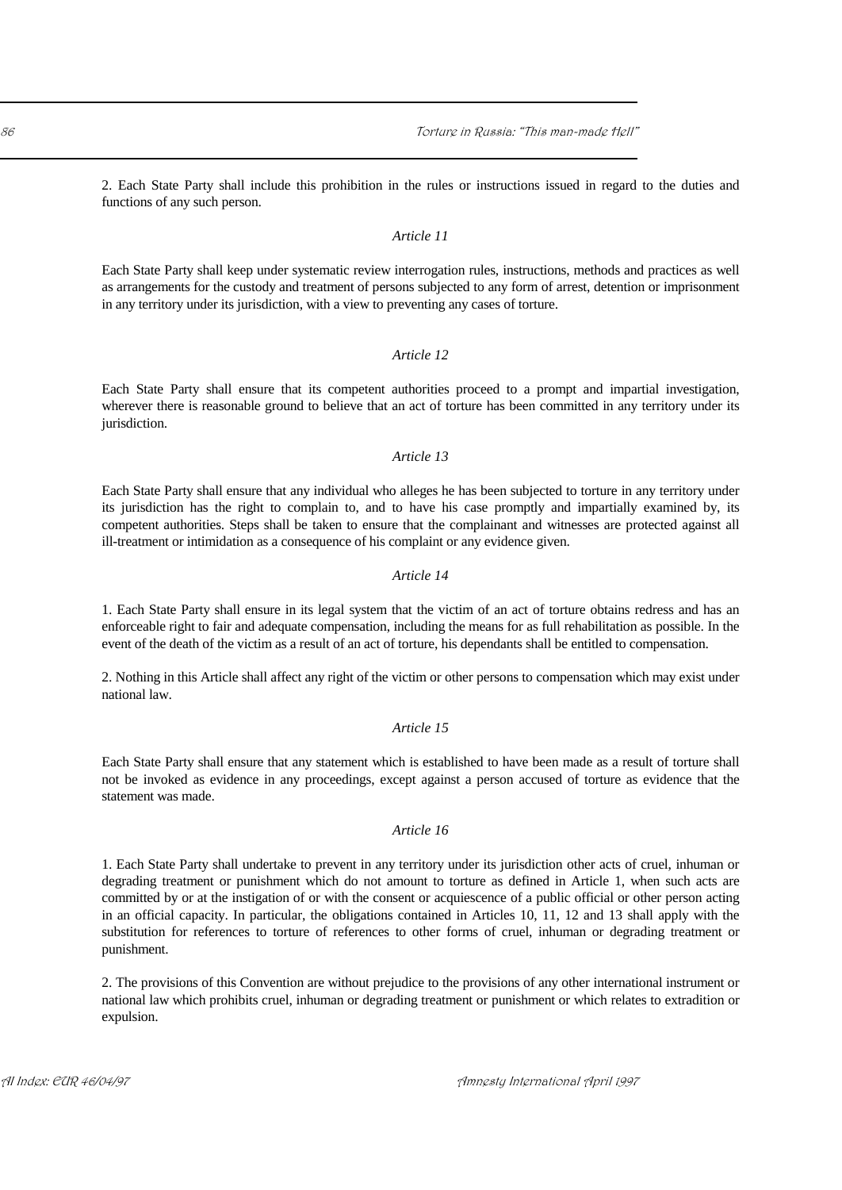2. Each State Party shall include this prohibition in the rules or instructions issued in regard to the duties and functions of any such person.

*Article 11*

Each State Party shall keep under systematic review interrogation rules, instructions, methods and practices as well as arrangements for the custody and treatment of persons subjected to any form of arrest, detention or imprisonment in any territory under its jurisdiction, with a view to preventing any cases of torture.

*Article 12*

Each State Party shall ensure that its competent authorities proceed to a prompt and impartial investigation, wherever there is reasonable ground to believe that an act of torture has been committed in any territory under its jurisdiction.

*Article 13*

Each State Party shall ensure that any individual who alleges he has been subjected to torture in any territory under its jurisdiction has the right to complain to, and to have his case promptly and impartially examined by, its competent authorities. Steps shall be taken to ensure that the complainant and witnesses are protected against all ill-treatment or intimidation as a consequence of his complaint or any evidence given.

*Article 14*

1. Each State Party shall ensure in its legal system that the victim of an act of torture obtains redress and has an enforceable right to fair and adequate compensation, including the means for as full rehabilitation as possible. In the event of the death of the victim as a result of an act of torture, his dependants shall be entitled to compensation.

2. Nothing in this Article shall affect any right of the victim or other persons to compensation which may exist under national law.

*Article 15*

Each State Party shall ensure that any statement which is established to have been made as a result of torture shall not be invoked as evidence in any proceedings, except against a person accused of torture as evidence that the statement was made.

*Article 16*

1. Each State Party shall undertake to prevent in any territory under its jurisdiction other acts of cruel, inhuman or degrading treatment or punishment which do not amount to torture as defined in Article 1, when such acts are committed by or at the instigation of or with the consent or acquiescence of a public official or other person acting in an official capacity. In particular, the obligations contained in Articles 10, 11, 12 and 13 shall apply with the substitution for references to torture of references to other forms of cruel, inhuman or degrading treatment or punishment.

2. The provisions of this Convention are without prejudice to the provisions of any other international instrument or national law which prohibits cruel, inhuman or degrading treatment or punishment or which relates to extradition or expulsion.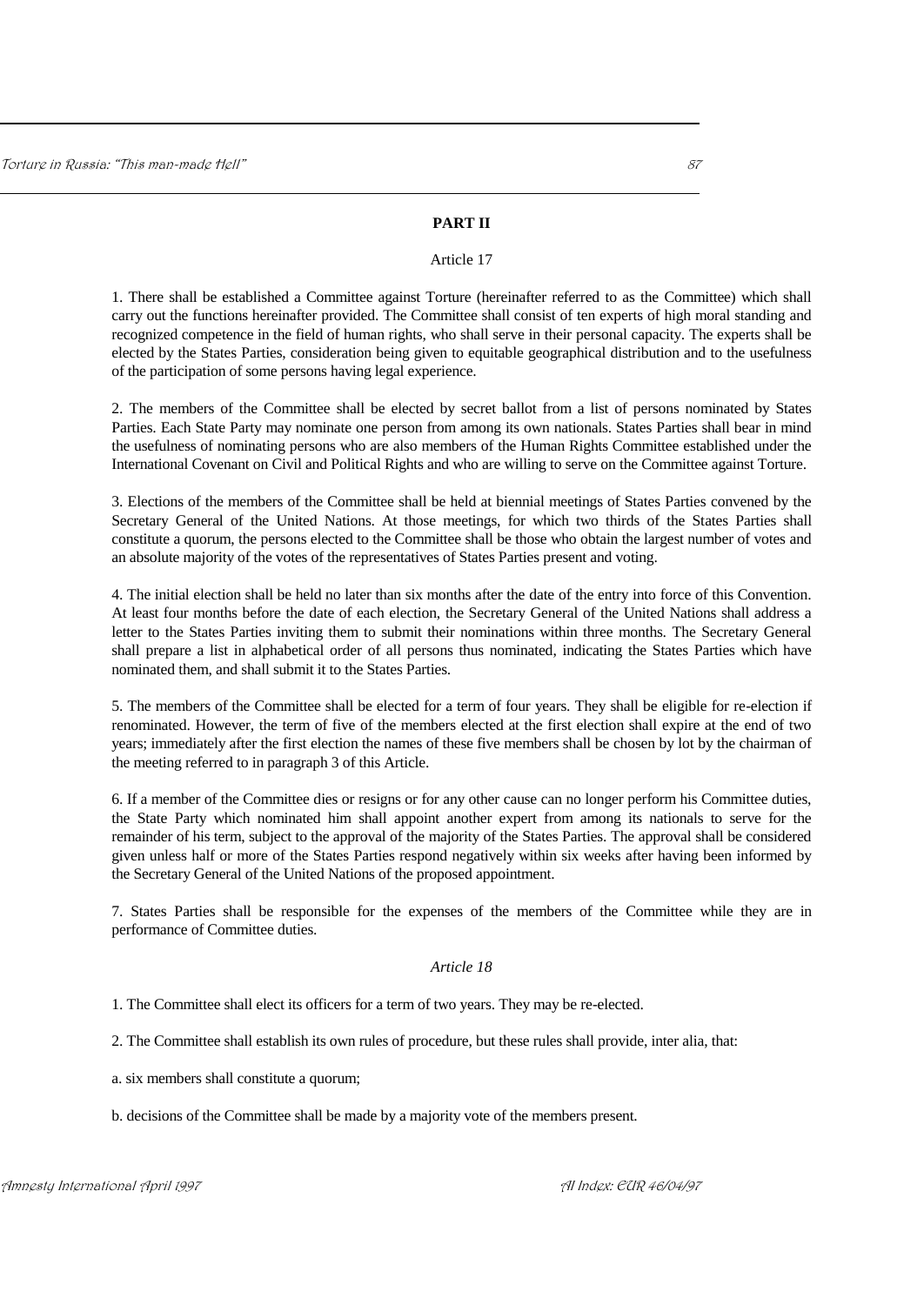## PART II

### Article 17

1. There shall be established a Committee against Torture (hereinafter referred to as the Committee) which shall carry out the functions hereinafter provided. The Committee shall consist of ten experts of high moral standing and recognized competence in the field of human rights, who shall serve in their personal capacity. The experts shall be elected by the States Parties, consideration being given to equitable geographical distribution and to the usefulness of the participation of some persons having legal experience.

2. The members of the Committee shall be elected by secret ballot from a list of persons nominated by States Parties. Each State Party may nominate one person from among its own nationals. States Parties shall bear in mind the usefulness of nominating persons who are also members of the Human Rights Committee established under the International Covenant on Civil and Political Rights and who are willing to serve on the Committee against Torture.

3. Elections of the members of the Committee shall be held at biennial meetings of States Parties convened by the Secretary General of the United Nations. At those meetings, for which two thirds of the States Parties shall constitute a quorum, the persons elected to the Committee shall be those who obtain the largest number of votes and an absolute majority of the votes of the representatives of States Parties present and voting.

4. The initial election shall be held no later than six months after the date of the entry into force of this Convention. At least four months before the date of each election, the Secretary General of the United Nations shall address a letter to the States Parties inviting them to submit their nominations within three months. The Secretary General shall prepare a list in alphabetical order of all persons thus nominated, indicating the States Parties which have nominated them, and shall submit it to the States Parties.

5. The members of the Committee shall be elected for a term of four years. They shall be eligible for re-election if renominated. However, the term of five of the members elected at the first election shall expire at the end of two years; immediately after the first election the names of these five members shall be chosen by lot by the chairman of the meeting referred to in paragraph 3 of this Article.

6. If a member of the Committee dies or resigns or for any other cause can no longer perform his Committee duties, the State Party which nominated him shall appoint another expert from among its nationals to serve for the remainder of his term, subject to the approval of the majority of the States Parties. The approval shall be considered given unless half or more of the States Parties respond negatively within six weeks after having been informed by the Secretary General of the United Nations of the proposed appointment.

7. States Parties shall be responsible for the expenses of the members of the Committee while they are in performance of Committee duties.

### *Article 18*

1. The Committee shall elect its officers for a term of two years. They may be re-elected.

2. The Committee shall establish its own rules of procedure, but these rules shall provide, inter alia, that:

a. six members shall constitute a quorum;

b. decisions of the Committee shall be made by a majority vote of the members present.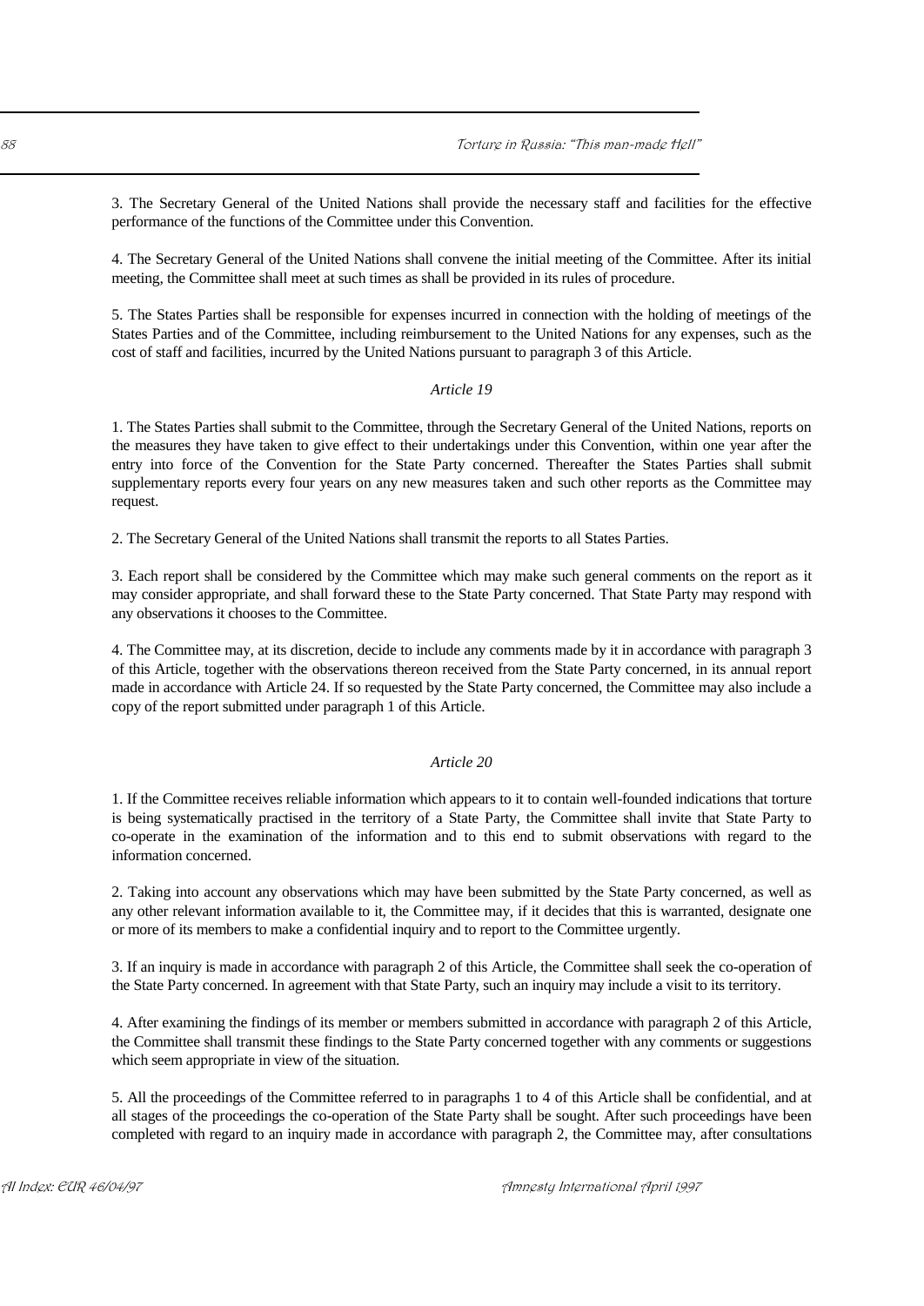3. The Secretary General of the United Nations shall provide the necessary staff and facilities for the effective performance of the functions of the Committee under this Convention.

4. The Secretary General of the United Nations shall convene the initial meeting of the Committee. After its initial meeting, the Committee shall meet at such times as shall be provided in its rules of procedure.

5. The States Parties shall be responsible for expenses incurred in connection with the holding of meetings of the States Parties and of the Committee, including reimbursement to the United Nations for any expenses, such as the cost of staff and facilities, incurred by the United Nations pursuant to paragraph 3 of this Article.

*Article 19*

1. The States Parties shall submit to the Committee, through the Secretary General of the United Nations, reports on the measures they have taken to give effect to their undertakings under this Convention, within one year after the entry into force of the Convention for the State Party concerned. Thereafter the States Parties shall submit supplementary reports every four years on any new measures taken and such other reports as the Committee may request.

2. The Secretary General of the United Nations shall transmit the reports to all States Parties.

3. Each report shall be considered by the Committee which may make such general comments on the report as it may consider appropriate, and shall forward these to the State Party concerned. That State Party may respond with any observations it chooses to the Committee.

4. The Committee may, at its discretion, decide to include any comments made by it in accordance with paragraph 3 of this Article, together with the observations thereon received from the State Party concerned, in its annual report made in accordance with Article 24. If so requested by the State Party concerned, the Committee may also include a copy of the report submitted under paragraph 1 of this Article.

*Article 20*

1. If the Committee receives reliable information which appears to it to contain well-founded indications that torture is being systematically practised in the territory of a State Party, the Committee shall invite that State Party to co-operate in the examination of the information and to this end to submit observations with regard to the information concerned.

2. Taking into account any observations which may have been submitted by the State Party concerned, as well as any other relevant information available to it, the Committee may, if it decides that this is warranted, designate one or more of its members to make a confidential inquiry and to report to the Committee urgently.

3. If an inquiry is made in accordance with paragraph 2 of this Article, the Committee shall seek the co-operation of the State Party concerned. In agreement with that State Party, such an inquiry may include a visit to its territory.

4. After examining the findings of its member or members submitted in accordance with paragraph 2 of this Article, the Committee shall transmit these findings to the State Party concerned together with any comments or suggestions which seem appropriate in view of the situation.

5. All the proceedings of the Committee referred to in paragraphs 1 to 4 of this Article shall be confidential, and at all stages of the proceedings the co-operation of the State Party shall be sought. After such proceedings have been completed with regard to an inquiry made in accordance with paragraph 2, the Committee may, after consultations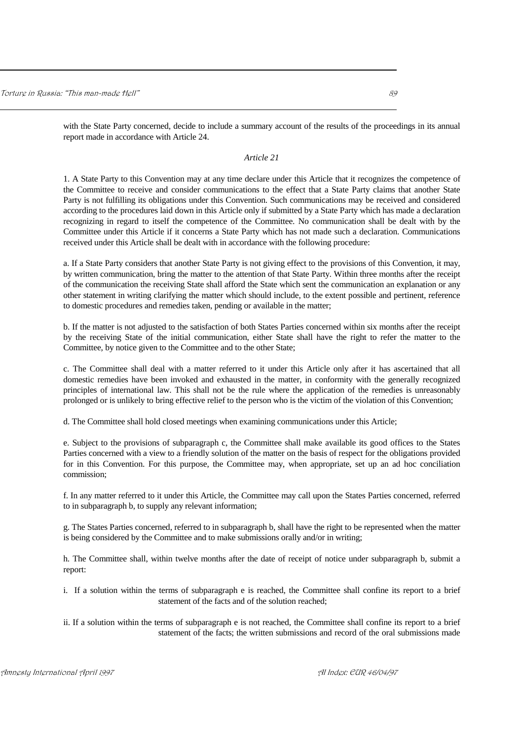with the State Party concerned, decide to include a summary account of the results of the proceedings in its annual report made in accordance with Article 24.

*Article 21*

1. A State Party to this Convention may at any time declare under this Article that it recognizes the competence of the Committee to receive and consider communications to the effect that a State Party claims that another State Party is not fulfilling its obligations under this Convention. Such communications may be received and considered according to the procedures laid down in this Article only if submitted by a State Party which has made a declaration recognizing in regard to itself the competence of the Committee. No communication shall be dealt with by the Committee under this Article if it concerns a State Party which has not made such a declaration. Communications received under this Article shall be dealt with in accordance with the following procedure:

a. If a State Party considers that another State Party is not giving effect to the provisions of this Convention, it may, by written communication, bring the matter to the attention of that State Party. Within three months after the receipt of the communication the receiving State shall afford the State which sent the communication an explanation or any other statement in writing clarifying the matter which should include, to the extent possible and pertinent, reference to domestic procedures and remedies taken, pending or available in the matter;

b. If the matter is not adjusted to the satisfaction of both States Parties concerned within six months after the receipt by the receiving State of the initial communication, either State shall have the right to refer the matter to the Committee, by notice given to the Committee and to the other State;

c. The Committee shall deal with a matter referred to it under this Article only after it has ascertained that all domestic remedies have been invoked and exhausted in the matter, in conformity with the generally recognized principles of international law. This shall not be the rule where the application of the remedies is unreasonably prolonged or is unlikely to bring effective relief to the person who is the victim of the violation of this Convention;

d. The Committee shall hold closed meetings when examining communications under this Article;

e. Subject to the provisions of subparagraph c, the Committee shall make available its good offices to the States Parties concerned with a view to a friendly solution of the matter on the basis of respect for the obligations provided for in this Convention. For this purpose, the Committee may, when appropriate, set up an ad hoc conciliation commission;

f. In any matter referred to it under this Article, the Committee may call upon the States Parties concerned, referred to in subparagraph b, to supply any relevant information;

g. The States Parties concerned, referred to in subparagraph b, shall have the right to be represented when the matter is being considered by the Committee and to make submissions orally and/or in writing;

h. The Committee shall, within twelve months after the date of receipt of notice under subparagraph b, submit a report:

i. If a solution within the terms of subparagraph e is reached, the Committee shall confine its report to a brief statement of the facts and of the solution reached;

ii. If a solution within the terms of subparagraph e is not reached, the Committee shall confine its report to a brief statement of the facts; the written submissions and record of the oral submissions made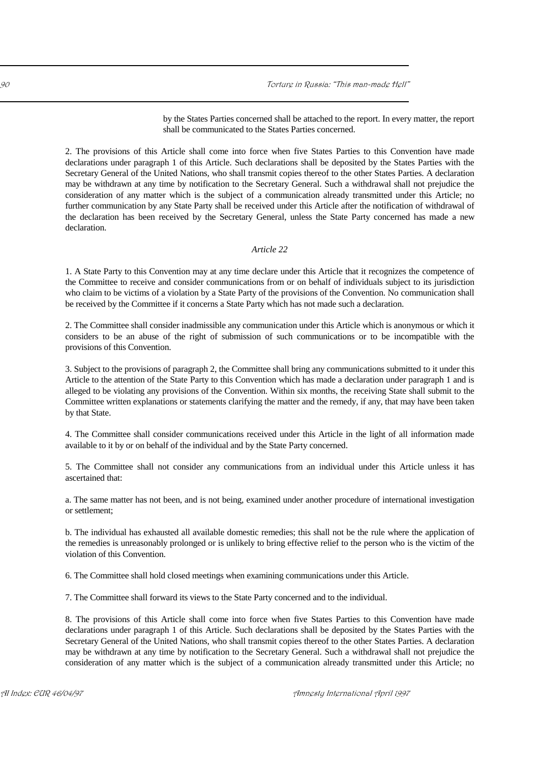by the States Parties concerned shall be attached to the report. In every matter, the report shall be communicated to the States Parties concerned.

2. The provisions of this Article shall come into force when five States Parties to this Convention have made declarations under paragraph 1 of this Article. Such declarations shall be deposited by the States Parties with the Secretary General of the United Nations, who shall transmit copies thereof to the other States Parties. A declaration may be withdrawn at any time by notification to the Secretary General. Such a withdrawal shall not prejudice the consideration of any matter which is the subject of a communication already transmitted under this Article; no further communication by any State Party shall be received under this Article after the notification of withdrawal of the declaration has been received by the Secretary General, unless the State Party concerned has made a new declaration.

*Article 22*

1. A State Party to this Convention may at any time declare under this Article that it recognizes the competence of the Committee to receive and consider communications from or on behalf of individuals subject to its jurisdiction who claim to be victims of a violation by a State Party of the provisions of the Convention. No communication shall be received by the Committee if it concerns a State Party which has not made such a declaration.

2. The Committee shall consider inadmissible any communication under this Article which is anonymous or which it considers to be an abuse of the right of submission of such communications or to be incompatible with the provisions of this Convention.

3. Subject to the provisions of paragraph 2, the Committee shall bring any communications submitted to it under this Article to the attention of the State Party to this Convention which has made a declaration under paragraph 1 and is alleged to be violating any provisions of the Convention. Within six months, the receiving State shall submit to the Committee written explanations or statements clarifying the matter and the remedy, if any, that may have been taken by that State.

4. The Committee shall consider communications received under this Article in the light of all information made available to it by or on behalf of the individual and by the State Party concerned.

5. The Committee shall not consider any communications from an individual under this Article unless it has ascertained that:

a. The same matter has not been, and is not being, examined under another procedure of international investigation or settlement;

b. The individual has exhausted all available domestic remedies; this shall not be the rule where the application of the remedies is unreasonably prolonged or is unlikely to bring effective relief to the person who is the victim of the violation of this Convention.

6. The Committee shall hold closed meetings when examining communications under this Article.

7. The Committee shall forward its views to the State Party concerned and to the individual.

8. The provisions of this Article shall come into force when five States Parties to this Convention have made declarations under paragraph 1 of this Article. Such declarations shall be deposited by the States Parties with the Secretary General of the United Nations, who shall transmit copies thereof to the other States Parties. A declaration may be withdrawn at any time by notification to the Secretary General. Such a withdrawal shall not prejudice the consideration of any matter which is the subject of a communication already transmitted under this Article; no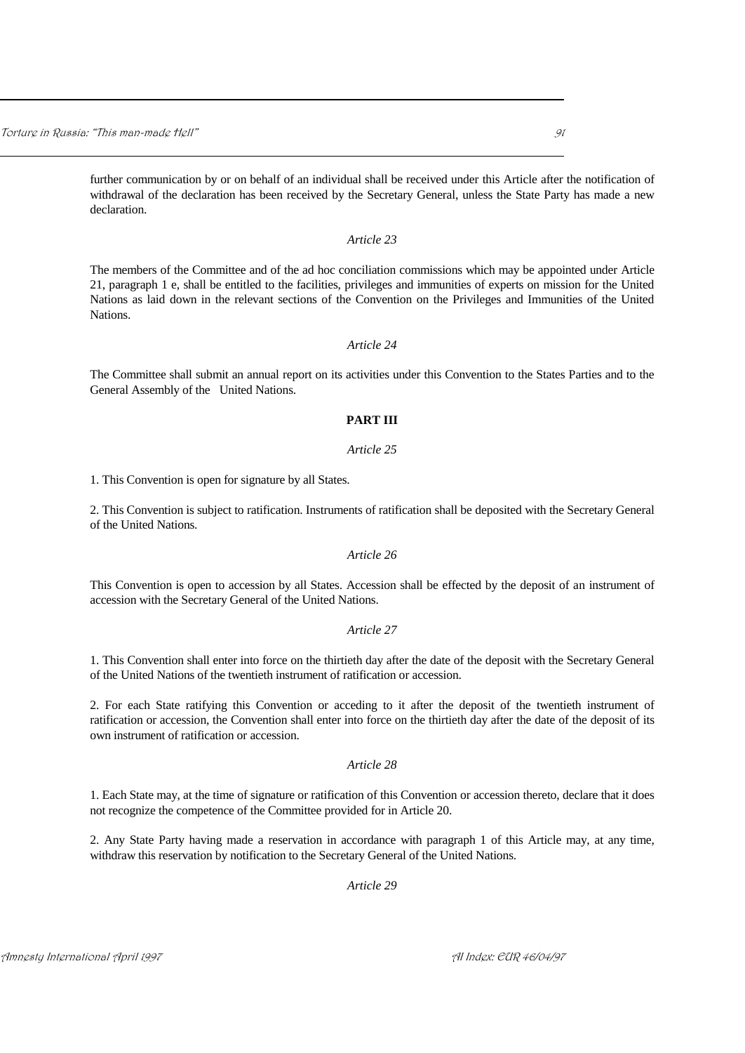further communication by or on behalf of an individual shall be received under this Article after the notification of withdrawal of the declaration has been received by the Secretary General, unless the State Party has made a new declaration.

*Article 23*

The members of the Committee and of the ad hoc conciliation commissions which may be appointed under Article 21, paragraph 1 e, shall be entitled to the facilities, privileges and immunities of experts on mission for the United Nations as laid down in the relevant sections of the Convention on the Privileges and Immunities of the United Nations.

*Article 24*

The Committee shall submit an annual report on its activities under this Convention to the States Parties and to the General Assembly of the United Nations.

**PART III**

*Article 25*

1. This Convention is open for signature by all States.

2. This Convention is subject to ratification. Instruments of ratification shall be deposited with the Secretary General of the United Nations.

*Article 26*

This Convention is open to accession by all States. Accession shall be effected by the deposit of an instrument of accession with the Secretary General of the United Nations.

*Article 27*

1. This Convention shall enter into force on the thirtieth day after the date of the deposit with the Secretary General of the United Nations of the twentieth instrument of ratification or accession.

2. For each State ratifying this Convention or acceding to it after the deposit of the twentieth instrument of ratification or accession, the Convention shall enter into force on the thirtieth day after the date of the deposit of its own instrument of ratification or accession.

*Article 28*

1. Each State may, at the time of signature or ratification of this Convention or accession thereto, declare that it does not recognize the competence of the Committee provided for in Article 20.

2. Any State Party having made a reservation in accordance with paragraph 1 of this Article may, at any time, withdraw this reservation by notification to the Secretary General of the United Nations.

*Article 29*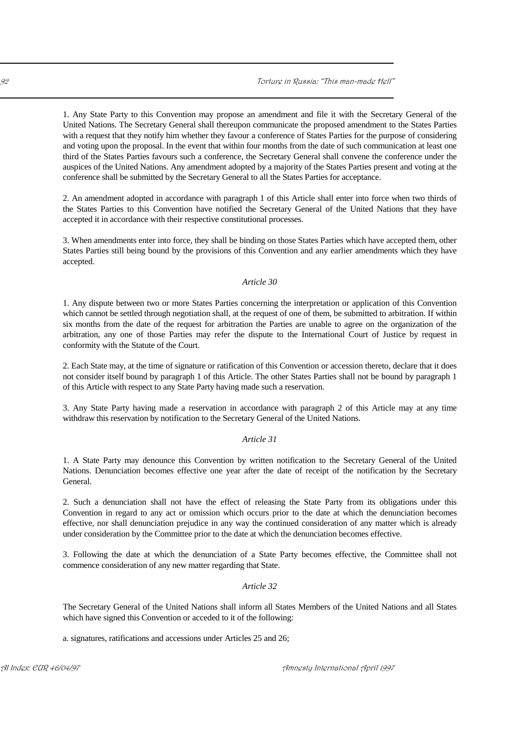1. Any State Party to this Convention may propose an amendment and file it with the Secretary General of the United Nations. The Secretary General shall thereupon communicate the proposed amendment to the States Parties with a request that they notify him whether they favour a conference of States Parties for the purpose of considering and voting upon the proposal. In the event that within four months from the date of such communication at least one third of the States Parties favours such a conference, the Secretary General shall convene the conference under the auspices of the United Nations. Any amendment adopted by a majority of the States Parties present and voting at the conference shall be submitted by the Secretary General to all the States Parties for acceptance.

2. An amendment adopted in accordance with paragraph 1 of this Article shall enter into force when two thirds of the States Parties to this Convention have notified the Secretary General of the United Nations that they have accepted it in accordance with their respective constitutional processes.

3. When amendments enter into force, they shall be binding on those States Parties which have accepted them, other States Parties still being bound by the provisions of this Convention and any earlier amendments which they have accepted.

*Article 30*

1. Any dispute between two or more States Parties concerning the interpretation or application of this Convention which cannot be settled through negotiation shall, at the request of one of them, be submitted to arbitration. If within six months from the date of the request for arbitration the Parties are unable to agree on the organization of the arbitration, any one of those Parties may refer the dispute to the International Court of Justice by request in conformity with the Statute of the Court.

2. Each State may, at the time of signature or ratification of this Convention or accession thereto, declare that it does not consider itself bound by paragraph 1 of this Article. The other States Parties shall not be bound by paragraph 1 of this Article with respect to any State Party having made such a reservation.

3. Any State Party having made a reservation in accordance with paragraph 2 of this Article may at any time withdraw this reservation by notification to the Secretary General of the United Nations.

*Article 31*

1. A State Party may denounce this Convention by written notification to the Secretary General of the United Nations. Denunciation becomes effective one year after the date of receipt of the notification by the Secretary General.

2. Such a denunciation shall not have the effect of releasing the State Party from its obligations under this Convention in regard to any act or omission which occurs prior to the date at which the denunciation becomes effective, nor shall denunciation prejudice in any way the continued consideration of any matter which is already under consideration by the Committee prior to the date at which the denunciation becomes effective.

3. Following the date at which the denunciation of a State Party becomes effective, the Committee shall not commence consideration of any new matter regarding that State.

*Article 32*

The Secretary General of the United Nations shall inform all States Members of the United Nations and all States which have signed this Convention or acceded to it of the following:

a. signatures, ratifications and accessions under Articles 25 and 26;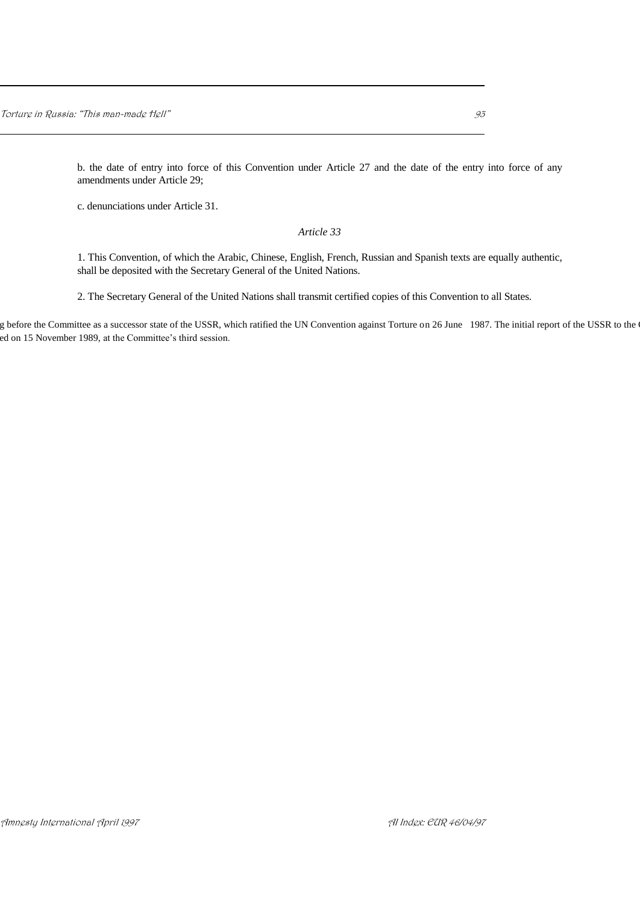b. the date of entry into force of this Convention under Article 27 and the date of the entry into force of any amendments under Article 29;

c. denunciations under Article 31.

*Article 33*

1. This Convention, of which the Arabic, Chinese, English, French, Russian and Spanish texts are equally authentic, shall be deposited with the Secretary General of the United Nations.

2. The Secretary General of the United Nations shall transmit certified copies of this Convention to all States.

g before the Committee as a successor state of the USSR, which ratified the UN Convention against Torture on 26 June 1987. The initial report of the USSR to the C
ed on 15 November 1989, at the Committee's third session.